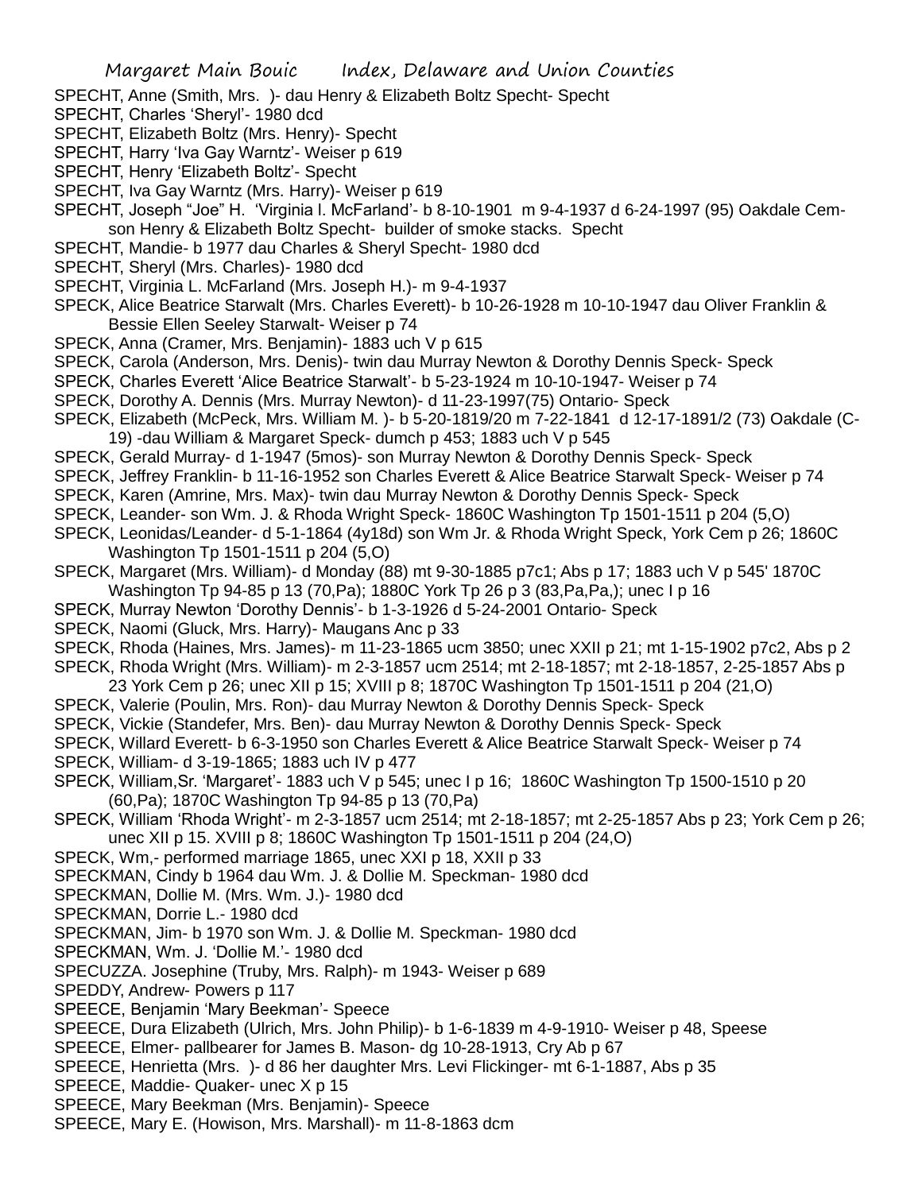SPECHT, Anne (Smith, Mrs. )- dau Henry & Elizabeth Boltz Specht- Specht
SPECHT, Charles 'Sheryl'- 1980 dcd
SPECHT, Elizabeth Boltz (Mrs. Henry)- Specht
SPECHT, Harry 'Iva Gay Warntz'- Weiser p 619
SPECHT, Henry 'Elizabeth Boltz'- Specht
SPECHT, Iva Gay Warntz (Mrs. Harry)- Weiser p 619
SPECHT, Joseph "Joe" H. 'Virginia l. McFarland'- b 8-10-1901 m 9-4-1937 d 6-24-1997 (95) Oakdale Cem- son Henry & Elizabeth Boltz Specht- builder of smoke stacks. Specht
SPECHT, Mandie- b 1977 dau Charles & Sheryl Specht- 1980 dcd
SPECHT, Sheryl (Mrs. Charles)- 1980 dcd
SPECHT, Virginia L. McFarland (Mrs. Joseph H.)- m 9-4-1937
SPECK, Alice Beatrice Starwalt (Mrs. Charles Everett)- b 10-26-1928 m 10-10-1947 dau Oliver Franklin & Bessie Ellen Seeley Starwalt- Weiser p 74
SPECK, Anna (Cramer, Mrs. Benjamin)- 1883 uch V p 615
SPECK, Carola (Anderson, Mrs. Denis)- twin dau Murray Newton & Dorothy Dennis Speck- Speck
SPECK, Charles Everett 'Alice Beatrice Starwalt'- b 5-23-1924 m 10-10-1947- Weiser p 74
SPECK, Dorothy A. Dennis (Mrs. Murray Newton)- d 11-23-1997(75) Ontario- Speck
SPECK, Elizabeth (McPeck, Mrs. William M. )- b 5-20-1819/20 m 7-22-1841 d 12-17-1891/2 (73) Oakdale (C-19) -dau William & Margaret Speck- dumch p 453; 1883 uch V p 545
SPECK, Gerald Murray- d 1-1947 (5mos)- son Murray Newton & Dorothy Dennis Speck- Speck
SPECK, Jeffrey Franklin- b 11-16-1952 son Charles Everett & Alice Beatrice Starwalt Speck- Weiser p 74
SPECK, Karen (Amrine, Mrs. Max)- twin dau Murray Newton & Dorothy Dennis Speck- Speck
SPECK, Leander- son Wm. J. & Rhoda Wright Speck- 1860C Washington Tp 1501-1511 p 204 (5,O)
SPECK, Leonidas/Leander- d 5-1-1864 (4y18d) son Wm Jr. & Rhoda Wright Speck, York Cem p 26; 1860C Washington Tp 1501-1511 p 204 (5,O)
SPECK, Margaret (Mrs. William)- d Monday (88) mt 9-30-1885 p7c1; Abs p 17; 1883 uch V p 545' 1870C Washington Tp 94-85 p 13 (70,Pa); 1880C York Tp 26 p 3 (83,Pa,Pa,); unec I p 16
SPECK, Murray Newton 'Dorothy Dennis'- b 1-3-1926 d 5-24-2001 Ontario- Speck
SPECK, Naomi (Gluck, Mrs. Harry)- Maugans Anc p 33
SPECK, Rhoda (Haines, Mrs. James)- m 11-23-1865 ucm 3850; unec XXII p 21; mt 1-15-1902 p7c2, Abs p 2
SPECK, Rhoda Wright (Mrs. William)- m 2-3-1857 ucm 2514; mt 2-18-1857; mt 2-18-1857, 2-25-1857 Abs p 23 York Cem p 26; unec XII p 15; XVIII p 8; 1870C Washington Tp 1501-1511 p 204 (21,O)
SPECK, Valerie (Poulin, Mrs. Ron)- dau Murray Newton & Dorothy Dennis Speck- Speck
SPECK, Vickie (Standefer, Mrs. Ben)- dau Murray Newton & Dorothy Dennis Speck- Speck
SPECK, Willard Everett- b 6-3-1950 son Charles Everett & Alice Beatrice Starwalt Speck- Weiser p 74
SPECK, William- d 3-19-1865; 1883 uch IV p 477
SPECK, William,Sr. 'Margaret'- 1883 uch V p 545; unec I p 16; 1860C Washington Tp 1500-1510 p 20 (60,Pa); 1870C Washington Tp 94-85 p 13 (70,Pa)
SPECK, William 'Rhoda Wright'- m 2-3-1857 ucm 2514; mt 2-18-1857; mt 2-25-1857 Abs p 23; York Cem p 26; unec XII p 15. XVIII p 8; 1860C Washington Tp 1501-1511 p 204 (24,O)
SPECK, Wm,- performed marriage 1865, unec XXI p 18, XXII p 33
SPECKMAN, Cindy b 1964 dau Wm. J. & Dollie M. Speckman- 1980 dcd
SPECKMAN, Dollie M. (Mrs. Wm. J.)- 1980 dcd
SPECKMAN, Dorrie L.- 1980 dcd
SPECKMAN, Jim- b 1970 son Wm. J. & Dollie M. Speckman- 1980 dcd
SPECKMAN, Wm. J. 'Dollie M.'- 1980 dcd
SPECUZZA. Josephine (Truby, Mrs. Ralph)- m 1943- Weiser p 689
SPEDDY, Andrew- Powers p 117
SPEECE, Benjamin 'Mary Beekman'- Speece
SPEECE, Dura Elizabeth (Ulrich, Mrs. John Philip)- b 1-6-1839 m 4-9-1910- Weiser p 48, Speese
SPEECE, Elmer- pallbearer for James B. Mason- dg 10-28-1913, Cry Ab p 67
SPEECE, Henrietta (Mrs. )- d 86 her daughter Mrs. Levi Flickinger- mt 6-1-1887, Abs p 35
SPEECE, Maddie- Quaker- unec X p 15
SPEECE, Mary Beekman (Mrs. Benjamin)- Speece
SPEECE, Mary E. (Howison, Mrs. Marshall)- m 11-8-1863 dcm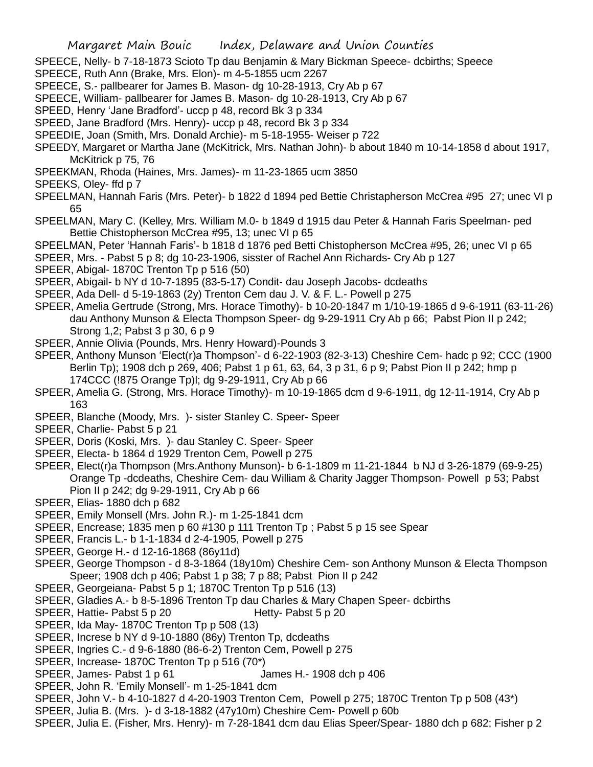SPEECE, Nelly- b 7-18-1873 Scioto Tp dau Benjamin & Mary Bickman Speece- dcbirths; Speece

SPEECE, Ruth Ann (Brake, Mrs. Elon)- m 4-5-1855 ucm 2267

SPEECE, S.- pallbearer for James B. Mason- dg 10-28-1913, Cry Ab p 67

SPEECE, William- pallbearer for James B. Mason- dg 10-28-1913, Cry Ab p 67

SPEED, Henry 'Jane Bradford'- uccp p 48, record Bk 3 p 334

SPEED, Jane Bradford (Mrs. Henry)- uccp p 48, record Bk 3 p 334

SPEEDIE, Joan (Smith, Mrs. Donald Archie)- m 5-18-1955- Weiser p 722

SPEEDY, Margaret or Martha Jane (McKitrick, Mrs. Nathan John)- b about 1840 m 10-14-1858 d about 1917, McKitrick p 75, 76

SPEEKMAN, Rhoda (Haines, Mrs. James)- m 11-23-1865 ucm 3850

SPEEKS, Oley- ffd p 7

SPEELMAN, Hannah Faris (Mrs. Peter)- b 1822 d 1894 ped Bettie Christapherson McCrea #95 27; unec VI p 65

SPEELMAN, Mary C. (Kelley, Mrs. William M.0- b 1849 d 1915 dau Peter & Hannah Faris Speelman- ped Bettie Chistopherson McCrea #95, 13; unec VI p 65

SPEELMAN, Peter 'Hannah Faris'- b 1818 d 1876 ped Betti Chistopherson McCrea #95, 26; unec VI p 65

SPEER, Mrs. - Pabst 5 p 8; dg 10-23-1906, sisster of Rachel Ann Richards- Cry Ab p 127

SPEER, Abigal- 1870C Trenton Tp p 516 (50)

SPEER, Abigail- b NY d 10-7-1895 (83-5-17) Condit- dau Joseph Jacobs- dcdeaths

SPEER, Ada Dell- d 5-19-1863 (2y) Trenton Cem dau J. V. & F. L.- Powell p 275

SPEER, Amelia Gertrude (Strong, Mrs. Horace Timothy)- b 10-20-1847 m 1/10-19-1865 d 9-6-1911 (63-11-26) dau Anthony Munson & Electa Thompson Speer- dg 9-29-1911 Cry Ab p 66; Pabst Pion II p 242; Strong 1,2; Pabst 3 p 30, 6 p 9

SPEER, Annie Olivia (Pounds, Mrs. Henry Howard)-Pounds 3

SPEER, Anthony Munson 'Elect(r)a Thompson'- d 6-22-1903 (82-3-13) Cheshire Cem- hadc p 92; CCC (1900 Berlin Tp); 1908 dch p 269, 406; Pabst 1 p 61, 63, 64, 3 p 31, 6 p 9; Pabst Pion II p 242; hmp p 174CCC (!875 Orange Tp)l; dg 9-29-1911, Cry Ab p 66

SPEER, Amelia G. (Strong, Mrs. Horace Timothy)- m 10-19-1865 dcm d 9-6-1911, dg 12-11-1914, Cry Ab p 163

SPEER, Blanche (Moody, Mrs. )- sister Stanley C. Speer- Speer

SPEER, Charlie- Pabst 5 p 21

SPEER, Doris (Koski, Mrs. )- dau Stanley C. Speer- Speer

SPEER, Electa- b 1864 d 1929 Trenton Cem, Powell p 275

SPEER, Elect(r)a Thompson (Mrs.Anthony Munson)- b 6-1-1809 m 11-21-1844 b NJ d 3-26-1879 (69-9-25) Orange Tp -dcdeaths, Cheshire Cem- dau William & Charity Jagger Thompson- Powell p 53; Pabst Pion II p 242; dg 9-29-1911, Cry Ab p 66

SPEER, Elias- 1880 dch p 682

SPEER, Emily Monsell (Mrs. John R.)- m 1-25-1841 dcm

SPEER, Encrease; 1835 men p 60 #130 p 111 Trenton Tp ; Pabst 5 p 15 see Spear

SPEER, Francis L.- b 1-1-1834 d 2-4-1905, Powell p 275

SPEER, George H.- d 12-16-1868 (86y11d)

SPEER, George Thompson - d 8-3-1864 (18y10m) Cheshire Cem- son Anthony Munson & Electa Thompson Speer; 1908 dch p 406; Pabst 1 p 38; 7 p 88; Pabst Pion II p 242

SPEER, Georgeiana- Pabst 5 p 1; 1870C Trenton Tp p 516 (13)

SPEER, Gladies A.- b 8-5-1896 Trenton Tp dau Charles & Mary Chapen Speer- dcbirths

SPEER, Hattie- Pabst 5 p 20 Hetty- Pabst 5 p 20

SPEER, Ida May- 1870C Trenton Tp p 508 (13)

SPEER, Increse b NY d 9-10-1880 (86y) Trenton Tp, dcdeaths

SPEER, Ingries C.- d 9-6-1880 (86-6-2) Trenton Cem, Powell p 275

SPEER, Increase- 1870C Trenton Tp p 516 (70*)

SPEER, James- Pabst 1 p 61 James H.- 1908 dch p 406

SPEER, John R. 'Emily Monsell'- m 1-25-1841 dcm

SPEER, John V.- b 4-10-1827 d 4-20-1903 Trenton Cem, Powell p 275; 1870C Trenton Tp p 508 (43*)

SPEER, Julia B. (Mrs. )- d 3-18-1882 (47y10m) Cheshire Cem- Powell p 60b

SPEER, Julia E. (Fisher, Mrs. Henry)- m 7-28-1841 dcm dau Elias Speer/Spear- 1880 dch p 682; Fisher p 2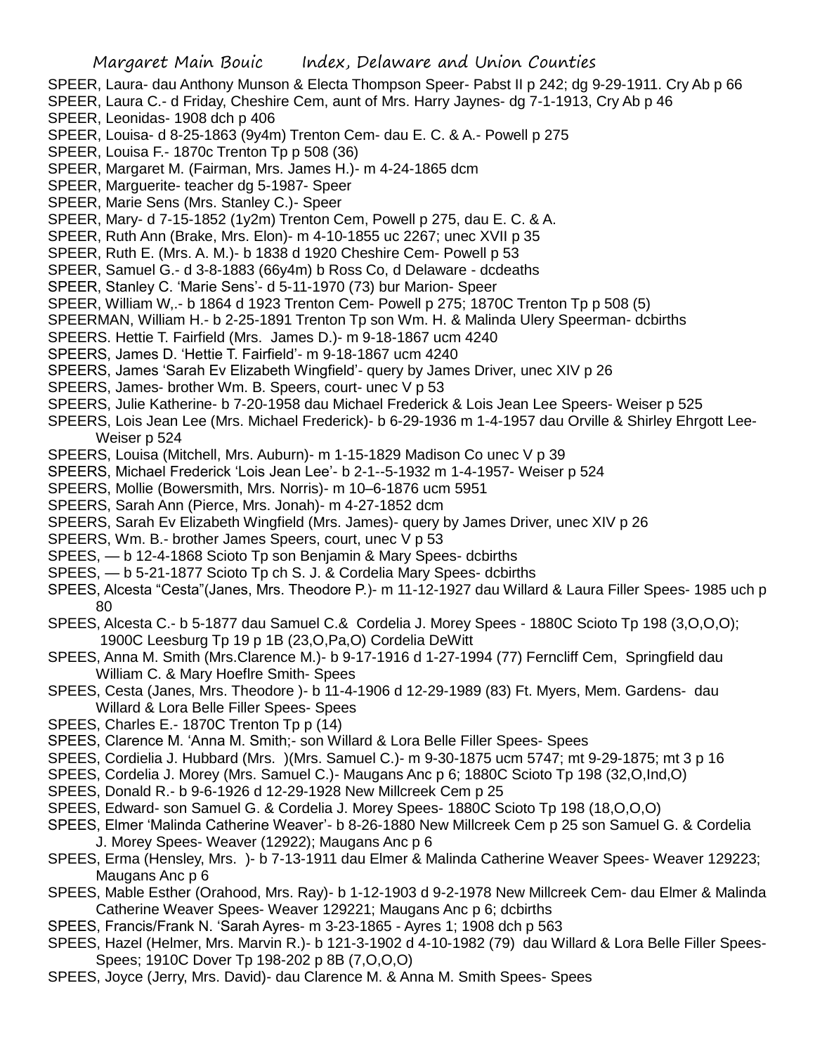SPEER, Laura- dau Anthony Munson & Electa Thompson Speer- Pabst II p 242; dg 9-29-1911. Cry Ab p 66

SPEER, Laura C.- d Friday, Cheshire Cem, aunt of Mrs. Harry Jaynes- dg 7-1-1913, Cry Ab p 46

SPEER, Leonidas- 1908 dch p 406

SPEER, Louisa- d 8-25-1863 (9y4m) Trenton Cem- dau E. C. & A.- Powell p 275

SPEER, Louisa F.- 1870c Trenton Tp p 508 (36)

SPEER, Margaret M. (Fairman, Mrs. James H.)- m 4-24-1865 dcm

SPEER, Marguerite- teacher dg 5-1987- Speer

SPEER, Marie Sens (Mrs. Stanley C.)- Speer

SPEER, Mary- d 7-15-1852 (1y2m) Trenton Cem, Powell p 275, dau E. C. & A.

SPEER, Ruth Ann (Brake, Mrs. Elon)- m 4-10-1855 uc 2267; unec XVII p 35

SPEER, Ruth E. (Mrs. A. M.)- b 1838 d 1920 Cheshire Cem- Powell p 53

SPEER, Samuel G.- d 3-8-1883 (66y4m) b Ross Co, d Delaware - dcdeaths

SPEER, Stanley C. 'Marie Sens'- d 5-11-1970 (73) bur Marion- Speer

SPEER, William W,.- b 1864 d 1923 Trenton Cem- Powell p 275; 1870C Trenton Tp p 508 (5)

SPEERMAN, William H.- b 2-25-1891 Trenton Tp son Wm. H. & Malinda Ulery Speerman- dcbirths

SPEERS. Hettie T. Fairfield (Mrs. James D.)- m 9-18-1867 ucm 4240

SPEERS, James D. 'Hettie T. Fairfield'- m 9-18-1867 ucm 4240

SPEERS, James 'Sarah Ev Elizabeth Wingfield'- query by James Driver, unec XIV p 26

SPEERS, James- brother Wm. B. Speers, court- unec V p 53

SPEERS, Julie Katherine- b 7-20-1958 dau Michael Frederick & Lois Jean Lee Speers- Weiser p 525

SPEERS, Lois Jean Lee (Mrs. Michael Frederick)- b 6-29-1936 m 1-4-1957 dau Orville & Shirley Ehrgott Lee- Weiser p 524

SPEERS, Louisa (Mitchell, Mrs. Auburn)- m 1-15-1829 Madison Co unec V p 39

SPEERS, Michael Frederick 'Lois Jean Lee'- b 2-1--5-1932 m 1-4-1957- Weiser p 524

SPEERS, Mollie (Bowersmith, Mrs. Norris)- m 10–6-1876 ucm 5951

SPEERS, Sarah Ann (Pierce, Mrs. Jonah)- m 4-27-1852 dcm

SPEERS, Sarah Ev Elizabeth Wingfield (Mrs. James)- query by James Driver, unec XIV p 26

SPEERS, Wm. B.- brother James Speers, court, unec V p 53

SPEES, — b 12-4-1868 Scioto Tp son Benjamin & Mary Spees- dcbirths

SPEES, — b 5-21-1877 Scioto Tp ch S. J. & Cordelia Mary Spees- dcbirths

SPEES, Alcesta "Cesta"(Janes, Mrs. Theodore P.)- m 11-12-1927 dau Willard & Laura Filler Spees- 1985 uch p 80

SPEES, Alcesta C.- b 5-1877 dau Samuel C.& Cordelia J. Morey Spees - 1880C Scioto Tp 198 (3,O,O,O); 1900C Leesburg Tp 19 p 1B (23,O,Pa,O) Cordelia DeWitt

SPEES, Anna M. Smith (Mrs.Clarence M.)- b 9-17-1916 d 1-27-1994 (77) Ferncliff Cem, Springfield dau William C. & Mary Hoeflre Smith- Spees

SPEES, Cesta (Janes, Mrs. Theodore )- b 11-4-1906 d 12-29-1989 (83) Ft. Myers, Mem. Gardens- dau Willard & Lora Belle Filler Spees- Spees

SPEES, Charles E.- 1870C Trenton Tp p (14)

SPEES, Clarence M. 'Anna M. Smith;- son Willard & Lora Belle Filler Spees- Spees

SPEES, Cordielia J. Hubbard (Mrs. )(Mrs. Samuel C.)- m 9-30-1875 ucm 5747; mt 9-29-1875; mt 3 p 16

SPEES, Cordelia J. Morey (Mrs. Samuel C.)- Maugans Anc p 6; 1880C Scioto Tp 198 (32,O,Ind,O)

SPEES, Donald R.- b 9-6-1926 d 12-29-1928 New Millcreek Cem p 25

SPEES, Edward- son Samuel G. & Cordelia J. Morey Spees- 1880C Scioto Tp 198 (18,O,O,O)

SPEES, Elmer 'Malinda Catherine Weaver'- b 8-26-1880 New Millcreek Cem p 25 son Samuel G. & Cordelia J. Morey Spees- Weaver (12922); Maugans Anc p 6

SPEES, Erma (Hensley, Mrs. )- b 7-13-1911 dau Elmer & Malinda Catherine Weaver Spees- Weaver 129223; Maugans Anc p 6

SPEES, Mable Esther (Orahood, Mrs. Ray)- b 1-12-1903 d 9-2-1978 New Millcreek Cem- dau Elmer & Malinda Catherine Weaver Spees- Weaver 129221; Maugans Anc p 6; dcbirths

SPEES, Francis/Frank N. 'Sarah Ayres- m 3-23-1865 - Ayres 1; 1908 dch p 563

SPEES, Hazel (Helmer, Mrs. Marvin R.)- b 121-3-1902 d 4-10-1982 (79) dau Willard & Lora Belle Filler Spees- Spees; 1910C Dover Tp 198-202 p 8B (7,O,O,O)

SPEES, Joyce (Jerry, Mrs. David)- dau Clarence M. & Anna M. Smith Spees- Spees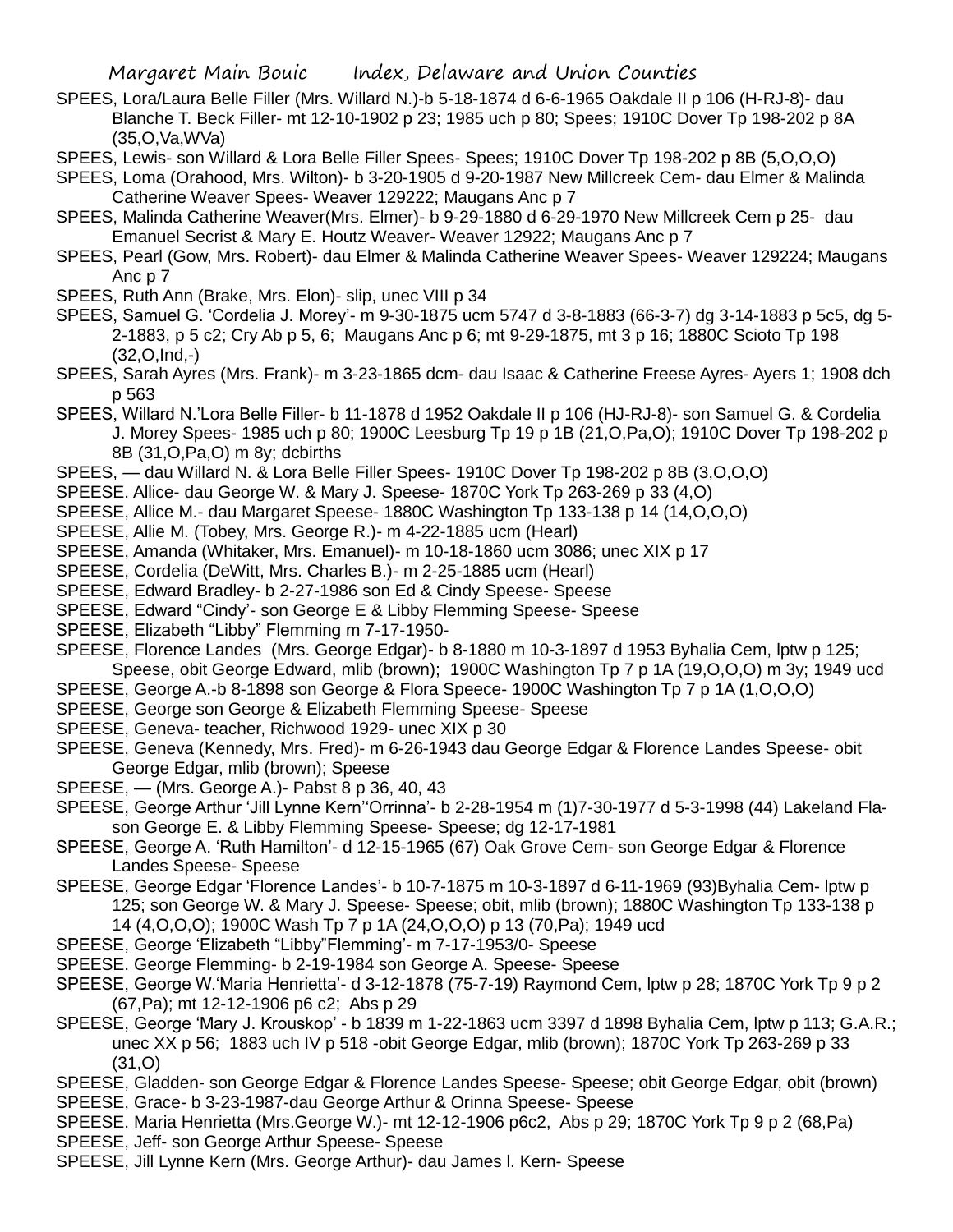SPEES, Lora/Laura Belle Filler (Mrs. Willard N.)-b 5-18-1874 d 6-6-1965 Oakdale II p 106 (H-RJ-8)- dau Blanche T. Beck Filler- mt 12-10-1902 p 23; 1985 uch p 80; Spees; 1910C Dover Tp 198-202 p 8A (35,O,Va,WVa)

SPEES, Lewis- son Willard & Lora Belle Filler Spees- Spees; 1910C Dover Tp 198-202 p 8B (5,O,O,O)

SPEES, Loma (Orahood, Mrs. Wilton)- b 3-20-1905 d 9-20-1987 New Millcreek Cem- dau Elmer & Malinda Catherine Weaver Spees- Weaver 129222; Maugans Anc p 7

SPEES, Malinda Catherine Weaver(Mrs. Elmer)- b 9-29-1880 d 6-29-1970 New Millcreek Cem p 25- dau Emanuel Secrist & Mary E. Houtz Weaver- Weaver 12922; Maugans Anc p 7

SPEES, Pearl (Gow, Mrs. Robert)- dau Elmer & Malinda Catherine Weaver Spees- Weaver 129224; Maugans Anc p 7

SPEES, Ruth Ann (Brake, Mrs. Elon)- slip, unec VIII p 34

SPEES, Samuel G. 'Cordelia J. Morey'- m 9-30-1875 ucm 5747 d 3-8-1883 (66-3-7) dg 3-14-1883 p 5c5, dg 5-2-1883, p 5 c2; Cry Ab p 5, 6; Maugans Anc p 6; mt 9-29-1875, mt 3 p 16; 1880C Scioto Tp 198 (32,O,Ind,-)

SPEES, Sarah Ayres (Mrs. Frank)- m 3-23-1865 dcm- dau Isaac & Catherine Freese Ayres- Ayers 1; 1908 dch p 563

SPEES, Willard N.'Lora Belle Filler- b 11-1878 d 1952 Oakdale II p 106 (HJ-RJ-8)- son Samuel G. & Cordelia J. Morey Spees- 1985 uch p 80; 1900C Leesburg Tp 19 p 1B (21,O,Pa,O); 1910C Dover Tp 198-202 p 8B (31,O,Pa,O) m 8y; dcbirths

SPEES, — dau Willard N. & Lora Belle Filler Spees- 1910C Dover Tp 198-202 p 8B (3,O,O,O)

SPEESE. Allice- dau George W. & Mary J. Speese- 1870C York Tp 263-269 p 33 (4,O)

SPEESE, Allice M.- dau Margaret Speese- 1880C Washington Tp 133-138 p 14 (14,O,O,O)

SPEESE, Allie M. (Tobey, Mrs. George R.)- m 4-22-1885 ucm (Hearl)

SPEESE, Amanda (Whitaker, Mrs. Emanuel)- m 10-18-1860 ucm 3086; unec XIX p 17

SPEESE, Cordelia (DeWitt, Mrs. Charles B.)- m 2-25-1885 ucm (Hearl)

SPEESE, Edward Bradley- b 2-27-1986 son Ed & Cindy Speese- Speese

SPEESE, Edward "Cindy'- son George E & Libby Flemming Speese- Speese

SPEESE, Elizabeth "Libby" Flemming m 7-17-1950-

SPEESE, Florence Landes (Mrs. George Edgar)- b 8-1880 m 10-3-1897 d 1953 Byhalia Cem, lptw p 125; Speese, obit George Edward, mlib (brown); 1900C Washington Tp 7 p 1A (19,O,O,O) m 3y; 1949 ucd

SPEESE, George A.-b 8-1898 son George & Flora Speece- 1900C Washington Tp 7 p 1A (1,O,O,O)

SPEESE, George son George & Elizabeth Flemming Speese- Speese

SPEESE, Geneva- teacher, Richwood 1929- unec XIX p 30

SPEESE, Geneva (Kennedy, Mrs. Fred)- m 6-26-1943 dau George Edgar & Florence Landes Speese- obit George Edgar, mlib (brown); Speese

SPEESE, — (Mrs. George A.)- Pabst 8 p 36, 40, 43

SPEESE, George Arthur 'Jill Lynne Kern''Orrinna'- b 2-28-1954 m (1)7-30-1977 d 5-3-1998 (44) Lakeland Fla- son George E. & Libby Flemming Speese- Speese; dg 12-17-1981

SPEESE, George A. 'Ruth Hamilton'- d 12-15-1965 (67) Oak Grove Cem- son George Edgar & Florence Landes Speese- Speese

SPEESE, George Edgar 'Florence Landes'- b 10-7-1875 m 10-3-1897 d 6-11-1969 (93)Byhalia Cem- lptw p 125; son George W. & Mary J. Speese- Speese; obit, mlib (brown); 1880C Washington Tp 133-138 p 14 (4,O,O,O); 1900C Wash Tp 7 p 1A (24,O,O,O) p 13 (70,Pa); 1949 ucd

SPEESE, George 'Elizabeth "Libby"Flemming'- m 7-17-1953/0- Speese

SPEESE. George Flemming- b 2-19-1984 son George A. Speese- Speese

SPEESE, George W.'Maria Henrietta'- d 3-12-1878 (75-7-19) Raymond Cem, lptw p 28; 1870C York Tp 9 p 2 (67,Pa); mt 12-12-1906 p6 c2; Abs p 29

SPEESE, George 'Mary J. Krouskop' - b 1839 m 1-22-1863 ucm 3397 d 1898 Byhalia Cem, lptw p 113; G.A.R.; unec XX p 56; 1883 uch IV p 518 -obit George Edgar, mlib (brown); 1870C York Tp 263-269 p 33 (31,O)

SPEESE, Gladden- son George Edgar & Florence Landes Speese- Speese; obit George Edgar, obit (brown)

SPEESE, Grace- b 3-23-1987-dau George Arthur & Orinna Speese- Speese

SPEESE. Maria Henrietta (Mrs.George W.)- mt 12-12-1906 p6c2, Abs p 29; 1870C York Tp 9 p 2 (68,Pa)

SPEESE, Jeff- son George Arthur Speese- Speese

SPEESE, Jill Lynne Kern (Mrs. George Arthur)- dau James l. Kern- Speese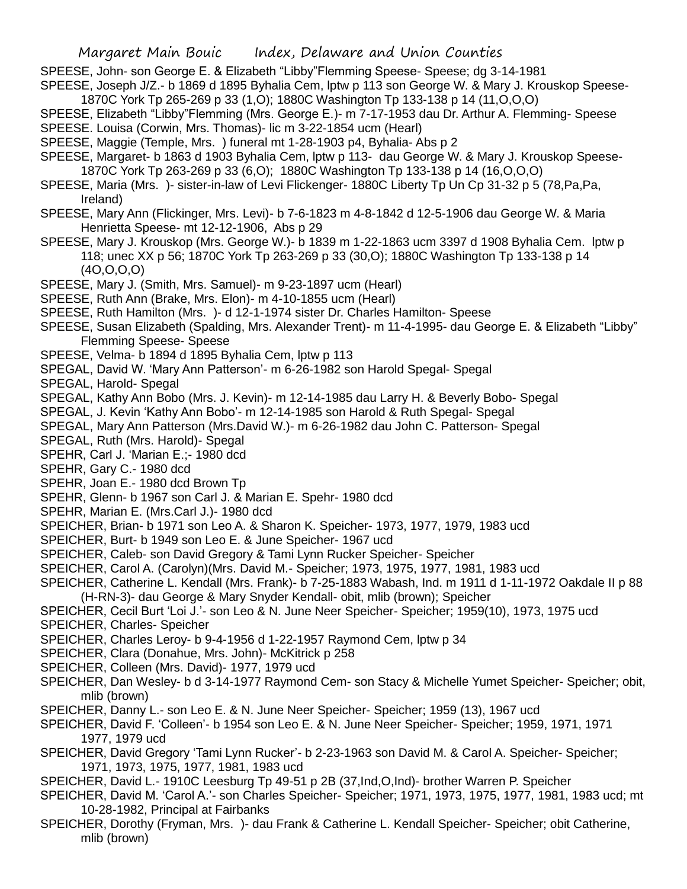SPEESE, John- son George E. & Elizabeth "Libby"Flemming Speese- Speese; dg 3-14-1981

SPEESE, Joseph J/Z.- b 1869 d 1895 Byhalia Cem, lptw p 113 son George W. & Mary J. Krouskop Speese- 1870C York Tp 265-269 p 33 (1,O); 1880C Washington Tp 133-138 p 14 (11,O,O,O)

SPEESE, Elizabeth "Libby"Flemming (Mrs. George E.)- m 7-17-1953 dau Dr. Arthur A. Flemming- Speese

SPEESE. Louisa (Corwin, Mrs. Thomas)- lic m 3-22-1854 ucm (Hearl)

SPEESE, Maggie (Temple, Mrs. ) funeral mt 1-28-1903 p4, Byhalia- Abs p 2

SPEESE, Margaret- b 1863 d 1903 Byhalia Cem, lptw p 113- dau George W. & Mary J. Krouskop Speese- 1870C York Tp 263-269 p 33 (6,O); 1880C Washington Tp 133-138 p 14 (16,O,O,O)

SPEESE, Maria (Mrs. )- sister-in-law of Levi Flickenger- 1880C Liberty Tp Un Cp 31-32 p 5 (78,Pa,Pa, Ireland)

SPEESE, Mary Ann (Flickinger, Mrs. Levi)- b 7-6-1823 m 4-8-1842 d 12-5-1906 dau George W. & Maria Henrietta Speese- mt 12-12-1906, Abs p 29

SPEESE, Mary J. Krouskop (Mrs. George W.)- b 1839 m 1-22-1863 ucm 3397 d 1908 Byhalia Cem. lptw p 118; unec XX p 56; 1870C York Tp 263-269 p 33 (30,O); 1880C Washington Tp 133-138 p 14 (4O,O,O,O)

SPEESE, Mary J. (Smith, Mrs. Samuel)- m 9-23-1897 ucm (Hearl)

SPEESE, Ruth Ann (Brake, Mrs. Elon)- m 4-10-1855 ucm (Hearl)

SPEESE, Ruth Hamilton (Mrs. )- d 12-1-1974 sister Dr. Charles Hamilton- Speese

SPEESE, Susan Elizabeth (Spalding, Mrs. Alexander Trent)- m 11-4-1995- dau George E. & Elizabeth "Libby" Flemming Speese- Speese

SPEESE, Velma- b 1894 d 1895 Byhalia Cem, lptw p 113

SPEGAL, David W. 'Mary Ann Patterson'- m 6-26-1982 son Harold Spegal- Spegal

SPEGAL, Harold- Spegal

SPEGAL, Kathy Ann Bobo (Mrs. J. Kevin)- m 12-14-1985 dau Larry H. & Beverly Bobo- Spegal

SPEGAL, J. Kevin 'Kathy Ann Bobo'- m 12-14-1985 son Harold & Ruth Spegal- Spegal

SPEGAL, Mary Ann Patterson (Mrs.David W.)- m 6-26-1982 dau John C. Patterson- Spegal

SPEGAL, Ruth (Mrs. Harold)- Spegal

SPEHR, Carl J. 'Marian E.;- 1980 dcd

SPEHR, Gary C.- 1980 dcd

SPEHR, Joan E.- 1980 dcd Brown Tp

SPEHR, Glenn- b 1967 son Carl J. & Marian E. Spehr- 1980 dcd

SPEHR, Marian E. (Mrs.Carl J.)- 1980 dcd

SPEICHER, Brian- b 1971 son Leo A. & Sharon K. Speicher- 1973, 1977, 1979, 1983 ucd

SPEICHER, Burt- b 1949 son Leo E. & June Speicher- 1967 ucd

SPEICHER, Caleb- son David Gregory & Tami Lynn Rucker Speicher- Speicher

SPEICHER, Carol A. (Carolyn)(Mrs. David M.- Speicher; 1973, 1975, 1977, 1981, 1983 ucd

SPEICHER, Catherine L. Kendall (Mrs. Frank)- b 7-25-1883 Wabash, Ind. m 1911 d 1-11-1972 Oakdale II p 88 (H-RN-3)- dau George & Mary Snyder Kendall- obit, mlib (brown); Speicher

SPEICHER, Cecil Burt 'Loi J.'- son Leo & N. June Neer Speicher- Speicher; 1959(10), 1973, 1975 ucd

SPEICHER, Charles- Speicher

SPEICHER, Charles Leroy- b 9-4-1956 d 1-22-1957 Raymond Cem, lptw p 34

SPEICHER, Clara (Donahue, Mrs. John)- McKitrick p 258

SPEICHER, Colleen (Mrs. David)- 1977, 1979 ucd

SPEICHER, Dan Wesley- b d 3-14-1977 Raymond Cem- son Stacy & Michelle Yumet Speicher- Speicher; obit, mlib (brown)

SPEICHER, Danny L.- son Leo E. & N. June Neer Speicher- Speicher; 1959 (13), 1967 ucd

SPEICHER, David F. 'Colleen'- b 1954 son Leo E. & N. June Neer Speicher- Speicher; 1959, 1971, 1971 1977, 1979 ucd

SPEICHER, David Gregory 'Tami Lynn Rucker'- b 2-23-1963 son David M. & Carol A. Speicher- Speicher; 1971, 1973, 1975, 1977, 1981, 1983 ucd

SPEICHER, David L.- 1910C Leesburg Tp 49-51 p 2B (37,Ind,O,Ind)- brother Warren P. Speicher

SPEICHER, David M. 'Carol A.'- son Charles Speicher- Speicher; 1971, 1973, 1975, 1977, 1981, 1983 ucd; mt 10-28-1982, Principal at Fairbanks

SPEICHER, Dorothy (Fryman, Mrs. )- dau Frank & Catherine L. Kendall Speicher- Speicher; obit Catherine, mlib (brown)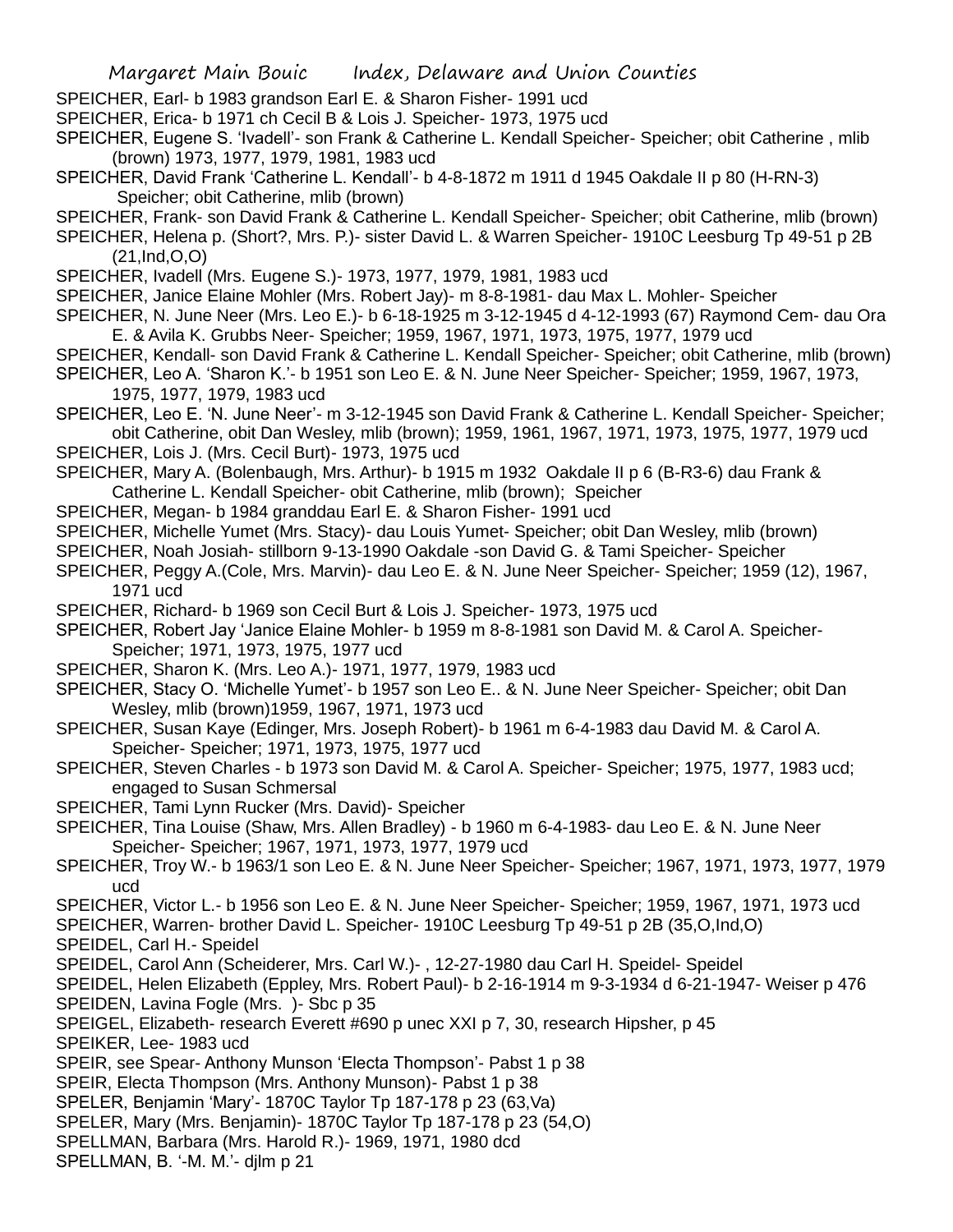SPEICHER, Earl- b 1983 grandson Earl E. & Sharon Fisher- 1991 ucd

SPEICHER, Erica- b 1971 ch Cecil B & Lois J. Speicher- 1973, 1975 ucd

SPEICHER, Eugene S. 'Ivadell'- son Frank & Catherine L. Kendall Speicher- Speicher; obit Catherine , mlib (brown) 1973, 1977, 1979, 1981, 1983 ucd

SPEICHER, David Frank 'Catherine L. Kendall'- b 4-8-1872 m 1911 d 1945 Oakdale II p 80 (H-RN-3) Speicher; obit Catherine, mlib (brown)

SPEICHER, Frank- son David Frank & Catherine L. Kendall Speicher- Speicher; obit Catherine, mlib (brown)

SPEICHER, Helena p. (Short?, Mrs. P.)- sister David L. & Warren Speicher- 1910C Leesburg Tp 49-51 p 2B (21,Ind,O,O)

SPEICHER, Ivadell (Mrs. Eugene S.)- 1973, 1977, 1979, 1981, 1983 ucd

SPEICHER, Janice Elaine Mohler (Mrs. Robert Jay)- m 8-8-1981- dau Max L. Mohler- Speicher

SPEICHER, N. June Neer (Mrs. Leo E.)- b 6-18-1925 m 3-12-1945 d 4-12-1993 (67) Raymond Cem- dau Ora E. & Avila K. Grubbs Neer- Speicher; 1959, 1967, 1971, 1973, 1975, 1977, 1979 ucd

SPEICHER, Kendall- son David Frank & Catherine L. Kendall Speicher- Speicher; obit Catherine, mlib (brown)

SPEICHER, Leo A. 'Sharon K.'- b 1951 son Leo E. & N. June Neer Speicher- Speicher; 1959, 1967, 1973, 1975, 1977, 1979, 1983 ucd

SPEICHER, Leo E. 'N. June Neer'- m 3-12-1945 son David Frank & Catherine L. Kendall Speicher- Speicher; obit Catherine, obit Dan Wesley, mlib (brown); 1959, 1961, 1967, 1971, 1973, 1975, 1977, 1979 ucd

SPEICHER, Lois J. (Mrs. Cecil Burt)- 1973, 1975 ucd

SPEICHER, Mary A. (Bolenbaugh, Mrs. Arthur)- b 1915 m 1932 Oakdale II p 6 (B-R3-6) dau Frank & Catherine L. Kendall Speicher- obit Catherine, mlib (brown); Speicher

SPEICHER, Megan- b 1984 granddau Earl E. & Sharon Fisher- 1991 ucd

SPEICHER, Michelle Yumet (Mrs. Stacy)- dau Louis Yumet- Speicher; obit Dan Wesley, mlib (brown)

SPEICHER, Noah Josiah- stillborn 9-13-1990 Oakdale -son David G. & Tami Speicher- Speicher

SPEICHER, Peggy A.(Cole, Mrs. Marvin)- dau Leo E. & N. June Neer Speicher- Speicher; 1959 (12), 1967, 1971 ucd

SPEICHER, Richard- b 1969 son Cecil Burt & Lois J. Speicher- 1973, 1975 ucd

SPEICHER, Robert Jay 'Janice Elaine Mohler- b 1959 m 8-8-1981 son David M. & Carol A. Speicher- Speicher; 1971, 1973, 1975, 1977 ucd

SPEICHER, Sharon K. (Mrs. Leo A.)- 1971, 1977, 1979, 1983 ucd

SPEICHER, Stacy O. 'Michelle Yumet'- b 1957 son Leo E.. & N. June Neer Speicher- Speicher; obit Dan Wesley, mlib (brown)1959, 1967, 1971, 1973 ucd

SPEICHER, Susan Kaye (Edinger, Mrs. Joseph Robert)- b 1961 m 6-4-1983 dau David M. & Carol A. Speicher- Speicher; 1971, 1973, 1975, 1977 ucd

SPEICHER, Steven Charles - b 1973 son David M. & Carol A. Speicher- Speicher; 1975, 1977, 1983 ucd; engaged to Susan Schmersal

SPEICHER, Tami Lynn Rucker (Mrs. David)- Speicher

SPEICHER, Tina Louise (Shaw, Mrs. Allen Bradley) - b 1960 m 6-4-1983- dau Leo E. & N. June Neer Speicher- Speicher; 1967, 1971, 1973, 1977, 1979 ucd

SPEICHER, Troy W.- b 1963/1 son Leo E. & N. June Neer Speicher- Speicher; 1967, 1971, 1973, 1977, 1979 ucd

SPEICHER, Victor L.- b 1956 son Leo E. & N. June Neer Speicher- Speicher; 1959, 1967, 1971, 1973 ucd

SPEICHER, Warren- brother David L. Speicher- 1910C Leesburg Tp 49-51 p 2B (35,O,Ind,O)

SPEIDEL, Carl H.- Speidel

SPEIDEL, Carol Ann (Scheiderer, Mrs. Carl W.)- , 12-27-1980 dau Carl H. Speidel- Speidel

SPEIDEL, Helen Elizabeth (Eppley, Mrs. Robert Paul)- b 2-16-1914 m 9-3-1934 d 6-21-1947- Weiser p 476

SPEIDEN, Lavina Fogle (Mrs. )- Sbc p 35

SPEIGEL, Elizabeth- research Everett #690 p unec XXI p 7, 30, research Hipsher, p 45

SPEIKER, Lee- 1983 ucd

SPEIR, see Spear- Anthony Munson 'Electa Thompson'- Pabst 1 p 38

SPEIR, Electa Thompson (Mrs. Anthony Munson)- Pabst 1 p 38

SPELER, Benjamin 'Mary'- 1870C Taylor Tp 187-178 p 23 (63,Va)

SPELER, Mary (Mrs. Benjamin)- 1870C Taylor Tp 187-178 p 23 (54,O)

SPELLMAN, Barbara (Mrs. Harold R.)- 1969, 1971, 1980 dcd

SPELLMAN, B. '-M. M.'- djlm p 21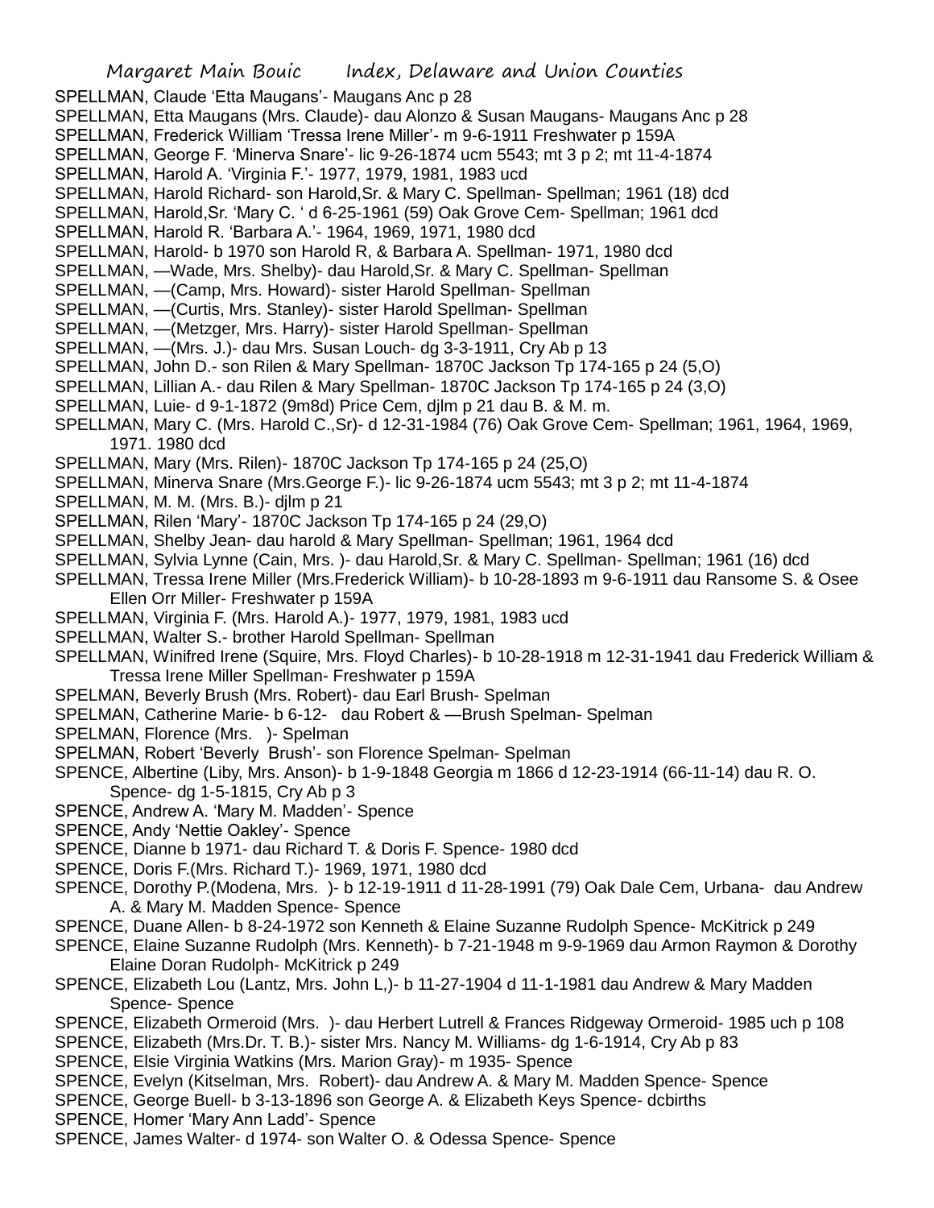SPELLMAN, Claude 'Etta Maugans'- Maugans Anc p 28
SPELLMAN, Etta Maugans (Mrs. Claude)- dau Alonzo & Susan Maugans- Maugans Anc p 28
SPELLMAN, Frederick William 'Tressa Irene Miller'- m 9-6-1911 Freshwater p 159A
SPELLMAN, George F. 'Minerva Snare'- lic 9-26-1874 ucm 5543; mt 3 p 2; mt 11-4-1874
SPELLMAN, Harold A. 'Virginia F.'- 1977, 1979, 1981, 1983 ucd
SPELLMAN, Harold Richard- son Harold,Sr. & Mary C. Spellman- Spellman; 1961 (18) dcd
SPELLMAN, Harold,Sr. 'Mary C. ' d 6-25-1961 (59) Oak Grove Cem- Spellman; 1961 dcd
SPELLMAN, Harold R. 'Barbara A.'- 1964, 1969, 1971, 1980 dcd
SPELLMAN, Harold- b 1970 son Harold R, & Barbara A. Spellman- 1971, 1980 dcd
SPELLMAN, —Wade, Mrs. Shelby)- dau Harold,Sr. & Mary C. Spellman- Spellman
SPELLMAN, —(Camp, Mrs. Howard)- sister Harold Spellman- Spellman
SPELLMAN, —(Curtis, Mrs. Stanley)- sister Harold Spellman- Spellman
SPELLMAN, —(Metzger, Mrs. Harry)- sister Harold Spellman- Spellman
SPELLMAN, —(Mrs. J.)- dau Mrs. Susan Louch- dg 3-3-1911, Cry Ab p 13
SPELLMAN, John D.- son Rilen & Mary Spellman- 1870C Jackson Tp 174-165 p 24 (5,O)
SPELLMAN, Lillian A.- dau Rilen & Mary Spellman- 1870C Jackson Tp 174-165 p 24 (3,O)
SPELLMAN, Luie- d 9-1-1872 (9m8d) Price Cem, djlm p 21 dau B. & M. m.
SPELLMAN, Mary C. (Mrs. Harold C.,Sr)- d 12-31-1984 (76) Oak Grove Cem- Spellman; 1961, 1964, 1969, 1971. 1980 dcd
SPELLMAN, Mary (Mrs. Rilen)- 1870C Jackson Tp 174-165 p 24 (25,O)
SPELLMAN, Minerva Snare (Mrs.George F.)- lic 9-26-1874 ucm 5543; mt 3 p 2; mt 11-4-1874
SPELLMAN, M. M. (Mrs. B.)- djlm p 21
SPELLMAN, Rilen 'Mary'- 1870C Jackson Tp 174-165 p 24 (29,O)
SPELLMAN, Shelby Jean- dau harold & Mary Spellman- Spellman; 1961, 1964 dcd
SPELLMAN, Sylvia Lynne (Cain, Mrs. )- dau Harold,Sr. & Mary C. Spellman- Spellman; 1961 (16) dcd
SPELLMAN, Tressa Irene Miller (Mrs.Frederick William)- b 10-28-1893 m 9-6-1911 dau Ransome S. & Osee Ellen Orr Miller- Freshwater p 159A
SPELLMAN, Virginia F. (Mrs. Harold A.)- 1977, 1979, 1981, 1983 ucd
SPELLMAN, Walter S.- brother Harold Spellman- Spellman
SPELLMAN, Winifred Irene (Squire, Mrs. Floyd Charles)- b 10-28-1918 m 12-31-1941 dau Frederick William & Tressa Irene Miller Spellman- Freshwater p 159A
SPELMAN, Beverly Brush (Mrs. Robert)- dau Earl Brush- Spelman
SPELMAN, Catherine Marie- b 6-12- dau Robert & —Brush Spelman- Spelman
SPELMAN, Florence (Mrs. )- Spelman
SPELMAN, Robert 'Beverly Brush'- son Florence Spelman- Spelman
SPENCE, Albertine (Liby, Mrs. Anson)- b 1-9-1848 Georgia m 1866 d 12-23-1914 (66-11-14) dau R. O. Spence- dg 1-5-1815, Cry Ab p 3
SPENCE, Andrew A. 'Mary M. Madden'- Spence
SPENCE, Andy 'Nettie Oakley'- Spence
SPENCE, Dianne b 1971- dau Richard T. & Doris F. Spence- 1980 dcd
SPENCE, Doris F.(Mrs. Richard T.)- 1969, 1971, 1980 dcd
SPENCE, Dorothy P.(Modena, Mrs. )- b 12-19-1911 d 11-28-1991 (79) Oak Dale Cem, Urbana- dau Andrew A. & Mary M. Madden Spence- Spence
SPENCE, Duane Allen- b 8-24-1972 son Kenneth & Elaine Suzanne Rudolph Spence- McKitrick p 249
SPENCE, Elaine Suzanne Rudolph (Mrs. Kenneth)- b 7-21-1948 m 9-9-1969 dau Armon Raymon & Dorothy Elaine Doran Rudolph- McKitrick p 249
SPENCE, Elizabeth Lou (Lantz, Mrs. John L,)- b 11-27-1904 d 11-1-1981 dau Andrew & Mary Madden Spence- Spence
SPENCE, Elizabeth Ormeroid (Mrs. )- dau Herbert Lutrell & Frances Ridgeway Ormeroid- 1985 uch p 108
SPENCE, Elizabeth (Mrs.Dr. T. B.)- sister Mrs. Nancy M. Williams- dg 1-6-1914, Cry Ab p 83
SPENCE, Elsie Virginia Watkins (Mrs. Marion Gray)- m 1935- Spence
SPENCE, Evelyn (Kitselman, Mrs. Robert)- dau Andrew A. & Mary M. Madden Spence- Spence
SPENCE, George Buell- b 3-13-1896 son George A. & Elizabeth Keys Spence- dcbirths
SPENCE, Homer 'Mary Ann Ladd'- Spence
SPENCE, James Walter- d 1974- son Walter O. & Odessa Spence- Spence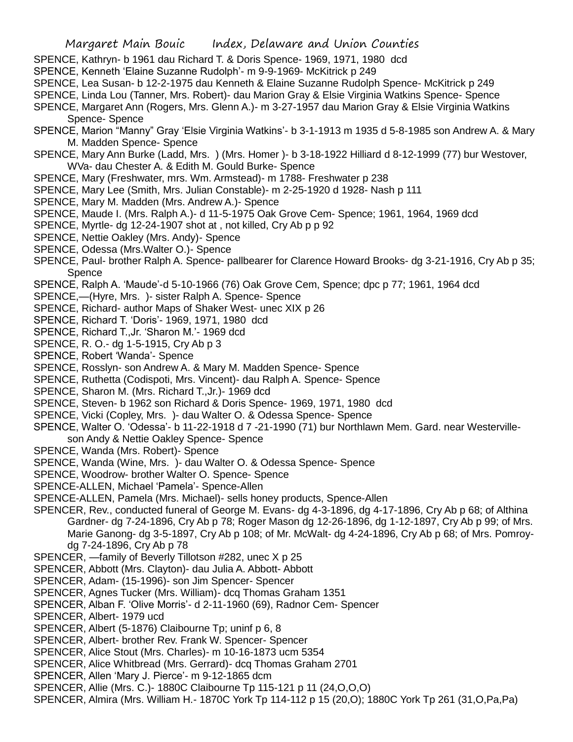SPENCE, Kathryn- b 1961 dau Richard T. & Doris Spence- 1969, 1971, 1980 dcd

SPENCE, Kenneth 'Elaine Suzanne Rudolph'- m 9-9-1969- McKitrick p 249

SPENCE, Lea Susan- b 12-2-1975 dau Kenneth & Elaine Suzanne Rudolph Spence- McKitrick p 249

SPENCE, Linda Lou (Tanner, Mrs. Robert)- dau Marion Gray & Elsie Virginia Watkins Spence- Spence

SPENCE, Margaret Ann (Rogers, Mrs. Glenn A.)- m 3-27-1957 dau Marion Gray & Elsie Virginia Watkins Spence- Spence

SPENCE, Marion "Manny" Gray 'Elsie Virginia Watkins'- b 3-1-1913 m 1935 d 5-8-1985 son Andrew A. & Mary M. Madden Spence- Spence

SPENCE, Mary Ann Burke (Ladd, Mrs. ) (Mrs. Homer )- b 3-18-1922 Hilliard d 8-12-1999 (77) bur Westover, WVa- dau Chester A. & Edith M. Gould Burke- Spence

SPENCE, Mary (Freshwater, mrs. Wm. Armstead)- m 1788- Freshwater p 238

SPENCE, Mary Lee (Smith, Mrs. Julian Constable)- m 2-25-1920 d 1928- Nash p 111

SPENCE, Mary M. Madden (Mrs. Andrew A.)- Spence

SPENCE, Maude I. (Mrs. Ralph A.)- d 11-5-1975 Oak Grove Cem- Spence; 1961, 1964, 1969 dcd

SPENCE, Myrtle- dg 12-24-1907 shot at , not killed, Cry Ab p p 92

SPENCE, Nettie Oakley (Mrs. Andy)- Spence

SPENCE, Odessa (Mrs.Walter O.)- Spence

SPENCE, Paul- brother Ralph A. Spence- pallbearer for Clarence Howard Brooks- dg 3-21-1916, Cry Ab p 35; Spence

SPENCE, Ralph A. 'Maude'-d 5-10-1966 (76) Oak Grove Cem, Spence; dpc p 77; 1961, 1964 dcd

SPENCE,—(Hyre, Mrs. )- sister Ralph A. Spence- Spence

SPENCE, Richard- author Maps of Shaker West- unec XIX p 26

SPENCE, Richard T. 'Doris'- 1969, 1971, 1980 dcd

SPENCE, Richard T.,Jr. 'Sharon M.'- 1969 dcd

SPENCE, R. O.- dg 1-5-1915, Cry Ab p 3

SPENCE, Robert 'Wanda'- Spence

SPENCE, Rosslyn- son Andrew A. & Mary M. Madden Spence- Spence

SPENCE, Ruthetta (Codispoti, Mrs. Vincent)- dau Ralph A. Spence- Spence

SPENCE, Sharon M. (Mrs. Richard T.,Jr.)- 1969 dcd

SPENCE, Steven- b 1962 son Richard & Doris Spence- 1969, 1971, 1980 dcd

SPENCE, Vicki (Copley, Mrs. )- dau Walter O. & Odessa Spence- Spence

SPENCE, Walter O. 'Odessa'- b 11-22-1918 d 7 -21-1990 (71) bur Northlawn Mem. Gard. near Westerville- son Andy & Nettie Oakley Spence- Spence

SPENCE, Wanda (Mrs. Robert)- Spence

SPENCE, Wanda (Wine, Mrs. )- dau Walter O. & Odessa Spence- Spence

SPENCE, Woodrow- brother Walter O. Spence- Spence

SPENCE-ALLEN, Michael 'Pamela'- Spence-Allen

SPENCE-ALLEN, Pamela (Mrs. Michael)- sells honey products, Spence-Allen

SPENCER, Rev., conducted funeral of George M. Evans- dg 4-3-1896, dg 4-17-1896, Cry Ab p 68; of Althina Gardner- dg 7-24-1896, Cry Ab p 78; Roger Mason dg 12-26-1896, dg 1-12-1897, Cry Ab p 99; of Mrs. Marie Ganong- dg 3-5-1897, Cry Ab p 108; of Mr. McWalt- dg 4-24-1896, Cry Ab p 68; of Mrs. Pomroy- dg 7-24-1896, Cry Ab p 78

SPENCER, —family of Beverly Tillotson #282, unec X p 25

SPENCER, Abbott (Mrs. Clayton)- dau Julia A. Abbott- Abbott

SPENCER, Adam- (15-1996)- son Jim Spencer- Spencer

SPENCER, Agnes Tucker (Mrs. William)- dcq Thomas Graham 1351

SPENCER, Alban F. 'Olive Morris'- d 2-11-1960 (69), Radnor Cem- Spencer

SPENCER, Albert- 1979 ucd

SPENCER, Albert (5-1876) Claibourne Tp; uninf p 6, 8

SPENCER, Albert- brother Rev. Frank W. Spencer- Spencer

SPENCER, Alice Stout (Mrs. Charles)- m 10-16-1873 ucm 5354

SPENCER, Alice Whitbread (Mrs. Gerrard)- dcq Thomas Graham 2701

SPENCER, Allen 'Mary J. Pierce'- m 9-12-1865 dcm

SPENCER, Allie (Mrs. C.)- 1880C Claibourne Tp 115-121 p 11 (24,O,O,O)

SPENCER, Almira (Mrs. William H.- 1870C York Tp 114-112 p 15 (20,O); 1880C York Tp 261 (31,O,Pa,Pa)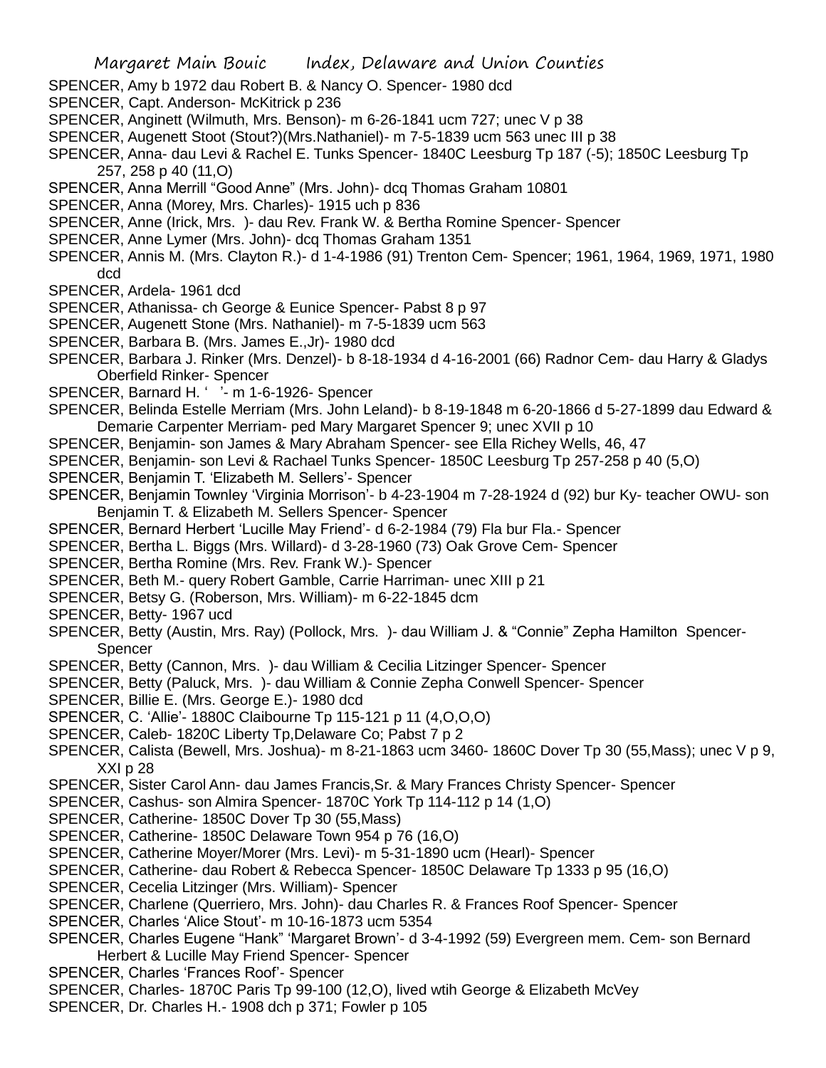SPENCER, Amy b 1972 dau Robert B. & Nancy O. Spencer- 1980 dcd
SPENCER, Capt. Anderson- McKitrick p 236
SPENCER, Anginett (Wilmuth, Mrs. Benson)- m 6-26-1841 ucm 727; unec V p 38
SPENCER, Augenett Stoot (Stout?)(Mrs.Nathaniel)- m 7-5-1839 ucm 563 unec III p 38
SPENCER, Anna- dau Levi & Rachel E. Tunks Spencer- 1840C Leesburg Tp 187 (-5); 1850C Leesburg Tp 257, 258 p 40 (11,O)
SPENCER, Anna Merrill "Good Anne" (Mrs. John)- dcq Thomas Graham 10801
SPENCER, Anna (Morey, Mrs. Charles)- 1915 uch p 836
SPENCER, Anne (Irick, Mrs. )- dau Rev. Frank W. & Bertha Romine Spencer- Spencer
SPENCER, Anne Lymer (Mrs. John)- dcq Thomas Graham 1351
SPENCER, Annis M. (Mrs. Clayton R.)- d 1-4-1986 (91) Trenton Cem- Spencer; 1961, 1964, 1969, 1971, 1980 dcd
SPENCER, Ardela- 1961 dcd
SPENCER, Athanissa- ch George & Eunice Spencer- Pabst 8 p 97
SPENCER, Augenett Stone (Mrs. Nathaniel)- m 7-5-1839 ucm 563
SPENCER, Barbara B. (Mrs. James E.,Jr)- 1980 dcd
SPENCER, Barbara J. Rinker (Mrs. Denzel)- b 8-18-1934 d 4-16-2001 (66) Radnor Cem- dau Harry & Gladys Oberfield Rinker- Spencer
SPENCER, Barnard H. ' '- m 1-6-1926- Spencer
SPENCER, Belinda Estelle Merriam (Mrs. John Leland)- b 8-19-1848 m 6-20-1866 d 5-27-1899 dau Edward & Demarie Carpenter Merriam- ped Mary Margaret Spencer 9; unec XVII p 10
SPENCER, Benjamin- son James & Mary Abraham Spencer- see Ella Richey Wells, 46, 47
SPENCER, Benjamin- son Levi & Rachael Tunks Spencer- 1850C Leesburg Tp 257-258 p 40 (5,O)
SPENCER, Benjamin T. 'Elizabeth M. Sellers'- Spencer
SPENCER, Benjamin Townley 'Virginia Morrison'- b 4-23-1904 m 7-28-1924 d (92) bur Ky- teacher OWU- son Benjamin T. & Elizabeth M. Sellers Spencer- Spencer
SPENCER, Bernard Herbert 'Lucille May Friend'- d 6-2-1984 (79) Fla bur Fla.- Spencer
SPENCER, Bertha L. Biggs (Mrs. Willard)- d 3-28-1960 (73) Oak Grove Cem- Spencer
SPENCER, Bertha Romine (Mrs. Rev. Frank W.)- Spencer
SPENCER, Beth M.- query Robert Gamble, Carrie Harriman- unec XIII p 21
SPENCER, Betsy G. (Roberson, Mrs. William)- m 6-22-1845 dcm
SPENCER, Betty- 1967 ucd
SPENCER, Betty (Austin, Mrs. Ray) (Pollock, Mrs. )- dau William J. & "Connie" Zepha Hamilton Spencer- Spencer
SPENCER, Betty (Cannon, Mrs. )- dau William & Cecilia Litzinger Spencer- Spencer
SPENCER, Betty (Paluck, Mrs. )- dau William & Connie Zepha Conwell Spencer- Spencer
SPENCER, Billie E. (Mrs. George E.)- 1980 dcd
SPENCER, C. 'Allie'- 1880C Claibourne Tp 115-121 p 11 (4,O,O,O)
SPENCER, Caleb- 1820C Liberty Tp,Delaware Co; Pabst 7 p 2
SPENCER, Calista (Bewell, Mrs. Joshua)- m 8-21-1863 ucm 3460- 1860C Dover Tp 30 (55,Mass); unec V p 9, XXI p 28
SPENCER, Sister Carol Ann- dau James Francis,Sr. & Mary Frances Christy Spencer- Spencer
SPENCER, Cashus- son Almira Spencer- 1870C York Tp 114-112 p 14 (1,O)
SPENCER, Catherine- 1850C Dover Tp 30 (55,Mass)
SPENCER, Catherine- 1850C Delaware Town 954 p 76 (16,O)
SPENCER, Catherine Moyer/Morer (Mrs. Levi)- m 5-31-1890 ucm (Hearl)- Spencer
SPENCER, Catherine- dau Robert & Rebecca Spencer- 1850C Delaware Tp 1333 p 95 (16,O)
SPENCER, Cecelia Litzinger (Mrs. William)- Spencer
SPENCER, Charlene (Querriero, Mrs. John)- dau Charles R. & Frances Roof Spencer- Spencer
SPENCER, Charles 'Alice Stout'- m 10-16-1873 ucm 5354
SPENCER, Charles Eugene "Hank" 'Margaret Brown'- d 3-4-1992 (59) Evergreen mem. Cem- son Bernard Herbert & Lucille May Friend Spencer- Spencer
SPENCER, Charles 'Frances Roof'- Spencer
SPENCER, Charles- 1870C Paris Tp 99-100 (12,O), lived wtih George & Elizabeth McVey
SPENCER, Dr. Charles H.- 1908 dch p 371; Fowler p 105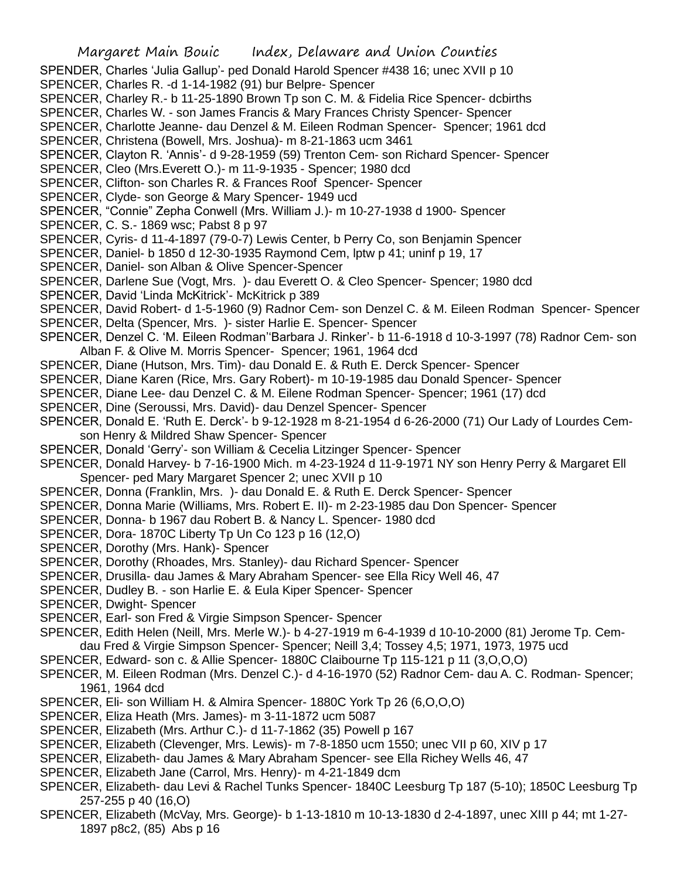SPENDER, Charles 'Julia Gallup'- ped Donald Harold Spencer #438 16; unec XVII p 10

SPENCER, Charles R. -d 1-14-1982 (91) bur Belpre- Spencer

SPENCER, Charley R.- b 11-25-1890 Brown Tp son C. M. & Fidelia Rice Spencer- dcbirths

SPENCER, Charles W. - son James Francis & Mary Frances Christy Spencer- Spencer

SPENCER, Charlotte Jeanne- dau Denzel & M. Eileen Rodman Spencer- Spencer; 1961 dcd

SPENCER, Christena (Bowell, Mrs. Joshua)- m 8-21-1863 ucm 3461

SPENCER, Clayton R. 'Annis'- d 9-28-1959 (59) Trenton Cem- son Richard Spencer- Spencer

SPENCER, Cleo (Mrs.Everett O.)- m 11-9-1935 - Spencer; 1980 dcd

SPENCER, Clifton- son Charles R. & Frances Roof Spencer- Spencer

SPENCER, Clyde- son George & Mary Spencer- 1949 ucd

SPENCER, "Connie" Zepha Conwell (Mrs. William J.)- m 10-27-1938 d 1900- Spencer

SPENCER, C. S.- 1869 wsc; Pabst 8 p 97

SPENCER, Cyris- d 11-4-1897 (79-0-7) Lewis Center, b Perry Co, son Benjamin Spencer

SPENCER, Daniel- b 1850 d 12-30-1935 Raymond Cem, lptw p 41; uninf p 19, 17

SPENCER, Daniel- son Alban & Olive Spencer-Spencer

SPENCER, Darlene Sue (Vogt, Mrs. )- dau Everett O. & Cleo Spencer- Spencer; 1980 dcd

SPENCER, David 'Linda McKitrick'- McKitrick p 389

SPENCER, David Robert- d 1-5-1960 (9) Radnor Cem- son Denzel C. & M. Eileen Rodman Spencer- Spencer

SPENCER, Delta (Spencer, Mrs. )- sister Harlie E. Spencer- Spencer

SPENCER, Denzel C. 'M. Eileen Rodman''Barbara J. Rinker'- b 11-6-1918 d 10-3-1997 (78) Radnor Cem- son Alban F. & Olive M. Morris Spencer- Spencer; 1961, 1964 dcd

SPENCER, Diane (Hutson, Mrs. Tim)- dau Donald E. & Ruth E. Derck Spencer- Spencer

SPENCER, Diane Karen (Rice, Mrs. Gary Robert)- m 10-19-1985 dau Donald Spencer- Spencer

SPENCER, Diane Lee- dau Denzel C. & M. Eilene Rodman Spencer- Spencer; 1961 (17) dcd

SPENCER, Dine (Seroussi, Mrs. David)- dau Denzel Spencer- Spencer

SPENCER, Donald E. 'Ruth E. Derck'- b 9-12-1928 m 8-21-1954 d 6-26-2000 (71) Our Lady of Lourdes Cem- son Henry & Mildred Shaw Spencer- Spencer

SPENCER, Donald 'Gerry'- son William & Cecelia Litzinger Spencer- Spencer

SPENCER, Donald Harvey- b 7-16-1900 Mich. m 4-23-1924 d 11-9-1971 NY son Henry Perry & Margaret Ell Spencer- ped Mary Margaret Spencer 2; unec XVII p 10

SPENCER, Donna (Franklin, Mrs. )- dau Donald E. & Ruth E. Derck Spencer- Spencer

SPENCER, Donna Marie (Williams, Mrs. Robert E. II)- m 2-23-1985 dau Don Spencer- Spencer

SPENCER, Donna- b 1967 dau Robert B. & Nancy L. Spencer- 1980 dcd

SPENCER, Dora- 1870C Liberty Tp Un Co 123 p 16 (12,O)

SPENCER, Dorothy (Mrs. Hank)- Spencer

SPENCER, Dorothy (Rhoades, Mrs. Stanley)- dau Richard Spencer- Spencer

SPENCER, Drusilla- dau James & Mary Abraham Spencer- see Ella Ricy Well 46, 47

SPENCER, Dudley B. - son Harlie E. & Eula Kiper Spencer- Spencer

SPENCER, Dwight- Spencer

SPENCER, Earl- son Fred & Virgie Simpson Spencer- Spencer

SPENCER, Edith Helen (Neill, Mrs. Merle W.)- b 4-27-1919 m 6-4-1939 d 10-10-2000 (81) Jerome Tp. Cem- dau Fred & Virgie Simpson Spencer- Spencer; Neill 3,4; Tossey 4,5; 1971, 1973, 1975 ucd

SPENCER, Edward- son c. & Allie Spencer- 1880C Claibourne Tp 115-121 p 11 (3,O,O,O)

SPENCER, M. Eileen Rodman (Mrs. Denzel C.)- d 4-16-1970 (52) Radnor Cem- dau A. C. Rodman- Spencer; 1961, 1964 dcd

SPENCER, Eli- son William H. & Almira Spencer- 1880C York Tp 26 (6,O,O,O)

SPENCER, Eliza Heath (Mrs. James)- m 3-11-1872 ucm 5087

SPENCER, Elizabeth (Mrs. Arthur C.)- d 11-7-1862 (35) Powell p 167

SPENCER, Elizabeth (Clevenger, Mrs. Lewis)- m 7-8-1850 ucm 1550; unec VII p 60, XIV p 17

SPENCER, Elizabeth- dau James & Mary Abraham Spencer- see Ella Richey Wells 46, 47

SPENCER, Elizabeth Jane (Carrol, Mrs. Henry)- m 4-21-1849 dcm

SPENCER, Elizabeth- dau Levi & Rachel Tunks Spencer- 1840C Leesburg Tp 187 (5-10); 1850C Leesburg Tp 257-255 p 40 (16,O)

SPENCER, Elizabeth (McVay, Mrs. George)- b 1-13-1810 m 10-13-1830 d 2-4-1897, unec XIII p 44; mt 1-27-1897 p8c2, (85) Abs p 16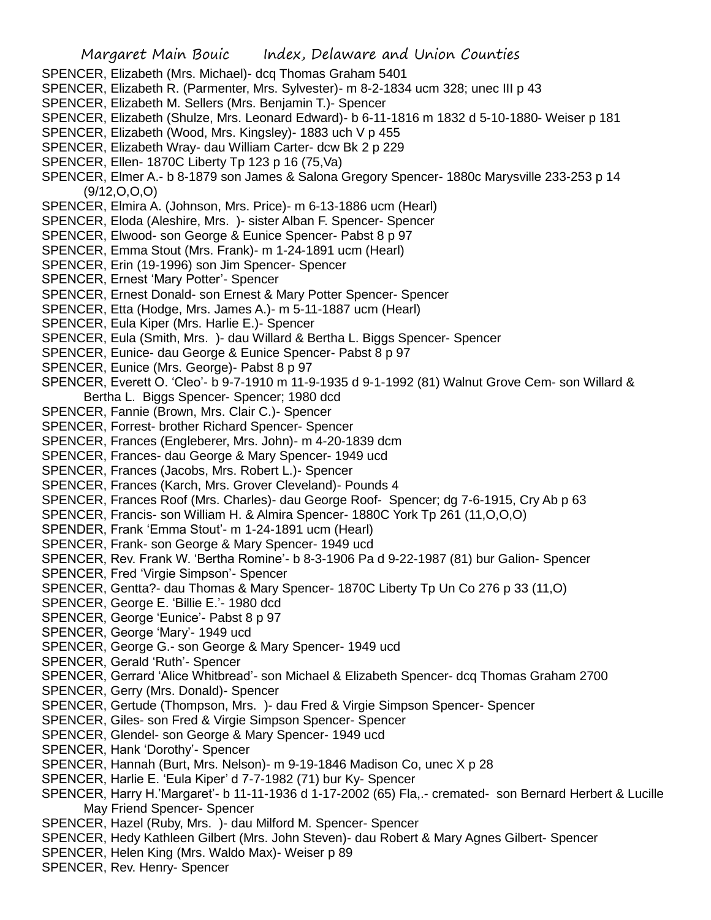SPENCER, Elizabeth (Mrs. Michael)- dcq Thomas Graham 5401

SPENCER, Elizabeth R. (Parmenter, Mrs. Sylvester)- m 8-2-1834 ucm 328; unec III p 43

SPENCER, Elizabeth M. Sellers (Mrs. Benjamin T.)- Spencer

SPENCER, Elizabeth (Shulze, Mrs. Leonard Edward)- b 6-11-1816 m 1832 d 5-10-1880- Weiser p 181

SPENCER, Elizabeth (Wood, Mrs. Kingsley)- 1883 uch V p 455

SPENCER, Elizabeth Wray- dau William Carter- dcw Bk 2 p 229

SPENCER, Ellen- 1870C Liberty Tp 123 p 16 (75,Va)

SPENCER, Elmer A.- b 8-1879 son James & Salona Gregory Spencer- 1880c Marysville 233-253 p 14 (9/12,O,O,O)

SPENCER, Elmira A. (Johnson, Mrs. Price)- m 6-13-1886 ucm (Hearl)

SPENCER, Eloda (Aleshire, Mrs. )- sister Alban F. Spencer- Spencer

SPENCER, Elwood- son George & Eunice Spencer- Pabst 8 p 97

SPENCER, Emma Stout (Mrs. Frank)- m 1-24-1891 ucm (Hearl)

SPENCER, Erin (19-1996) son Jim Spencer- Spencer

SPENCER, Ernest 'Mary Potter'- Spencer

SPENCER, Ernest Donald- son Ernest & Mary Potter Spencer- Spencer

SPENCER, Etta (Hodge, Mrs. James A.)- m 5-11-1887 ucm (Hearl)

SPENCER, Eula Kiper (Mrs. Harlie E.)- Spencer

SPENCER, Eula (Smith, Mrs. )- dau Willard & Bertha L. Biggs Spencer- Spencer

SPENCER, Eunice- dau George & Eunice Spencer- Pabst 8 p 97

SPENCER, Eunice (Mrs. George)- Pabst 8 p 97

SPENCER, Everett O. 'Cleo'- b 9-7-1910 m 11-9-1935 d 9-1-1992 (81) Walnut Grove Cem- son Willard & Bertha L. Biggs Spencer- Spencer; 1980 dcd

SPENCER, Fannie (Brown, Mrs. Clair C.)- Spencer

SPENCER, Forrest- brother Richard Spencer- Spencer

SPENCER, Frances (Engleberer, Mrs. John)- m 4-20-1839 dcm

SPENCER, Frances- dau George & Mary Spencer- 1949 ucd

SPENCER, Frances (Jacobs, Mrs. Robert L.)- Spencer

SPENCER, Frances (Karch, Mrs. Grover Cleveland)- Pounds 4

SPENCER, Frances Roof (Mrs. Charles)- dau George Roof- Spencer; dg 7-6-1915, Cry Ab p 63

SPENCER, Francis- son William H. & Almira Spencer- 1880C York Tp 261 (11,O,O,O)

SPENDER, Frank 'Emma Stout'- m 1-24-1891 ucm (Hearl)

SPENCER, Frank- son George & Mary Spencer- 1949 ucd

SPENCER, Rev. Frank W. 'Bertha Romine'- b 8-3-1906 Pa d 9-22-1987 (81) bur Galion- Spencer

SPENCER, Fred 'Virgie Simpson'- Spencer

SPENCER, Gentta?- dau Thomas & Mary Spencer- 1870C Liberty Tp Un Co 276 p 33 (11,O)

SPENCER, George E. 'Billie E.'- 1980 dcd

SPENCER, George 'Eunice'- Pabst 8 p 97

SPENCER, George 'Mary'- 1949 ucd

SPENCER, George G.- son George & Mary Spencer- 1949 ucd

SPENCER, Gerald 'Ruth'- Spencer

SPENCER, Gerrard 'Alice Whitbread'- son Michael & Elizabeth Spencer- dcq Thomas Graham 2700

SPENCER, Gerry (Mrs. Donald)- Spencer

SPENCER, Gertude (Thompson, Mrs. )- dau Fred & Virgie Simpson Spencer- Spencer

SPENCER, Giles- son Fred & Virgie Simpson Spencer- Spencer

SPENCER, Glendel- son George & Mary Spencer- 1949 ucd

SPENCER, Hank 'Dorothy'- Spencer

SPENCER, Hannah (Burt, Mrs. Nelson)- m 9-19-1846 Madison Co, unec X p 28

SPENCER, Harlie E. 'Eula Kiper' d 7-7-1982 (71) bur Ky- Spencer

SPENCER, Harry H.'Margaret'- b 11-11-1936 d 1-17-2002 (65) Fla,.- cremated- son Bernard Herbert & Lucille May Friend Spencer- Spencer

SPENCER, Hazel (Ruby, Mrs. )- dau Milford M. Spencer- Spencer

SPENCER, Hedy Kathleen Gilbert (Mrs. John Steven)- dau Robert & Mary Agnes Gilbert- Spencer

SPENCER, Helen King (Mrs. Waldo Max)- Weiser p 89

SPENCER, Rev. Henry- Spencer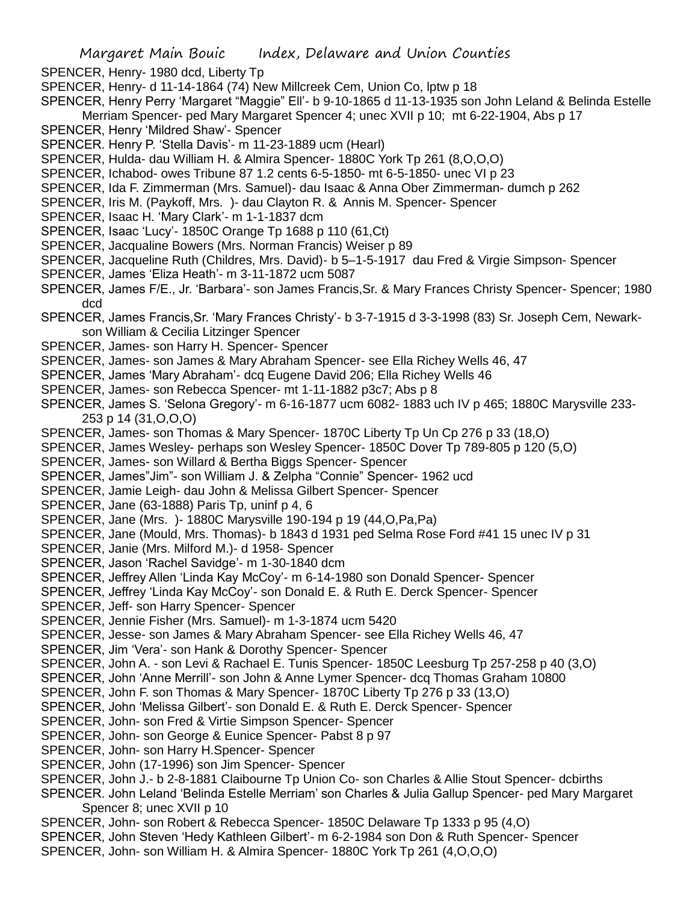SPENCER, Henry- 1980 dcd, Liberty Tp

SPENCER, Henry- d 11-14-1864 (74) New Millcreek Cem, Union Co, lptw p 18

SPENCER, Henry Perry 'Margaret "Maggie" Ell'- b 9-10-1865 d 11-13-1935 son John Leland & Belinda Estelle Merriam Spencer- ped Mary Margaret Spencer 4; unec XVII p 10; mt 6-22-1904, Abs p 17

SPENCER, Henry 'Mildred Shaw'- Spencer

SPENCER. Henry P. 'Stella Davis'- m 11-23-1889 ucm (Hearl)

SPENCER, Hulda- dau William H. & Almira Spencer- 1880C York Tp 261 (8,O,O,O)

SPENCER, Ichabod- owes Tribune 87 1.2 cents 6-5-1850- mt 6-5-1850- unec VI p 23

SPENCER, Ida F. Zimmerman (Mrs. Samuel)- dau Isaac & Anna Ober Zimmerman- dumch p 262

SPENCER, Iris M. (Paykoff, Mrs. )- dau Clayton R. & Annis M. Spencer- Spencer

SPENCER, Isaac H. 'Mary Clark'- m 1-1-1837 dcm

SPENCER, Isaac 'Lucy'- 1850C Orange Tp 1688 p 110 (61,Ct)

SPENCER, Jacqualine Bowers (Mrs. Norman Francis) Weiser p 89

SPENCER, Jacqueline Ruth (Childres, Mrs. David)- b 5–1-5-1917 dau Fred & Virgie Simpson- Spencer

SPENCER, James 'Eliza Heath'- m 3-11-1872 ucm 5087

SPENCER, James F/E., Jr. 'Barbara'- son James Francis,Sr. & Mary Frances Christy Spencer- Spencer; 1980 dcd

SPENCER, James Francis,Sr. 'Mary Frances Christy'- b 3-7-1915 d 3-3-1998 (83) Sr. Joseph Cem, Newark- son William & Cecilia Litzinger Spencer

SPENCER, James- son Harry H. Spencer- Spencer

SPENCER, James- son James & Mary Abraham Spencer- see Ella Richey Wells 46, 47

SPENCER, James 'Mary Abraham'- dcq Eugene David 206; Ella Richey Wells 46

SPENCER, James- son Rebecca Spencer- mt 1-11-1882 p3c7; Abs p 8

SPENCER, James S. 'Selona Gregory'- m 6-16-1877 ucm 6082- 1883 uch IV p 465; 1880C Marysville 233-253 p 14 (31,O,O,O)

SPENCER, James- son Thomas & Mary Spencer- 1870C Liberty Tp Un Cp 276 p 33 (18,O)

SPENCER, James Wesley- perhaps son Wesley Spencer- 1850C Dover Tp 789-805 p 120 (5,O)

SPENCER, James- son Willard & Bertha Biggs Spencer- Spencer

SPENCER, James"Jim"- son William J. & Zelpha "Connie" Spencer- 1962 ucd

SPENCER, Jamie Leigh- dau John & Melissa Gilbert Spencer- Spencer

SPENCER, Jane (63-1888) Paris Tp, uninf p 4, 6

SPENCER, Jane (Mrs. )- 1880C Marysville 190-194 p 19 (44,O,Pa,Pa)

SPENCER, Jane (Mould, Mrs. Thomas)- b 1843 d 1931 ped Selma Rose Ford #41 15 unec IV p 31

SPENCER, Janie (Mrs. Milford M.)- d 1958- Spencer

SPENCER, Jason 'Rachel Savidge'- m 1-30-1840 dcm

SPENCER, Jeffrey Allen 'Linda Kay McCoy'- m 6-14-1980 son Donald Spencer- Spencer

SPENCER, Jeffrey 'Linda Kay McCoy'- son Donald E. & Ruth E. Derck Spencer- Spencer

SPENCER, Jeff- son Harry Spencer- Spencer

SPENCER, Jennie Fisher (Mrs. Samuel)- m 1-3-1874 ucm 5420

SPENCER, Jesse- son James & Mary Abraham Spencer- see Ella Richey Wells 46, 47

SPENCER, Jim 'Vera'- son Hank & Dorothy Spencer- Spencer

SPENCER, John A. - son Levi & Rachael E. Tunis Spencer- 1850C Leesburg Tp 257-258 p 40 (3,O)

SPENCER, John 'Anne Merrill'- son John & Anne Lymer Spencer- dcq Thomas Graham 10800

SPENCER, John F. son Thomas & Mary Spencer- 1870C Liberty Tp 276 p 33 (13,O)

SPENCER, John 'Melissa Gilbert'- son Donald E. & Ruth E. Derck Spencer- Spencer

SPENCER, John- son Fred & Virtie Simpson Spencer- Spencer

SPENCER, John- son George & Eunice Spencer- Pabst 8 p 97

SPENCER, John- son Harry H.Spencer- Spencer

SPENCER, John (17-1996) son Jim Spencer- Spencer

SPENCER, John J.- b 2-8-1881 Claibourne Tp Union Co- son Charles & Allie Stout Spencer- dcbirths

SPENCER. John Leland 'Belinda Estelle Merriam' son Charles & Julia Gallup Spencer- ped Mary Margaret Spencer 8; unec XVII p 10

SPENCER, John- son Robert & Rebecca Spencer- 1850C Delaware Tp 1333 p 95 (4,O)

SPENCER, John Steven 'Hedy Kathleen Gilbert'- m 6-2-1984 son Don & Ruth Spencer- Spencer

SPENCER, John- son William H. & Almira Spencer- 1880C York Tp 261 (4,O,O,O)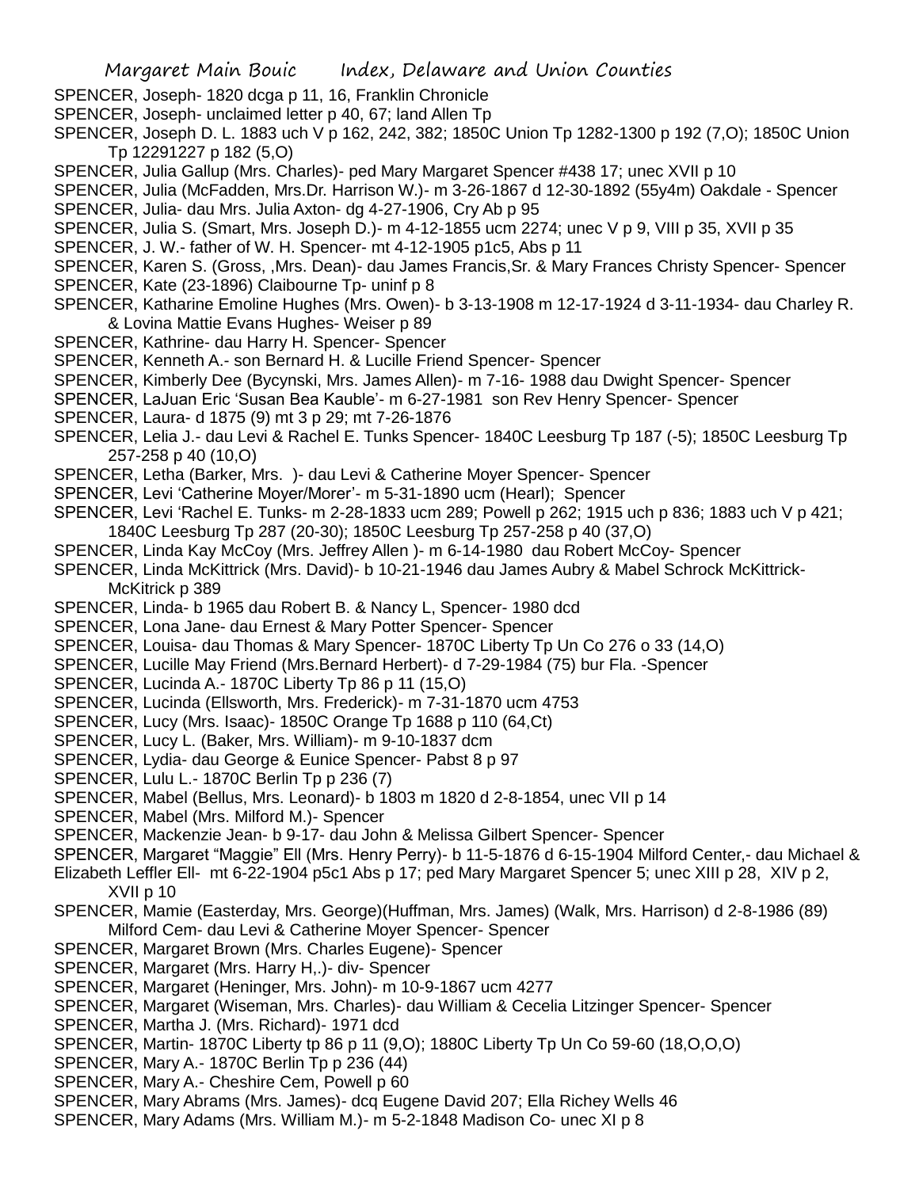SPENCER, Joseph- 1820 dcga p 11, 16, Franklin Chronicle

SPENCER, Joseph- unclaimed letter p 40, 67; land Allen Tp

SPENCER, Joseph D. L. 1883 uch V p 162, 242, 382; 1850C Union Tp 1282-1300 p 192 (7,O); 1850C Union Tp 12291227 p 182 (5,O)

SPENCER, Julia Gallup (Mrs. Charles)- ped Mary Margaret Spencer #438 17; unec XVII p 10

SPENCER, Julia (McFadden, Mrs.Dr. Harrison W.)- m 3-26-1867 d 12-30-1892 (55y4m) Oakdale - Spencer

SPENCER, Julia- dau Mrs. Julia Axton- dg 4-27-1906, Cry Ab p 95

SPENCER, Julia S. (Smart, Mrs. Joseph D.)- m 4-12-1855 ucm 2274; unec V p 9, VIII p 35, XVII p 35

SPENCER, J. W.- father of W. H. Spencer- mt 4-12-1905 p1c5, Abs p 11

SPENCER, Karen S. (Gross, ,Mrs. Dean)- dau James Francis,Sr. & Mary Frances Christy Spencer- Spencer

SPENCER, Kate (23-1896) Claibourne Tp- uninf p 8

SPENCER, Katharine Emoline Hughes (Mrs. Owen)- b 3-13-1908 m 12-17-1924 d 3-11-1934- dau Charley R. & Lovina Mattie Evans Hughes- Weiser p 89

SPENCER, Kathrine- dau Harry H. Spencer- Spencer

SPENCER, Kenneth A.- son Bernard H. & Lucille Friend Spencer- Spencer

SPENCER, Kimberly Dee (Bycynski, Mrs. James Allen)- m 7-16- 1988 dau Dwight Spencer- Spencer

SPENCER, LaJuan Eric 'Susan Bea Kauble'- m 6-27-1981 son Rev Henry Spencer- Spencer

SPENCER, Laura- d 1875 (9) mt 3 p 29; mt 7-26-1876

SPENCER, Lelia J.- dau Levi & Rachel E. Tunks Spencer- 1840C Leesburg Tp 187 (-5); 1850C Leesburg Tp 257-258 p 40 (10,O)

SPENCER, Letha (Barker, Mrs. )- dau Levi & Catherine Moyer Spencer- Spencer

SPENCER, Levi 'Catherine Moyer/Morer'- m 5-31-1890 ucm (Hearl); Spencer

SPENCER, Levi 'Rachel E. Tunks- m 2-28-1833 ucm 289; Powell p 262; 1915 uch p 836; 1883 uch V p 421; 1840C Leesburg Tp 287 (20-30); 1850C Leesburg Tp 257-258 p 40 (37,O)

SPENCER, Linda Kay McCoy (Mrs. Jeffrey Allen )- m 6-14-1980 dau Robert McCoy- Spencer

SPENCER, Linda McKittrick (Mrs. David)- b 10-21-1946 dau James Aubry & Mabel Schrock McKittrick- McKitrick p 389

SPENCER, Linda- b 1965 dau Robert B. & Nancy L, Spencer- 1980 dcd

SPENCER, Lona Jane- dau Ernest & Mary Potter Spencer- Spencer

SPENCER, Louisa- dau Thomas & Mary Spencer- 1870C Liberty Tp Un Co 276 o 33 (14,O)

SPENCER, Lucille May Friend (Mrs.Bernard Herbert)- d 7-29-1984 (75) bur Fla. -Spencer

SPENCER, Lucinda A.- 1870C Liberty Tp 86 p 11 (15,O)

SPENCER, Lucinda (Ellsworth, Mrs. Frederick)- m 7-31-1870 ucm 4753

SPENCER, Lucy (Mrs. Isaac)- 1850C Orange Tp 1688 p 110 (64,Ct)

SPENCER, Lucy L. (Baker, Mrs. William)- m 9-10-1837 dcm

SPENCER, Lydia- dau George & Eunice Spencer- Pabst 8 p 97

SPENCER, Lulu L.- 1870C Berlin Tp p 236 (7)

SPENCER, Mabel (Bellus, Mrs. Leonard)- b 1803 m 1820 d 2-8-1854, unec VII p 14

SPENCER, Mabel (Mrs. Milford M.)- Spencer

SPENCER, Mackenzie Jean- b 9-17- dau John & Melissa Gilbert Spencer- Spencer

SPENCER, Margaret "Maggie" Ell (Mrs. Henry Perry)- b 11-5-1876 d 6-15-1904 Milford Center,- dau Michael & Elizabeth Leffler Ell- mt 6-22-1904 p5c1 Abs p 17; ped Mary Margaret Spencer 5; unec XIII p 28, XIV p 2, XVII p 10

SPENCER, Mamie (Easterday, Mrs. George)(Huffman, Mrs. James) (Walk, Mrs. Harrison) d 2-8-1986 (89) Milford Cem- dau Levi & Catherine Moyer Spencer- Spencer

SPENCER, Margaret Brown (Mrs. Charles Eugene)- Spencer

SPENCER, Margaret (Mrs. Harry H,.)- div- Spencer

SPENCER, Margaret (Heninger, Mrs. John)- m 10-9-1867 ucm 4277

SPENCER, Margaret (Wiseman, Mrs. Charles)- dau William & Cecelia Litzinger Spencer- Spencer

SPENCER, Martha J. (Mrs. Richard)- 1971 dcd

SPENCER, Martin- 1870C Liberty tp 86 p 11 (9,O); 1880C Liberty Tp Un Co 59-60 (18,O,O,O)

SPENCER, Mary A.- 1870C Berlin Tp p 236 (44)

SPENCER, Mary A.- Cheshire Cem, Powell p 60

SPENCER, Mary Abrams (Mrs. James)- dcq Eugene David 207; Ella Richey Wells 46

SPENCER, Mary Adams (Mrs. William M.)- m 5-2-1848 Madison Co- unec XI p 8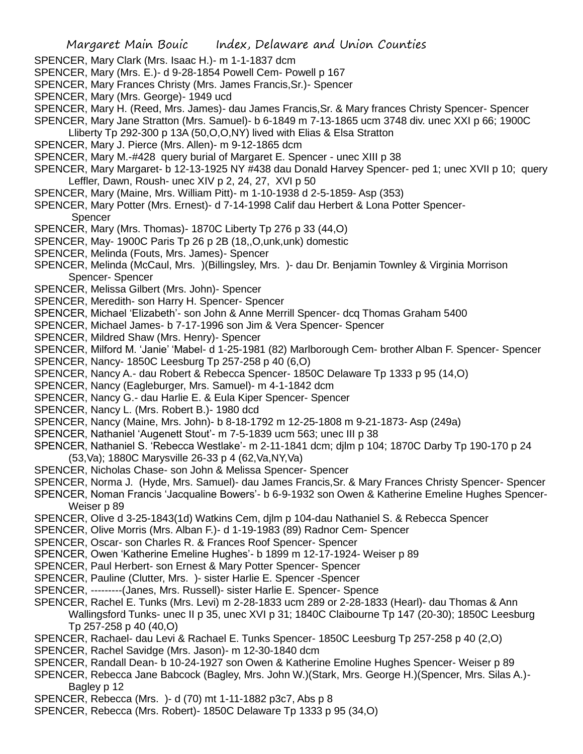SPENCER, Mary Clark (Mrs. Isaac H.)- m 1-1-1837 dcm

SPENCER, Mary (Mrs. E.)- d 9-28-1854 Powell Cem- Powell p 167

SPENCER, Mary Frances Christy (Mrs. James Francis,Sr.)- Spencer

SPENCER, Mary (Mrs. George)- 1949 ucd

SPENCER, Mary H. (Reed, Mrs. James)- dau James Francis,Sr. & Mary frances Christy Spencer- Spencer

SPENCER, Mary Jane Stratton (Mrs. Samuel)- b 6-1849 m 7-13-1865 ucm 3748 div. unec XXI p 66; 1900C Lliberty Tp 292-300 p 13A (50,O,O,NY) lived with Elias & Elsa Stratton

SPENCER, Mary J. Pierce (Mrs. Allen)- m 9-12-1865 dcm

SPENCER, Mary M.-#428 query burial of Margaret E. Spencer - unec XIII p 38

SPENCER, Mary Margaret- b 12-13-1925 NY #438 dau Donald Harvey Spencer- ped 1; unec XVII p 10; query Leffler, Dawn, Roush- unec XIV p 2, 24, 27, XVI p 50

SPENCER, Mary (Maine, Mrs. William Pitt)- m 1-10-1938 d 2-5-1859- Asp (353)

SPENCER, Mary Potter (Mrs. Ernest)- d 7-14-1998 Calif dau Herbert & Lona Potter Spencer- Spencer

SPENCER, Mary (Mrs. Thomas)- 1870C Liberty Tp 276 p 33 (44,O)

SPENCER, May- 1900C Paris Tp 26 p 2B (18,,O,unk,unk) domestic

SPENCER, Melinda (Fouts, Mrs. James)- Spencer

SPENCER, Melinda (McCaul, Mrs. )(Billingsley, Mrs. )- dau Dr. Benjamin Townley & Virginia Morrison Spencer- Spencer

SPENCER, Melissa Gilbert (Mrs. John)- Spencer

SPENCER, Meredith- son Harry H. Spencer- Spencer

SPENCER, Michael 'Elizabeth'- son John & Anne Merrill Spencer- dcq Thomas Graham 5400

SPENCER, Michael James- b 7-17-1996 son Jim & Vera Spencer- Spencer

SPENCER, Mildred Shaw (Mrs. Henry)- Spencer

SPENCER, Milford M. 'Janie' 'Mabel- d 1-25-1981 (82) Marlborough Cem- brother Alban F. Spencer- Spencer

SPENCER, Nancy- 1850C Leesburg Tp 257-258 p 40 (6,O)

SPENCER, Nancy A.- dau Robert & Rebecca Spencer- 1850C Delaware Tp 1333 p 95 (14,O)

SPENCER, Nancy (Eagleburger, Mrs. Samuel)- m 4-1-1842 dcm

SPENCER, Nancy G.- dau Harlie E. & Eula Kiper Spencer- Spencer

SPENCER, Nancy L. (Mrs. Robert B.)- 1980 dcd

SPENCER, Nancy (Maine, Mrs. John)- b 8-18-1792 m 12-25-1808 m 9-21-1873- Asp (249a)

SPENCER, Nathaniel 'Augenett Stout'- m 7-5-1839 ucm 563; unec III p 38

SPENCER, Nathaniel S. 'Rebecca Westlake'- m 2-11-1841 dcm; djlm p 104; 1870C Darby Tp 190-170 p 24 (53,Va); 1880C Marysville 26-33 p 4 (62,Va,NY,Va)

SPENCER, Nicholas Chase- son John & Melissa Spencer- Spencer

SPENCER, Norma J. (Hyde, Mrs. Samuel)- dau James Francis,Sr. & Mary Frances Christy Spencer- Spencer

SPENCER, Noman Francis 'Jacqualine Bowers'- b 6-9-1932 son Owen & Katherine Emeline Hughes Spencer- Weiser p 89

SPENCER, Olive d 3-25-1843(1d) Watkins Cem, djlm p 104-dau Nathaniel S. & Rebecca Spencer

SPENCER, Olive Morris (Mrs. Alban F.)- d 1-19-1983 (89) Radnor Cem- Spencer

SPENCER, Oscar- son Charles R. & Frances Roof Spencer- Spencer

SPENCER, Owen 'Katherine Emeline Hughes'- b 1899 m 12-17-1924- Weiser p 89

SPENCER, Paul Herbert- son Ernest & Mary Potter Spencer- Spencer

SPENCER, Pauline (Clutter, Mrs. )- sister Harlie E. Spencer -Spencer

SPENCER, ---------(Janes, Mrs. Russell)- sister Harlie E. Spencer- Spence

SPENCER, Rachel E. Tunks (Mrs. Levi) m 2-28-1833 ucm 289 or 2-28-1833 (Hearl)- dau Thomas & Ann Wallingsford Tunks- unec II p 35, unec XVI p 31; 1840C Claibourne Tp 147 (20-30); 1850C Leesburg Tp 257-258 p 40 (40,O)

SPENCER, Rachael- dau Levi & Rachael E. Tunks Spencer- 1850C Leesburg Tp 257-258 p 40 (2,O)

SPENCER, Rachel Savidge (Mrs. Jason)- m 12-30-1840 dcm

SPENCER, Randall Dean- b 10-24-1927 son Owen & Katherine Emoline Hughes Spencer- Weiser p 89

SPENCER, Rebecca Jane Babcock (Bagley, Mrs. John W.)(Stark, Mrs. George H.)(Spencer, Mrs. Silas A.)- Bagley p 12

SPENCER, Rebecca (Mrs. )- d (70) mt 1-11-1882 p3c7, Abs p 8

SPENCER, Rebecca (Mrs. Robert)- 1850C Delaware Tp 1333 p 95 (34,O)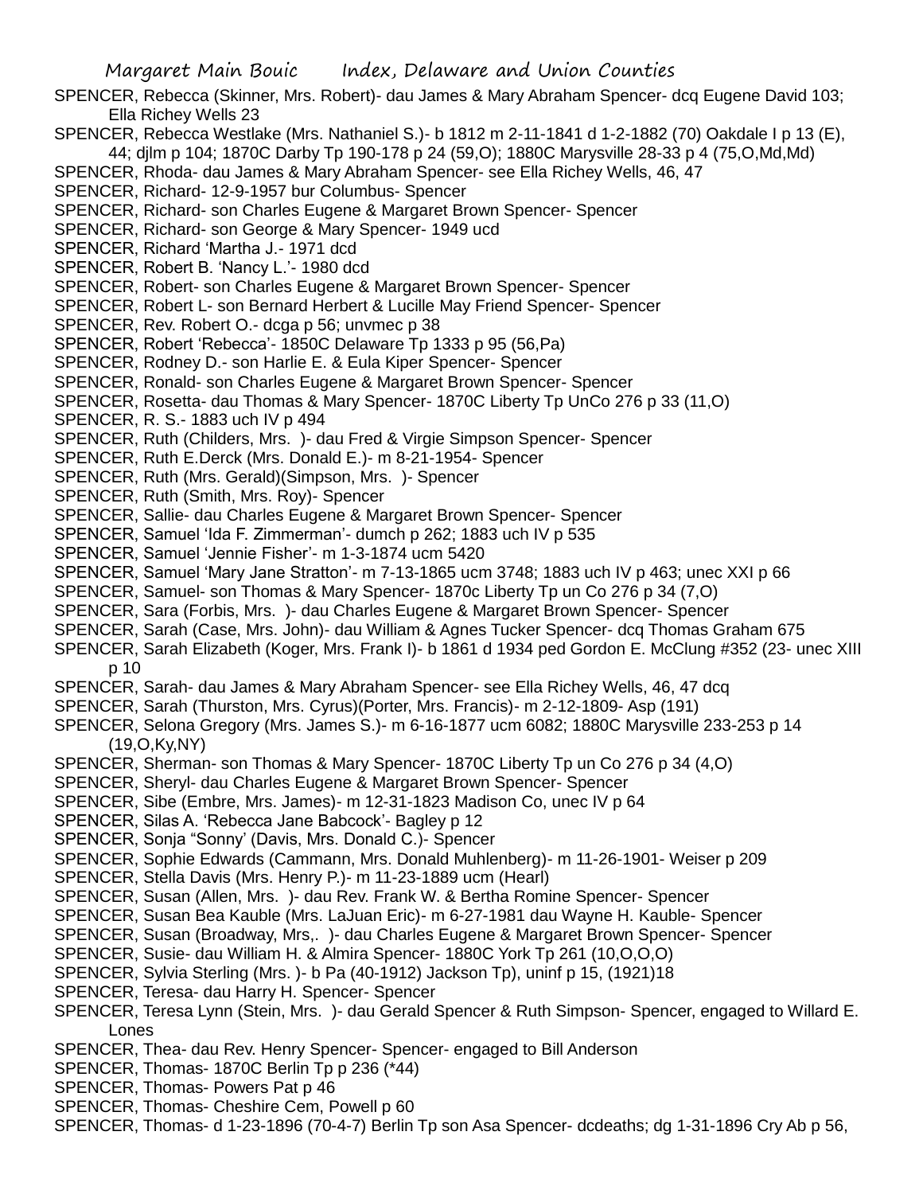SPENCER, Rebecca (Skinner, Mrs. Robert)- dau James & Mary Abraham Spencer- dcq Eugene David 103; Ella Richey Wells 23

SPENCER, Rebecca Westlake (Mrs. Nathaniel S.)- b 1812 m 2-11-1841 d 1-2-1882 (70) Oakdale I p 13 (E), 44; djlm p 104; 1870C Darby Tp 190-178 p 24 (59,O); 1880C Marysville 28-33 p 4 (75,O,Md,Md)

SPENCER, Rhoda- dau James & Mary Abraham Spencer- see Ella Richey Wells, 46, 47

SPENCER, Richard- 12-9-1957 bur Columbus- Spencer

SPENCER, Richard- son Charles Eugene & Margaret Brown Spencer- Spencer

SPENCER, Richard- son George & Mary Spencer- 1949 ucd

SPENCER, Richard 'Martha J.- 1971 dcd

SPENCER, Robert B. 'Nancy L.'- 1980 dcd

SPENCER, Robert- son Charles Eugene & Margaret Brown Spencer- Spencer

SPENCER, Robert L- son Bernard Herbert & Lucille May Friend Spencer- Spencer

SPENCER, Rev. Robert O.- dcga p 56; unvmec p 38

SPENCER, Robert 'Rebecca'- 1850C Delaware Tp 1333 p 95 (56,Pa)

SPENCER, Rodney D.- son Harlie E. & Eula Kiper Spencer- Spencer

SPENCER, Ronald- son Charles Eugene & Margaret Brown Spencer- Spencer

SPENCER, Rosetta- dau Thomas & Mary Spencer- 1870C Liberty Tp UnCo 276 p 33 (11,O)

SPENCER, R. S.- 1883 uch IV p 494

SPENCER, Ruth (Childers, Mrs. )- dau Fred & Virgie Simpson Spencer- Spencer

SPENCER, Ruth E.Derck (Mrs. Donald E.)- m 8-21-1954- Spencer

SPENCER, Ruth (Mrs. Gerald)(Simpson, Mrs. )- Spencer

SPENCER, Ruth (Smith, Mrs. Roy)- Spencer

SPENCER, Sallie- dau Charles Eugene & Margaret Brown Spencer- Spencer

SPENCER, Samuel 'Ida F. Zimmerman'- dumch p 262; 1883 uch IV p 535

SPENCER, Samuel 'Jennie Fisher'- m 1-3-1874 ucm 5420

SPENCER, Samuel 'Mary Jane Stratton'- m 7-13-1865 ucm 3748; 1883 uch IV p 463; unec XXI p 66

SPENCER, Samuel- son Thomas & Mary Spencer- 1870c Liberty Tp un Co 276 p 34 (7,O)

SPENCER, Sara (Forbis, Mrs. )- dau Charles Eugene & Margaret Brown Spencer- Spencer

SPENCER, Sarah (Case, Mrs. John)- dau William & Agnes Tucker Spencer- dcq Thomas Graham 675

SPENCER, Sarah Elizabeth (Koger, Mrs. Frank I)- b 1861 d 1934 ped Gordon E. McClung #352 (23- unec XIII p 10

SPENCER, Sarah- dau James & Mary Abraham Spencer- see Ella Richey Wells, 46, 47 dcq

SPENCER, Sarah (Thurston, Mrs. Cyrus)(Porter, Mrs. Francis)- m 2-12-1809- Asp (191)

SPENCER, Selona Gregory (Mrs. James S.)- m 6-16-1877 ucm 6082; 1880C Marysville 233-253 p 14 (19,O,Ky,NY)

SPENCER, Sherman- son Thomas & Mary Spencer- 1870C Liberty Tp un Co 276 p 34 (4,O)

SPENCER, Sheryl- dau Charles Eugene & Margaret Brown Spencer- Spencer

SPENCER, Sibe (Embre, Mrs. James)- m 12-31-1823 Madison Co, unec IV p 64

SPENCER, Silas A. 'Rebecca Jane Babcock'- Bagley p 12

SPENCER, Sonja "Sonny' (Davis, Mrs. Donald C.)- Spencer

SPENCER, Sophie Edwards (Cammann, Mrs. Donald Muhlenberg)- m 11-26-1901- Weiser p 209

SPENCER, Stella Davis (Mrs. Henry P.)- m 11-23-1889 ucm (Hearl)

SPENCER, Susan (Allen, Mrs. )- dau Rev. Frank W. & Bertha Romine Spencer- Spencer

SPENCER, Susan Bea Kauble (Mrs. LaJuan Eric)- m 6-27-1981 dau Wayne H. Kauble- Spencer

SPENCER, Susan (Broadway, Mrs,. )- dau Charles Eugene & Margaret Brown Spencer- Spencer

SPENCER, Susie- dau William H. & Almira Spencer- 1880C York Tp 261 (10,O,O,O)

SPENCER, Sylvia Sterling (Mrs. )- b Pa (40-1912) Jackson Tp), uninf p 15, (1921)18

SPENCER, Teresa- dau Harry H. Spencer- Spencer

SPENCER, Teresa Lynn (Stein, Mrs. )- dau Gerald Spencer & Ruth Simpson- Spencer, engaged to Willard E. Lones

SPENCER, Thea- dau Rev. Henry Spencer- Spencer- engaged to Bill Anderson

SPENCER, Thomas- 1870C Berlin Tp p 236 (*44)

SPENCER, Thomas- Powers Pat p 46

SPENCER, Thomas- Cheshire Cem, Powell p 60

SPENCER, Thomas- d 1-23-1896 (70-4-7) Berlin Tp son Asa Spencer- dcdeaths; dg 1-31-1896 Cry Ab p 56,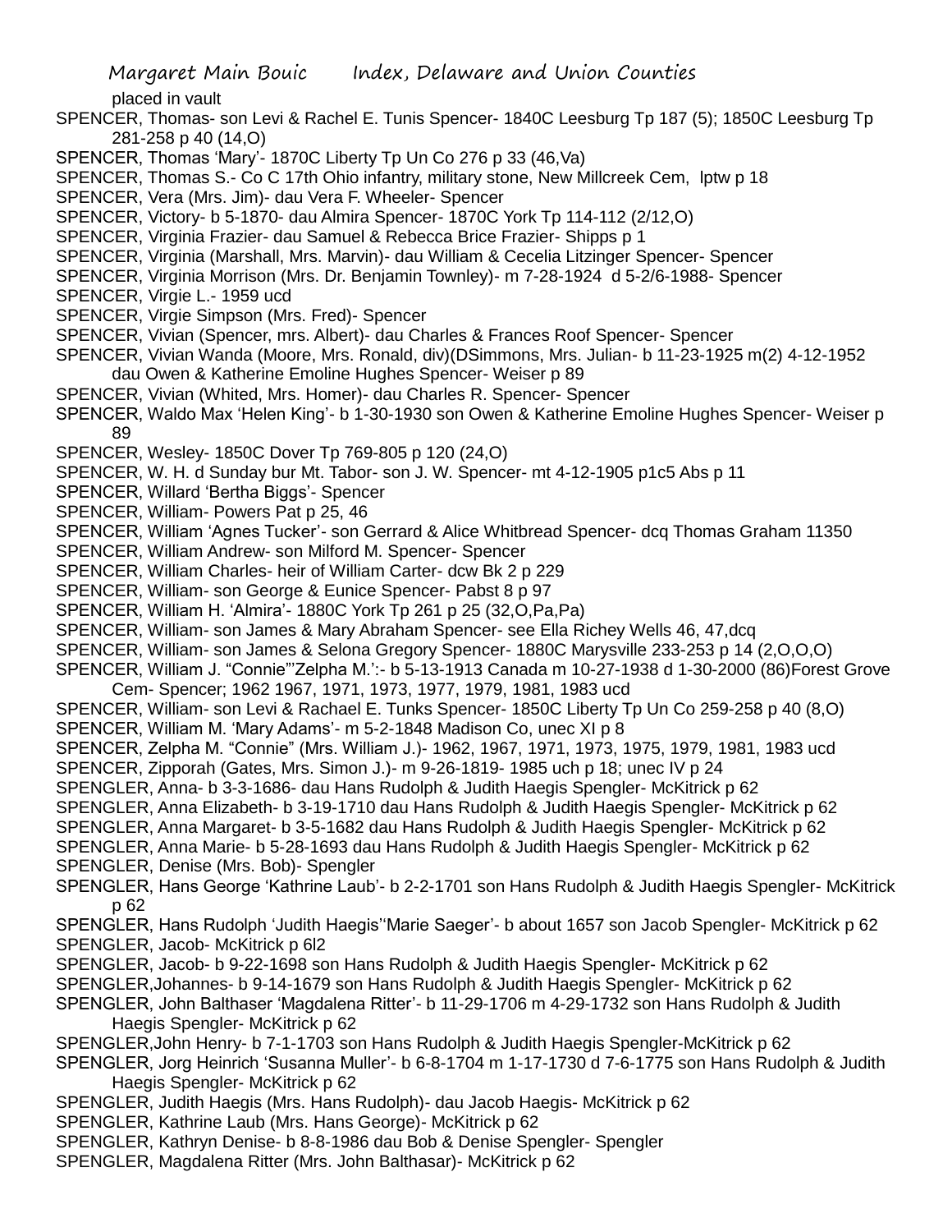placed in vault

SPENCER, Thomas- son Levi & Rachel E. Tunis Spencer- 1840C Leesburg Tp 187 (5); 1850C Leesburg Tp 281-258 p 40 (14,O)

SPENCER, Thomas 'Mary'- 1870C Liberty Tp Un Co 276 p 33 (46,Va)

SPENCER, Thomas S.- Co C 17th Ohio infantry, military stone, New Millcreek Cem, lptw p 18

SPENCER, Vera (Mrs. Jim)- dau Vera F. Wheeler- Spencer

SPENCER, Victory- b 5-1870- dau Almira Spencer- 1870C York Tp 114-112 (2/12,O)

SPENCER, Virginia Frazier- dau Samuel & Rebecca Brice Frazier- Shipps p 1

SPENCER, Virginia (Marshall, Mrs. Marvin)- dau William & Cecelia Litzinger Spencer- Spencer

SPENCER, Virginia Morrison (Mrs. Dr. Benjamin Townley)- m 7-28-1924 d 5-2/6-1988- Spencer

SPENCER, Virgie L.- 1959 ucd

SPENCER, Virgie Simpson (Mrs. Fred)- Spencer

SPENCER, Vivian (Spencer, mrs. Albert)- dau Charles & Frances Roof Spencer- Spencer

SPENCER, Vivian Wanda (Moore, Mrs. Ronald, div)(DSimmons, Mrs. Julian- b 11-23-1925 m(2) 4-12-1952 dau Owen & Katherine Emoline Hughes Spencer- Weiser p 89

SPENCER, Vivian (Whited, Mrs. Homer)- dau Charles R. Spencer- Spencer

SPENCER, Waldo Max 'Helen King'- b 1-30-1930 son Owen & Katherine Emoline Hughes Spencer- Weiser p 89

SPENCER, Wesley- 1850C Dover Tp 769-805 p 120 (24,O)

SPENCER, W. H. d Sunday bur Mt. Tabor- son J. W. Spencer- mt 4-12-1905 p1c5 Abs p 11

SPENCER, Willard 'Bertha Biggs'- Spencer

SPENCER, William- Powers Pat p 25, 46

SPENCER, William 'Agnes Tucker'- son Gerrard & Alice Whitbread Spencer- dcq Thomas Graham 11350

SPENCER, William Andrew- son Milford M. Spencer- Spencer

SPENCER, William Charles- heir of William Carter- dcw Bk 2 p 229

SPENCER, William- son George & Eunice Spencer- Pabst 8 p 97

SPENCER, William H. 'Almira'- 1880C York Tp 261 p 25 (32,O,Pa,Pa)

SPENCER, William- son James & Mary Abraham Spencer- see Ella Richey Wells 46, 47,dcq

SPENCER, William- son James & Selona Gregory Spencer- 1880C Marysville 233-253 p 14 (2,O,O,O)

SPENCER, William J. "Connie"'Zelpha M.':- b 5-13-1913 Canada m 10-27-1938 d 1-30-2000 (86)Forest Grove Cem- Spencer; 1962 1967, 1971, 1973, 1977, 1979, 1981, 1983 ucd

SPENCER, William- son Levi & Rachael E. Tunks Spencer- 1850C Liberty Tp Un Co 259-258 p 40 (8,O)

SPENCER, William M. 'Mary Adams'- m 5-2-1848 Madison Co, unec XI p 8

SPENCER, Zelpha M. "Connie" (Mrs. William J.)- 1962, 1967, 1971, 1973, 1975, 1979, 1981, 1983 ucd

SPENCER, Zipporah (Gates, Mrs. Simon J.)- m 9-26-1819- 1985 uch p 18; unec IV p 24

SPENGLER, Anna- b 3-3-1686- dau Hans Rudolph & Judith Haegis Spengler- McKitrick p 62

SPENGLER, Anna Elizabeth- b 3-19-1710 dau Hans Rudolph & Judith Haegis Spengler- McKitrick p 62

SPENGLER, Anna Margaret- b 3-5-1682 dau Hans Rudolph & Judith Haegis Spengler- McKitrick p 62

SPENGLER, Anna Marie- b 5-28-1693 dau Hans Rudolph & Judith Haegis Spengler- McKitrick p 62

SPENGLER, Denise (Mrs. Bob)- Spengler

SPENGLER, Hans George 'Kathrine Laub'- b 2-2-1701 son Hans Rudolph & Judith Haegis Spengler- McKitrick p 62

SPENGLER, Hans Rudolph 'Judith Haegis''Marie Saeger'- b about 1657 son Jacob Spengler- McKitrick p 62

SPENGLER, Jacob- McKitrick p 6l2

SPENGLER, Jacob- b 9-22-1698 son Hans Rudolph & Judith Haegis Spengler- McKitrick p 62

SPENGLER,Johannes- b 9-14-1679 son Hans Rudolph & Judith Haegis Spengler- McKitrick p 62

SPENGLER, John Balthaser 'Magdalena Ritter'- b 11-29-1706 m 4-29-1732 son Hans Rudolph & Judith Haegis Spengler- McKitrick p 62

SPENGLER,John Henry- b 7-1-1703 son Hans Rudolph & Judith Haegis Spengler-McKitrick p 62

SPENGLER, Jorg Heinrich 'Susanna Muller'- b 6-8-1704 m 1-17-1730 d 7-6-1775 son Hans Rudolph & Judith Haegis Spengler- McKitrick p 62

SPENGLER, Judith Haegis (Mrs. Hans Rudolph)- dau Jacob Haegis- McKitrick p 62

SPENGLER, Kathrine Laub (Mrs. Hans George)- McKitrick p 62

SPENGLER, Kathryn Denise- b 8-8-1986 dau Bob & Denise Spengler- Spengler

SPENGLER, Magdalena Ritter (Mrs. John Balthasar)- McKitrick p 62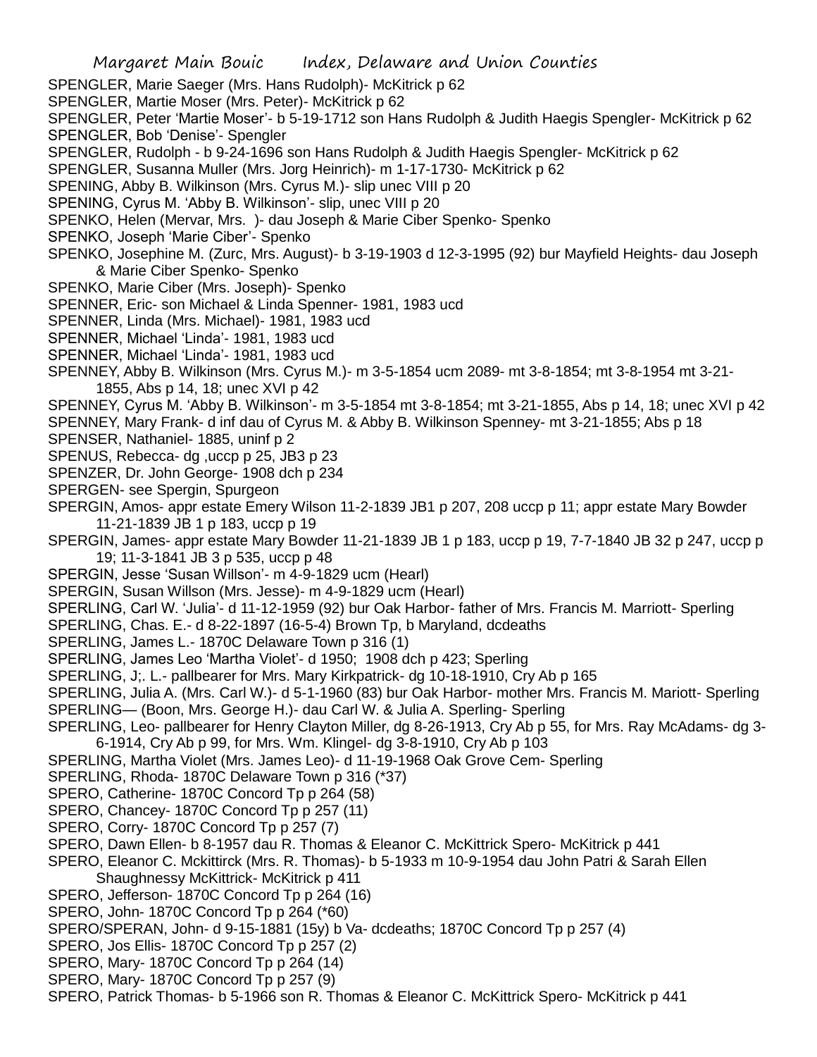SPENGLER, Marie Saeger (Mrs. Hans Rudolph)- McKitrick p 62
SPENGLER, Martie Moser (Mrs. Peter)- McKitrick p 62
SPENGLER, Peter 'Martie Moser'- b 5-19-1712 son Hans Rudolph & Judith Haegis Spengler- McKitrick p 62
SPENGLER, Bob 'Denise'- Spengler
SPENGLER, Rudolph - b 9-24-1696 son Hans Rudolph & Judith Haegis Spengler- McKitrick p 62
SPENGLER, Susanna Muller (Mrs. Jorg Heinrich)- m 1-17-1730- McKitrick p 62
SPENING, Abby B. Wilkinson (Mrs. Cyrus M.)- slip unec VIII p 20
SPENING, Cyrus M. 'Abby B. Wilkinson'- slip, unec VIII p 20
SPENKO, Helen (Mervar, Mrs. )- dau Joseph & Marie Ciber Spenko- Spenko
SPENKO, Joseph 'Marie Ciber'- Spenko
SPENKO, Josephine M. (Zurc, Mrs. August)- b 3-19-1903 d 12-3-1995 (92) bur Mayfield Heights- dau Joseph & Marie Ciber Spenko- Spenko
SPENKO, Marie Ciber (Mrs. Joseph)- Spenko
SPENNER, Eric- son Michael & Linda Spenner- 1981, 1983 ucd
SPENNER, Linda (Mrs. Michael)- 1981, 1983 ucd
SPENNER, Michael 'Linda'- 1981, 1983 ucd
SPENNER, Michael 'Linda'- 1981, 1983 ucd
SPENNEY, Abby B. Wilkinson (Mrs. Cyrus M.)- m 3-5-1854 ucm 2089- mt 3-8-1854; mt 3-8-1954 mt 3-21-1855, Abs p 14, 18; unec XVI p 42
SPENNEY, Cyrus M. 'Abby B. Wilkinson'- m 3-5-1854 mt 3-8-1854; mt 3-21-1855, Abs p 14, 18; unec XVI p 42
SPENNEY, Mary Frank- d inf dau of Cyrus M. & Abby B. Wilkinson Spenney- mt 3-21-1855; Abs p 18
SPENSER, Nathaniel- 1885, uninf p 2
SPENUS, Rebecca- dg ,uccp p 25, JB3 p 23
SPENZER, Dr. John George- 1908 dch p 234
SPERGEN- see Spergin, Spurgeon
SPERGIN, Amos- appr estate Emery Wilson 11-2-1839 JB1 p 207, 208 uccp p 11; appr estate Mary Bowder 11-21-1839 JB 1 p 183, uccp p 19
SPERGIN, James- appr estate Mary Bowder 11-21-1839 JB 1 p 183, uccp p 19, 7-7-1840 JB 32 p 247, uccp p 19; 11-3-1841 JB 3 p 535, uccp p 48
SPERGIN, Jesse 'Susan Willson'- m 4-9-1829 ucm (Hearl)
SPERGIN, Susan Willson (Mrs. Jesse)- m 4-9-1829 ucm (Hearl)
SPERLING, Carl W. 'Julia'- d 11-12-1959 (92) bur Oak Harbor- father of Mrs. Francis M. Marriott- Sperling
SPERLING, Chas. E.- d 8-22-1897 (16-5-4) Brown Tp, b Maryland, dcdeaths
SPERLING, James L.- 1870C Delaware Town p 316 (1)
SPERLING, James Leo 'Martha Violet'- d 1950; 1908 dch p 423; Sperling
SPERLING, J;. L.- pallbearer for Mrs. Mary Kirkpatrick- dg 10-18-1910, Cry Ab p 165
SPERLING, Julia A. (Mrs. Carl W.)- d 5-1-1960 (83) bur Oak Harbor- mother Mrs. Francis M. Mariott- Sperling
SPERLING— (Boon, Mrs. George H.)- dau Carl W. & Julia A. Sperling- Sperling
SPERLING, Leo- pallbearer for Henry Clayton Miller, dg 8-26-1913, Cry Ab p 55, for Mrs. Ray McAdams- dg 3-6-1914, Cry Ab p 99, for Mrs. Wm. Klingel- dg 3-8-1910, Cry Ab p 103
SPERLING, Martha Violet (Mrs. James Leo)- d 11-19-1968 Oak Grove Cem- Sperling
SPERLING, Rhoda- 1870C Delaware Town p 316 (*37)
SPERO, Catherine- 1870C Concord Tp p 264 (58)
SPERO, Chancey- 1870C Concord Tp p 257 (11)
SPERO, Corry- 1870C Concord Tp p 257 (7)
SPERO, Dawn Ellen- b 8-1957 dau R. Thomas & Eleanor C. McKittrick Spero- McKitrick p 441
SPERO, Eleanor C. Mckittirck (Mrs. R. Thomas)- b 5-1933 m 10-9-1954 dau John Patri & Sarah Ellen Shaughnessy McKittrick- McKitrick p 411
SPERO, Jefferson- 1870C Concord Tp p 264 (16)
SPERO, John- 1870C Concord Tp p 264 (*60)
SPERO/SPERAN, John- d 9-15-1881 (15y) b Va- dcdeaths; 1870C Concord Tp p 257 (4)
SPERO, Jos Ellis- 1870C Concord Tp p 257 (2)
SPERO, Mary- 1870C Concord Tp p 264 (14)
SPERO, Mary- 1870C Concord Tp p 257 (9)
SPERO, Patrick Thomas- b 5-1966 son R. Thomas & Eleanor C. McKittrick Spero- McKitrick p 441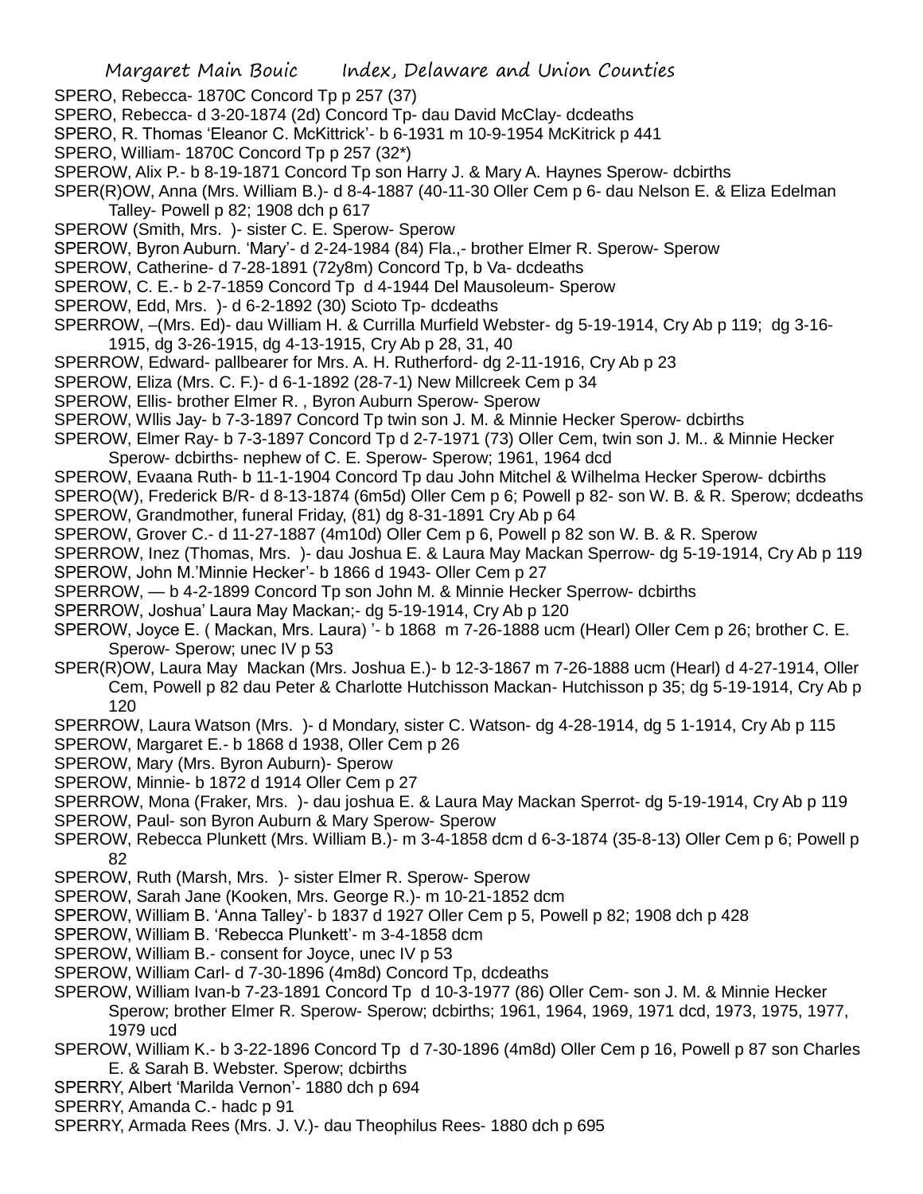SPERO, Rebecca- 1870C Concord Tp p 257 (37)

SPERO, Rebecca- d 3-20-1874 (2d) Concord Tp- dau David McClay- dcdeaths

SPERO, R. Thomas 'Eleanor C. McKittrick'- b 6-1931 m 10-9-1954 McKitrick p 441

SPERO, William- 1870C Concord Tp p 257 (32*)

SPEROW, Alix P.- b 8-19-1871 Concord Tp son Harry J. & Mary A. Haynes Sperow- dcbirths

SPER(R)OW, Anna (Mrs. William B.)- d 8-4-1887 (40-11-30 Oller Cem p 6- dau Nelson E. & Eliza Edelman Talley- Powell p 82; 1908 dch p 617

SPEROW (Smith, Mrs. )- sister C. E. Sperow- Sperow

SPEROW, Byron Auburn. 'Mary'- d 2-24-1984 (84) Fla.,- brother Elmer R. Sperow- Sperow

SPEROW, Catherine- d 7-28-1891 (72y8m) Concord Tp, b Va- dcdeaths

SPEROW, C. E.- b 2-7-1859 Concord Tp d 4-1944 Del Mausoleum- Sperow

SPEROW, Edd, Mrs. )- d 6-2-1892 (30) Scioto Tp- dcdeaths

SPERROW, –(Mrs. Ed)- dau William H. & Currilla Murfield Webster- dg 5-19-1914, Cry Ab p 119; dg 3-16-1915, dg 3-26-1915, dg 4-13-1915, Cry Ab p 28, 31, 40

SPERROW, Edward- pallbearer for Mrs. A. H. Rutherford- dg 2-11-1916, Cry Ab p 23

SPEROW, Eliza (Mrs. C. F.)- d 6-1-1892 (28-7-1) New Millcreek Cem p 34

SPEROW, Ellis- brother Elmer R. , Byron Auburn Sperow- Sperow

SPEROW, Wllis Jay- b 7-3-1897 Concord Tp twin son J. M. & Minnie Hecker Sperow- dcbirths

SPEROW, Elmer Ray- b 7-3-1897 Concord Tp d 2-7-1971 (73) Oller Cem, twin son J. M.. & Minnie Hecker Sperow- dcbirths- nephew of C. E. Sperow- Sperow; 1961, 1964 dcd

SPEROW, Evaana Ruth- b 11-1-1904 Concord Tp dau John Mitchel & Wilhelma Hecker Sperow- dcbirths

SPERO(W), Frederick B/R- d 8-13-1874 (6m5d) Oller Cem p 6; Powell p 82- son W. B. & R. Sperow; dcdeaths

SPEROW, Grandmother, funeral Friday, (81) dg 8-31-1891 Cry Ab p 64

SPEROW, Grover C.- d 11-27-1887 (4m10d) Oller Cem p 6, Powell p 82 son W. B. & R. Sperow

SPERROW, Inez (Thomas, Mrs. )- dau Joshua E. & Laura May Mackan Sperrow- dg 5-19-1914, Cry Ab p 119

SPEROW, John M.'Minnie Hecker'- b 1866 d 1943- Oller Cem p 27

SPERROW, — b 4-2-1899 Concord Tp son John M. & Minnie Hecker Sperrow- dcbirths

SPERROW, Joshua' Laura May Mackan;- dg 5-19-1914, Cry Ab p 120

SPEROW, Joyce E. ( Mackan, Mrs. Laura) '- b 1868 m 7-26-1888 ucm (Hearl) Oller Cem p 26; brother C. E. Sperow- Sperow; unec IV p 53

SPER(R)OW, Laura May Mackan (Mrs. Joshua E.)- b 12-3-1867 m 7-26-1888 ucm (Hearl) d 4-27-1914, Oller Cem, Powell p 82 dau Peter & Charlotte Hutchisson Mackan- Hutchisson p 35; dg 5-19-1914, Cry Ab p 120

SPERROW, Laura Watson (Mrs. )- d Mondary, sister C. Watson- dg 4-28-1914, dg 5 1-1914, Cry Ab p 115

SPEROW, Margaret E.- b 1868 d 1938, Oller Cem p 26

SPEROW, Mary (Mrs. Byron Auburn)- Sperow

SPEROW, Minnie- b 1872 d 1914 Oller Cem p 27

SPERROW, Mona (Fraker, Mrs. )- dau joshua E. & Laura May Mackan Sperrot- dg 5-19-1914, Cry Ab p 119

SPEROW, Paul- son Byron Auburn & Mary Sperow- Sperow

SPEROW, Rebecca Plunkett (Mrs. William B.)- m 3-4-1858 dcm d 6-3-1874 (35-8-13) Oller Cem p 6; Powell p 82

SPEROW, Ruth (Marsh, Mrs. )- sister Elmer R. Sperow- Sperow

SPEROW, Sarah Jane (Kooken, Mrs. George R.)- m 10-21-1852 dcm

SPEROW, William B. 'Anna Talley'- b 1837 d 1927 Oller Cem p 5, Powell p 82; 1908 dch p 428

SPEROW, William B. 'Rebecca Plunkett'- m 3-4-1858 dcm

SPEROW, William B.- consent for Joyce, unec IV p 53

SPEROW, William Carl- d 7-30-1896 (4m8d) Concord Tp, dcdeaths

SPEROW, William Ivan-b 7-23-1891 Concord Tp d 10-3-1977 (86) Oller Cem- son J. M. & Minnie Hecker Sperow; brother Elmer R. Sperow- Sperow; dcbirths; 1961, 1964, 1969, 1971 dcd, 1973, 1975, 1977, 1979 ucd

SPEROW, William K.- b 3-22-1896 Concord Tp d 7-30-1896 (4m8d) Oller Cem p 16, Powell p 87 son Charles E. & Sarah B. Webster. Sperow; dcbirths

SPERRY, Albert 'Marilda Vernon'- 1880 dch p 694

SPERRY, Amanda C.- hadc p 91

SPERRY, Armada Rees (Mrs. J. V.)- dau Theophilus Rees- 1880 dch p 695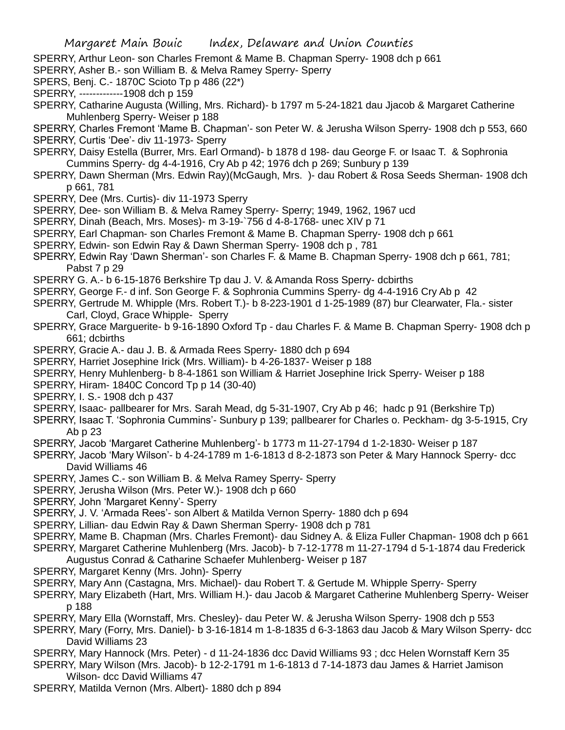SPERRY, Arthur Leon- son Charles Fremont & Mame B. Chapman Sperry- 1908 dch p 661

SPERRY, Asher B.- son William B. & Melva Ramey Sperry- Sperry

SPERS, Benj. C.- 1870C Scioto Tp p 486 (22*)

SPERRY, -------------1908 dch p 159

SPERRY, Catharine Augusta (Willing, Mrs. Richard)- b 1797 m 5-24-1821 dau Jjacob & Margaret Catherine Muhlenberg Sperry- Weiser p 188

SPERRY, Charles Fremont 'Mame B. Chapman'- son Peter W. & Jerusha Wilson Sperry- 1908 dch p 553, 660

SPERRY, Curtis 'Dee'- div 11-1973- Sperry

SPERRY, Daisy Estella (Burrer, Mrs. Earl Ormand)- b 1878 d 198- dau George F. or Isaac T. & Sophronia Cummins Sperry- dg 4-4-1916, Cry Ab p 42; 1976 dch p 269; Sunbury p 139

SPERRY, Dawn Sherman (Mrs. Edwin Ray)(McGaugh, Mrs. )- dau Robert & Rosa Seeds Sherman- 1908 dch p 661, 781

SPERRY, Dee (Mrs. Curtis)- div 11-1973 Sperry

SPERRY, Dee- son William B. & Melva Ramey Sperry- Sperry; 1949, 1962, 1967 ucd

SPERRY, Dinah (Beach, Mrs. Moses)- m 3-19-`756 d 4-8-1768- unec XIV p 71

SPERRY, Earl Chapman- son Charles Fremont & Mame B. Chapman Sperry- 1908 dch p 661

SPERRY, Edwin- son Edwin Ray & Dawn Sherman Sperry- 1908 dch p , 781

SPERRY, Edwin Ray 'Dawn Sherman'- son Charles F. & Mame B. Chapman Sperry- 1908 dch p 661, 781; Pabst 7 p 29

SPERRY G. A.- b 6-15-1876 Berkshire Tp dau J. V. & Amanda Ross Sperry- dcbirths

SPERRY, George F.- d inf. Son George F. & Sophronia Cummins Sperry- dg 4-4-1916 Cry Ab p 42

SPERRY, Gertrude M. Whipple (Mrs. Robert T.)- b 8-223-1901 d 1-25-1989 (87) bur Clearwater, Fla.- sister Carl, Cloyd, Grace Whipple- Sperry

SPERRY, Grace Marguerite- b 9-16-1890 Oxford Tp - dau Charles F. & Mame B. Chapman Sperry- 1908 dch p 661; dcbirths

SPERRY, Gracie A.- dau J. B. & Armada Rees Sperry- 1880 dch p 694

SPERRY, Harriet Josephine Irick (Mrs. William)- b 4-26-1837- Weiser p 188

SPERRY, Henry Muhlenberg- b 8-4-1861 son William & Harriet Josephine Irick Sperry- Weiser p 188

SPERRY, Hiram- 1840C Concord Tp p 14 (30-40)

SPERRY, I. S.- 1908 dch p 437

SPERRY, Isaac- pallbearer for Mrs. Sarah Mead, dg 5-31-1907, Cry Ab p 46; hadc p 91 (Berkshire Tp)

SPERRY, Isaac T. 'Sophronia Cummins'- Sunbury p 139; pallbearer for Charles o. Peckham- dg 3-5-1915, Cry Ab p 23

SPERRY, Jacob 'Margaret Catherine Muhlenberg'- b 1773 m 11-27-1794 d 1-2-1830- Weiser p 187

SPERRY, Jacob 'Mary Wilson'- b 4-24-1789 m 1-6-1813 d 8-2-1873 son Peter & Mary Hannock Sperry- dcc David Williams 46

SPERRY, James C.- son William B. & Melva Ramey Sperry- Sperry

SPERRY, Jerusha Wilson (Mrs. Peter W.)- 1908 dch p 660

SPERRY, John 'Margaret Kenny'- Sperry

SPERRY, J. V. 'Armada Rees'- son Albert & Matilda Vernon Sperry- 1880 dch p 694

SPERRY, Lillian- dau Edwin Ray & Dawn Sherman Sperry- 1908 dch p 781

SPERRY, Mame B. Chapman (Mrs. Charles Fremont)- dau Sidney A. & Eliza Fuller Chapman- 1908 dch p 661

SPERRY, Margaret Catherine Muhlenberg (Mrs. Jacob)- b 7-12-1778 m 11-27-1794 d 5-1-1874 dau Frederick Augustus Conrad & Catharine Schaefer Muhlenberg- Weiser p 187

SPERRY, Margaret Kenny (Mrs. John)- Sperry

SPERRY, Mary Ann (Castagna, Mrs. Michael)- dau Robert T. & Gertude M. Whipple Sperry- Sperry

SPERRY, Mary Elizabeth (Hart, Mrs. William H.)- dau Jacob & Margaret Catherine Muhlenberg Sperry- Weiser p 188

SPERRY, Mary Ella (Wornstaff, Mrs. Chesley)- dau Peter W. & Jerusha Wilson Sperry- 1908 dch p 553

SPERRY, Mary (Forry, Mrs. Daniel)- b 3-16-1814 m 1-8-1835 d 6-3-1863 dau Jacob & Mary Wilson Sperry- dcc David Williams 23

SPERRY, Mary Hannock (Mrs. Peter) - d 11-24-1836 dcc David Williams 93 ; dcc Helen Wornstaff Kern 35

SPERRY, Mary Wilson (Mrs. Jacob)- b 12-2-1791 m 1-6-1813 d 7-14-1873 dau James & Harriet Jamison Wilson- dcc David Williams 47

SPERRY, Matilda Vernon (Mrs. Albert)- 1880 dch p 894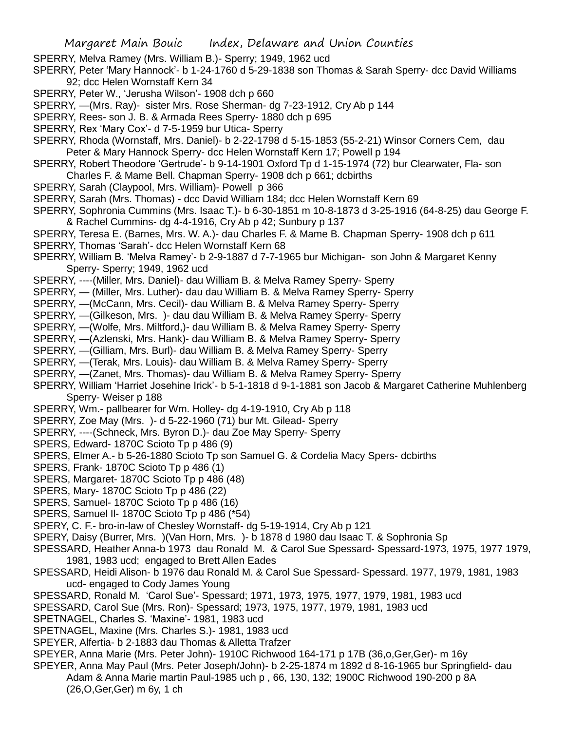SPERRY, Melva Ramey (Mrs. William B.)- Sperry; 1949, 1962 ucd

SPERRY, Peter 'Mary Hannock'- b 1-24-1760 d 5-29-1838 son Thomas & Sarah Sperry- dcc David Williams 92; dcc Helen Wornstaff Kern 34

SPERRY, Peter W., 'Jerusha Wilson'- 1908 dch p 660

SPERRY, —(Mrs. Ray)- sister Mrs. Rose Sherman- dg 7-23-1912, Cry Ab p 144

SPERRY, Rees- son J. B. & Armada Rees Sperry- 1880 dch p 695

SPERRY, Rex 'Mary Cox'- d 7-5-1959 bur Utica- Sperry

SPERRY, Rhoda (Wornstaff, Mrs. Daniel)- b 2-22-1798 d 5-15-1853 (55-2-21) Winsor Corners Cem, dau Peter & Mary Hannock Sperry- dcc Helen Wornstaff Kern 17; Powell p 194

SPERRY, Robert Theodore 'Gertrude'- b 9-14-1901 Oxford Tp d 1-15-1974 (72) bur Clearwater, Fla- son Charles F. & Mame Bell. Chapman Sperry- 1908 dch p 661; dcbirths

SPERRY, Sarah (Claypool, Mrs. William)- Powell p 366

SPERRY, Sarah (Mrs. Thomas) - dcc David William 184; dcc Helen Wornstaff Kern 69

SPERRY, Sophronia Cummins (Mrs. Isaac T.)- b 6-30-1851 m 10-8-1873 d 3-25-1916 (64-8-25) dau George F. & Rachel Cummins- dg 4-4-1916, Cry Ab p 42; Sunbury p 137

SPERRY, Teresa E. (Barnes, Mrs. W. A.)- dau Charles F. & Mame B. Chapman Sperry- 1908 dch p 611

SPERRY, Thomas 'Sarah'- dcc Helen Wornstaff Kern 68

SPERRY, William B. 'Melva Ramey'- b 2-9-1887 d 7-7-1965 bur Michigan- son John & Margaret Kenny Sperry- Sperry; 1949, 1962 ucd

SPERRY, ----(Miller, Mrs. Daniel)- dau William B. & Melva Ramey Sperry- Sperry

SPERRY, — (Miller, Mrs. Luther)- dau dau William B. & Melva Ramey Sperry- Sperry

SPERRY, —(McCann, Mrs. Cecil)- dau William B. & Melva Ramey Sperry- Sperry

SPERRY, —(Gilkeson, Mrs. )- dau dau William B. & Melva Ramey Sperry- Sperry

SPERRY, —(Wolfe, Mrs. Miltford,)- dau William B. & Melva Ramey Sperry- Sperry

SPERRY, —(Azlenski, Mrs. Hank)- dau William B. & Melva Ramey Sperry- Sperry

SPERRY, —(Gilliam, Mrs. Burl)- dau William B. & Melva Ramey Sperry- Sperry

SPERRY, —(Terak, Mrs. Louis)- dau William B. & Melva Ramey Sperry- Sperry

SPERRY, —(Zanet, Mrs. Thomas)- dau William B. & Melva Ramey Sperry- Sperry

SPERRY, William 'Harriet Josehine Irick'- b 5-1-1818 d 9-1-1881 son Jacob & Margaret Catherine Muhlenberg Sperry- Weiser p 188

SPERRY, Wm.- pallbearer for Wm. Holley- dg 4-19-1910, Cry Ab p 118

SPERRY, Zoe May (Mrs. )- d 5-22-1960 (71) bur Mt. Gilead- Sperry

SPERRY, ----(Schneck, Mrs. Byron D.)- dau Zoe May Sperry- Sperry

SPERS, Edward- 1870C Scioto Tp p 486 (9)

SPERS, Elmer A.- b 5-26-1880 Scioto Tp son Samuel G. & Cordelia Macy Spers- dcbirths

SPERS, Frank- 1870C Scioto Tp p 486 (1)

SPERS, Margaret- 1870C Scioto Tp p 486 (48)

SPERS, Mary- 1870C Scioto Tp p 486 (22)

SPERS, Samuel- 1870C Scioto Tp p 486 (16)

SPERS, Samuel II- 1870C Scioto Tp p 486 (*54)

SPERY, C. F.- bro-in-law of Chesley Wornstaff- dg 5-19-1914, Cry Ab p 121

SPERY, Daisy (Burrer, Mrs. )(Van Horn, Mrs. )- b 1878 d 1980 dau Isaac T. & Sophronia Sp

SPESSARD, Heather Anna-b 1973 dau Ronald M. & Carol Sue Spessard- Spessard-1973, 1975, 1977 1979, 1981, 1983 ucd; engaged to Brett Allen Eades

SPESSARD, Heidi Alison- b 1976 dau Ronald M. & Carol Sue Spessard- Spessard. 1977, 1979, 1981, 1983 ucd- engaged to Cody James Young

SPESSARD, Ronald M. 'Carol Sue'- Spessard; 1971, 1973, 1975, 1977, 1979, 1981, 1983 ucd

SPESSARD, Carol Sue (Mrs. Ron)- Spessard; 1973, 1975, 1977, 1979, 1981, 1983 ucd

SPETNAGEL, Charles S. 'Maxine'- 1981, 1983 ucd

SPETNAGEL, Maxine (Mrs. Charles S.)- 1981, 1983 ucd

SPEYER, Alfertia- b 2-1883 dau Thomas & Alletta Trafzer

SPEYER, Anna Marie (Mrs. Peter John)- 1910C Richwood 164-171 p 17B (36,o,Ger,Ger)- m 16y

SPEYER, Anna May Paul (Mrs. Peter Joseph/John)- b 2-25-1874 m 1892 d 8-16-1965 bur Springfield- dau Adam & Anna Marie martin Paul-1985 uch p , 66, 130, 132; 1900C Richwood 190-200 p 8A (26,O,Ger,Ger) m 6y, 1 ch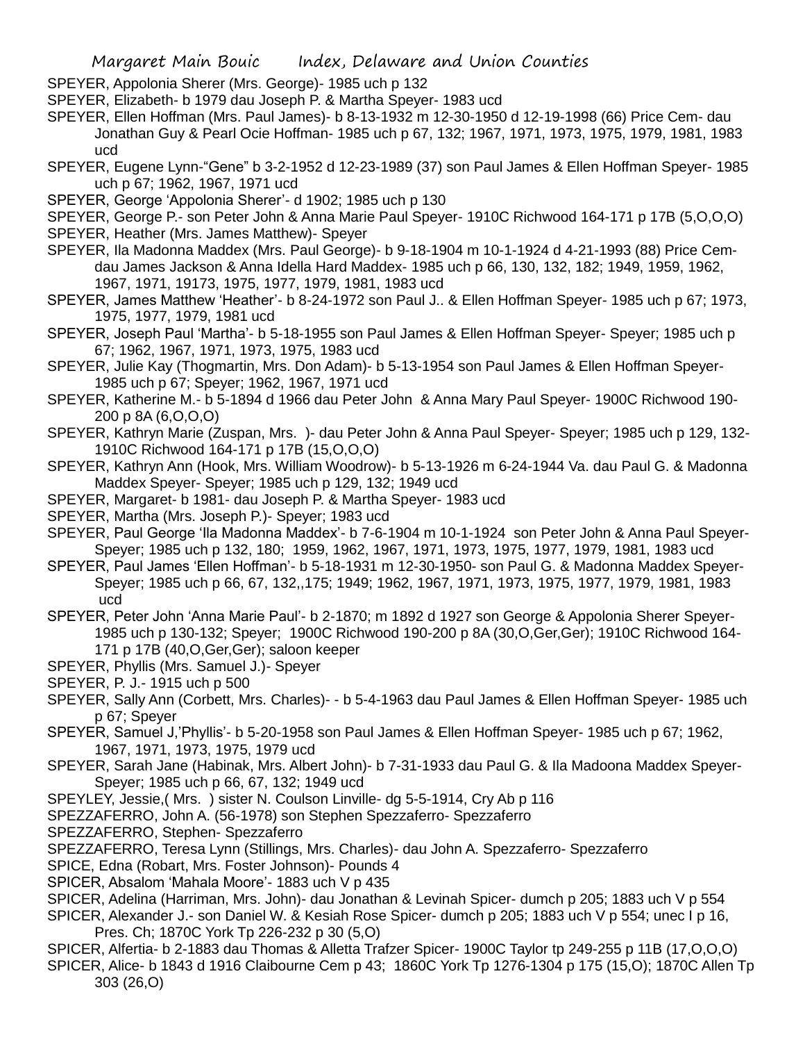SPEYER, Appolonia Sherer (Mrs. George)- 1985 uch p 132

SPEYER, Elizabeth- b 1979 dau Joseph P. & Martha Speyer- 1983 ucd

SPEYER, Ellen Hoffman (Mrs. Paul James)- b 8-13-1932 m 12-30-1950 d 12-19-1998 (66) Price Cem- dau Jonathan Guy & Pearl Ocie Hoffman- 1985 uch p 67, 132; 1967, 1971, 1973, 1975, 1979, 1981, 1983 ucd

SPEYER, Eugene Lynn-"Gene" b 3-2-1952 d 12-23-1989 (37) son Paul James & Ellen Hoffman Speyer- 1985 uch p 67; 1962, 1967, 1971 ucd

SPEYER, George 'Appolonia Sherer'- d 1902; 1985 uch p 130

SPEYER, George P.- son Peter John & Anna Marie Paul Speyer- 1910C Richwood 164-171 p 17B (5,O,O,O)

SPEYER, Heather (Mrs. James Matthew)- Speyer

SPEYER, Ila Madonna Maddex (Mrs. Paul George)- b 9-18-1904 m 10-1-1924 d 4-21-1993 (88) Price Cem- dau James Jackson & Anna Idella Hard Maddex- 1985 uch p 66, 130, 132, 182; 1949, 1959, 1962, 1967, 1971, 19173, 1975, 1977, 1979, 1981, 1983 ucd

SPEYER, James Matthew 'Heather'- b 8-24-1972 son Paul J.. & Ellen Hoffman Speyer- 1985 uch p 67; 1973, 1975, 1977, 1979, 1981 ucd

SPEYER, Joseph Paul 'Martha'- b 5-18-1955 son Paul James & Ellen Hoffman Speyer- Speyer; 1985 uch p 67; 1962, 1967, 1971, 1973, 1975, 1983 ucd

SPEYER, Julie Kay (Thogmartin, Mrs. Don Adam)- b 5-13-1954 son Paul James & Ellen Hoffman Speyer- 1985 uch p 67; Speyer; 1962, 1967, 1971 ucd

SPEYER, Katherine M.- b 5-1894 d 1966 dau Peter John & Anna Mary Paul Speyer- 1900C Richwood 190-200 p 8A (6,O,O,O)

SPEYER, Kathryn Marie (Zuspan, Mrs. )- dau Peter John & Anna Paul Speyer- Speyer; 1985 uch p 129, 132- 1910C Richwood 164-171 p 17B (15,O,O,O)

SPEYER, Kathryn Ann (Hook, Mrs. William Woodrow)- b 5-13-1926 m 6-24-1944 Va. dau Paul G. & Madonna Maddex Speyer- Speyer; 1985 uch p 129, 132; 1949 ucd

SPEYER, Margaret- b 1981- dau Joseph P. & Martha Speyer- 1983 ucd

SPEYER, Martha (Mrs. Joseph P.)- Speyer; 1983 ucd

SPEYER, Paul George 'Ila Madonna Maddex'- b 7-6-1904 m 10-1-1924 son Peter John & Anna Paul Speyer- Speyer; 1985 uch p 132, 180; 1959, 1962, 1967, 1971, 1973, 1975, 1977, 1979, 1981, 1983 ucd

SPEYER, Paul James 'Ellen Hoffman'- b 5-18-1931 m 12-30-1950- son Paul G. & Madonna Maddex Speyer- Speyer; 1985 uch p 66, 67, 132,,175; 1949; 1962, 1967, 1971, 1973, 1975, 1977, 1979, 1981, 1983 ucd

SPEYER, Peter John 'Anna Marie Paul'- b 2-1870; m 1892 d 1927 son George & Appolonia Sherer Speyer- 1985 uch p 130-132; Speyer; 1900C Richwood 190-200 p 8A (30,O,Ger,Ger); 1910C Richwood 164-171 p 17B (40,O,Ger,Ger); saloon keeper

SPEYER, Phyllis (Mrs. Samuel J.)- Speyer

SPEYER, P. J.- 1915 uch p 500

SPEYER, Sally Ann (Corbett, Mrs. Charles)- - b 5-4-1963 dau Paul James & Ellen Hoffman Speyer- 1985 uch p 67; Speyer

SPEYER, Samuel J,'Phyllis'- b 5-20-1958 son Paul James & Ellen Hoffman Speyer- 1985 uch p 67; 1962, 1967, 1971, 1973, 1975, 1979 ucd

SPEYER, Sarah Jane (Habinak, Mrs. Albert John)- b 7-31-1933 dau Paul G. & Ila Madoona Maddex Speyer- Speyer; 1985 uch p 66, 67, 132; 1949 ucd

SPEYLEY, Jessie,( Mrs. ) sister N. Coulson Linville- dg 5-5-1914, Cry Ab p 116

SPEZZAFERRO, John A. (56-1978) son Stephen Spezzaferro- Spezzaferro

SPEZZAFERRO, Stephen- Spezzaferro

SPEZZAFERRO, Teresa Lynn (Stillings, Mrs. Charles)- dau John A. Spezzaferro- Spezzaferro

SPICE, Edna (Robart, Mrs. Foster Johnson)- Pounds 4

SPICER, Absalom 'Mahala Moore'- 1883 uch V p 435

SPICER, Adelina (Harriman, Mrs. John)- dau Jonathan & Levinah Spicer- dumch p 205; 1883 uch V p 554

SPICER, Alexander J.- son Daniel W. & Kesiah Rose Spicer- dumch p 205; 1883 uch V p 554; unec I p 16, Pres. Ch; 1870C York Tp 226-232 p 30 (5,O)

SPICER, Alfertia- b 2-1883 dau Thomas & Alletta Trafzer Spicer- 1900C Taylor tp 249-255 p 11B (17,O,O,O)

SPICER, Alice- b 1843 d 1916 Claibourne Cem p 43; 1860C York Tp 1276-1304 p 175 (15,O); 1870C Allen Tp 303 (26,O)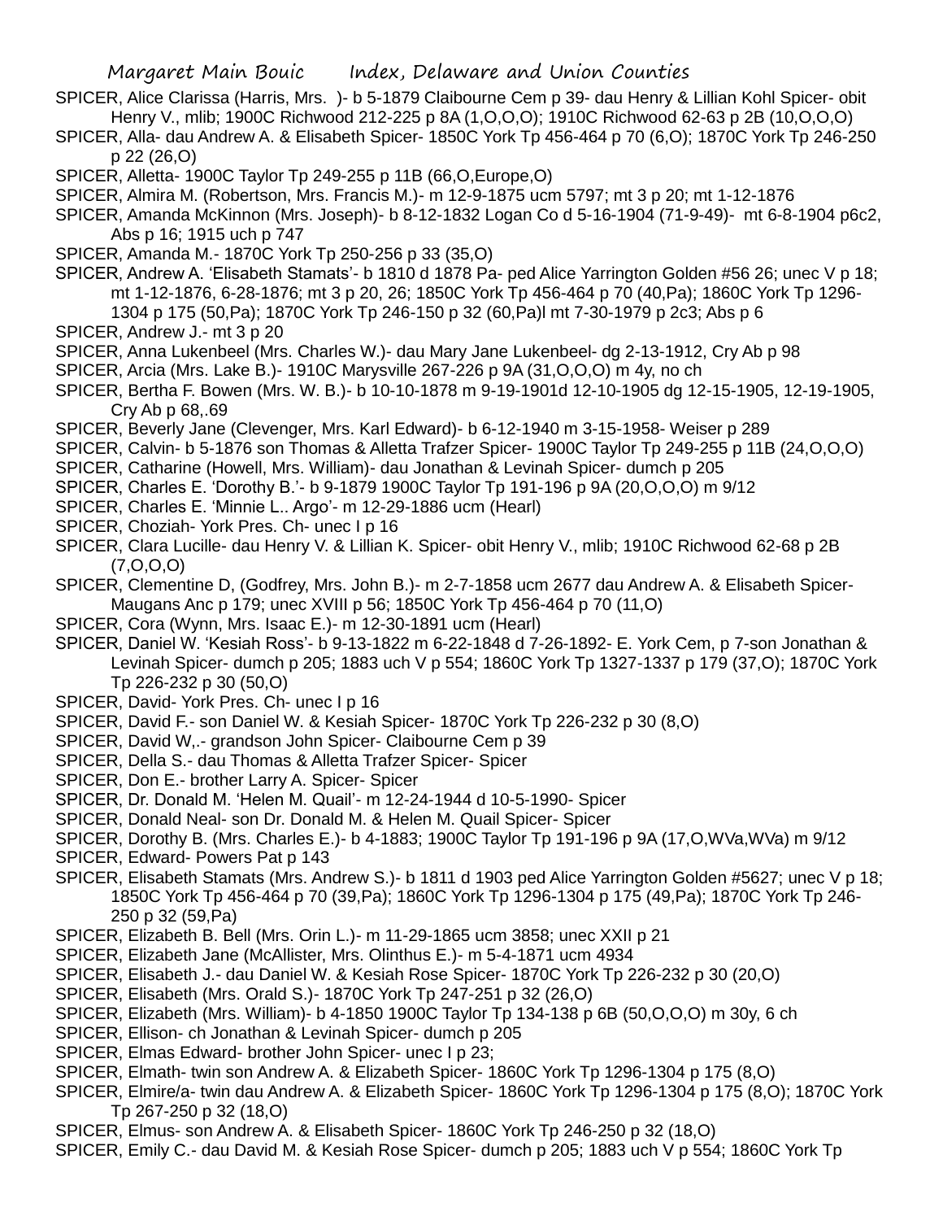SPICER, Alice Clarissa (Harris, Mrs. )- b 5-1879 Claibourne Cem p 39- dau Henry & Lillian Kohl Spicer- obit Henry V., mlib; 1900C Richwood 212-225 p 8A (1,O,O,O); 1910C Richwood 62-63 p 2B (10,O,O,O)

SPICER, Alla- dau Andrew A. & Elisabeth Spicer- 1850C York Tp 456-464 p 70 (6,O); 1870C York Tp 246-250 p 22 (26,O)

SPICER, Alletta- 1900C Taylor Tp 249-255 p 11B (66,O,Europe,O)

SPICER, Almira M. (Robertson, Mrs. Francis M.)- m 12-9-1875 ucm 5797; mt 3 p 20; mt 1-12-1876

SPICER, Amanda McKinnon (Mrs. Joseph)- b 8-12-1832 Logan Co d 5-16-1904 (71-9-49)- mt 6-8-1904 p6c2, Abs p 16; 1915 uch p 747

SPICER, Amanda M.- 1870C York Tp 250-256 p 33 (35,O)

SPICER, Andrew A. 'Elisabeth Stamats'- b 1810 d 1878 Pa- ped Alice Yarrington Golden #56 26; unec V p 18; mt 1-12-1876, 6-28-1876; mt 3 p 20, 26; 1850C York Tp 456-464 p 70 (40,Pa); 1860C York Tp 1296-1304 p 175 (50,Pa); 1870C York Tp 246-150 p 32 (60,Pa)l mt 7-30-1979 p 2c3; Abs p 6

SPICER, Andrew J.- mt 3 p 20

SPICER, Anna Lukenbeel (Mrs. Charles W.)- dau Mary Jane Lukenbeel- dg 2-13-1912, Cry Ab p 98

SPICER, Arcia (Mrs. Lake B.)- 1910C Marysville 267-226 p 9A (31,O,O,O) m 4y, no ch

SPICER, Bertha F. Bowen (Mrs. W. B.)- b 10-10-1878 m 9-19-1901d 12-10-1905 dg 12-15-1905, 12-19-1905, Cry Ab p 68,.69

SPICER, Beverly Jane (Clevenger, Mrs. Karl Edward)- b 6-12-1940 m 3-15-1958- Weiser p 289

SPICER, Calvin- b 5-1876 son Thomas & Alletta Trafzer Spicer- 1900C Taylor Tp 249-255 p 11B (24,O,O,O)

SPICER, Catharine (Howell, Mrs. William)- dau Jonathan & Levinah Spicer- dumch p 205

SPICER, Charles E. 'Dorothy B.'- b 9-1879 1900C Taylor Tp 191-196 p 9A (20,O,O,O) m 9/12

SPICER, Charles E. 'Minnie L.. Argo'- m 12-29-1886 ucm (Hearl)

SPICER, Choziah- York Pres. Ch- unec I p 16

SPICER, Clara Lucille- dau Henry V. & Lillian K. Spicer- obit Henry V., mlib; 1910C Richwood 62-68 p 2B (7,O,O,O)

SPICER, Clementine D, (Godfrey, Mrs. John B.)- m 2-7-1858 ucm 2677 dau Andrew A. & Elisabeth Spicer- Maugans Anc p 179; unec XVIII p 56; 1850C York Tp 456-464 p 70 (11,O)

SPICER, Cora (Wynn, Mrs. Isaac E.)- m 12-30-1891 ucm (Hearl)

SPICER, Daniel W. 'Kesiah Ross'- b 9-13-1822 m 6-22-1848 d 7-26-1892- E. York Cem, p 7-son Jonathan & Levinah Spicer- dumch p 205; 1883 uch V p 554; 1860C York Tp 1327-1337 p 179 (37,O); 1870C York Tp 226-232 p 30 (50,O)

SPICER, David- York Pres. Ch- unec I p 16

SPICER, David F.- son Daniel W. & Kesiah Spicer- 1870C York Tp 226-232 p 30 (8,O)

SPICER, David W,.- grandson John Spicer- Claibourne Cem p 39

SPICER, Della S.- dau Thomas & Alletta Trafzer Spicer- Spicer

SPICER, Don E.- brother Larry A. Spicer- Spicer

SPICER, Dr. Donald M. 'Helen M. Quail'- m 12-24-1944 d 10-5-1990- Spicer

SPICER, Donald Neal- son Dr. Donald M. & Helen M. Quail Spicer- Spicer

SPICER, Dorothy B. (Mrs. Charles E.)- b 4-1883; 1900C Taylor Tp 191-196 p 9A (17,O,WVa,WVa) m 9/12

SPICER, Edward- Powers Pat p 143

SPICER, Elisabeth Stamats (Mrs. Andrew S.)- b 1811 d 1903 ped Alice Yarrington Golden #5627; unec V p 18; 1850C York Tp 456-464 p 70 (39,Pa); 1860C York Tp 1296-1304 p 175 (49,Pa); 1870C York Tp 246-250 p 32 (59,Pa)

SPICER, Elizabeth B. Bell (Mrs. Orin L.)- m 11-29-1865 ucm 3858; unec XXII p 21

SPICER, Elizabeth Jane (McAllister, Mrs. Olinthus E.)- m 5-4-1871 ucm 4934

SPICER, Elisabeth J.- dau Daniel W. & Kesiah Rose Spicer- 1870C York Tp 226-232 p 30 (20,O)

SPICER, Elisabeth (Mrs. Orald S.)- 1870C York Tp 247-251 p 32 (26,O)

SPICER, Elizabeth (Mrs. William)- b 4-1850 1900C Taylor Tp 134-138 p 6B (50,O,O,O) m 30y, 6 ch

SPICER, Ellison- ch Jonathan & Levinah Spicer- dumch p 205

SPICER, Elmas Edward- brother John Spicer- unec I p 23;

SPICER, Elmath- twin son Andrew A. & Elizabeth Spicer- 1860C York Tp 1296-1304 p 175 (8,O)

SPICER, Elmire/a- twin dau Andrew A. & Elizabeth Spicer- 1860C York Tp 1296-1304 p 175 (8,O); 1870C York Tp 267-250 p 32 (18,O)

SPICER, Elmus- son Andrew A. & Elisabeth Spicer- 1860C York Tp 246-250 p 32 (18,O)

SPICER, Emily C.- dau David M. & Kesiah Rose Spicer- dumch p 205; 1883 uch V p 554; 1860C York Tp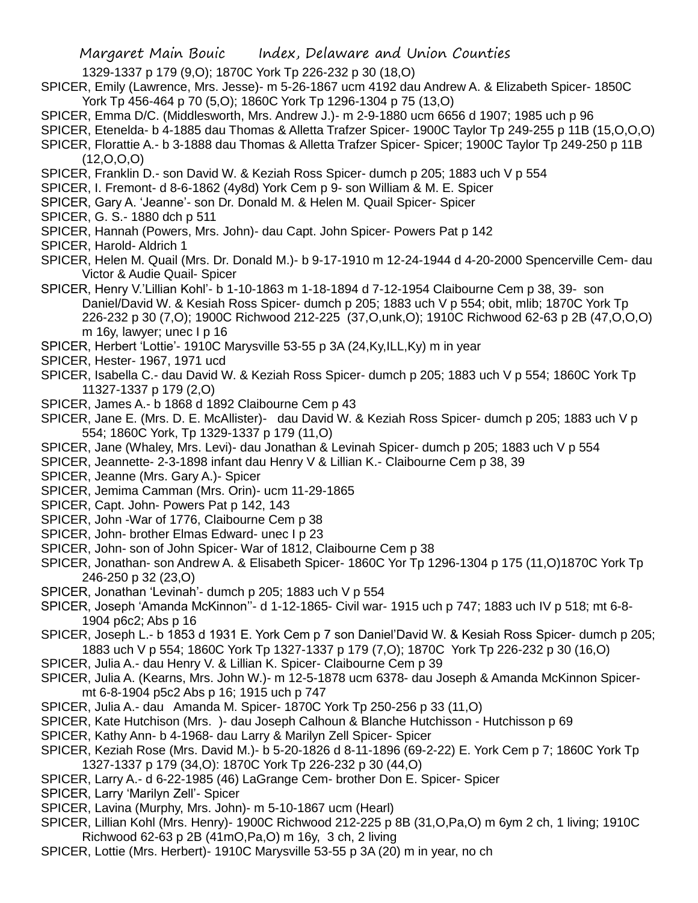1329-1337 p 179 (9,O); 1870C York Tp 226-232 p 30 (18,O)

SPICER, Emily (Lawrence, Mrs. Jesse)- m 5-26-1867 ucm 4192 dau Andrew A. & Elizabeth Spicer- 1850C York Tp 456-464 p 70 (5,O); 1860C York Tp 1296-1304 p 75 (13,O)

SPICER, Emma D/C. (Middlesworth, Mrs. Andrew J.)- m 2-9-1880 ucm 6656 d 1907; 1985 uch p 96

SPICER, Etenelda- b 4-1885 dau Thomas & Alletta Trafzer Spicer- 1900C Taylor Tp 249-255 p 11B (15,O,O,O)

SPICER, Florattie A.- b 3-1888 dau Thomas & Alletta Trafzer Spicer- Spicer; 1900C Taylor Tp 249-250 p 11B (12,O,O,O)

SPICER, Franklin D.- son David W. & Keziah Ross Spicer- dumch p 205; 1883 uch V p 554

SPICER, I. Fremont- d 8-6-1862 (4y8d) York Cem p 9- son William & M. E. Spicer

SPICER, Gary A. 'Jeanne'- son Dr. Donald M. & Helen M. Quail Spicer- Spicer

SPICER, G. S.- 1880 dch p 511

SPICER, Hannah (Powers, Mrs. John)- dau Capt. John Spicer- Powers Pat p 142

SPICER, Harold- Aldrich 1

SPICER, Helen M. Quail (Mrs. Dr. Donald M.)- b 9-17-1910 m 12-24-1944 d 4-20-2000 Spencerville Cem- dau Victor & Audie Quail- Spicer

SPICER, Henry V.'Lillian Kohl'- b 1-10-1863 m 1-18-1894 d 7-12-1954 Claibourne Cem p 38, 39- son Daniel/David W. & Kesiah Ross Spicer- dumch p 205; 1883 uch V p 554; obit, mlib; 1870C York Tp 226-232 p 30 (7,O); 1900C Richwood 212-225 (37,O,unk,O); 1910C Richwood 62-63 p 2B (47,O,O,O) m 16y, lawyer; unec I p 16

SPICER, Herbert 'Lottie'- 1910C Marysville 53-55 p 3A (24,Ky,ILL,Ky) m in year

SPICER, Hester- 1967, 1971 ucd

SPICER, Isabella C.- dau David W. & Keziah Ross Spicer- dumch p 205; 1883 uch V p 554; 1860C York Tp 11327-1337 p 179 (2,O)

SPICER, James A.- b 1868 d 1892 Claibourne Cem p 43

SPICER, Jane E. (Mrs. D. E. McAllister)- dau David W. & Keziah Ross Spicer- dumch p 205; 1883 uch V p 554; 1860C York, Tp 1329-1337 p 179 (11,O)

SPICER, Jane (Whaley, Mrs. Levi)- dau Jonathan & Levinah Spicer- dumch p 205; 1883 uch V p 554

SPICER, Jeannette- 2-3-1898 infant dau Henry V & Lillian K.- Claibourne Cem p 38, 39

SPICER, Jeanne (Mrs. Gary A.)- Spicer

SPICER, Jemima Camman (Mrs. Orin)- ucm 11-29-1865

SPICER, Capt. John- Powers Pat p 142, 143

SPICER, John -War of 1776, Claibourne Cem p 38

SPICER, John- brother Elmas Edward- unec I p 23

SPICER, John- son of John Spicer- War of 1812, Claibourne Cem p 38

SPICER, Jonathan- son Andrew A. & Elisabeth Spicer- 1860C Yor Tp 1296-1304 p 175 (11,O)1870C York Tp 246-250 p 32 (23,O)

SPICER, Jonathan 'Levinah'- dumch p 205; 1883 uch V p 554

SPICER, Joseph 'Amanda McKinnon''- d 1-12-1865- Civil war- 1915 uch p 747; 1883 uch IV p 518; mt 6-8-1904 p6c2; Abs p 16

SPICER, Joseph L.- b 1853 d 1931 E. York Cem p 7 son Daniel'David W. & Kesiah Ross Spicer- dumch p 205; 1883 uch V p 554; 1860C York Tp 1327-1337 p 179 (7,O); 1870C York Tp 226-232 p 30 (16,O)

SPICER, Julia A.- dau Henry V. & Lillian K. Spicer- Claibourne Cem p 39

SPICER, Julia A. (Kearns, Mrs. John W.)- m 12-5-1878 ucm 6378- dau Joseph & Amanda McKinnon Spicer- mt 6-8-1904 p5c2 Abs p 16; 1915 uch p 747

SPICER, Julia A.- dau Amanda M. Spicer- 1870C York Tp 250-256 p 33 (11,O)

SPICER, Kate Hutchison (Mrs. )- dau Joseph Calhoun & Blanche Hutchisson - Hutchisson p 69

SPICER, Kathy Ann- b 4-1968- dau Larry & Marilyn Zell Spicer- Spicer

SPICER, Keziah Rose (Mrs. David M.)- b 5-20-1826 d 8-11-1896 (69-2-22) E. York Cem p 7; 1860C York Tp 1327-1337 p 179 (34,O): 1870C York Tp 226-232 p 30 (44,O)

SPICER, Larry A.- d 6-22-1985 (46) LaGrange Cem- brother Don E. Spicer- Spicer

SPICER, Larry 'Marilyn Zell'- Spicer

SPICER, Lavina (Murphy, Mrs. John)- m 5-10-1867 ucm (Hearl)

SPICER, Lillian Kohl (Mrs. Henry)- 1900C Richwood 212-225 p 8B (31,O,Pa,O) m 6ym 2 ch, 1 living; 1910C Richwood 62-63 p 2B (41mO,Pa,O) m 16y, 3 ch, 2 living

SPICER, Lottie (Mrs. Herbert)- 1910C Marysville 53-55 p 3A (20) m in year, no ch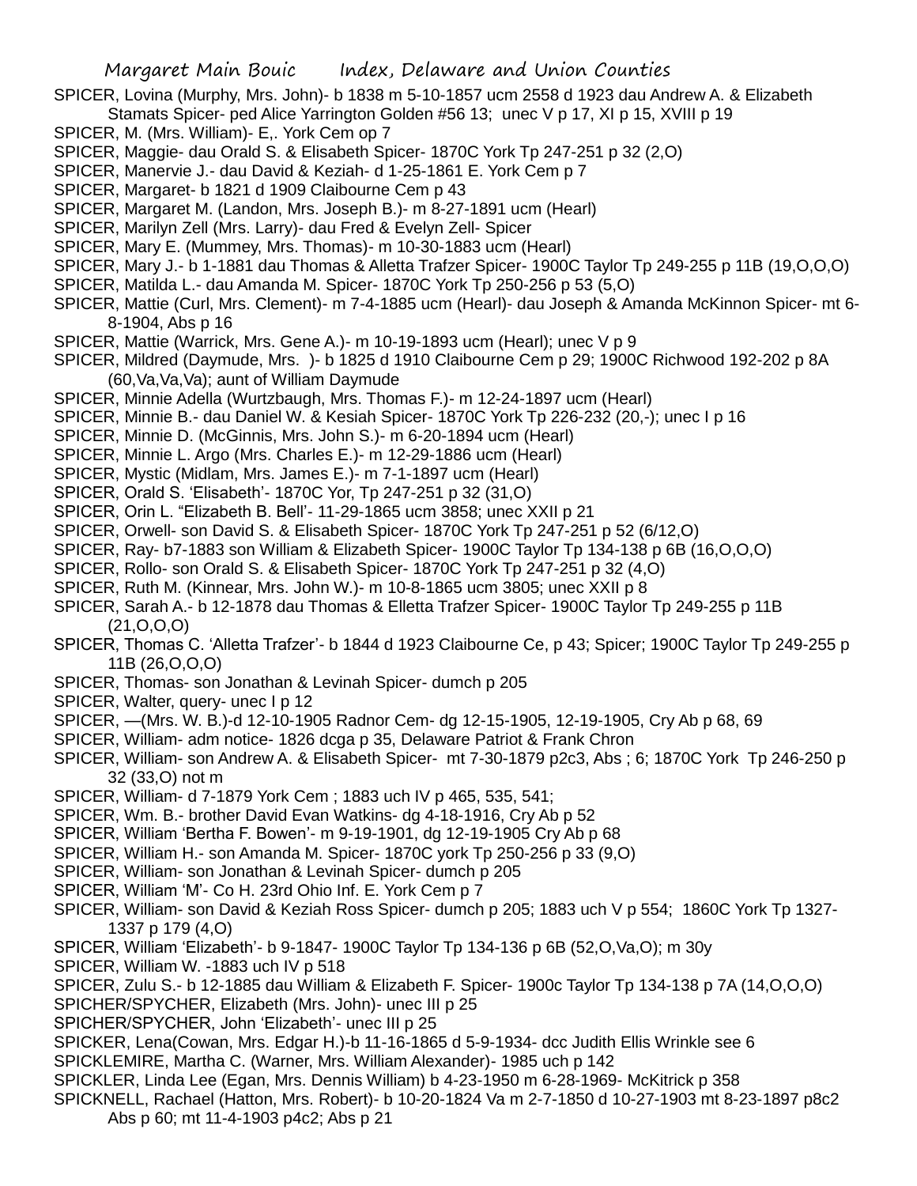SPICER, Lovina (Murphy, Mrs. John)- b 1838 m 5-10-1857 ucm 2558 d 1923 dau Andrew A. & Elizabeth Stamats Spicer- ped Alice Yarrington Golden #56 13; unec V p 17, XI p 15, XVIII p 19

SPICER, M. (Mrs. William)- E,. York Cem op 7

SPICER, Maggie- dau Orald S. & Elisabeth Spicer- 1870C York Tp 247-251 p 32 (2,O)

SPICER, Manervie J.- dau David & Keziah- d 1-25-1861 E. York Cem p 7

SPICER, Margaret- b 1821 d 1909 Claibourne Cem p 43

SPICER, Margaret M. (Landon, Mrs. Joseph B.)- m 8-27-1891 ucm (Hearl)

SPICER, Marilyn Zell (Mrs. Larry)- dau Fred & Evelyn Zell- Spicer

SPICER, Mary E. (Mummey, Mrs. Thomas)- m 10-30-1883 ucm (Hearl)

SPICER, Mary J.- b 1-1881 dau Thomas & Alletta Trafzer Spicer- 1900C Taylor Tp 249-255 p 11B (19,O,O,O)

SPICER, Matilda L.- dau Amanda M. Spicer- 1870C York Tp 250-256 p 53 (5,O)

SPICER, Mattie (Curl, Mrs. Clement)- m 7-4-1885 ucm (Hearl)- dau Joseph & Amanda McKinnon Spicer- mt 6-8-1904, Abs p 16

SPICER, Mattie (Warrick, Mrs. Gene A.)- m 10-19-1893 ucm (Hearl); unec V p 9

SPICER, Mildred (Daymude, Mrs. )- b 1825 d 1910 Claibourne Cem p 29; 1900C Richwood 192-202 p 8A (60,Va,Va,Va); aunt of William Daymude

SPICER, Minnie Adella (Wurtzbaugh, Mrs. Thomas F.)- m 12-24-1897 ucm (Hearl)

SPICER, Minnie B.- dau Daniel W. & Kesiah Spicer- 1870C York Tp 226-232 (20,-); unec I p 16

SPICER, Minnie D. (McGinnis, Mrs. John S.)- m 6-20-1894 ucm (Hearl)

SPICER, Minnie L. Argo (Mrs. Charles E.)- m 12-29-1886 ucm (Hearl)

SPICER, Mystic (Midlam, Mrs. James E.)- m 7-1-1897 ucm (Hearl)

SPICER, Orald S. 'Elisabeth'- 1870C Yor, Tp 247-251 p 32 (31,O)

SPICER, Orin L. "Elizabeth B. Bell'- 11-29-1865 ucm 3858; unec XXII p 21

SPICER, Orwell- son David S. & Elisabeth Spicer- 1870C York Tp 247-251 p 52 (6/12,O)

SPICER, Ray- b7-1883 son William & Elizabeth Spicer- 1900C Taylor Tp 134-138 p 6B (16,O,O,O)

SPICER, Rollo- son Orald S. & Elisabeth Spicer- 1870C York Tp 247-251 p 32 (4,O)

SPICER, Ruth M. (Kinnear, Mrs. John W.)- m 10-8-1865 ucm 3805; unec XXII p 8

SPICER, Sarah A.- b 12-1878 dau Thomas & Elletta Trafzer Spicer- 1900C Taylor Tp 249-255 p 11B (21,O,O,O)

SPICER, Thomas C. 'Alletta Trafzer'- b 1844 d 1923 Claibourne Ce, p 43; Spicer; 1900C Taylor Tp 249-255 p 11B (26,O,O,O)

SPICER, Thomas- son Jonathan & Levinah Spicer- dumch p 205

SPICER, Walter, query- unec I p 12

SPICER, —(Mrs. W. B.)-d 12-10-1905 Radnor Cem- dg 12-15-1905, 12-19-1905, Cry Ab p 68, 69

SPICER, William- adm notice- 1826 dcga p 35, Delaware Patriot & Frank Chron

SPICER, William- son Andrew A. & Elisabeth Spicer- mt 7-30-1879 p2c3, Abs ; 6; 1870C York Tp 246-250 p 32 (33,O) not m

SPICER, William- d 7-1879 York Cem ; 1883 uch IV p 465, 535, 541;

SPICER, Wm. B.- brother David Evan Watkins- dg 4-18-1916, Cry Ab p 52

SPICER, William 'Bertha F. Bowen'- m 9-19-1901, dg 12-19-1905 Cry Ab p 68

SPICER, William H.- son Amanda M. Spicer- 1870C york Tp 250-256 p 33 (9,O)

SPICER, William- son Jonathan & Levinah Spicer- dumch p 205

SPICER, William 'M'- Co H. 23rd Ohio Inf. E. York Cem p 7

SPICER, William- son David & Keziah Ross Spicer- dumch p 205; 1883 uch V p 554; 1860C York Tp 1327-1337 p 179 (4,O)

SPICER, William 'Elizabeth'- b 9-1847- 1900C Taylor Tp 134-136 p 6B (52,O,Va,O); m 30y

SPICER, William W. -1883 uch IV p 518

SPICER, Zulu S.- b 12-1885 dau William & Elizabeth F. Spicer- 1900c Taylor Tp 134-138 p 7A (14,O,O,O)

SPICHER/SPYCHER, Elizabeth (Mrs. John)- unec III p 25

SPICHER/SPYCHER, John 'Elizabeth'- unec III p 25

SPICKER, Lena(Cowan, Mrs. Edgar H.)-b 11-16-1865 d 5-9-1934- dcc Judith Ellis Wrinkle see 6

SPICKLEMIRE, Martha C. (Warner, Mrs. William Alexander)- 1985 uch p 142

SPICKLER, Linda Lee (Egan, Mrs. Dennis William) b 4-23-1950 m 6-28-1969- McKitrick p 358

SPICKNELL, Rachael (Hatton, Mrs. Robert)- b 10-20-1824 Va m 2-7-1850 d 10-27-1903 mt 8-23-1897 p8c2 Abs p 60; mt 11-4-1903 p4c2; Abs p 21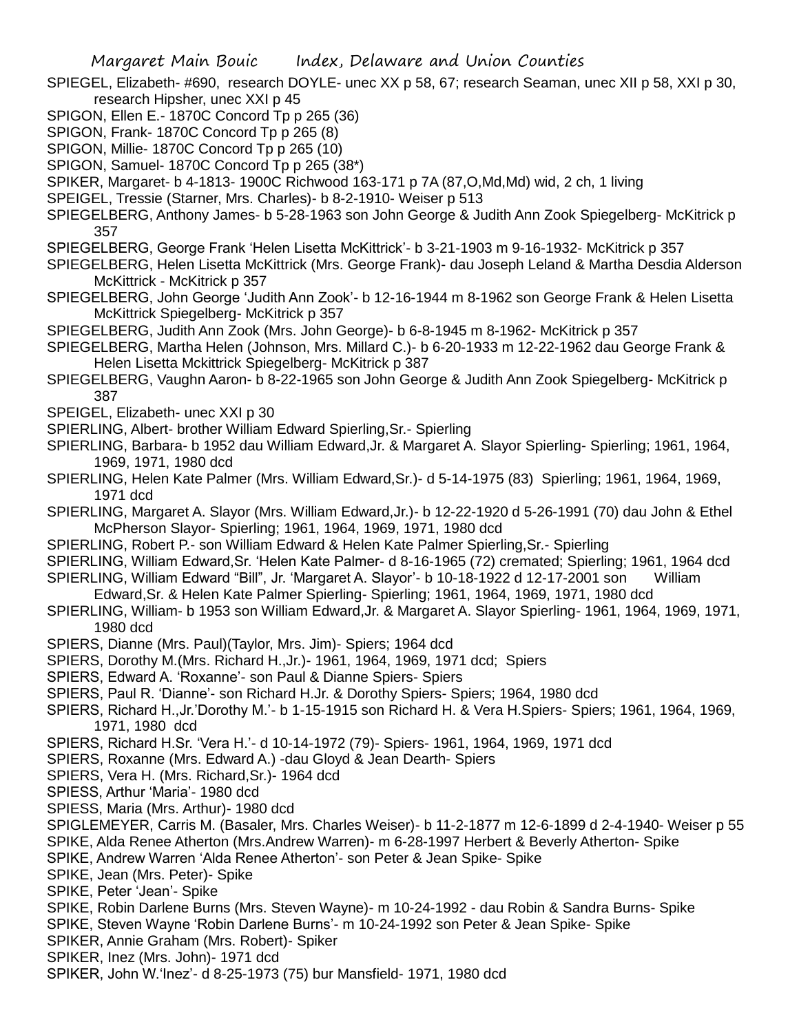SPIEGEL, Elizabeth- #690, research DOYLE- unec XX p 58, 67; research Seaman, unec XII p 58, XXI p 30, research Hipsher, unec XXI p 45

SPIGON, Ellen E.- 1870C Concord Tp p 265 (36)

SPIGON, Frank- 1870C Concord Tp p 265 (8)

SPIGON, Millie- 1870C Concord Tp p 265 (10)

SPIGON, Samuel- 1870C Concord Tp p 265 (38*)

SPIKER, Margaret- b 4-1813- 1900C Richwood 163-171 p 7A (87,O,Md,Md) wid, 2 ch, 1 living

SPEIGEL, Tressie (Starner, Mrs. Charles)- b 8-2-1910- Weiser p 513

SPIEGELBERG, Anthony James- b 5-28-1963 son John George & Judith Ann Zook Spiegelberg- McKitrick p 357

SPIEGELBERG, George Frank 'Helen Lisetta McKittrick'- b 3-21-1903 m 9-16-1932- McKitrick p 357

SPIEGELBERG, Helen Lisetta McKittrick (Mrs. George Frank)- dau Joseph Leland & Martha Desdia Alderson McKittrick - McKitrick p 357

SPIEGELBERG, John George 'Judith Ann Zook'- b 12-16-1944 m 8-1962 son George Frank & Helen Lisetta McKittrick Spiegelberg- McKitrick p 357

SPIEGELBERG, Judith Ann Zook (Mrs. John George)- b 6-8-1945 m 8-1962- McKitrick p 357

SPIEGELBERG, Martha Helen (Johnson, Mrs. Millard C.)- b 6-20-1933 m 12-22-1962 dau George Frank & Helen Lisetta Mckittrick Spiegelberg- McKitrick p 387

SPIEGELBERG, Vaughn Aaron- b 8-22-1965 son John George & Judith Ann Zook Spiegelberg- McKitrick p 387

SPEIGEL, Elizabeth- unec XXI p 30

SPIERLING, Albert- brother William Edward Spierling,Sr.- Spierling

SPIERLING, Barbara- b 1952 dau William Edward,Jr. & Margaret A. Slayor Spierling- Spierling; 1961, 1964, 1969, 1971, 1980 dcd

SPIERLING, Helen Kate Palmer (Mrs. William Edward,Sr.)- d 5-14-1975 (83) Spierling; 1961, 1964, 1969, 1971 dcd

SPIERLING, Margaret A. Slayor (Mrs. William Edward,Jr.)- b 12-22-1920 d 5-26-1991 (70) dau John & Ethel McPherson Slayor- Spierling; 1961, 1964, 1969, 1971, 1980 dcd

SPIERLING, Robert P.- son William Edward & Helen Kate Palmer Spierling,Sr.- Spierling

SPIERLING, William Edward,Sr. 'Helen Kate Palmer- d 8-16-1965 (72) cremated; Spierling; 1961, 1964 dcd

SPIERLING, William Edward "Bill", Jr. 'Margaret A. Slayor'- b 10-18-1922 d 12-17-2001 son William Edward,Sr. & Helen Kate Palmer Spierling- Spierling; 1961, 1964, 1969, 1971, 1980 dcd

SPIERLING, William- b 1953 son William Edward,Jr. & Margaret A. Slayor Spierling- 1961, 1964, 1969, 1971, 1980 dcd

SPIERS, Dianne (Mrs. Paul)(Taylor, Mrs. Jim)- Spiers; 1964 dcd

SPIERS, Dorothy M.(Mrs. Richard H.,Jr.)- 1961, 1964, 1969, 1971 dcd; Spiers

SPIERS, Edward A. 'Roxanne'- son Paul & Dianne Spiers- Spiers

SPIERS, Paul R. 'Dianne'- son Richard H.Jr. & Dorothy Spiers- Spiers; 1964, 1980 dcd

SPIERS, Richard H.,Jr.'Dorothy M.'- b 1-15-1915 son Richard H. & Vera H.Spiers- Spiers; 1961, 1964, 1969, 1971, 1980 dcd

SPIERS, Richard H.Sr. 'Vera H.'- d 10-14-1972 (79)- Spiers- 1961, 1964, 1969, 1971 dcd

SPIERS, Roxanne (Mrs. Edward A.) -dau Gloyd & Jean Dearth- Spiers

SPIERS, Vera H. (Mrs. Richard,Sr.)- 1964 dcd

SPIESS, Arthur 'Maria'- 1980 dcd

SPIESS, Maria (Mrs. Arthur)- 1980 dcd

SPIGLEMEYER, Carris M. (Basaler, Mrs. Charles Weiser)- b 11-2-1877 m 12-6-1899 d 2-4-1940- Weiser p 55

SPIKE, Alda Renee Atherton (Mrs.Andrew Warren)- m 6-28-1997 Herbert & Beverly Atherton- Spike

SPIKE, Andrew Warren 'Alda Renee Atherton'- son Peter & Jean Spike- Spike

SPIKE, Jean (Mrs. Peter)- Spike

SPIKE, Peter 'Jean'- Spike

SPIKE, Robin Darlene Burns (Mrs. Steven Wayne)- m 10-24-1992 - dau Robin & Sandra Burns- Spike

SPIKE, Steven Wayne 'Robin Darlene Burns'- m 10-24-1992 son Peter & Jean Spike- Spike

SPIKER, Annie Graham (Mrs. Robert)- Spiker

SPIKER, Inez (Mrs. John)- 1971 dcd

SPIKER, John W.'Inez'- d 8-25-1973 (75) bur Mansfield- 1971, 1980 dcd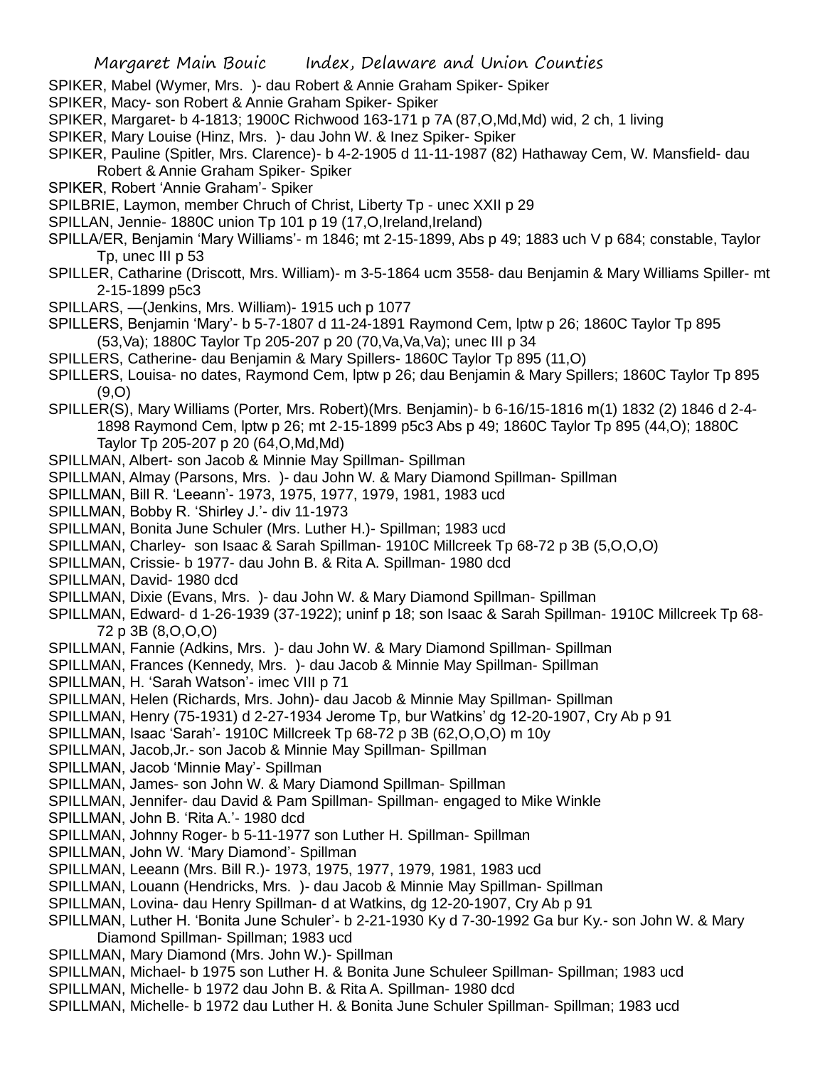SPIKER, Mabel (Wymer, Mrs. )- dau Robert & Annie Graham Spiker- Spiker

SPIKER, Macy- son Robert & Annie Graham Spiker- Spiker

SPIKER, Margaret- b 4-1813; 1900C Richwood 163-171 p 7A (87,O,Md,Md) wid, 2 ch, 1 living

SPIKER, Mary Louise (Hinz, Mrs. )- dau John W. & Inez Spiker- Spiker

SPIKER, Pauline (Spitler, Mrs. Clarence)- b 4-2-1905 d 11-11-1987 (82) Hathaway Cem, W. Mansfield- dau Robert & Annie Graham Spiker- Spiker

SPIKER, Robert 'Annie Graham'- Spiker

SPILBRIE, Laymon, member Chruch of Christ, Liberty Tp - unec XXII p 29

SPILLAN, Jennie- 1880C union Tp 101 p 19 (17,O,Ireland,Ireland)

SPILLA/ER, Benjamin 'Mary Williams'- m 1846; mt 2-15-1899, Abs p 49; 1883 uch V p 684; constable, Taylor Tp, unec III p 53

SPILLER, Catharine (Driscott, Mrs. William)- m 3-5-1864 ucm 3558- dau Benjamin & Mary Williams Spiller- mt 2-15-1899 p5c3

SPILLARS, —(Jenkins, Mrs. William)- 1915 uch p 1077

SPILLERS, Benjamin 'Mary'- b 5-7-1807 d 11-24-1891 Raymond Cem, lptw p 26; 1860C Taylor Tp 895 (53,Va); 1880C Taylor Tp 205-207 p 20 (70,Va,Va,Va); unec III p 34

SPILLERS, Catherine- dau Benjamin & Mary Spillers- 1860C Taylor Tp 895 (11,O)

SPILLERS, Louisa- no dates, Raymond Cem, lptw p 26; dau Benjamin & Mary Spillers; 1860C Taylor Tp 895 (9,O)

SPILLER(S), Mary Williams (Porter, Mrs. Robert)(Mrs. Benjamin)- b 6-16/15-1816 m(1) 1832 (2) 1846 d 2-4-1898 Raymond Cem, lptw p 26; mt 2-15-1899 p5c3 Abs p 49; 1860C Taylor Tp 895 (44,O); 1880C Taylor Tp 205-207 p 20 (64,O,Md,Md)

SPILLMAN, Albert- son Jacob & Minnie May Spillman- Spillman

SPILLMAN, Almay (Parsons, Mrs. )- dau John W. & Mary Diamond Spillman- Spillman

SPILLMAN, Bill R. 'Leeann'- 1973, 1975, 1977, 1979, 1981, 1983 ucd

SPILLMAN, Bobby R. 'Shirley J.'- div 11-1973

SPILLMAN, Bonita June Schuler (Mrs. Luther H.)- Spillman; 1983 ucd

SPILLMAN, Charley- son Isaac & Sarah Spillman- 1910C Millcreek Tp 68-72 p 3B (5,O,O,O)

SPILLMAN, Crissie- b 1977- dau John B. & Rita A. Spillman- 1980 dcd

SPILLMAN, David- 1980 dcd

SPILLMAN, Dixie (Evans, Mrs. )- dau John W. & Mary Diamond Spillman- Spillman

SPILLMAN, Edward- d 1-26-1939 (37-1922); uninf p 18; son Isaac & Sarah Spillman- 1910C Millcreek Tp 68-72 p 3B (8,O,O,O)

SPILLMAN, Fannie (Adkins, Mrs. )- dau John W. & Mary Diamond Spillman- Spillman

SPILLMAN, Frances (Kennedy, Mrs. )- dau Jacob & Minnie May Spillman- Spillman

SPILLMAN, H. 'Sarah Watson'- imec VIII p 71

SPILLMAN, Helen (Richards, Mrs. John)- dau Jacob & Minnie May Spillman- Spillman

SPILLMAN, Henry (75-1931) d 2-27-1934 Jerome Tp, bur Watkins' dg 12-20-1907, Cry Ab p 91

SPILLMAN, Isaac 'Sarah'- 1910C Millcreek Tp 68-72 p 3B (62,O,O,O) m 10y

SPILLMAN, Jacob,Jr.- son Jacob & Minnie May Spillman- Spillman

SPILLMAN, Jacob 'Minnie May'- Spillman

SPILLMAN, James- son John W. & Mary Diamond Spillman- Spillman

SPILLMAN, Jennifer- dau David & Pam Spillman- Spillman- engaged to Mike Winkle

SPILLMAN, John B. 'Rita A.'- 1980 dcd

SPILLMAN, Johnny Roger- b 5-11-1977 son Luther H. Spillman- Spillman

SPILLMAN, John W. 'Mary Diamond'- Spillman

SPILLMAN, Leeann (Mrs. Bill R.)- 1973, 1975, 1977, 1979, 1981, 1983 ucd

SPILLMAN, Louann (Hendricks, Mrs. )- dau Jacob & Minnie May Spillman- Spillman

SPILLMAN, Lovina- dau Henry Spillman- d at Watkins, dg 12-20-1907, Cry Ab p 91

SPILLMAN, Luther H. 'Bonita June Schuler'- b 2-21-1930 Ky d 7-30-1992 Ga bur Ky.- son John W. & Mary Diamond Spillman- Spillman; 1983 ucd

SPILLMAN, Mary Diamond (Mrs. John W.)- Spillman

SPILLMAN, Michael- b 1975 son Luther H. & Bonita June Schuleer Spillman- Spillman; 1983 ucd

SPILLMAN, Michelle- b 1972 dau John B. & Rita A. Spillman- 1980 dcd

SPILLMAN, Michelle- b 1972 dau Luther H. & Bonita June Schuler Spillman- Spillman; 1983 ucd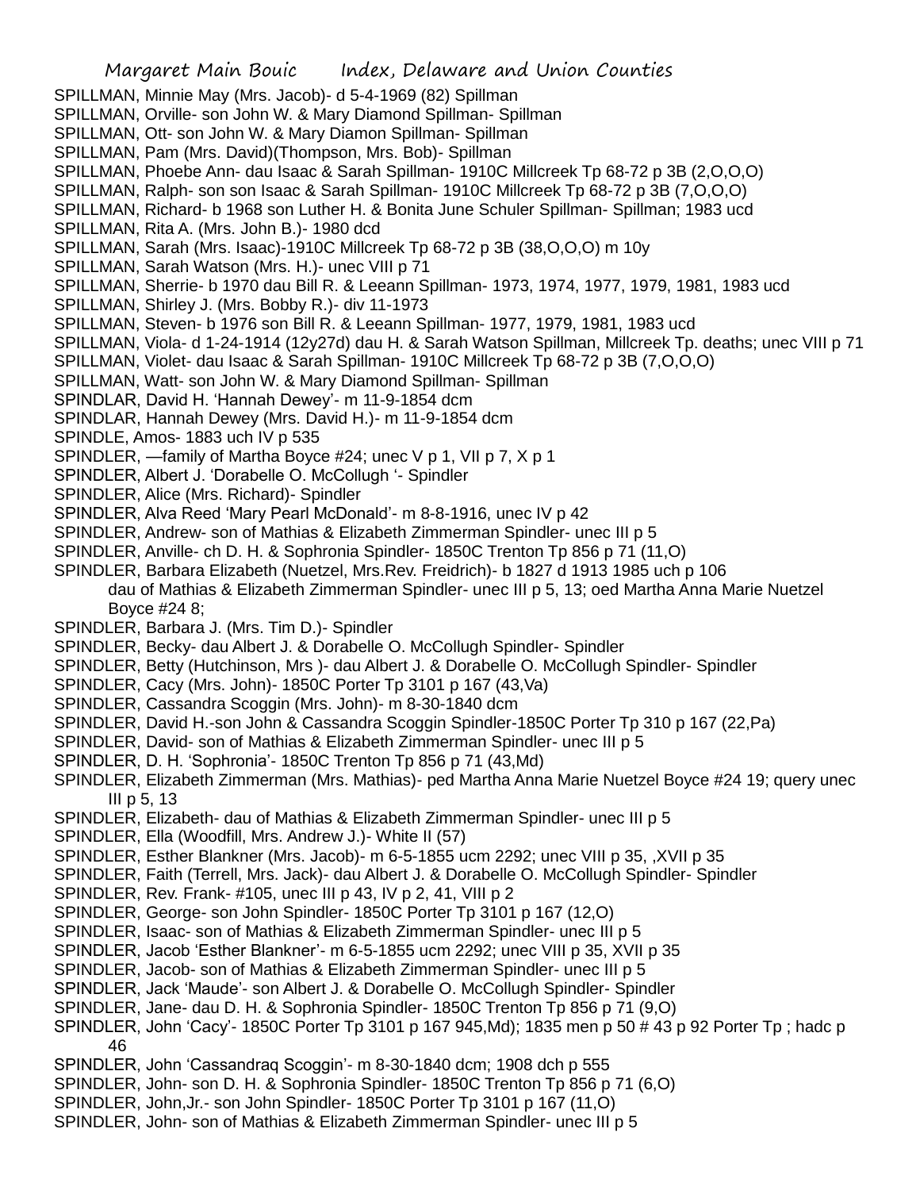SPILLMAN, Minnie May (Mrs. Jacob)- d 5-4-1969 (82) Spillman
SPILLMAN, Orville- son John W. & Mary Diamond Spillman- Spillman
SPILLMAN, Ott- son John W. & Mary Diamon Spillman- Spillman
SPILLMAN, Pam (Mrs. David)(Thompson, Mrs. Bob)- Spillman
SPILLMAN, Phoebe Ann- dau Isaac & Sarah Spillman- 1910C Millcreek Tp 68-72 p 3B (2,O,O,O)
SPILLMAN, Ralph- son son Isaac & Sarah Spillman- 1910C Millcreek Tp 68-72 p 3B (7,O,O,O)
SPILLMAN, Richard- b 1968 son Luther H. & Bonita June Schuler Spillman- Spillman; 1983 ucd
SPILLMAN, Rita A. (Mrs. John B.)- 1980 dcd
SPILLMAN, Sarah (Mrs. Isaac)-1910C Millcreek Tp 68-72 p 3B (38,O,O,O) m 10y
SPILLMAN, Sarah Watson (Mrs. H.)- unec VIII p 71
SPILLMAN, Sherrie- b 1970 dau Bill R. & Leeann Spillman- 1973, 1974, 1977, 1979, 1981, 1983 ucd
SPILLMAN, Shirley J. (Mrs. Bobby R.)- div 11-1973
SPILLMAN, Steven- b 1976 son Bill R. & Leeann Spillman- 1977, 1979, 1981, 1983 ucd
SPILLMAN, Viola- d 1-24-1914 (12y27d) dau H. & Sarah Watson Spillman, Millcreek Tp. deaths; unec VIII p 71
SPILLMAN, Violet- dau Isaac & Sarah Spillman- 1910C Millcreek Tp 68-72 p 3B (7,O,O,O)
SPILLMAN, Watt- son John W. & Mary Diamond Spillman- Spillman
SPINDLAR, David H. 'Hannah Dewey'- m 11-9-1854 dcm
SPINDLAR, Hannah Dewey (Mrs. David H.)- m 11-9-1854 dcm
SPINDLE, Amos- 1883 uch IV p 535
SPINDLER, —family of Martha Boyce #24; unec V p 1, VII p 7, X p 1
SPINDLER, Albert J. 'Dorabelle O. McCollugh '- Spindler
SPINDLER, Alice (Mrs. Richard)- Spindler
SPINDLER, Alva Reed 'Mary Pearl McDonald'- m 8-8-1916, unec IV p 42
SPINDLER, Andrew- son of Mathias & Elizabeth Zimmerman Spindler- unec III p 5
SPINDLER, Anville- ch D. H. & Sophronia Spindler- 1850C Trenton Tp 856 p 71 (11,O)
SPINDLER, Barbara Elizabeth (Nuetzel, Mrs.Rev. Freidrich)- b 1827 d 1913 1985 uch p 106
dau of Mathias & Elizabeth Zimmerman Spindler- unec III p 5, 13; oed Martha Anna Marie Nuetzel Boyce #24 8;
SPINDLER, Barbara J. (Mrs. Tim D.)- Spindler
SPINDLER, Becky- dau Albert J. & Dorabelle O. McCollugh Spindler- Spindler
SPINDLER, Betty (Hutchinson, Mrs )- dau Albert J. & Dorabelle O. McCollugh Spindler- Spindler
SPINDLER, Cacy (Mrs. John)- 1850C Porter Tp 3101 p 167 (43,Va)
SPINDLER, Cassandra Scoggin (Mrs. John)- m 8-30-1840 dcm
SPINDLER, David H.-son John & Cassandra Scoggin Spindler-1850C Porter Tp 310 p 167 (22,Pa)
SPINDLER, David- son of Mathias & Elizabeth Zimmerman Spindler- unec III p 5
SPINDLER, D. H. 'Sophronia'- 1850C Trenton Tp 856 p 71 (43,Md)
SPINDLER, Elizabeth Zimmerman (Mrs. Mathias)- ped Martha Anna Marie Nuetzel Boyce #24 19; query unec III p 5, 13
SPINDLER, Elizabeth- dau of Mathias & Elizabeth Zimmerman Spindler- unec III p 5
SPINDLER, Ella (Woodfill, Mrs. Andrew J.)- White II (57)
SPINDLER, Esther Blankner (Mrs. Jacob)- m 6-5-1855 ucm 2292; unec VIII p 35, ,XVII p 35
SPINDLER, Faith (Terrell, Mrs. Jack)- dau Albert J. & Dorabelle O. McCollugh Spindler- Spindler
SPINDLER, Rev. Frank- #105, unec III p 43, IV p 2, 41, VIII p 2
SPINDLER, George- son John Spindler- 1850C Porter Tp 3101 p 167 (12,O)
SPINDLER, Isaac- son of Mathias & Elizabeth Zimmerman Spindler- unec III p 5
SPINDLER, Jacob 'Esther Blankner'- m 6-5-1855 ucm 2292; unec VIII p 35, XVII p 35
SPINDLER, Jacob- son of Mathias & Elizabeth Zimmerman Spindler- unec III p 5
SPINDLER, Jack 'Maude'- son Albert J. & Dorabelle O. McCollugh Spindler- Spindler
SPINDLER, Jane- dau D. H. & Sophronia Spindler- 1850C Trenton Tp 856 p 71 (9,O)
SPINDLER, John 'Cacy'- 1850C Porter Tp 3101 p 167 945,Md); 1835 men p 50 # 43 p 92 Porter Tp ; hadc p 46
SPINDLER, John 'Cassandraq Scoggin'- m 8-30-1840 dcm; 1908 dch p 555
SPINDLER, John- son D. H. & Sophronia Spindler- 1850C Trenton Tp 856 p 71 (6,O)
SPINDLER, John,Jr.- son John Spindler- 1850C Porter Tp 3101 p 167 (11,O)
SPINDLER, John- son of Mathias & Elizabeth Zimmerman Spindler- unec III p 5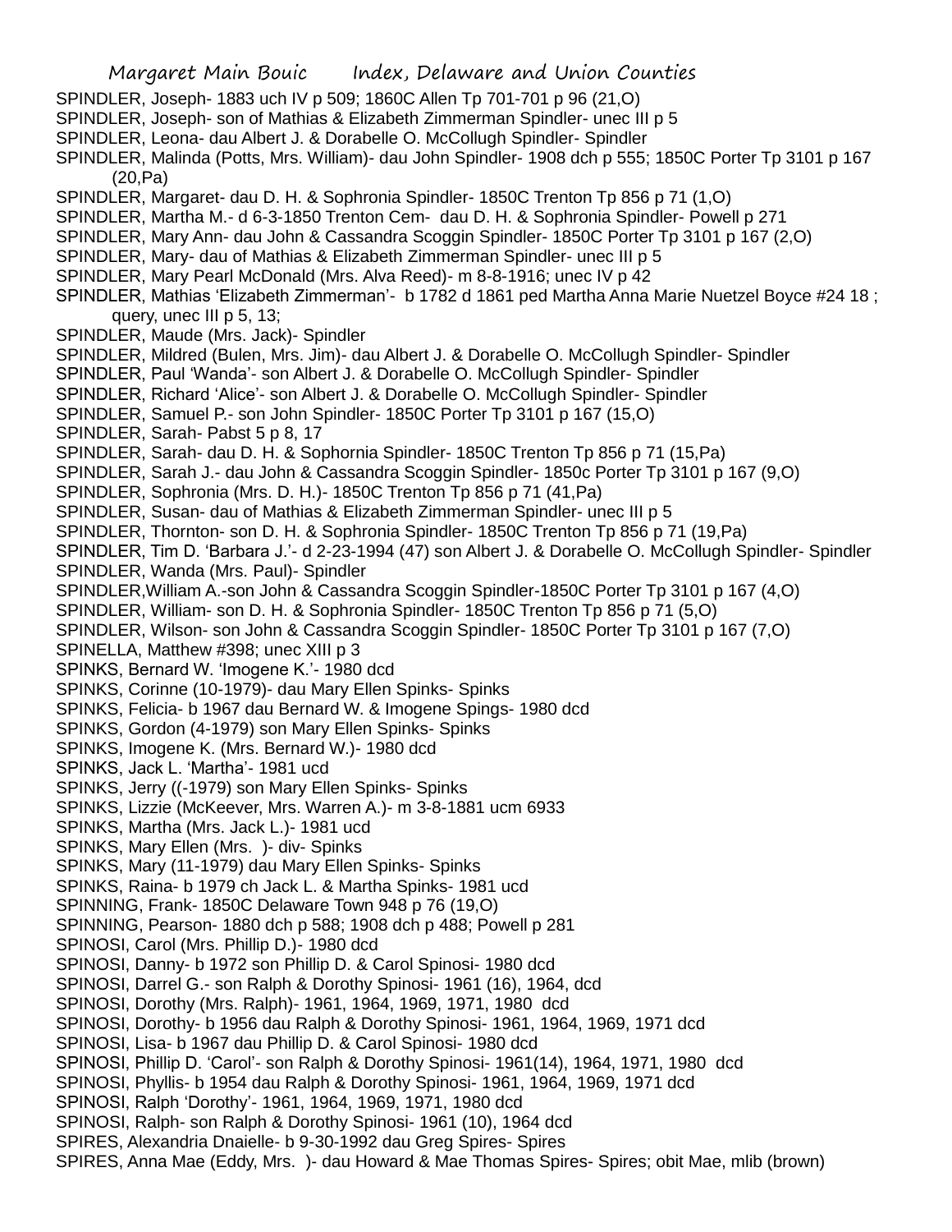SPINDLER, Joseph- 1883 uch IV p 509; 1860C Allen Tp 701-701 p 96 (21,O)
SPINDLER, Joseph- son of Mathias & Elizabeth Zimmerman Spindler- unec III p 5
SPINDLER, Leona- dau Albert J. & Dorabelle O. McCollugh Spindler- Spindler
SPINDLER, Malinda (Potts, Mrs. William)- dau John Spindler- 1908 dch p 555; 1850C Porter Tp 3101 p 167 (20,Pa)
SPINDLER, Margaret- dau D. H. & Sophronia Spindler- 1850C Trenton Tp 856 p 71 (1,O)
SPINDLER, Martha M.- d 6-3-1850 Trenton Cem- dau D. H. & Sophronia Spindler- Powell p 271
SPINDLER, Mary Ann- dau John & Cassandra Scoggin Spindler- 1850C Porter Tp 3101 p 167 (2,O)
SPINDLER, Mary- dau of Mathias & Elizabeth Zimmerman Spindler- unec III p 5
SPINDLER, Mary Pearl McDonald (Mrs. Alva Reed)- m 8-8-1916; unec IV p 42
SPINDLER, Mathias 'Elizabeth Zimmerman'- b 1782 d 1861 ped Martha Anna Marie Nuetzel Boyce #24 18 ; query, unec III p 5, 13;
SPINDLER, Maude (Mrs. Jack)- Spindler
SPINDLER, Mildred (Bulen, Mrs. Jim)- dau Albert J. & Dorabelle O. McCollugh Spindler- Spindler
SPINDLER, Paul 'Wanda'- son Albert J. & Dorabelle O. McCollugh Spindler- Spindler
SPINDLER, Richard 'Alice'- son Albert J. & Dorabelle O. McCollugh Spindler- Spindler
SPINDLER, Samuel P.- son John Spindler- 1850C Porter Tp 3101 p 167 (15,O)
SPINDLER, Sarah- Pabst 5 p 8, 17
SPINDLER, Sarah- dau D. H. & Sophornia Spindler- 1850C Trenton Tp 856 p 71 (15,Pa)
SPINDLER, Sarah J.- dau John & Cassandra Scoggin Spindler- 1850c Porter Tp 3101 p 167 (9,O)
SPINDLER, Sophronia (Mrs. D. H.)- 1850C Trenton Tp 856 p 71 (41,Pa)
SPINDLER, Susan- dau of Mathias & Elizabeth Zimmerman Spindler- unec III p 5
SPINDLER, Thornton- son D. H. & Sophronia Spindler- 1850C Trenton Tp 856 p 71 (19,Pa)
SPINDLER, Tim D. 'Barbara J.'- d 2-23-1994 (47) son Albert J. & Dorabelle O. McCollugh Spindler- Spindler
SPINDLER, Wanda (Mrs. Paul)- Spindler
SPINDLER,William A.-son John & Cassandra Scoggin Spindler-1850C Porter Tp 3101 p 167 (4,O)
SPINDLER, William- son D. H. & Sophronia Spindler- 1850C Trenton Tp 856 p 71 (5,O)
SPINDLER, Wilson- son John & Cassandra Scoggin Spindler- 1850C Porter Tp 3101 p 167 (7,O)
SPINELLA, Matthew #398; unec XIII p 3
SPINKS, Bernard W. 'Imogene K.'- 1980 dcd
SPINKS, Corinne (10-1979)- dau Mary Ellen Spinks- Spinks
SPINKS, Felicia- b 1967 dau Bernard W. & Imogene Spings- 1980 dcd
SPINKS, Gordon (4-1979) son Mary Ellen Spinks- Spinks
SPINKS, Imogene K. (Mrs. Bernard W.)- 1980 dcd
SPINKS, Jack L. 'Martha'- 1981 ucd
SPINKS, Jerry ((-1979) son Mary Ellen Spinks- Spinks
SPINKS, Lizzie (McKeever, Mrs. Warren A.)- m 3-8-1881 ucm 6933
SPINKS, Martha (Mrs. Jack L.)- 1981 ucd
SPINKS, Mary Ellen (Mrs. )- div- Spinks
SPINKS, Mary (11-1979) dau Mary Ellen Spinks- Spinks
SPINKS, Raina- b 1979 ch Jack L. & Martha Spinks- 1981 ucd
SPINNING, Frank- 1850C Delaware Town 948 p 76 (19,O)
SPINNING, Pearson- 1880 dch p 588; 1908 dch p 488; Powell p 281
SPINOSI, Carol (Mrs. Phillip D.)- 1980 dcd
SPINOSI, Danny- b 1972 son Phillip D. & Carol Spinosi- 1980 dcd
SPINOSI, Darrel G.- son Ralph & Dorothy Spinosi- 1961 (16), 1964, dcd
SPINOSI, Dorothy (Mrs. Ralph)- 1961, 1964, 1969, 1971, 1980 dcd
SPINOSI, Dorothy- b 1956 dau Ralph & Dorothy Spinosi- 1961, 1964, 1969, 1971 dcd
SPINOSI, Lisa- b 1967 dau Phillip D. & Carol Spinosi- 1980 dcd
SPINOSI, Phillip D. 'Carol'- son Ralph & Dorothy Spinosi- 1961(14), 1964, 1971, 1980 dcd
SPINOSI, Phyllis- b 1954 dau Ralph & Dorothy Spinosi- 1961, 1964, 1969, 1971 dcd
SPINOSI, Ralph 'Dorothy'- 1961, 1964, 1969, 1971, 1980 dcd
SPINOSI, Ralph- son Ralph & Dorothy Spinosi- 1961 (10), 1964 dcd
SPIRES, Alexandria Dnaielle- b 9-30-1992 dau Greg Spires- Spires
SPIRES, Anna Mae (Eddy, Mrs. )- dau Howard & Mae Thomas Spires- Spires; obit Mae, mlib (brown)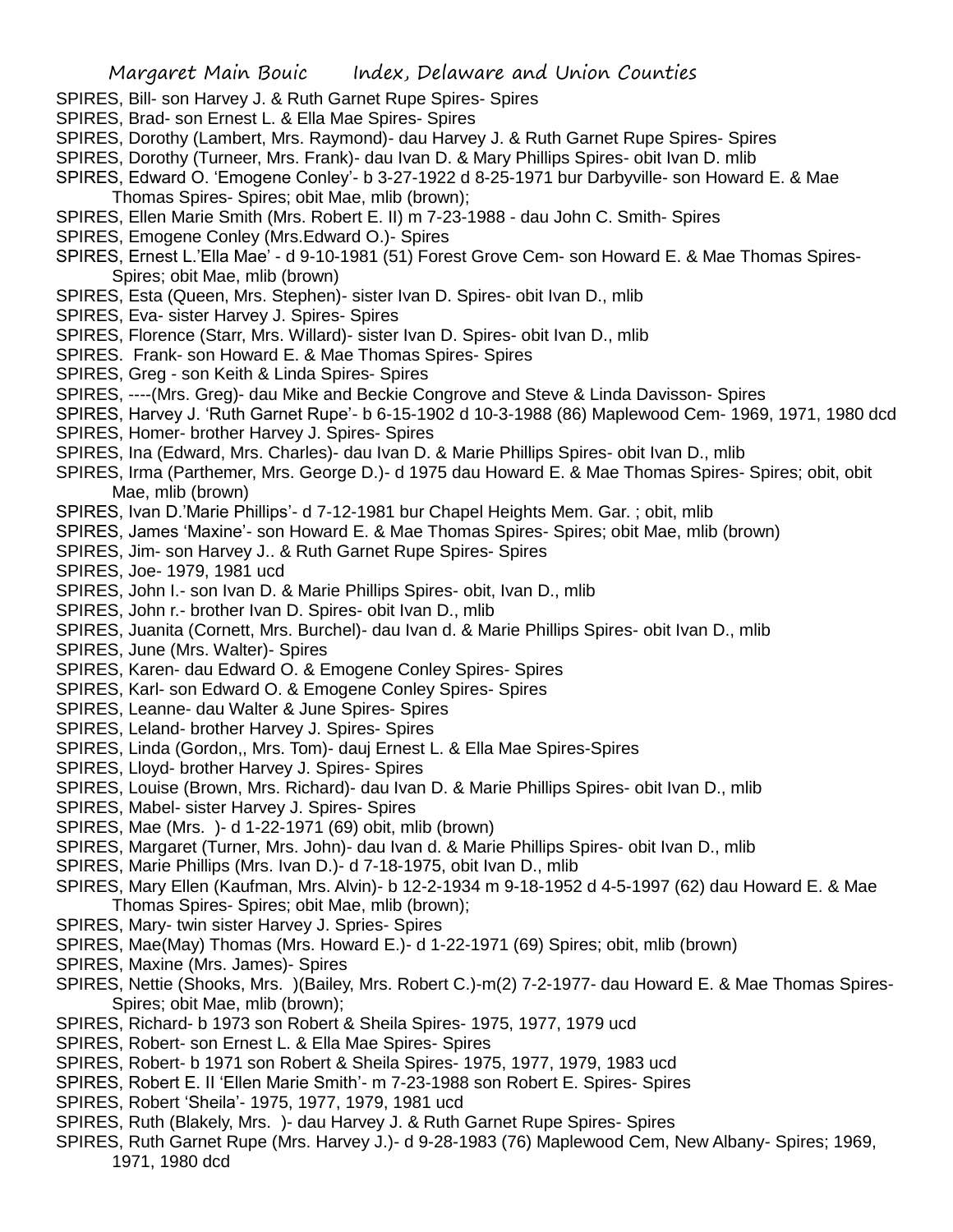SPIRES, Bill- son Harvey J. & Ruth Garnet Rupe Spires- Spires

SPIRES, Brad- son Ernest L. & Ella Mae Spires- Spires

SPIRES, Dorothy (Lambert, Mrs. Raymond)- dau Harvey J. & Ruth Garnet Rupe Spires- Spires

SPIRES, Dorothy (Turneer, Mrs. Frank)- dau Ivan D. & Mary Phillips Spires- obit Ivan D. mlib

SPIRES, Edward O. 'Emogene Conley'- b 3-27-1922 d 8-25-1971 bur Darbyville- son Howard E. & Mae Thomas Spires- Spires; obit Mae, mlib (brown);

SPIRES, Ellen Marie Smith (Mrs. Robert E. II) m 7-23-1988 - dau John C. Smith- Spires

SPIRES, Emogene Conley (Mrs.Edward O.)- Spires

SPIRES, Ernest L.'Ella Mae' - d 9-10-1981 (51) Forest Grove Cem- son Howard E. & Mae Thomas Spires- Spires; obit Mae, mlib (brown)

SPIRES, Esta (Queen, Mrs. Stephen)- sister Ivan D. Spires- obit Ivan D., mlib

SPIRES, Eva- sister Harvey J. Spires- Spires

SPIRES, Florence (Starr, Mrs. Willard)- sister Ivan D. Spires- obit Ivan D., mlib

SPIRES. Frank- son Howard E. & Mae Thomas Spires- Spires

SPIRES, Greg - son Keith & Linda Spires- Spires

SPIRES, ----(Mrs. Greg)- dau Mike and Beckie Congrove and Steve & Linda Davisson- Spires

SPIRES, Harvey J. 'Ruth Garnet Rupe'- b 6-15-1902 d 10-3-1988 (86) Maplewood Cem- 1969, 1971, 1980 dcd

SPIRES, Homer- brother Harvey J. Spires- Spires

SPIRES, Ina (Edward, Mrs. Charles)- dau Ivan D. & Marie Phillips Spires- obit Ivan D., mlib

SPIRES, Irma (Parthemer, Mrs. George D.)- d 1975 dau Howard E. & Mae Thomas Spires- Spires; obit, obit Mae, mlib (brown)

SPIRES, Ivan D.'Marie Phillips'- d 7-12-1981 bur Chapel Heights Mem. Gar. ; obit, mlib

SPIRES, James 'Maxine'- son Howard E. & Mae Thomas Spires- Spires; obit Mae, mlib (brown)

SPIRES, Jim- son Harvey J.. & Ruth Garnet Rupe Spires- Spires

SPIRES, Joe- 1979, 1981 ucd

SPIRES, John I.- son Ivan D. & Marie Phillips Spires- obit, Ivan D., mlib

SPIRES, John r.- brother Ivan D. Spires- obit Ivan D., mlib

SPIRES, Juanita (Cornett, Mrs. Burchel)- dau Ivan d. & Marie Phillips Spires- obit Ivan D., mlib

SPIRES, June (Mrs. Walter)- Spires

SPIRES, Karen- dau Edward O. & Emogene Conley Spires- Spires

SPIRES, Karl- son Edward O. & Emogene Conley Spires- Spires

SPIRES, Leanne- dau Walter & June Spires- Spires

SPIRES, Leland- brother Harvey J. Spires- Spires

SPIRES, Linda (Gordon,, Mrs. Tom)- dauj Ernest L. & Ella Mae Spires-Spires

SPIRES, Lloyd- brother Harvey J. Spires- Spires

SPIRES, Louise (Brown, Mrs. Richard)- dau Ivan D. & Marie Phillips Spires- obit Ivan D., mlib

SPIRES, Mabel- sister Harvey J. Spires- Spires

SPIRES, Mae (Mrs. )- d 1-22-1971 (69) obit, mlib (brown)

SPIRES, Margaret (Turner, Mrs. John)- dau Ivan d. & Marie Phillips Spires- obit Ivan D., mlib

SPIRES, Marie Phillips (Mrs. Ivan D.)- d 7-18-1975, obit Ivan D., mlib

SPIRES, Mary Ellen (Kaufman, Mrs. Alvin)- b 12-2-1934 m 9-18-1952 d 4-5-1997 (62) dau Howard E. & Mae Thomas Spires- Spires; obit Mae, mlib (brown);

SPIRES, Mary- twin sister Harvey J. Spries- Spires

SPIRES, Mae(May) Thomas (Mrs. Howard E.)- d 1-22-1971 (69) Spires; obit, mlib (brown)

SPIRES, Maxine (Mrs. James)- Spires

SPIRES, Nettie (Shooks, Mrs. )(Bailey, Mrs. Robert C.)-m(2) 7-2-1977- dau Howard E. & Mae Thomas Spires- Spires; obit Mae, mlib (brown);

SPIRES, Richard- b 1973 son Robert & Sheila Spires- 1975, 1977, 1979 ucd

SPIRES, Robert- son Ernest L. & Ella Mae Spires- Spires

SPIRES, Robert- b 1971 son Robert & Sheila Spires- 1975, 1977, 1979, 1983 ucd

SPIRES, Robert E. II 'Ellen Marie Smith'- m 7-23-1988 son Robert E. Spires- Spires

SPIRES, Robert 'Sheila'- 1975, 1977, 1979, 1981 ucd

SPIRES, Ruth (Blakely, Mrs. )- dau Harvey J. & Ruth Garnet Rupe Spires- Spires

SPIRES, Ruth Garnet Rupe (Mrs. Harvey J.)- d 9-28-1983 (76) Maplewood Cem, New Albany- Spires; 1969, 1971, 1980 dcd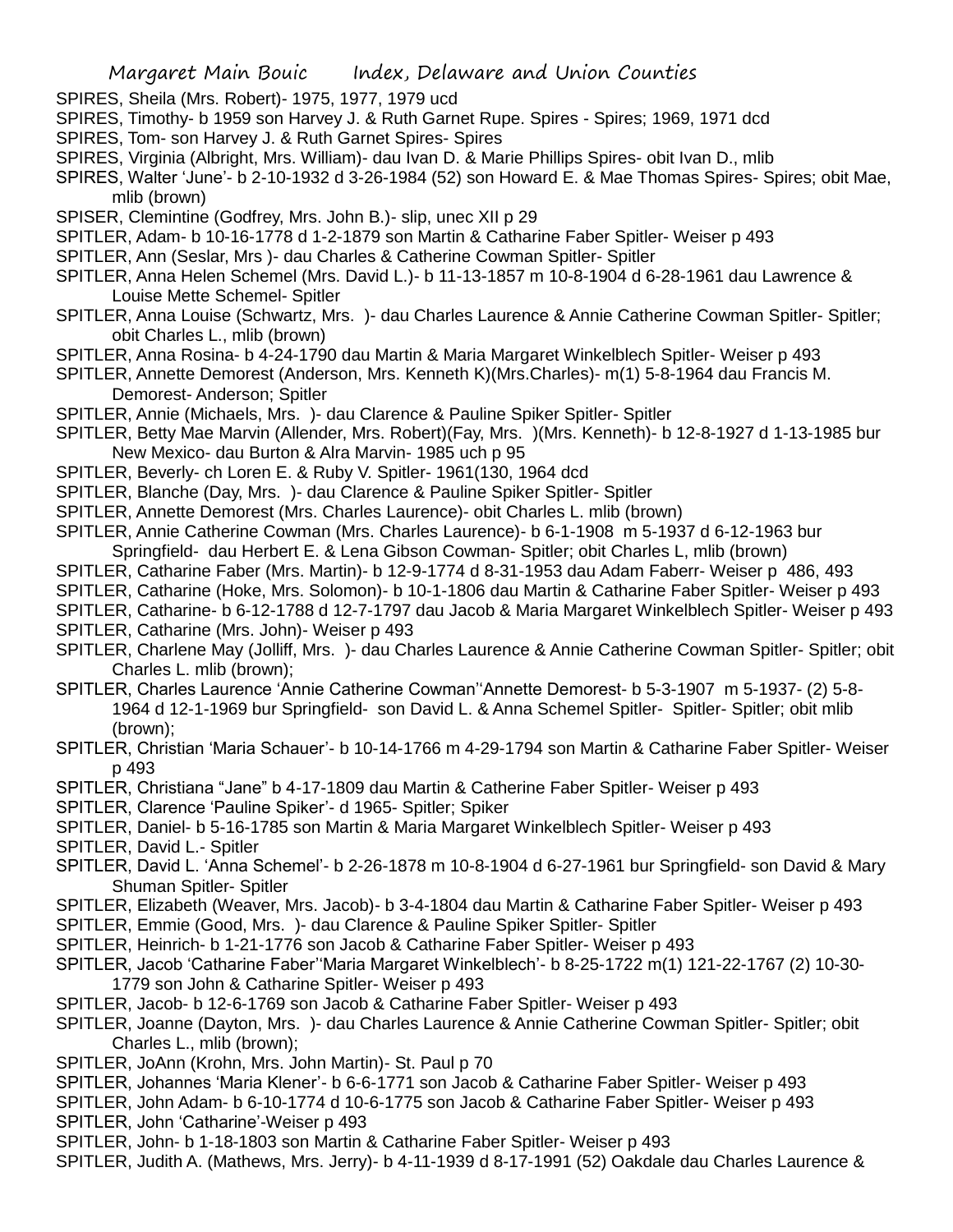SPIRES, Sheila (Mrs. Robert)- 1975, 1977, 1979 ucd

SPIRES, Timothy- b 1959 son Harvey J. & Ruth Garnet Rupe. Spires - Spires; 1969, 1971 dcd

SPIRES, Tom- son Harvey J. & Ruth Garnet Spires- Spires

SPIRES, Virginia (Albright, Mrs. William)- dau Ivan D. & Marie Phillips Spires- obit Ivan D., mlib

SPIRES, Walter 'June'- b 2-10-1932 d 3-26-1984 (52) son Howard E. & Mae Thomas Spires- Spires; obit Mae, mlib (brown)

SPISER, Clemintine (Godfrey, Mrs. John B.)- slip, unec XII p 29

SPITLER, Adam- b 10-16-1778 d 1-2-1879 son Martin & Catharine Faber Spitler- Weiser p 493

SPITLER, Ann (Seslar, Mrs )- dau Charles & Catherine Cowman Spitler- Spitler

SPITLER, Anna Helen Schemel (Mrs. David L.)- b 11-13-1857 m 10-8-1904 d 6-28-1961 dau Lawrence & Louise Mette Schemel- Spitler

SPITLER, Anna Louise (Schwartz, Mrs. )- dau Charles Laurence & Annie Catherine Cowman Spitler- Spitler; obit Charles L., mlib (brown)

SPITLER, Anna Rosina- b 4-24-1790 dau Martin & Maria Margaret Winkelblech Spitler- Weiser p 493

SPITLER, Annette Demorest (Anderson, Mrs. Kenneth K)(Mrs.Charles)- m(1) 5-8-1964 dau Francis M. Demorest- Anderson; Spitler

SPITLER, Annie (Michaels, Mrs. )- dau Clarence & Pauline Spiker Spitler- Spitler

SPITLER, Betty Mae Marvin (Allender, Mrs. Robert)(Fay, Mrs. )(Mrs. Kenneth)- b 12-8-1927 d 1-13-1985 bur New Mexico- dau Burton & Alra Marvin- 1985 uch p 95

SPITLER, Beverly- ch Loren E. & Ruby V. Spitler- 1961(130, 1964 dcd

SPITLER, Blanche (Day, Mrs. )- dau Clarence & Pauline Spiker Spitler- Spitler

SPITLER, Annette Demorest (Mrs. Charles Laurence)- obit Charles L. mlib (brown)

SPITLER, Annie Catherine Cowman (Mrs. Charles Laurence)- b 6-1-1908 m 5-1937 d 6-12-1963 bur Springfield- dau Herbert E. & Lena Gibson Cowman- Spitler; obit Charles L, mlib (brown)

SPITLER, Catharine Faber (Mrs. Martin)- b 12-9-1774 d 8-31-1953 dau Adam Faberr- Weiser p 486, 493

SPITLER, Catharine (Hoke, Mrs. Solomon)- b 10-1-1806 dau Martin & Catharine Faber Spitler- Weiser p 493

SPITLER, Catharine- b 6-12-1788 d 12-7-1797 dau Jacob & Maria Margaret Winkelblech Spitler- Weiser p 493

SPITLER, Catharine (Mrs. John)- Weiser p 493

SPITLER, Charlene May (Jolliff, Mrs. )- dau Charles Laurence & Annie Catherine Cowman Spitler- Spitler; obit Charles L. mlib (brown);

SPITLER, Charles Laurence 'Annie Catherine Cowman''Annette Demorest- b 5-3-1907 m 5-1937- (2) 5-8-1964 d 12-1-1969 bur Springfield- son David L. & Anna Schemel Spitler- Spitler- Spitler; obit mlib (brown);

SPITLER, Christian 'Maria Schauer'- b 10-14-1766 m 4-29-1794 son Martin & Catharine Faber Spitler- Weiser p 493

SPITLER, Christiana "Jane" b 4-17-1809 dau Martin & Catherine Faber Spitler- Weiser p 493

SPITLER, Clarence 'Pauline Spiker'- d 1965- Spitler; Spiker

SPITLER, Daniel- b 5-16-1785 son Martin & Maria Margaret Winkelblech Spitler- Weiser p 493

SPITLER, David L.- Spitler

SPITLER, David L. 'Anna Schemel'- b 2-26-1878 m 10-8-1904 d 6-27-1961 bur Springfield- son David & Mary Shuman Spitler- Spitler

SPITLER, Elizabeth (Weaver, Mrs. Jacob)- b 3-4-1804 dau Martin & Catharine Faber Spitler- Weiser p 493

SPITLER, Emmie (Good, Mrs. )- dau Clarence & Pauline Spiker Spitler- Spitler

SPITLER, Heinrich- b 1-21-1776 son Jacob & Catharine Faber Spitler- Weiser p 493

SPITLER, Jacob 'Catharine Faber''Maria Margaret Winkelblech'- b 8-25-1722 m(1) 121-22-1767 (2) 10-30-1779 son John & Catharine Spitler- Weiser p 493

SPITLER, Jacob- b 12-6-1769 son Jacob & Catharine Faber Spitler- Weiser p 493

SPITLER, Joanne (Dayton, Mrs. )- dau Charles Laurence & Annie Catherine Cowman Spitler- Spitler; obit Charles L., mlib (brown);

SPITLER, JoAnn (Krohn, Mrs. John Martin)- St. Paul p 70

SPITLER, Johannes 'Maria Klener'- b 6-6-1771 son Jacob & Catharine Faber Spitler- Weiser p 493

SPITLER, John Adam- b 6-10-1774 d 10-6-1775 son Jacob & Catharine Faber Spitler- Weiser p 493

SPITLER, John 'Catharine'-Weiser p 493

SPITLER, John- b 1-18-1803 son Martin & Catharine Faber Spitler- Weiser p 493

SPITLER, Judith A. (Mathews, Mrs. Jerry)- b 4-11-1939 d 8-17-1991 (52) Oakdale dau Charles Laurence &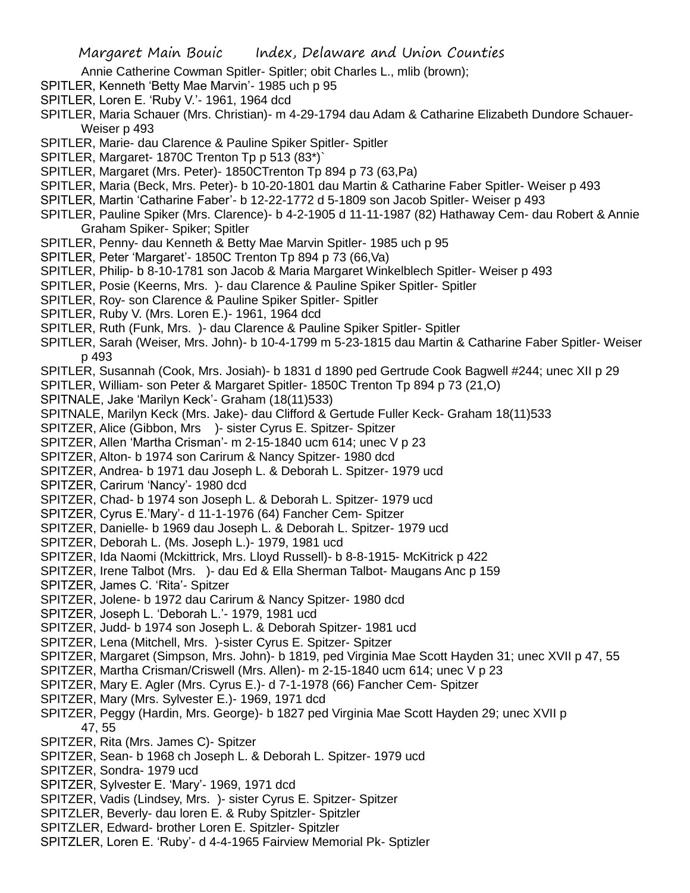Annie Catherine Cowman Spitler- Spitler; obit Charles L., mlib (brown);

SPITLER, Kenneth 'Betty Mae Marvin'- 1985 uch p 95

SPITLER, Loren E. 'Ruby V.'- 1961, 1964 dcd

SPITLER, Maria Schauer (Mrs. Christian)- m 4-29-1794 dau Adam & Catharine Elizabeth Dundore Schauer- Weiser p 493

SPITLER, Marie- dau Clarence & Pauline Spiker Spitler- Spitler

SPITLER, Margaret- 1870C Trenton Tp p 513 (83*)`

SPITLER, Margaret (Mrs. Peter)- 1850CTrenton Tp 894 p 73 (63,Pa)

SPITLER, Maria (Beck, Mrs. Peter)- b 10-20-1801 dau Martin & Catharine Faber Spitler- Weiser p 493

SPITLER, Martin 'Catharine Faber'- b 12-22-1772 d 5-1809 son Jacob Spitler- Weiser p 493

SPITLER, Pauline Spiker (Mrs. Clarence)- b 4-2-1905 d 11-11-1987 (82) Hathaway Cem- dau Robert & Annie Graham Spiker- Spiker; Spitler

SPITLER, Penny- dau Kenneth & Betty Mae Marvin Spitler- 1985 uch p 95

SPITLER, Peter 'Margaret'- 1850C Trenton Tp 894 p 73 (66,Va)

SPITLER, Philip- b 8-10-1781 son Jacob & Maria Margaret Winkelblech Spitler- Weiser p 493

SPITLER, Posie (Keerns, Mrs. )- dau Clarence & Pauline Spiker Spitler- Spitler

SPITLER, Roy- son Clarence & Pauline Spiker Spitler- Spitler

SPITLER, Ruby V. (Mrs. Loren E.)- 1961, 1964 dcd

SPITLER, Ruth (Funk, Mrs. )- dau Clarence & Pauline Spiker Spitler- Spitler

SPITLER, Sarah (Weiser, Mrs. John)- b 10-4-1799 m 5-23-1815 dau Martin & Catharine Faber Spitler- Weiser p 493

SPITLER, Susannah (Cook, Mrs. Josiah)- b 1831 d 1890 ped Gertrude Cook Bagwell #244; unec XII p 29

SPITLER, William- son Peter & Margaret Spitler- 1850C Trenton Tp 894 p 73 (21,O)

SPITNALE, Jake 'Marilyn Keck'- Graham (18(11)533)

SPITNALE, Marilyn Keck (Mrs. Jake)- dau Clifford & Gertude Fuller Keck- Graham 18(11)533

SPITZER, Alice (Gibbon, Mrs )- sister Cyrus E. Spitzer- Spitzer

SPITZER, Allen 'Martha Crisman'- m 2-15-1840 ucm 614; unec V p 23

SPITZER, Alton- b 1974 son Carirum & Nancy Spitzer- 1980 dcd

SPITZER, Andrea- b 1971 dau Joseph L. & Deborah L. Spitzer- 1979 ucd

SPITZER, Carirum 'Nancy'- 1980 dcd

SPITZER, Chad- b 1974 son Joseph L. & Deborah L. Spitzer- 1979 ucd

SPITZER, Cyrus E.'Mary'- d 11-1-1976 (64) Fancher Cem- Spitzer

SPITZER, Danielle- b 1969 dau Joseph L. & Deborah L. Spitzer- 1979 ucd

SPITZER, Deborah L. (Ms. Joseph L.)- 1979, 1981 ucd

SPITZER, Ida Naomi (Mckittrick, Mrs. Lloyd Russell)- b 8-8-1915- McKitrick p 422

SPITZER, Irene Talbot (Mrs. )- dau Ed & Ella Sherman Talbot- Maugans Anc p 159

SPITZER, James C. 'Rita'- Spitzer

SPITZER, Jolene- b 1972 dau Carirum & Nancy Spitzer- 1980 dcd

SPITZER, Joseph L. 'Deborah L.'- 1979, 1981 ucd

SPITZER, Judd- b 1974 son Joseph L. & Deborah Spitzer- 1981 ucd

SPITZER, Lena (Mitchell, Mrs. )-sister Cyrus E. Spitzer- Spitzer

SPITZER, Margaret (Simpson, Mrs. John)- b 1819, ped Virginia Mae Scott Hayden 31; unec XVII p 47, 55

SPITZER, Martha Crisman/Criswell (Mrs. Allen)- m 2-15-1840 ucm 614; unec V p 23

SPITZER, Mary E. Agler (Mrs. Cyrus E.)- d 7-1-1978 (66) Fancher Cem- Spitzer

SPITZER, Mary (Mrs. Sylvester E.)- 1969, 1971 dcd

SPITZER, Peggy (Hardin, Mrs. George)- b 1827 ped Virginia Mae Scott Hayden 29; unec XVII p 47, 55

SPITZER, Rita (Mrs. James C)- Spitzer

SPITZER, Sean- b 1968 ch Joseph L. & Deborah L. Spitzer- 1979 ucd

SPITZER, Sondra- 1979 ucd

SPITZER, Sylvester E. 'Mary'- 1969, 1971 dcd

SPITZER, Vadis (Lindsey, Mrs. )- sister Cyrus E. Spitzer- Spitzer

SPITZLER, Beverly- dau loren E. & Ruby Spitzler- Spitzler

SPITZLER, Edward- brother Loren E. Spitzler- Spitzler

SPITZLER, Loren E. 'Ruby'- d 4-4-1965 Fairview Memorial Pk- Sptizler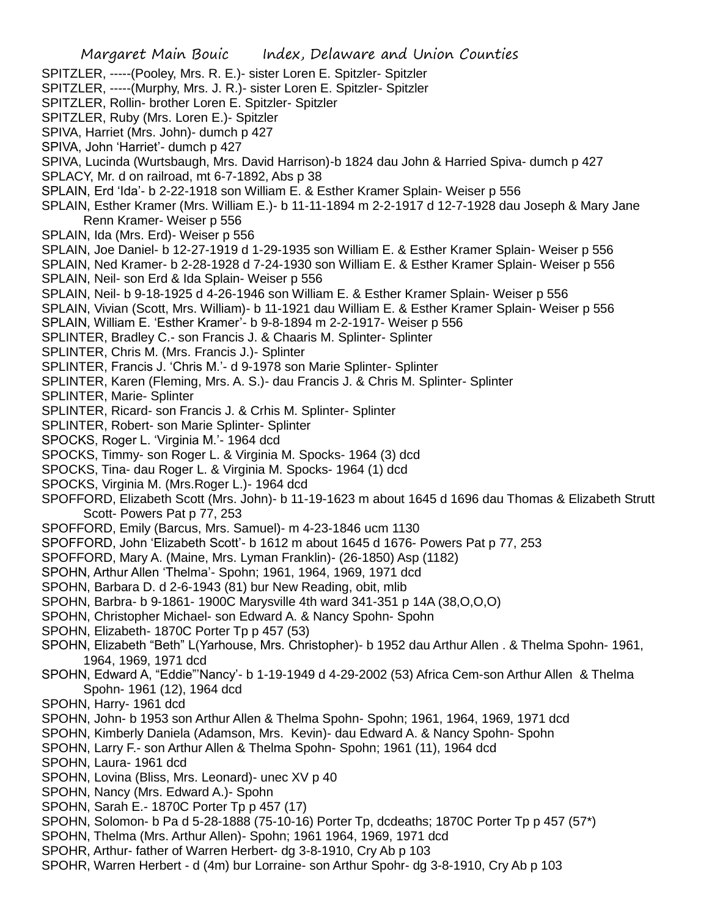SPITZLER, -----(Pooley, Mrs. R. E.)- sister Loren E. Spitzler- Spitzler
SPITZLER, -----(Murphy, Mrs. J. R.)- sister Loren E. Spitzler- Spitzler
SPITZLER, Rollin- brother Loren E. Spitzler- Spitzler
SPITZLER, Ruby (Mrs. Loren E.)- Spitzler
SPIVA, Harriet (Mrs. John)- dumch p 427
SPIVA, John 'Harriet'- dumch p 427
SPIVA, Lucinda (Wurtsbaugh, Mrs. David Harrison)-b 1824 dau John & Harried Spiva- dumch p 427
SPLACY, Mr. d on railroad, mt 6-7-1892, Abs p 38
SPLAIN, Erd 'Ida'- b 2-22-1918 son William E. & Esther Kramer Splain- Weiser p 556
SPLAIN, Esther Kramer (Mrs. William E.)- b 11-11-1894 m 2-2-1917 d 12-7-1928 dau Joseph & Mary Jane Renn Kramer- Weiser p 556
SPLAIN, Ida (Mrs. Erd)- Weiser p 556
SPLAIN, Joe Daniel- b 12-27-1919 d 1-29-1935 son William E. & Esther Kramer Splain- Weiser p 556
SPLAIN, Ned Kramer- b 2-28-1928 d 7-24-1930 son William E. & Esther Kramer Splain- Weiser p 556
SPLAIN, Neil- son Erd & Ida Splain- Weiser p 556
SPLAIN, Neil- b 9-18-1925 d 4-26-1946 son William E. & Esther Kramer Splain- Weiser p 556
SPLAIN, Vivian (Scott, Mrs. William)- b 11-1921 dau William E. & Esther Kramer Splain- Weiser p 556
SPLAIN, William E. 'Esther Kramer'- b 9-8-1894 m 2-2-1917- Weiser p 556
SPLINTER, Bradley C.- son Francis J. & Chaaris M. Splinter- Splinter
SPLINTER, Chris M. (Mrs. Francis J.)- Splinter
SPLINTER, Francis J. 'Chris M.'- d 9-1978 son Marie Splinter- Splinter
SPLINTER, Karen (Fleming, Mrs. A. S.)- dau Francis J. & Chris M. Splinter- Splinter
SPLINTER, Marie- Splinter
SPLINTER, Ricard- son Francis J. & Crhis M. Splinter- Splinter
SPLINTER, Robert- son Marie Splinter- Splinter
SPOCKS, Roger L. 'Virginia M.'- 1964 dcd
SPOCKS, Timmy- son Roger L. & Virginia M. Spocks- 1964 (3) dcd
SPOCKS, Tina- dau Roger L. & Virginia M. Spocks- 1964 (1) dcd
SPOCKS, Virginia M. (Mrs.Roger L.)- 1964 dcd
SPOFFORD, Elizabeth Scott (Mrs. John)- b 11-19-1623 m about 1645 d 1696 dau Thomas & Elizabeth Strutt Scott- Powers Pat p 77, 253
SPOFFORD, Emily (Barcus, Mrs. Samuel)- m 4-23-1846 ucm 1130
SPOFFORD, John 'Elizabeth Scott'- b 1612 m about 1645 d 1676- Powers Pat p 77, 253
SPOFFORD, Mary A. (Maine, Mrs. Lyman Franklin)- (26-1850) Asp (1182)
SPOHN, Arthur Allen 'Thelma'- Spohn; 1961, 1964, 1969, 1971 dcd
SPOHN, Barbara D. d 2-6-1943 (81) bur New Reading, obit, mlib
SPOHN, Barbra- b 9-1861- 1900C Marysville 4th ward 341-351 p 14A (38,O,O,O)
SPOHN, Christopher Michael- son Edward A. & Nancy Spohn- Spohn
SPOHN, Elizabeth- 1870C Porter Tp p 457 (53)
SPOHN, Elizabeth "Beth" L(Yarhouse, Mrs. Christopher)- b 1952 dau Arthur Allen . & Thelma Spohn- 1961, 1964, 1969, 1971 dcd
SPOHN, Edward A, "Eddie"'Nancy'- b 1-19-1949 d 4-29-2002 (53) Africa Cem-son Arthur Allen & Thelma Spohn- 1961 (12), 1964 dcd
SPOHN, Harry- 1961 dcd
SPOHN, John- b 1953 son Arthur Allen & Thelma Spohn- Spohn; 1961, 1964, 1969, 1971 dcd
SPOHN, Kimberly Daniela (Adamson, Mrs. Kevin)- dau Edward A. & Nancy Spohn- Spohn
SPOHN, Larry F.- son Arthur Allen & Thelma Spohn- Spohn; 1961 (11), 1964 dcd
SPOHN, Laura- 1961 dcd
SPOHN, Lovina (Bliss, Mrs. Leonard)- unec XV p 40
SPOHN, Nancy (Mrs. Edward A.)- Spohn
SPOHN, Sarah E.- 1870C Porter Tp p 457 (17)
SPOHN, Solomon- b Pa d 5-28-1888 (75-10-16) Porter Tp, dcdeaths; 1870C Porter Tp p 457 (57*)
SPOHN, Thelma (Mrs. Arthur Allen)- Spohn; 1961 1964, 1969, 1971 dcd
SPOHR, Arthur- father of Warren Herbert- dg 3-8-1910, Cry Ab p 103
SPOHR, Warren Herbert - d (4m) bur Lorraine- son Arthur Spohr- dg 3-8-1910, Cry Ab p 103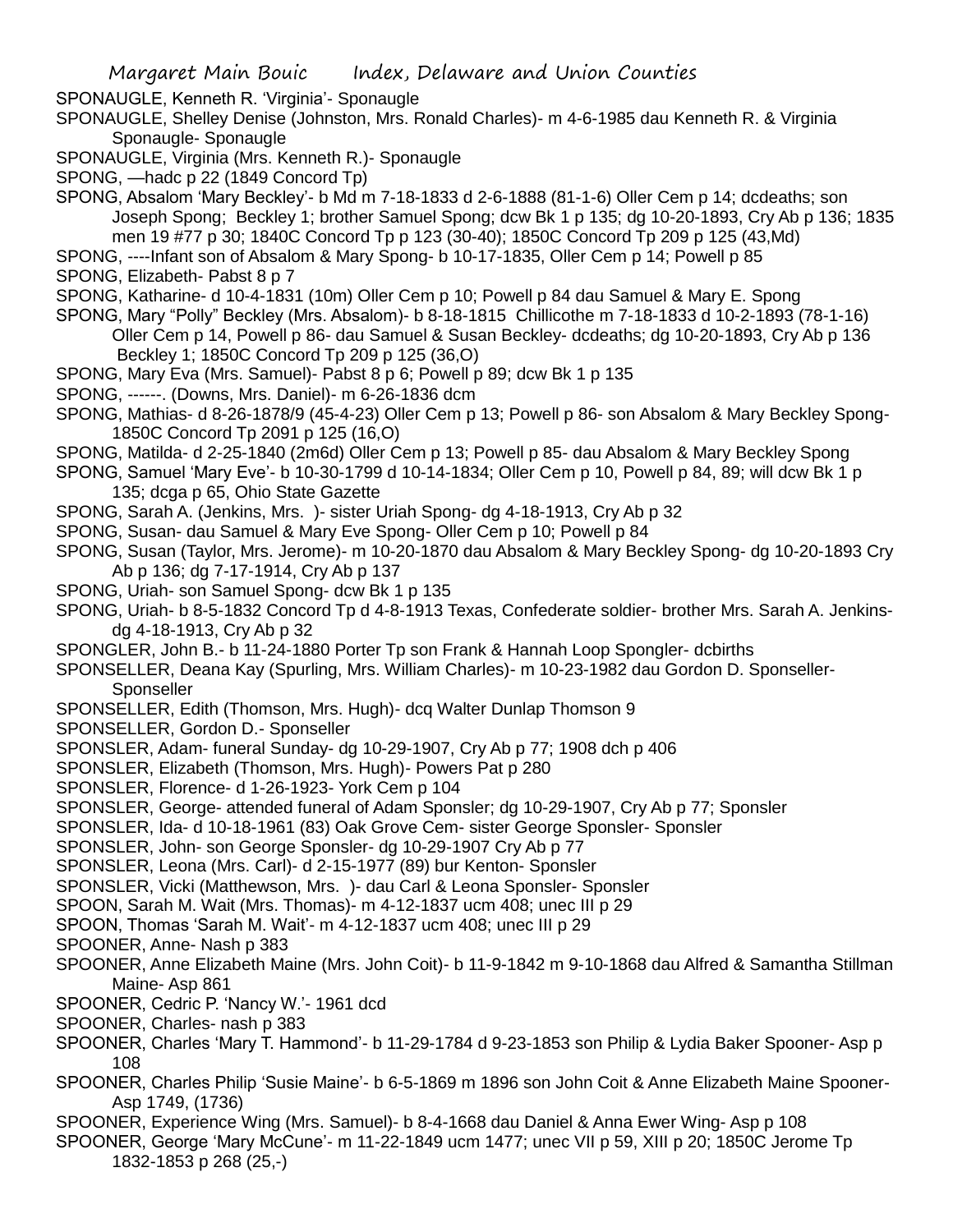SPONAUGLE, Kenneth R. 'Virginia'- Sponaugle

SPONAUGLE, Shelley Denise (Johnston, Mrs. Ronald Charles)- m 4-6-1985 dau Kenneth R. & Virginia Sponaugle- Sponaugle

SPONAUGLE, Virginia (Mrs. Kenneth R.)- Sponaugle

SPONG, —hadc p 22 (1849 Concord Tp)

SPONG, Absalom 'Mary Beckley'- b Md m 7-18-1833 d 2-6-1888 (81-1-6) Oller Cem p 14; dcdeaths; son Joseph Spong; Beckley 1; brother Samuel Spong; dcw Bk 1 p 135; dg 10-20-1893, Cry Ab p 136; 1835 men 19 #77 p 30; 1840C Concord Tp p 123 (30-40); 1850C Concord Tp 209 p 125 (43,Md)

SPONG, ----Infant son of Absalom & Mary Spong- b 10-17-1835, Oller Cem p 14; Powell p 85

SPONG, Elizabeth- Pabst 8 p 7

SPONG, Katharine- d 10-4-1831 (10m) Oller Cem p 10; Powell p 84 dau Samuel & Mary E. Spong

SPONG, Mary "Polly" Beckley (Mrs. Absalom)- b 8-18-1815 Chillicothe m 7-18-1833 d 10-2-1893 (78-1-16) Oller Cem p 14, Powell p 86- dau Samuel & Susan Beckley- dcdeaths; dg 10-20-1893, Cry Ab p 136 Beckley 1; 1850C Concord Tp 209 p 125 (36,O)

SPONG, Mary Eva (Mrs. Samuel)- Pabst 8 p 6; Powell p 89; dcw Bk 1 p 135

SPONG, ------. (Downs, Mrs. Daniel)- m 6-26-1836 dcm

SPONG, Mathias- d 8-26-1878/9 (45-4-23) Oller Cem p 13; Powell p 86- son Absalom & Mary Beckley Spong- 1850C Concord Tp 2091 p 125 (16,O)

SPONG, Matilda- d 2-25-1840 (2m6d) Oller Cem p 13; Powell p 85- dau Absalom & Mary Beckley Spong

SPONG, Samuel 'Mary Eve'- b 10-30-1799 d 10-14-1834; Oller Cem p 10, Powell p 84, 89; will dcw Bk 1 p 135; dcga p 65, Ohio State Gazette

SPONG, Sarah A. (Jenkins, Mrs. )- sister Uriah Spong- dg 4-18-1913, Cry Ab p 32

SPONG, Susan- dau Samuel & Mary Eve Spong- Oller Cem p 10; Powell p 84

SPONG, Susan (Taylor, Mrs. Jerome)- m 10-20-1870 dau Absalom & Mary Beckley Spong- dg 10-20-1893 Cry Ab p 136; dg 7-17-1914, Cry Ab p 137

SPONG, Uriah- son Samuel Spong- dcw Bk 1 p 135

SPONG, Uriah- b 8-5-1832 Concord Tp d 4-8-1913 Texas, Confederate soldier- brother Mrs. Sarah A. Jenkins- dg 4-18-1913, Cry Ab p 32

SPONGLER, John B.- b 11-24-1880 Porter Tp son Frank & Hannah Loop Spongler- dcbirths

SPONSELLER, Deana Kay (Spurling, Mrs. William Charles)- m 10-23-1982 dau Gordon D. Sponseller- Sponseller

SPONSELLER, Edith (Thomson, Mrs. Hugh)- dcq Walter Dunlap Thomson 9

SPONSELLER, Gordon D.- Sponseller

SPONSLER, Adam- funeral Sunday- dg 10-29-1907, Cry Ab p 77; 1908 dch p 406

SPONSLER, Elizabeth (Thomson, Mrs. Hugh)- Powers Pat p 280

SPONSLER, Florence- d 1-26-1923- York Cem p 104

SPONSLER, George- attended funeral of Adam Sponsler; dg 10-29-1907, Cry Ab p 77; Sponsler

SPONSLER, Ida- d 10-18-1961 (83) Oak Grove Cem- sister George Sponsler- Sponsler

SPONSLER, John- son George Sponsler- dg 10-29-1907 Cry Ab p 77

SPONSLER, Leona (Mrs. Carl)- d 2-15-1977 (89) bur Kenton- Sponsler

SPONSLER, Vicki (Matthewson, Mrs. )- dau Carl & Leona Sponsler- Sponsler

SPOON, Sarah M. Wait (Mrs. Thomas)- m 4-12-1837 ucm 408; unec III p 29

SPOON, Thomas 'Sarah M. Wait'- m 4-12-1837 ucm 408; unec III p 29

SPOONER, Anne- Nash p 383

SPOONER, Anne Elizabeth Maine (Mrs. John Coit)- b 11-9-1842 m 9-10-1868 dau Alfred & Samantha Stillman Maine- Asp 861

SPOONER, Cedric P. 'Nancy W.'- 1961 dcd

SPOONER, Charles- nash p 383

SPOONER, Charles 'Mary T. Hammond'- b 11-29-1784 d 9-23-1853 son Philip & Lydia Baker Spooner- Asp p 108

SPOONER, Charles Philip 'Susie Maine'- b 6-5-1869 m 1896 son John Coit & Anne Elizabeth Maine Spooner- Asp 1749, (1736)

SPOONER, Experience Wing (Mrs. Samuel)- b 8-4-1668 dau Daniel & Anna Ewer Wing- Asp p 108

SPOONER, George 'Mary McCune'- m 11-22-1849 ucm 1477; unec VII p 59, XIII p 20; 1850C Jerome Tp 1832-1853 p 268 (25,-)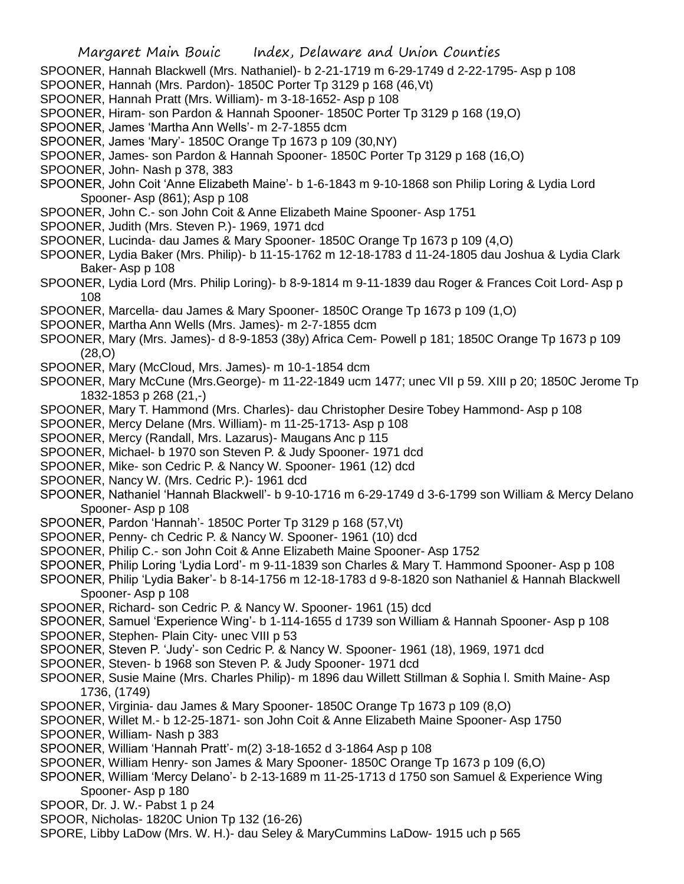SPOONER, Hannah Blackwell (Mrs. Nathaniel)- b 2-21-1719 m 6-29-1749 d 2-22-1795- Asp p 108

SPOONER, Hannah (Mrs. Pardon)- 1850C Porter Tp 3129 p 168 (46,Vt)

SPOONER, Hannah Pratt (Mrs. William)- m 3-18-1652- Asp p 108

SPOONER, Hiram- son Pardon & Hannah Spooner- 1850C Porter Tp 3129 p 168 (19,O)

SPOONER, James 'Martha Ann Wells'- m 2-7-1855 dcm

SPOONER, James 'Mary'- 1850C Orange Tp 1673 p 109 (30,NY)

SPOONER, James- son Pardon & Hannah Spooner- 1850C Porter Tp 3129 p 168 (16,O)

SPOONER, John- Nash p 378, 383

SPOONER, John Coit 'Anne Elizabeth Maine'- b 1-6-1843 m 9-10-1868 son Philip Loring & Lydia Lord Spooner- Asp (861); Asp p 108

SPOONER, John C.- son John Coit & Anne Elizabeth Maine Spooner- Asp 1751

SPOONER, Judith (Mrs. Steven P.)- 1969, 1971 dcd

SPOONER, Lucinda- dau James & Mary Spooner- 1850C Orange Tp 1673 p 109 (4,O)

SPOONER, Lydia Baker (Mrs. Philip)- b 11-15-1762 m 12-18-1783 d 11-24-1805 dau Joshua & Lydia Clark Baker- Asp p 108

SPOONER, Lydia Lord (Mrs. Philip Loring)- b 8-9-1814 m 9-11-1839 dau Roger & Frances Coit Lord- Asp p 108

SPOONER, Marcella- dau James & Mary Spooner- 1850C Orange Tp 1673 p 109 (1,O)

SPOONER, Martha Ann Wells (Mrs. James)- m 2-7-1855 dcm

SPOONER, Mary (Mrs. James)- d 8-9-1853 (38y) Africa Cem- Powell p 181; 1850C Orange Tp 1673 p 109 (28,O)

SPOONER, Mary (McCloud, Mrs. James)- m 10-1-1854 dcm

SPOONER, Mary McCune (Mrs.George)- m 11-22-1849 ucm 1477; unec VII p 59. XIII p 20; 1850C Jerome Tp 1832-1853 p 268 (21,-)

SPOONER, Mary T. Hammond (Mrs. Charles)- dau Christopher Desire Tobey Hammond- Asp p 108

SPOONER, Mercy Delane (Mrs. William)- m 11-25-1713- Asp p 108

SPOONER, Mercy (Randall, Mrs. Lazarus)- Maugans Anc p 115

SPOONER, Michael- b 1970 son Steven P. & Judy Spooner- 1971 dcd

SPOONER, Mike- son Cedric P. & Nancy W. Spooner- 1961 (12) dcd

SPOONER, Nancy W. (Mrs. Cedric P.)- 1961 dcd

SPOONER, Nathaniel 'Hannah Blackwell'- b 9-10-1716 m 6-29-1749 d 3-6-1799 son William & Mercy Delano Spooner- Asp p 108

SPOONER, Pardon 'Hannah'- 1850C Porter Tp 3129 p 168 (57,Vt)

SPOONER, Penny- ch Cedric P. & Nancy W. Spooner- 1961 (10) dcd

SPOONER, Philip C.- son John Coit & Anne Elizabeth Maine Spooner- Asp 1752

SPOONER, Philip Loring 'Lydia Lord'- m 9-11-1839 son Charles & Mary T. Hammond Spooner- Asp p 108

SPOONER, Philip 'Lydia Baker'- b 8-14-1756 m 12-18-1783 d 9-8-1820 son Nathaniel & Hannah Blackwell Spooner- Asp p 108

SPOONER, Richard- son Cedric P. & Nancy W. Spooner- 1961 (15) dcd

SPOONER, Samuel 'Experience Wing'- b 1-114-1655 d 1739 son William & Hannah Spooner- Asp p 108

SPOONER, Stephen- Plain City- unec VIII p 53

SPOONER, Steven P. 'Judy'- son Cedric P. & Nancy W. Spooner- 1961 (18), 1969, 1971 dcd

SPOONER, Steven- b 1968 son Steven P. & Judy Spooner- 1971 dcd

SPOONER, Susie Maine (Mrs. Charles Philip)- m 1896 dau Willett Stillman & Sophia l. Smith Maine- Asp 1736, (1749)

SPOONER, Virginia- dau James & Mary Spooner- 1850C Orange Tp 1673 p 109 (8,O)

SPOONER, Willet M.- b 12-25-1871- son John Coit & Anne Elizabeth Maine Spooner- Asp 1750

SPOONER, William- Nash p 383

SPOONER, William 'Hannah Pratt'- m(2) 3-18-1652 d 3-1864 Asp p 108

SPOONER, William Henry- son James & Mary Spooner- 1850C Orange Tp 1673 p 109 (6,O)

SPOONER, William 'Mercy Delano'- b 2-13-1689 m 11-25-1713 d 1750 son Samuel & Experience Wing Spooner- Asp p 180

SPOOR, Dr. J. W.- Pabst 1 p 24

SPOOR, Nicholas- 1820C Union Tp 132 (16-26)

SPORE, Libby LaDow (Mrs. W. H.)- dau Seley & MaryCummins LaDow- 1915 uch p 565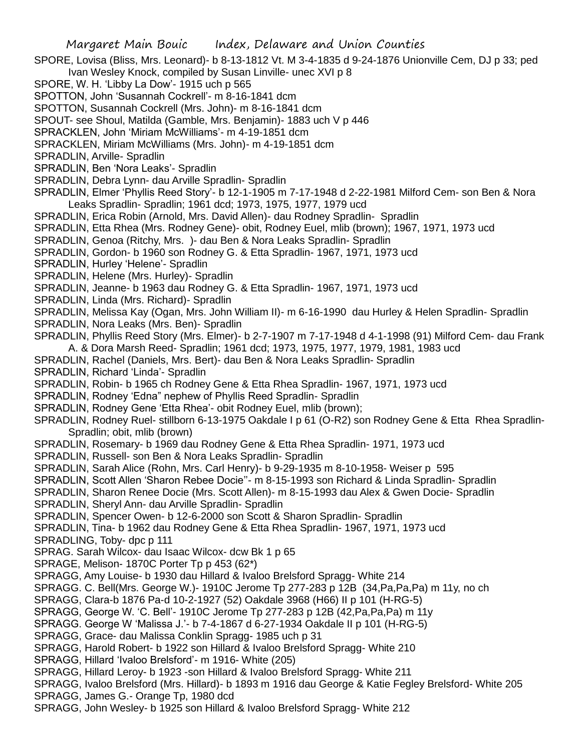SPORE, Lovisa (Bliss, Mrs. Leonard)- b 8-13-1812 Vt. M 3-4-1835 d 9-24-1876 Unionville Cem, DJ p 33; ped Ivan Wesley Knock, compiled by Susan Linville- unec XVI p 8

SPORE, W. H. 'Libby La Dow'- 1915 uch p 565

SPOTTON, John 'Susannah Cockrell'- m 8-16-1841 dcm

SPOTTON, Susannah Cockrell (Mrs. John)- m 8-16-1841 dcm

SPOUT- see Shoul, Matilda (Gamble, Mrs. Benjamin)- 1883 uch V p 446

SPRACKLEN, John 'Miriam McWilliams'- m 4-19-1851 dcm

SPRACKLEN, Miriam McWilliams (Mrs. John)- m 4-19-1851 dcm

SPRADLIN, Arville- Spradlin

SPRADLIN, Ben 'Nora Leaks'- Spradlin

SPRADLIN, Debra Lynn- dau Arville Spradlin- Spradlin

SPRADLIN, Elmer 'Phyllis Reed Story'- b 12-1-1905 m 7-17-1948 d 2-22-1981 Milford Cem- son Ben & Nora Leaks Spradlin- Spradlin; 1961 dcd; 1973, 1975, 1977, 1979 ucd

SPRADLIN, Erica Robin (Arnold, Mrs. David Allen)- dau Rodney Spradlin- Spradlin

SPRADLIN, Etta Rhea (Mrs. Rodney Gene)- obit, Rodney Euel, mlib (brown); 1967, 1971, 1973 ucd

SPRADLIN, Genoa (Ritchy, Mrs. )- dau Ben & Nora Leaks Spradlin- Spradlin

SPRADLIN, Gordon- b 1960 son Rodney G. & Etta Spradlin- 1967, 1971, 1973 ucd

SPRADLIN, Hurley 'Helene'- Spradlin

SPRADLIN, Helene (Mrs. Hurley)- Spradlin

SPRADLIN, Jeanne- b 1963 dau Rodney G. & Etta Spradlin- 1967, 1971, 1973 ucd

SPRADLIN, Linda (Mrs. Richard)- Spradlin

SPRADLIN, Melissa Kay (Ogan, Mrs. John William II)- m 6-16-1990 dau Hurley & Helen Spradlin- Spradlin

SPRADLIN, Nora Leaks (Mrs. Ben)- Spradlin

SPRADLIN, Phyllis Reed Story (Mrs. Elmer)- b 2-7-1907 m 7-17-1948 d 4-1-1998 (91) Milford Cem- dau Frank A. & Dora Marsh Reed- Spradlin; 1961 dcd; 1973, 1975, 1977, 1979, 1981, 1983 ucd

SPRADLIN, Rachel (Daniels, Mrs. Bert)- dau Ben & Nora Leaks Spradlin- Spradlin

SPRADLIN, Richard 'Linda'- Spradlin

SPRADLIN, Robin- b 1965 ch Rodney Gene & Etta Rhea Spradlin- 1967, 1971, 1973 ucd

SPRADLIN, Rodney 'Edna" nephew of Phyllis Reed Spradlin- Spradlin

SPRADLIN, Rodney Gene 'Etta Rhea'- obit Rodney Euel, mlib (brown);

SPRADLIN, Rodney Ruel- stillborn 6-13-1975 Oakdale I p 61 (O-R2) son Rodney Gene & Etta Rhea Spradlin- Spradlin; obit, mlib (brown)

SPRADLIN, Rosemary- b 1969 dau Rodney Gene & Etta Rhea Spradlin- 1971, 1973 ucd

SPRADLIN, Russell- son Ben & Nora Leaks Spradlin- Spradlin

SPRADLIN, Sarah Alice (Rohn, Mrs. Carl Henry)- b 9-29-1935 m 8-10-1958- Weiser p 595

SPRADLIN, Scott Allen 'Sharon Rebee Docie"- m 8-15-1993 son Richard & Linda Spradlin- Spradlin

SPRADLIN, Sharon Renee Docie (Mrs. Scott Allen)- m 8-15-1993 dau Alex & Gwen Docie- Spradlin

SPRADLIN, Sheryl Ann- dau Arville Spradlin- Spradlin

SPRADLIN, Spencer Owen- b 12-6-2000 son Scott & Sharon Spradlin- Spradlin

SPRADLIN, Tina- b 1962 dau Rodney Gene & Etta Rhea Spradlin- 1967, 1971, 1973 ucd

SPRADLING, Toby- dpc p 111

SPRAG. Sarah Wilcox- dau Isaac Wilcox- dcw Bk 1 p 65

SPRAGE, Melison- 1870C Porter Tp p 453 (62*)

SPRAGG, Amy Louise- b 1930 dau Hillard & Ivaloo Brelsford Spragg- White 214

SPRAGG. C. Bell(Mrs. George W.)- 1910C Jerome Tp 277-283 p 12B (34,Pa,Pa,Pa) m 11y, no ch

SPRAGG, Clara-b 1876 Pa-d 10-2-1927 (52) Oakdale 3968 (H66) II p 101 (H-RG-5)

SPRAGG, George W. 'C. Bell'- 1910C Jerome Tp 277-283 p 12B (42,Pa,Pa,Pa) m 11y

SPRAGG. George W 'Malissa J.'- b 7-4-1867 d 6-27-1934 Oakdale II p 101 (H-RG-5)

SPRAGG, Grace- dau Malissa Conklin Spragg- 1985 uch p 31

SPRAGG, Harold Robert- b 1922 son Hillard & Ivaloo Brelsford Spragg- White 210

SPRAGG, Hillard 'Ivaloo Brelsford'- m 1916- White (205)

SPRAGG, Hillard Leroy- b 1923 -son Hillard & Ivaloo Brelsford Spragg- White 211

SPRAGG, Ivaloo Brelsford (Mrs. Hillard)- b 1893 m 1916 dau George & Katie Fegley Brelsford- White 205

SPRAGG, James G.- Orange Tp, 1980 dcd

SPRAGG, John Wesley- b 1925 son Hillard & Ivaloo Brelsford Spragg- White 212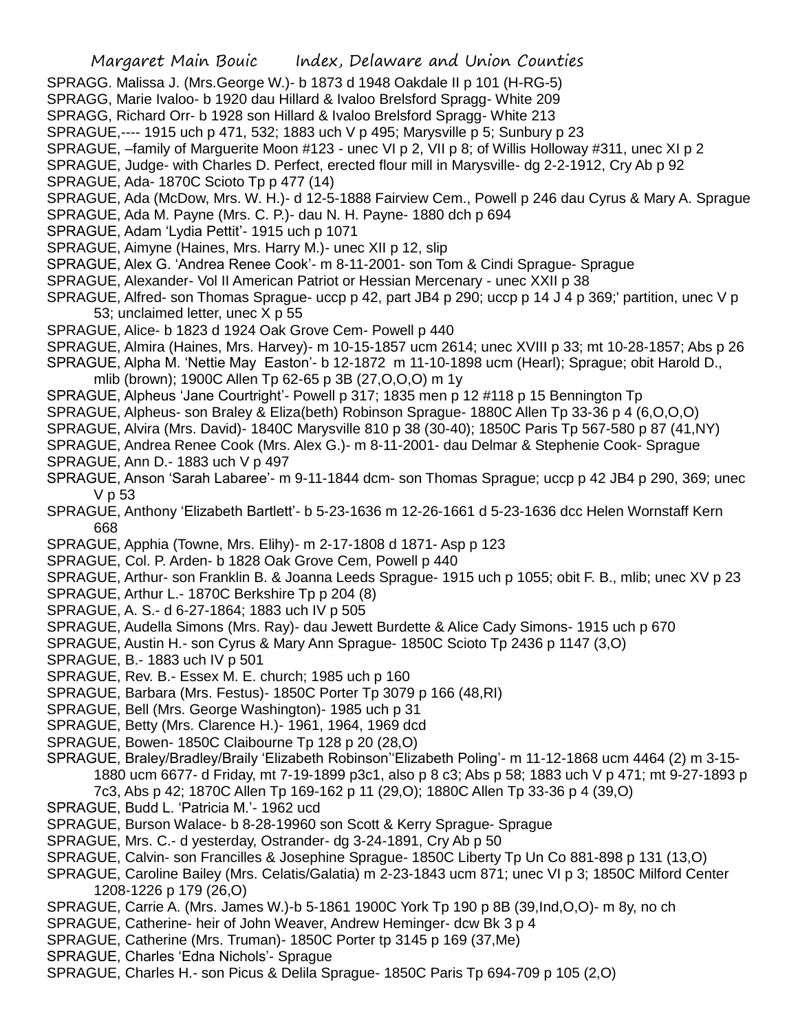SPRAGG. Malissa J. (Mrs.George W.)- b 1873 d 1948 Oakdale II p 101 (H-RG-5)

SPRAGG, Marie Ivaloo- b 1920 dau Hillard & Ivaloo Brelsford Spragg- White 209

SPRAGG, Richard Orr- b 1928 son Hillard & Ivaloo Brelsford Spragg- White 213

SPRAGUE,---- 1915 uch p 471, 532; 1883 uch V p 495; Marysville p 5; Sunbury p 23

SPRAGUE, –family of Marguerite Moon #123 - unec VI p 2, VII p 8; of Willis Holloway #311, unec XI p 2

SPRAGUE, Judge- with Charles D. Perfect, erected flour mill in Marysville- dg 2-2-1912, Cry Ab p 92

SPRAGUE, Ada- 1870C Scioto Tp p 477 (14)

SPRAGUE, Ada (McDow, Mrs. W. H.)- d 12-5-1888 Fairview Cem., Powell p 246 dau Cyrus & Mary A. Sprague

SPRAGUE, Ada M. Payne (Mrs. C. P.)- dau N. H. Payne- 1880 dch p 694

SPRAGUE, Adam 'Lydia Pettit'- 1915 uch p 1071

SPRAGUE, Aimyne (Haines, Mrs. Harry M.)- unec XII p 12, slip

SPRAGUE, Alex G. 'Andrea Renee Cook'- m 8-11-2001- son Tom & Cindi Sprague- Sprague

SPRAGUE, Alexander- Vol II American Patriot or Hessian Mercenary - unec XXII p 38

SPRAGUE, Alfred- son Thomas Sprague- uccp p 42, part JB4 p 290; uccp p 14 J 4 p 369;' partition, unec V p 53; unclaimed letter, unec X p 55

SPRAGUE, Alice- b 1823 d 1924 Oak Grove Cem- Powell p 440

SPRAGUE, Almira (Haines, Mrs. Harvey)- m 10-15-1857 ucm 2614; unec XVIII p 33; mt 10-28-1857; Abs p 26

SPRAGUE, Alpha M. 'Nettie May Easton'- b 12-1872 m 11-10-1898 ucm (Hearl); Sprague; obit Harold D., mlib (brown); 1900C Allen Tp 62-65 p 3B (27,O,O,O) m 1y

SPRAGUE, Alpheus 'Jane Courtright'- Powell p 317; 1835 men p 12 #118 p 15 Bennington Tp

SPRAGUE, Alpheus- son Braley & Eliza(beth) Robinson Sprague- 1880C Allen Tp 33-36 p 4 (6,O,O,O)

SPRAGUE, Alvira (Mrs. David)- 1840C Marysville 810 p 38 (30-40); 1850C Paris Tp 567-580 p 87 (41,NY)

SPRAGUE, Andrea Renee Cook (Mrs. Alex G.)- m 8-11-2001- dau Delmar & Stephenie Cook- Sprague

SPRAGUE, Ann D.- 1883 uch V p 497

SPRAGUE, Anson 'Sarah Labaree'- m 9-11-1844 dcm- son Thomas Sprague; uccp p 42 JB4 p 290, 369; unec V p 53

SPRAGUE, Anthony 'Elizabeth Bartlett'- b 5-23-1636 m 12-26-1661 d 5-23-1636 dcc Helen Wornstaff Kern 668

SPRAGUE, Apphia (Towne, Mrs. Elihy)- m 2-17-1808 d 1871- Asp p 123

SPRAGUE, Col. P. Arden- b 1828 Oak Grove Cem, Powell p 440

SPRAGUE, Arthur- son Franklin B. & Joanna Leeds Sprague- 1915 uch p 1055; obit F. B., mlib; unec XV p 23

SPRAGUE, Arthur L.- 1870C Berkshire Tp p 204 (8)

SPRAGUE, A. S.- d 6-27-1864; 1883 uch IV p 505

SPRAGUE, Audella Simons (Mrs. Ray)- dau Jewett Burdette & Alice Cady Simons- 1915 uch p 670

SPRAGUE, Austin H.- son Cyrus & Mary Ann Sprague- 1850C Scioto Tp 2436 p 1147 (3,O)

SPRAGUE, B.- 1883 uch IV p 501

SPRAGUE, Rev. B.- Essex M. E. church; 1985 uch p 160

SPRAGUE, Barbara (Mrs. Festus)- 1850C Porter Tp 3079 p 166 (48,RI)

SPRAGUE, Bell (Mrs. George Washington)- 1985 uch p 31

SPRAGUE, Betty (Mrs. Clarence H.)- 1961, 1964, 1969 dcd

SPRAGUE, Bowen- 1850C Claibourne Tp 128 p 20 (28,O)

SPRAGUE, Braley/Bradley/Braily 'Elizabeth Robinson''Elizabeth Poling'- m 11-12-1868 ucm 4464 (2) m 3-15-1880 ucm 6677- d Friday, mt 7-19-1899 p3c1, also p 8 c3; Abs p 58; 1883 uch V p 471; mt 9-27-1893 p 7c3, Abs p 42; 1870C Allen Tp 169-162 p 11 (29,O); 1880C Allen Tp 33-36 p 4 (39,O)

SPRAGUE, Budd L. 'Patricia M.'- 1962 ucd

SPRAGUE, Burson Walace- b 8-28-19960 son Scott & Kerry Sprague- Sprague

SPRAGUE, Mrs. C.- d yesterday, Ostrander- dg 3-24-1891, Cry Ab p 50

SPRAGUE, Calvin- son Francilles & Josephine Sprague- 1850C Liberty Tp Un Co 881-898 p 131 (13,O)

SPRAGUE, Caroline Bailey (Mrs. Celatis/Galatia) m 2-23-1843 ucm 871; unec VI p 3; 1850C Milford Center 1208-1226 p 179 (26,O)

SPRAGUE, Carrie A. (Mrs. James W.)-b 5-1861 1900C York Tp 190 p 8B (39,Ind,O,O)- m 8y, no ch

SPRAGUE, Catherine- heir of John Weaver, Andrew Heminger- dcw Bk 3 p 4

SPRAGUE, Catherine (Mrs. Truman)- 1850C Porter tp 3145 p 169 (37,Me)

SPRAGUE, Charles 'Edna Nichols'- Sprague

SPRAGUE, Charles H.- son Picus & Delila Sprague- 1850C Paris Tp 694-709 p 105 (2,O)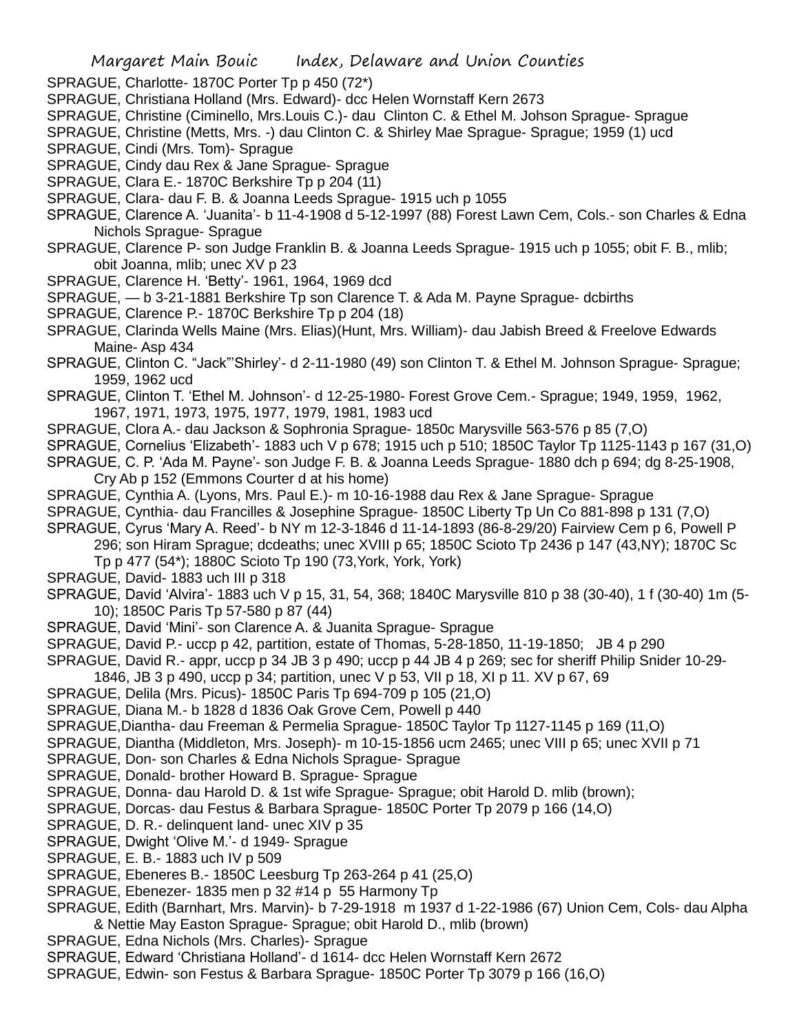SPRAGUE, Charlotte- 1870C Porter Tp p 450 (72*)
SPRAGUE, Christiana Holland (Mrs. Edward)- dcc Helen Wornstaff Kern 2673
SPRAGUE, Christine (Ciminello, Mrs.Louis C.)- dau Clinton C. & Ethel M. Johson Sprague- Sprague
SPRAGUE, Christine (Metts, Mrs. -) dau Clinton C. & Shirley Mae Sprague- Sprague; 1959 (1) ucd
SPRAGUE, Cindi (Mrs. Tom)- Sprague
SPRAGUE, Cindy dau Rex & Jane Sprague- Sprague
SPRAGUE, Clara E.- 1870C Berkshire Tp p 204 (11)
SPRAGUE, Clara- dau F. B. & Joanna Leeds Sprague- 1915 uch p 1055
SPRAGUE, Clarence A. 'Juanita'- b 11-4-1908 d 5-12-1997 (88) Forest Lawn Cem, Cols.- son Charles & Edna Nichols Sprague- Sprague
SPRAGUE, Clarence P- son Judge Franklin B. & Joanna Leeds Sprague- 1915 uch p 1055; obit F. B., mlib; obit Joanna, mlib; unec XV p 23
SPRAGUE, Clarence H. 'Betty'- 1961, 1964, 1969 dcd
SPRAGUE, — b 3-21-1881 Berkshire Tp son Clarence T. & Ada M. Payne Sprague- dcbirths
SPRAGUE, Clarence P.- 1870C Berkshire Tp p 204 (18)
SPRAGUE, Clarinda Wells Maine (Mrs. Elias)(Hunt, Mrs. William)- dau Jabish Breed & Freelove Edwards Maine- Asp 434
SPRAGUE, Clinton C. "Jack"'Shirley'- d 2-11-1980 (49) son Clinton T. & Ethel M. Johnson Sprague- Sprague; 1959, 1962 ucd
SPRAGUE, Clinton T. 'Ethel M. Johnson'- d 12-25-1980- Forest Grove Cem.- Sprague; 1949, 1959, 1962, 1967, 1971, 1973, 1975, 1977, 1979, 1981, 1983 ucd
SPRAGUE, Clora A.- dau Jackson & Sophronia Sprague- 1850c Marysville 563-576 p 85 (7,O)
SPRAGUE, Cornelius 'Elizabeth'- 1883 uch V p 678; 1915 uch p 510; 1850C Taylor Tp 1125-1143 p 167 (31,O)
SPRAGUE, C. P. 'Ada M. Payne'- son Judge F. B. & Joanna Leeds Sprague- 1880 dch p 694; dg 8-25-1908, Cry Ab p 152 (Emmons Courter d at his home)
SPRAGUE, Cynthia A. (Lyons, Mrs. Paul E.)- m 10-16-1988 dau Rex & Jane Sprague- Sprague
SPRAGUE, Cynthia- dau Francilles & Josephine Sprague- 1850C Liberty Tp Un Co 881-898 p 131 (7,O)
SPRAGUE, Cyrus 'Mary A. Reed'- b NY m 12-3-1846 d 11-14-1893 (86-8-29/20) Fairview Cem p 6, Powell P 296; son Hiram Sprague; dcdeaths; unec XVIII p 65; 1850C Scioto Tp 2436 p 147 (43,NY); 1870C Sc Tp p 477 (54*); 1880C Scioto Tp 190 (73,York, York, York)
SPRAGUE, David- 1883 uch III p 318
SPRAGUE, David 'Alvira'- 1883 uch V p 15, 31, 54, 368; 1840C Marysville 810 p 38 (30-40), 1 f (30-40) 1m (5-10); 1850C Paris Tp 57-580 p 87 (44)
SPRAGUE, David 'Mini'- son Clarence A. & Juanita Sprague- Sprague
SPRAGUE, David P.- uccp p 42, partition, estate of Thomas, 5-28-1850, 11-19-1850; JB 4 p 290
SPRAGUE, David R.- appr, uccp p 34 JB 3 p 490; uccp p 44 JB 4 p 269; sec for sheriff Philip Snider 10-29-1846, JB 3 p 490, uccp p 34; partition, unec V p 53, VII p 18, XI p 11. XV p 67, 69
SPRAGUE, Delila (Mrs. Picus)- 1850C Paris Tp 694-709 p 105 (21,O)
SPRAGUE, Diana M.- b 1828 d 1836 Oak Grove Cem, Powell p 440
SPRAGUE,Diantha- dau Freeman & Permelia Sprague- 1850C Taylor Tp 1127-1145 p 169 (11,O)
SPRAGUE, Diantha (Middleton, Mrs. Joseph)- m 10-15-1856 ucm 2465; unec VIII p 65; unec XVII p 71
SPRAGUE, Don- son Charles & Edna Nichols Sprague- Sprague
SPRAGUE, Donald- brother Howard B. Sprague- Sprague
SPRAGUE, Donna- dau Harold D. & 1st wife Sprague- Sprague; obit Harold D. mlib (brown);
SPRAGUE, Dorcas- dau Festus & Barbara Sprague- 1850C Porter Tp 2079 p 166 (14,O)
SPRAGUE, D. R.- delinquent land- unec XIV p 35
SPRAGUE, Dwight 'Olive M.'- d 1949- Sprague
SPRAGUE, E. B.- 1883 uch IV p 509
SPRAGUE, Ebeneres B.- 1850C Leesburg Tp 263-264 p 41 (25,O)
SPRAGUE, Ebenezer- 1835 men p 32 #14 p 55 Harmony Tp
SPRAGUE, Edith (Barnhart, Mrs. Marvin)- b 7-29-1918 m 1937 d 1-22-1986 (67) Union Cem, Cols- dau Alpha & Nettie May Easton Sprague- Sprague; obit Harold D., mlib (brown)
SPRAGUE, Edna Nichols (Mrs. Charles)- Sprague
SPRAGUE, Edward 'Christiana Holland'- d 1614- dcc Helen Wornstaff Kern 2672
SPRAGUE, Edwin- son Festus & Barbara Sprague- 1850C Porter Tp 3079 p 166 (16,O)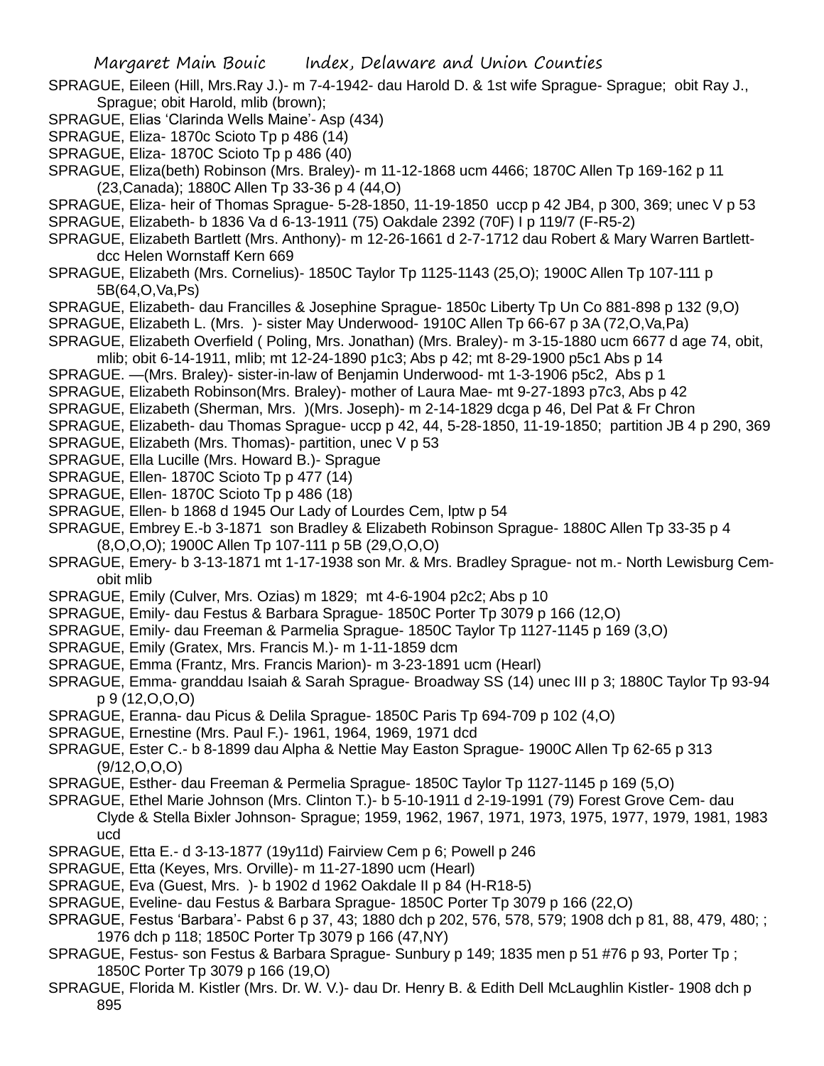SPRAGUE, Eileen (Hill, Mrs.Ray J.)- m 7-4-1942- dau Harold D. & 1st wife Sprague- Sprague; obit Ray J., Sprague; obit Harold, mlib (brown);

SPRAGUE, Elias 'Clarinda Wells Maine'- Asp (434)

SPRAGUE, Eliza- 1870c Scioto Tp p 486 (14)

SPRAGUE, Eliza- 1870C Scioto Tp p 486 (40)

SPRAGUE, Eliza(beth) Robinson (Mrs. Braley)- m 11-12-1868 ucm 4466; 1870C Allen Tp 169-162 p 11 (23,Canada); 1880C Allen Tp 33-36 p 4 (44,O)

SPRAGUE, Eliza- heir of Thomas Sprague- 5-28-1850, 11-19-1850 uccp p 42 JB4, p 300, 369; unec V p 53

SPRAGUE, Elizabeth- b 1836 Va d 6-13-1911 (75) Oakdale 2392 (70F) I p 119/7 (F-R5-2)

SPRAGUE, Elizabeth Bartlett (Mrs. Anthony)- m 12-26-1661 d 2-7-1712 dau Robert & Mary Warren Bartlett- dcc Helen Wornstaff Kern 669

SPRAGUE, Elizabeth (Mrs. Cornelius)- 1850C Taylor Tp 1125-1143 (25,O); 1900C Allen Tp 107-111 p 5B(64,O,Va,Ps)

SPRAGUE, Elizabeth- dau Francilles & Josephine Sprague- 1850c Liberty Tp Un Co 881-898 p 132 (9,O)

SPRAGUE, Elizabeth L. (Mrs. )- sister May Underwood- 1910C Allen Tp 66-67 p 3A (72,O,Va,Pa)

SPRAGUE, Elizabeth Overfield ( Poling, Mrs. Jonathan) (Mrs. Braley)- m 3-15-1880 ucm 6677 d age 74, obit, mlib; obit 6-14-1911, mlib; mt 12-24-1890 p1c3; Abs p 42; mt 8-29-1900 p5c1 Abs p 14

SPRAGUE. —(Mrs. Braley)- sister-in-law of Benjamin Underwood- mt 1-3-1906 p5c2, Abs p 1

SPRAGUE, Elizabeth Robinson(Mrs. Braley)- mother of Laura Mae- mt 9-27-1893 p7c3, Abs p 42

SPRAGUE, Elizabeth (Sherman, Mrs. )(Mrs. Joseph)- m 2-14-1829 dcga p 46, Del Pat & Fr Chron

SPRAGUE, Elizabeth- dau Thomas Sprague- uccp p 42, 44, 5-28-1850, 11-19-1850; partition JB 4 p 290, 369

SPRAGUE, Elizabeth (Mrs. Thomas)- partition, unec V p 53

SPRAGUE, Ella Lucille (Mrs. Howard B.)- Sprague

SPRAGUE, Ellen- 1870C Scioto Tp p 477 (14)

SPRAGUE, Ellen- 1870C Scioto Tp p 486 (18)

SPRAGUE, Ellen- b 1868 d 1945 Our Lady of Lourdes Cem, lptw p 54

SPRAGUE, Embrey E.-b 3-1871 son Bradley & Elizabeth Robinson Sprague- 1880C Allen Tp 33-35 p 4 (8,O,O,O); 1900C Allen Tp 107-111 p 5B (29,O,O,O)

SPRAGUE, Emery- b 3-13-1871 mt 1-17-1938 son Mr. & Mrs. Bradley Sprague- not m.- North Lewisburg Cem- obit mlib

SPRAGUE, Emily (Culver, Mrs. Ozias) m 1829; mt 4-6-1904 p2c2; Abs p 10

SPRAGUE, Emily- dau Festus & Barbara Sprague- 1850C Porter Tp 3079 p 166 (12,O)

SPRAGUE, Emily- dau Freeman & Parmelia Sprague- 1850C Taylor Tp 1127-1145 p 169 (3,O)

SPRAGUE, Emily (Gratex, Mrs. Francis M.)- m 1-11-1859 dcm

SPRAGUE, Emma (Frantz, Mrs. Francis Marion)- m 3-23-1891 ucm (Hearl)

SPRAGUE, Emma- granddau Isaiah & Sarah Sprague- Broadway SS (14) unec III p 3; 1880C Taylor Tp 93-94 p 9 (12,O,O,O)

SPRAGUE, Eranna- dau Picus & Delila Sprague- 1850C Paris Tp 694-709 p 102 (4,O)

SPRAGUE, Ernestine (Mrs. Paul F.)- 1961, 1964, 1969, 1971 dcd

SPRAGUE, Ester C.- b 8-1899 dau Alpha & Nettie May Easton Sprague- 1900C Allen Tp 62-65 p 313 (9/12,O,O,O)

SPRAGUE, Esther- dau Freeman & Permelia Sprague- 1850C Taylor Tp 1127-1145 p 169 (5,O)

SPRAGUE, Ethel Marie Johnson (Mrs. Clinton T.)- b 5-10-1911 d 2-19-1991 (79) Forest Grove Cem- dau Clyde & Stella Bixler Johnson- Sprague; 1959, 1962, 1967, 1971, 1973, 1975, 1977, 1979, 1981, 1983 ucd

SPRAGUE, Etta E.- d 3-13-1877 (19y11d) Fairview Cem p 6; Powell p 246

SPRAGUE, Etta (Keyes, Mrs. Orville)- m 11-27-1890 ucm (Hearl)

SPRAGUE, Eva (Guest, Mrs. )- b 1902 d 1962 Oakdale II p 84 (H-R18-5)

SPRAGUE, Eveline- dau Festus & Barbara Sprague- 1850C Porter Tp 3079 p 166 (22,O)

SPRAGUE, Festus 'Barbara'- Pabst 6 p 37, 43; 1880 dch p 202, 576, 578, 579; 1908 dch p 81, 88, 479, 480; ; 1976 dch p 118; 1850C Porter Tp 3079 p 166 (47,NY)

SPRAGUE, Festus- son Festus & Barbara Sprague- Sunbury p 149; 1835 men p 51 #76 p 93, Porter Tp ; 1850C Porter Tp 3079 p 166 (19,O)

SPRAGUE, Florida M. Kistler (Mrs. Dr. W. V.)- dau Dr. Henry B. & Edith Dell McLaughlin Kistler- 1908 dch p 895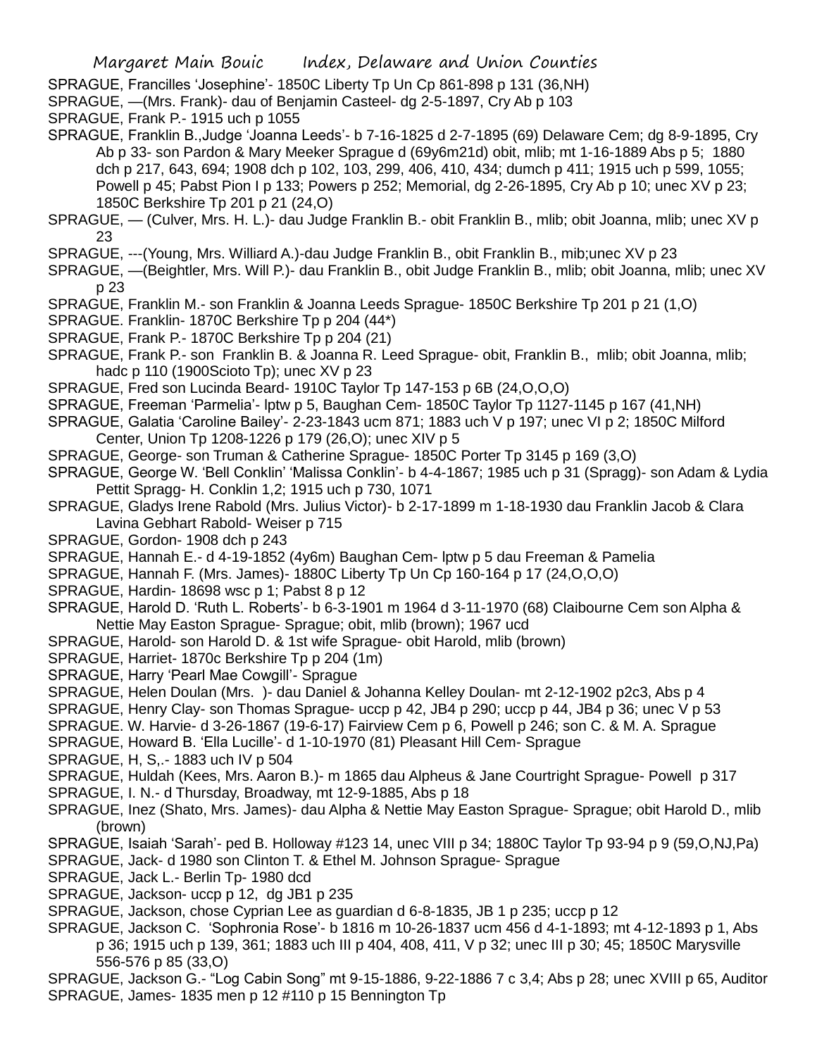SPRAGUE, Francilles 'Josephine'- 1850C Liberty Tp Un Cp 861-898 p 131 (36,NH)

SPRAGUE, —(Mrs. Frank)- dau of Benjamin Casteel- dg 2-5-1897, Cry Ab p 103

SPRAGUE, Frank P.- 1915 uch p 1055

SPRAGUE, Franklin B.,Judge 'Joanna Leeds'- b 7-16-1825 d 2-7-1895 (69) Delaware Cem; dg 8-9-1895, Cry Ab p 33- son Pardon & Mary Meeker Sprague d (69y6m21d) obit, mlib; mt 1-16-1889 Abs p 5; 1880 dch p 217, 643, 694; 1908 dch p 102, 103, 299, 406, 410, 434; dumch p 411; 1915 uch p 599, 1055; Powell p 45; Pabst Pion I p 133; Powers p 252; Memorial, dg 2-26-1895, Cry Ab p 10; unec XV p 23; 1850C Berkshire Tp 201 p 21 (24,O)

SPRAGUE, — (Culver, Mrs. H. L.)- dau Judge Franklin B.- obit Franklin B., mlib; obit Joanna, mlib; unec XV p 23

SPRAGUE, ---(Young, Mrs. Williard A.)-dau Judge Franklin B., obit Franklin B., mib;unec XV p 23

SPRAGUE, —(Beightler, Mrs. Will P.)- dau Franklin B., obit Judge Franklin B., mlib; obit Joanna, mlib; unec XV p 23

SPRAGUE, Franklin M.- son Franklin & Joanna Leeds Sprague- 1850C Berkshire Tp 201 p 21 (1,O)

SPRAGUE. Franklin- 1870C Berkshire Tp p 204 (44*)

SPRAGUE, Frank P.- 1870C Berkshire Tp p 204 (21)

SPRAGUE, Frank P.- son Franklin B. & Joanna R. Leed Sprague- obit, Franklin B., mlib; obit Joanna, mlib; hadc p 110 (1900Scioto Tp); unec XV p 23

SPRAGUE, Fred son Lucinda Beard- 1910C Taylor Tp 147-153 p 6B (24,O,O,O)

SPRAGUE, Freeman 'Parmelia'- lptw p 5, Baughan Cem- 1850C Taylor Tp 1127-1145 p 167 (41,NH)

SPRAGUE, Galatia 'Caroline Bailey'- 2-23-1843 ucm 871; 1883 uch V p 197; unec VI p 2; 1850C Milford Center, Union Tp 1208-1226 p 179 (26,O); unec XIV p 5

SPRAGUE, George- son Truman & Catherine Sprague- 1850C Porter Tp 3145 p 169 (3,O)

SPRAGUE, George W. 'Bell Conklin' 'Malissa Conklin'- b 4-4-1867; 1985 uch p 31 (Spragg)- son Adam & Lydia Pettit Spragg- H. Conklin 1,2; 1915 uch p 730, 1071

SPRAGUE, Gladys Irene Rabold (Mrs. Julius Victor)- b 2-17-1899 m 1-18-1930 dau Franklin Jacob & Clara Lavina Gebhart Rabold- Weiser p 715

SPRAGUE, Gordon- 1908 dch p 243

SPRAGUE, Hannah E.- d 4-19-1852 (4y6m) Baughan Cem- lptw p 5 dau Freeman & Pamelia

SPRAGUE, Hannah F. (Mrs. James)- 1880C Liberty Tp Un Cp 160-164 p 17 (24,O,O,O)

SPRAGUE, Hardin- 18698 wsc p 1; Pabst 8 p 12

SPRAGUE, Harold D. 'Ruth L. Roberts'- b 6-3-1901 m 1964 d 3-11-1970 (68) Claibourne Cem son Alpha & Nettie May Easton Sprague- Sprague; obit, mlib (brown); 1967 ucd

SPRAGUE, Harold- son Harold D. & 1st wife Sprague- obit Harold, mlib (brown)

SPRAGUE, Harriet- 1870c Berkshire Tp p 204 (1m)

SPRAGUE, Harry 'Pearl Mae Cowgill'- Sprague

SPRAGUE, Helen Doulan (Mrs. )- dau Daniel & Johanna Kelley Doulan- mt 2-12-1902 p2c3, Abs p 4

SPRAGUE, Henry Clay- son Thomas Sprague- uccp p 42, JB4 p 290; uccp p 44, JB4 p 36; unec V p 53

SPRAGUE. W. Harvie- d 3-26-1867 (19-6-17) Fairview Cem p 6, Powell p 246; son C. & M. A. Sprague

SPRAGUE, Howard B. 'Ella Lucille'- d 1-10-1970 (81) Pleasant Hill Cem- Sprague

SPRAGUE, H, S,.- 1883 uch IV p 504

SPRAGUE, Huldah (Kees, Mrs. Aaron B.)- m 1865 dau Alpheus & Jane Courtright Sprague- Powell p 317

SPRAGUE, I. N.- d Thursday, Broadway, mt 12-9-1885, Abs p 18

SPRAGUE, Inez (Shato, Mrs. James)- dau Alpha & Nettie May Easton Sprague- Sprague; obit Harold D., mlib (brown)

SPRAGUE, Isaiah 'Sarah'- ped B. Holloway #123 14, unec VIII p 34; 1880C Taylor Tp 93-94 p 9 (59,O,NJ,Pa)

SPRAGUE, Jack- d 1980 son Clinton T. & Ethel M. Johnson Sprague- Sprague

SPRAGUE, Jack L.- Berlin Tp- 1980 dcd

SPRAGUE, Jackson- uccp p 12, dg JB1 p 235

SPRAGUE, Jackson, chose Cyprian Lee as guardian d 6-8-1835, JB 1 p 235; uccp p 12

SPRAGUE, Jackson C. 'Sophronia Rose'- b 1816 m 10-26-1837 ucm 456 d 4-1-1893; mt 4-12-1893 p 1, Abs p 36; 1915 uch p 139, 361; 1883 uch III p 404, 408, 411, V p 32; unec III p 30; 45; 1850C Marysville 556-576 p 85 (33,O)

SPRAGUE, Jackson G.- "Log Cabin Song" mt 9-15-1886, 9-22-1886 7 c 3,4; Abs p 28; unec XVIII p 65, Auditor

SPRAGUE, James- 1835 men p 12 #110 p 15 Bennington Tp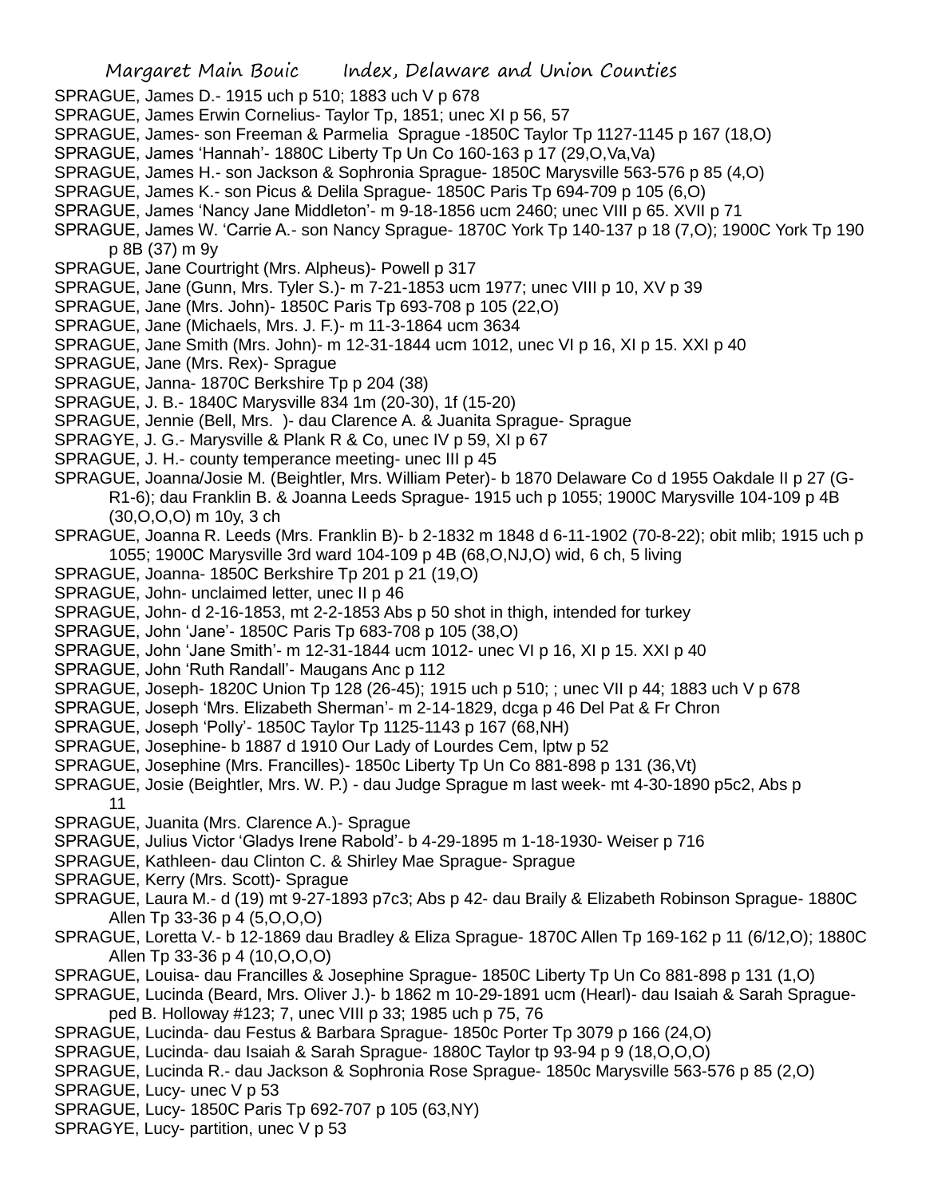SPRAGUE, James D.- 1915 uch p 510; 1883 uch V p 678

SPRAGUE, James Erwin Cornelius- Taylor Tp, 1851; unec XI p 56, 57

SPRAGUE, James- son Freeman & Parmelia Sprague -1850C Taylor Tp 1127-1145 p 167 (18,O)

SPRAGUE, James 'Hannah'- 1880C Liberty Tp Un Co 160-163 p 17 (29,O,Va,Va)

SPRAGUE, James H.- son Jackson & Sophronia Sprague- 1850C Marysville 563-576 p 85 (4,O)

SPRAGUE, James K.- son Picus & Delila Sprague- 1850C Paris Tp 694-709 p 105 (6,O)

SPRAGUE, James 'Nancy Jane Middleton'- m 9-18-1856 ucm 2460; unec VIII p 65. XVII p 71

SPRAGUE, James W. 'Carrie A.- son Nancy Sprague- 1870C York Tp 140-137 p 18 (7,O); 1900C York Tp 190 p 8B (37) m 9y

SPRAGUE, Jane Courtright (Mrs. Alpheus)- Powell p 317

SPRAGUE, Jane (Gunn, Mrs. Tyler S.)- m 7-21-1853 ucm 1977; unec VIII p 10, XV p 39

SPRAGUE, Jane (Mrs. John)- 1850C Paris Tp 693-708 p 105 (22,O)

SPRAGUE, Jane (Michaels, Mrs. J. F.)- m 11-3-1864 ucm 3634

SPRAGUE, Jane Smith (Mrs. John)- m 12-31-1844 ucm 1012, unec VI p 16, XI p 15. XXI p 40

SPRAGUE, Jane (Mrs. Rex)- Sprague

SPRAGUE, Janna- 1870C Berkshire Tp p 204 (38)

SPRAGUE, J. B.- 1840C Marysville 834 1m (20-30), 1f (15-20)

SPRAGUE, Jennie (Bell, Mrs. )- dau Clarence A. & Juanita Sprague- Sprague

SPRAGYE, J. G.- Marysville & Plank R & Co, unec IV p 59, XI p 67

SPRAGUE, J. H.- county temperance meeting- unec III p 45

SPRAGUE, Joanna/Josie M. (Beightler, Mrs. William Peter)- b 1870 Delaware Co d 1955 Oakdale II p 27 (G-R1-6); dau Franklin B. & Joanna Leeds Sprague- 1915 uch p 1055; 1900C Marysville 104-109 p 4B (30,O,O,O) m 10y, 3 ch

SPRAGUE, Joanna R. Leeds (Mrs. Franklin B)- b 2-1832 m 1848 d 6-11-1902 (70-8-22); obit mlib; 1915 uch p 1055; 1900C Marysville 3rd ward 104-109 p 4B (68,O,NJ,O) wid, 6 ch, 5 living

SPRAGUE, Joanna- 1850C Berkshire Tp 201 p 21 (19,O)

SPRAGUE, John- unclaimed letter, unec II p 46

SPRAGUE, John- d 2-16-1853, mt 2-2-1853 Abs p 50 shot in thigh, intended for turkey

SPRAGUE, John 'Jane'- 1850C Paris Tp 683-708 p 105 (38,O)

SPRAGUE, John 'Jane Smith'- m 12-31-1844 ucm 1012- unec VI p 16, XI p 15. XXI p 40

SPRAGUE, John 'Ruth Randall'- Maugans Anc p 112

SPRAGUE, Joseph- 1820C Union Tp 128 (26-45); 1915 uch p 510; ; unec VII p 44; 1883 uch V p 678

SPRAGUE, Joseph 'Mrs. Elizabeth Sherman'- m 2-14-1829, dcga p 46 Del Pat & Fr Chron

SPRAGUE, Joseph 'Polly'- 1850C Taylor Tp 1125-1143 p 167 (68,NH)

SPRAGUE, Josephine- b 1887 d 1910 Our Lady of Lourdes Cem, lptw p 52

SPRAGUE, Josephine (Mrs. Francilles)- 1850C Liberty Tp Un Co 881-898 p 131 (36,Vt)

SPRAGUE, Josie (Beightler, Mrs. W. P.) - dau Judge Sprague m last week- mt 4-30-1890 p5c2, Abs p 11

SPRAGUE, Juanita (Mrs. Clarence A.)- Sprague

SPRAGUE, Julius Victor 'Gladys Irene Rabold'- b 4-29-1895 m 1-18-1930- Weiser p 716

SPRAGUE, Kathleen- dau Clinton C. & Shirley Mae Sprague- Sprague

SPRAGUE, Kerry (Mrs. Scott)- Sprague

SPRAGUE, Laura M.- d (19) mt 9-27-1893 p7c3; Abs p 42- dau Braily & Elizabeth Robinson Sprague- 1880C Allen Tp 33-36 p 4 (5,O,O,O)

SPRAGUE, Loretta V.- b 12-1869 dau Bradley & Eliza Sprague- 1870C Allen Tp 169-162 p 11 (6/12,O); 1880C Allen Tp 33-36 p 4 (10,O,O,O)

SPRAGUE, Louisa- dau Francilles & Josephine Sprague- 1850C Liberty Tp Un Co 881-898 p 131 (1,O)

SPRAGUE, Lucinda (Beard, Mrs. Oliver J.)- b 1862 m 10-29-1891 ucm (Hearl)- dau Isaiah & Sarah Sprague- ped B. Holloway #123; 7, unec VIII p 33; 1985 uch p 75, 76

SPRAGUE, Lucinda- dau Festus & Barbara Sprague- 1850c Porter Tp 3079 p 166 (24,O)

SPRAGUE, Lucinda- dau Isaiah & Sarah Sprague- 1880C Taylor tp 93-94 p 9 (18,O,O,O)

SPRAGUE, Lucinda R.- dau Jackson & Sophronia Rose Sprague- 1850c Marysville 563-576 p 85 (2,O)

SPRAGUE, Lucy- unec V p 53

SPRAGUE, Lucy- 1850C Paris Tp 692-707 p 105 (63,NY)

SPRAGYE, Lucy- partition, unec V p 53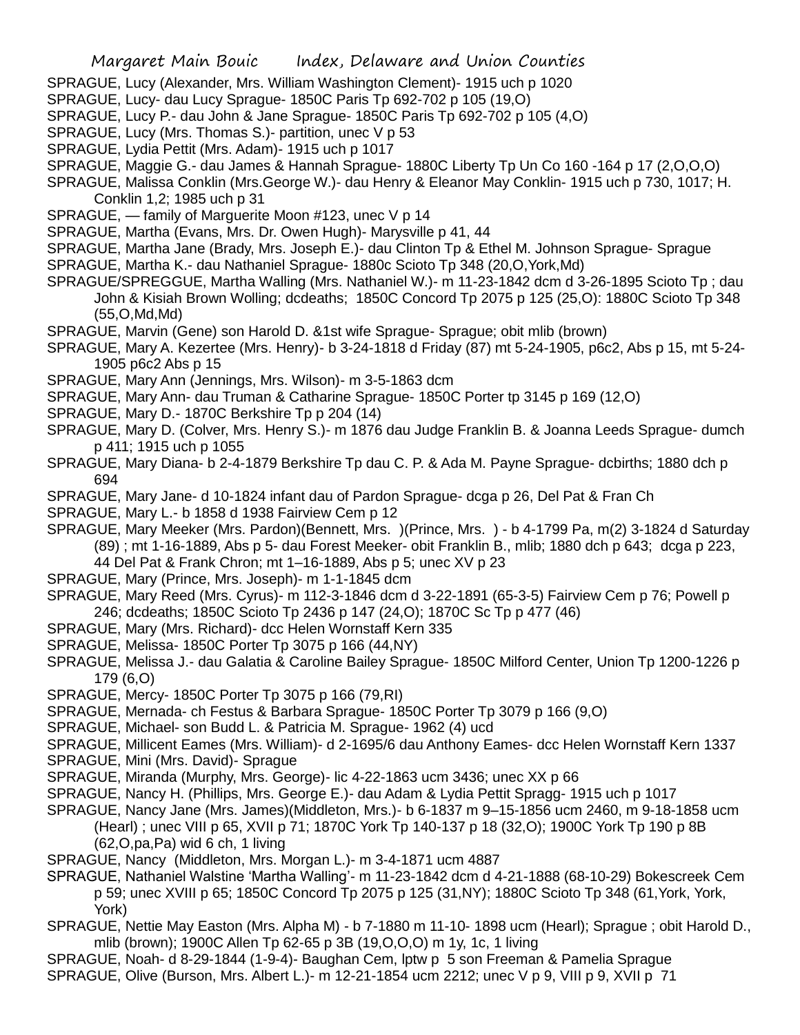SPRAGUE, Lucy (Alexander, Mrs. William Washington Clement)- 1915 uch p 1020

SPRAGUE, Lucy- dau Lucy Sprague- 1850C Paris Tp 692-702 p 105 (19,O)

SPRAGUE, Lucy P.- dau John & Jane Sprague- 1850C Paris Tp 692-702 p 105 (4,O)

SPRAGUE, Lucy (Mrs. Thomas S.)- partition, unec V p 53

SPRAGUE, Lydia Pettit (Mrs. Adam)- 1915 uch p 1017

SPRAGUE, Maggie G.- dau James & Hannah Sprague- 1880C Liberty Tp Un Co 160 -164 p 17 (2,O,O,O)

SPRAGUE, Malissa Conklin (Mrs.George W.)- dau Henry & Eleanor May Conklin- 1915 uch p 730, 1017; H. Conklin 1,2; 1985 uch p 31

SPRAGUE, — family of Marguerite Moon #123, unec V p 14

SPRAGUE, Martha (Evans, Mrs. Dr. Owen Hugh)- Marysville p 41, 44

SPRAGUE, Martha Jane (Brady, Mrs. Joseph E.)- dau Clinton Tp & Ethel M. Johnson Sprague- Sprague

SPRAGUE, Martha K.- dau Nathaniel Sprague- 1880c Scioto Tp 348 (20,O,York,Md)

SPRAGUE/SPREGGUE, Martha Walling (Mrs. Nathaniel W.)- m 11-23-1842 dcm d 3-26-1895 Scioto Tp ; dau John & Kisiah Brown Wolling; dcdeaths; 1850C Concord Tp 2075 p 125 (25,O): 1880C Scioto Tp 348 (55,O,Md,Md)

SPRAGUE, Marvin (Gene) son Harold D. &1st wife Sprague- Sprague; obit mlib (brown)

SPRAGUE, Mary A. Kezertee (Mrs. Henry)- b 3-24-1818 d Friday (87) mt 5-24-1905, p6c2, Abs p 15, mt 5-24-1905 p6c2 Abs p 15

SPRAGUE, Mary Ann (Jennings, Mrs. Wilson)- m 3-5-1863 dcm

SPRAGUE, Mary Ann- dau Truman & Catharine Sprague- 1850C Porter tp 3145 p 169 (12,O)

SPRAGUE, Mary D.- 1870C Berkshire Tp p 204 (14)

SPRAGUE, Mary D. (Colver, Mrs. Henry S.)- m 1876 dau Judge Franklin B. & Joanna Leeds Sprague- dumch p 411; 1915 uch p 1055

SPRAGUE, Mary Diana- b 2-4-1879 Berkshire Tp dau C. P. & Ada M. Payne Sprague- dcbirths; 1880 dch p 694

SPRAGUE, Mary Jane- d 10-1824 infant dau of Pardon Sprague- dcga p 26, Del Pat & Fran Ch

SPRAGUE, Mary L.- b 1858 d 1938 Fairview Cem p 12

SPRAGUE, Mary Meeker (Mrs. Pardon)(Bennett, Mrs. )(Prince, Mrs. ) - b 4-1799 Pa, m(2) 3-1824 d Saturday (89) ; mt 1-16-1889, Abs p 5- dau Forest Meeker- obit Franklin B., mlib; 1880 dch p 643; dcga p 223, 44 Del Pat & Frank Chron; mt 1–16-1889, Abs p 5; unec XV p 23

SPRAGUE, Mary (Prince, Mrs. Joseph)- m 1-1-1845 dcm

SPRAGUE, Mary Reed (Mrs. Cyrus)- m 112-3-1846 dcm d 3-22-1891 (65-3-5) Fairview Cem p 76; Powell p 246; dcdeaths; 1850C Scioto Tp 2436 p 147 (24,O); 1870C Sc Tp p 477 (46)

SPRAGUE, Mary (Mrs. Richard)- dcc Helen Wornstaff Kern 335

SPRAGUE, Melissa- 1850C Porter Tp 3075 p 166 (44,NY)

SPRAGUE, Melissa J.- dau Galatia & Caroline Bailey Sprague- 1850C Milford Center, Union Tp 1200-1226 p 179 (6,O)

SPRAGUE, Mercy- 1850C Porter Tp 3075 p 166 (79,RI)

SPRAGUE, Mernada- ch Festus & Barbara Sprague- 1850C Porter Tp 3079 p 166 (9,O)

SPRAGUE, Michael- son Budd L. & Patricia M. Sprague- 1962 (4) ucd

SPRAGUE, Millicent Eames (Mrs. William)- d 2-1695/6 dau Anthony Eames- dcc Helen Wornstaff Kern 1337

SPRAGUE, Mini (Mrs. David)- Sprague

SPRAGUE, Miranda (Murphy, Mrs. George)- lic 4-22-1863 ucm 3436; unec XX p 66

SPRAGUE, Nancy H. (Phillips, Mrs. George E.)- dau Adam & Lydia Pettit Spragg- 1915 uch p 1017

SPRAGUE, Nancy Jane (Mrs. James)(Middleton, Mrs.)- b 6-1837 m 9–15-1856 ucm 2460, m 9-18-1858 ucm (Hearl) ; unec VIII p 65, XVII p 71; 1870C York Tp 140-137 p 18 (32,O); 1900C York Tp 190 p 8B (62,O,pa,Pa) wid 6 ch, 1 living

SPRAGUE, Nancy (Middleton, Mrs. Morgan L.)- m 3-4-1871 ucm 4887

SPRAGUE, Nathaniel Walstine 'Martha Walling'- m 11-23-1842 dcm d 4-21-1888 (68-10-29) Bokescreek Cem p 59; unec XVIII p 65; 1850C Concord Tp 2075 p 125 (31,NY); 1880C Scioto Tp 348 (61,York, York, York)

SPRAGUE, Nettie May Easton (Mrs. Alpha M) - b 7-1880 m 11-10- 1898 ucm (Hearl); Sprague ; obit Harold D., mlib (brown); 1900C Allen Tp 62-65 p 3B (19,O,O,O) m 1y, 1c, 1 living

SPRAGUE, Noah- d 8-29-1844 (1-9-4)- Baughan Cem, lptw p 5 son Freeman & Pamelia Sprague

SPRAGUE, Olive (Burson, Mrs. Albert L.)- m 12-21-1854 ucm 2212; unec V p 9, VIII p 9, XVII p 71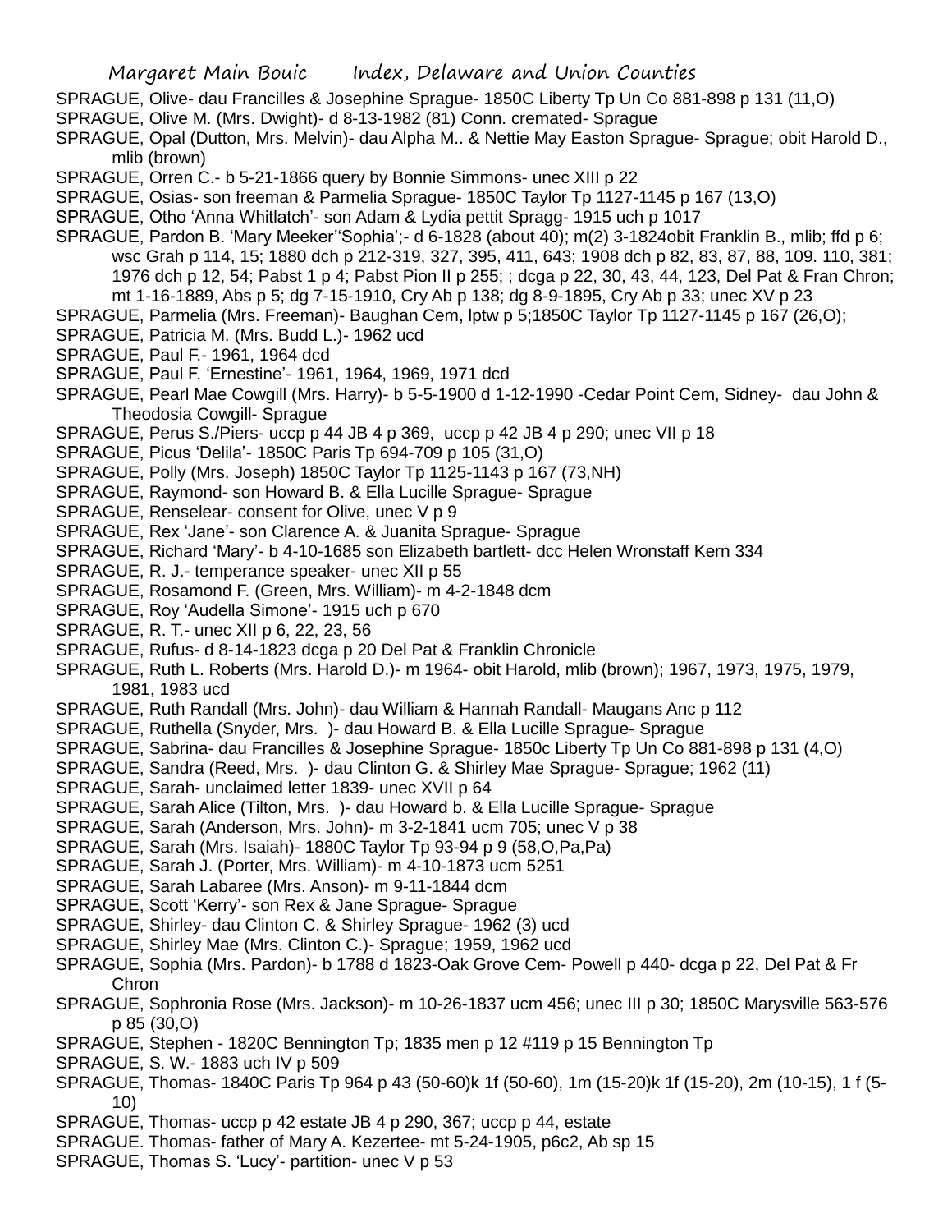SPRAGUE, Olive- dau Francilles & Josephine Sprague- 1850C Liberty Tp Un Co 881-898 p 131 (11,O)

SPRAGUE, Olive M. (Mrs. Dwight)- d 8-13-1982 (81) Conn. cremated- Sprague

SPRAGUE, Opal (Dutton, Mrs. Melvin)- dau Alpha M.. & Nettie May Easton Sprague- Sprague; obit Harold D., mlib (brown)

SPRAGUE, Orren C.- b 5-21-1866 query by Bonnie Simmons- unec XIII p 22

SPRAGUE, Osias- son freeman & Parmelia Sprague- 1850C Taylor Tp 1127-1145 p 167 (13,O)

SPRAGUE, Otho 'Anna Whitlatch'- son Adam & Lydia pettit Spragg- 1915 uch p 1017

SPRAGUE, Pardon B. 'Mary Meeker''Sophia';- d 6-1828 (about 40); m(2) 3-1824obit Franklin B., mlib; ffd p 6; wsc Grah p 114, 15; 1880 dch p 212-319, 327, 395, 411, 643; 1908 dch p 82, 83, 87, 88, 109. 110, 381; 1976 dch p 12, 54; Pabst 1 p 4; Pabst Pion II p 255; ; dcga p 22, 30, 43, 44, 123, Del Pat & Fran Chron; mt 1-16-1889, Abs p 5; dg 7-15-1910, Cry Ab p 138; dg 8-9-1895, Cry Ab p 33; unec XV p 23

SPRAGUE, Parmelia (Mrs. Freeman)- Baughan Cem, lptw p 5;1850C Taylor Tp 1127-1145 p 167 (26,O);

SPRAGUE, Patricia M. (Mrs. Budd L.)- 1962 ucd

SPRAGUE, Paul F.- 1961, 1964 dcd

SPRAGUE, Paul F. 'Ernestine'- 1961, 1964, 1969, 1971 dcd

SPRAGUE, Pearl Mae Cowgill (Mrs. Harry)- b 5-5-1900 d 1-12-1990 -Cedar Point Cem, Sidney- dau John & Theodosia Cowgill- Sprague

SPRAGUE, Perus S./Piers- uccp p 44 JB 4 p 369, uccp p 42 JB 4 p 290; unec VII p 18

SPRAGUE, Picus 'Delila'- 1850C Paris Tp 694-709 p 105 (31,O)

SPRAGUE, Polly (Mrs. Joseph) 1850C Taylor Tp 1125-1143 p 167 (73,NH)

SPRAGUE, Raymond- son Howard B. & Ella Lucille Sprague- Sprague

SPRAGUE, Renselear- consent for Olive, unec V p 9

SPRAGUE, Rex 'Jane'- son Clarence A. & Juanita Sprague- Sprague

SPRAGUE, Richard 'Mary'- b 4-10-1685 son Elizabeth bartlett- dcc Helen Wronstaff Kern 334

SPRAGUE, R. J.- temperance speaker- unec XII p 55

SPRAGUE, Rosamond F. (Green, Mrs. William)- m 4-2-1848 dcm

SPRAGUE, Roy 'Audella Simone'- 1915 uch p 670

SPRAGUE, R. T.- unec XII p 6, 22, 23, 56

SPRAGUE, Rufus- d 8-14-1823 dcga p 20 Del Pat & Franklin Chronicle

SPRAGUE, Ruth L. Roberts (Mrs. Harold D.)- m 1964- obit Harold, mlib (brown); 1967, 1973, 1975, 1979, 1981, 1983 ucd

SPRAGUE, Ruth Randall (Mrs. John)- dau William & Hannah Randall- Maugans Anc p 112

SPRAGUE, Ruthella (Snyder, Mrs. )- dau Howard B. & Ella Lucille Sprague- Sprague

SPRAGUE, Sabrina- dau Francilles & Josephine Sprague- 1850c Liberty Tp Un Co 881-898 p 131 (4,O)

SPRAGUE, Sandra (Reed, Mrs. )- dau Clinton G. & Shirley Mae Sprague- Sprague; 1962 (11)

SPRAGUE, Sarah- unclaimed letter 1839- unec XVII p 64

SPRAGUE, Sarah Alice (Tilton, Mrs. )- dau Howard b. & Ella Lucille Sprague- Sprague

SPRAGUE, Sarah (Anderson, Mrs. John)- m 3-2-1841 ucm 705; unec V p 38

SPRAGUE, Sarah (Mrs. Isaiah)- 1880C Taylor Tp 93-94 p 9 (58,O,Pa,Pa)

SPRAGUE, Sarah J. (Porter, Mrs. William)- m 4-10-1873 ucm 5251

SPRAGUE, Sarah Labaree (Mrs. Anson)- m 9-11-1844 dcm

SPRAGUE, Scott 'Kerry'- son Rex & Jane Sprague- Sprague

SPRAGUE, Shirley- dau Clinton C. & Shirley Sprague- 1962 (3) ucd

SPRAGUE, Shirley Mae (Mrs. Clinton C.)- Sprague; 1959, 1962 ucd

SPRAGUE, Sophia (Mrs. Pardon)- b 1788 d 1823-Oak Grove Cem- Powell p 440- dcga p 22, Del Pat & Fr Chron

SPRAGUE, Sophronia Rose (Mrs. Jackson)- m 10-26-1837 ucm 456; unec III p 30; 1850C Marysville 563-576 p 85 (30,O)

SPRAGUE, Stephen - 1820C Bennington Tp; 1835 men p 12 #119 p 15 Bennington Tp

SPRAGUE, S. W.- 1883 uch IV p 509

SPRAGUE, Thomas- 1840C Paris Tp 964 p 43 (50-60)k 1f (50-60), 1m (15-20)k 1f (15-20), 2m (10-15), 1 f (5-10)

SPRAGUE, Thomas- uccp p 42 estate JB 4 p 290, 367; uccp p 44, estate

SPRAGUE. Thomas- father of Mary A. Kezertee- mt 5-24-1905, p6c2, Ab sp 15

SPRAGUE, Thomas S. 'Lucy'- partition- unec V p 53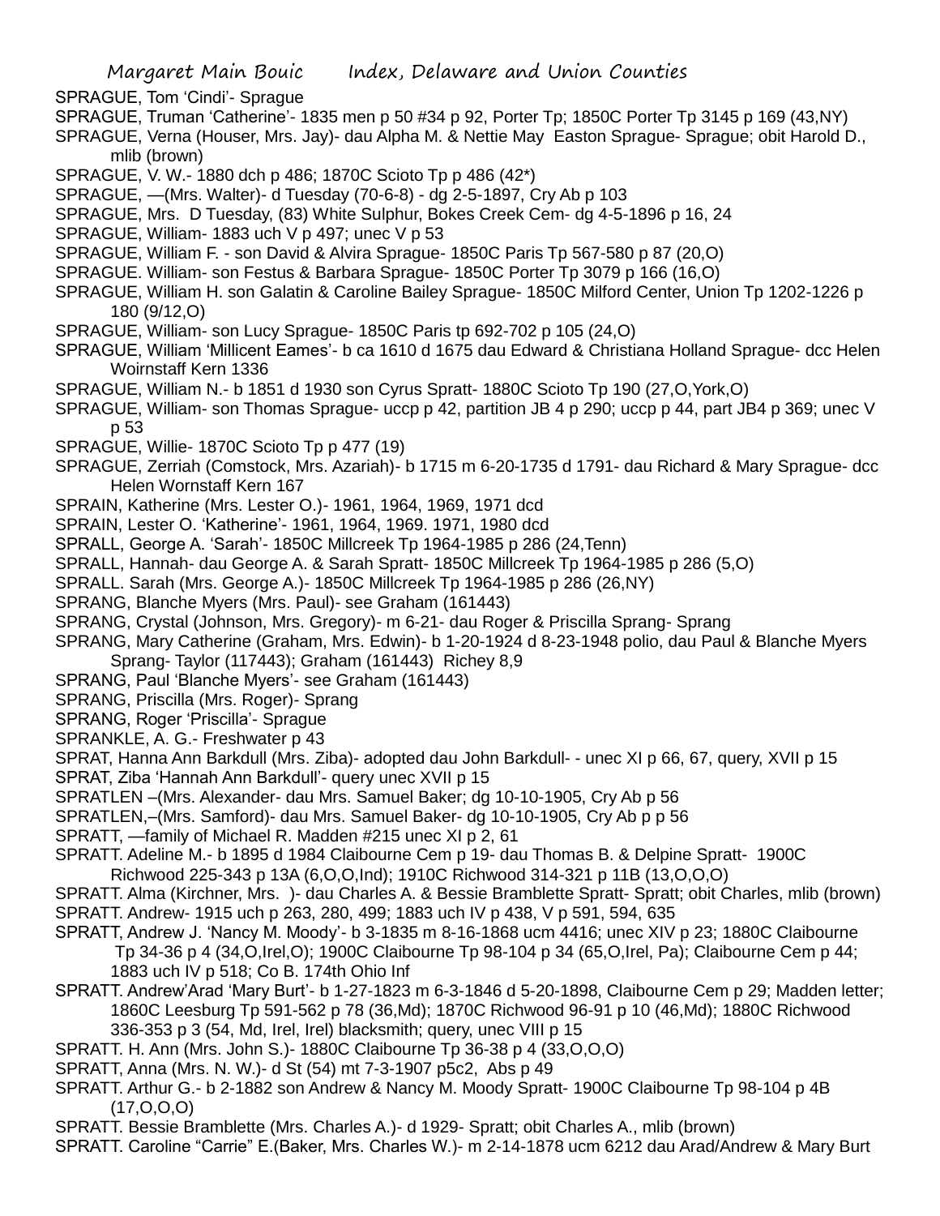SPRAGUE, Tom 'Cindi'- Sprague

SPRAGUE, Truman 'Catherine'- 1835 men p 50 #34 p 92, Porter Tp; 1850C Porter Tp 3145 p 169 (43,NY)

SPRAGUE, Verna (Houser, Mrs. Jay)- dau Alpha M. & Nettie May Easton Sprague- Sprague; obit Harold D., mlib (brown)

SPRAGUE, V. W.- 1880 dch p 486; 1870C Scioto Tp p 486 (42*)

SPRAGUE, —(Mrs. Walter)- d Tuesday (70-6-8) - dg 2-5-1897, Cry Ab p 103

SPRAGUE, Mrs. D Tuesday, (83) White Sulphur, Bokes Creek Cem- dg 4-5-1896 p 16, 24

SPRAGUE, William- 1883 uch V p 497; unec V p 53

SPRAGUE, William F. - son David & Alvira Sprague- 1850C Paris Tp 567-580 p 87 (20,O)

SPRAGUE. William- son Festus & Barbara Sprague- 1850C Porter Tp 3079 p 166 (16,O)

SPRAGUE, William H. son Galatin & Caroline Bailey Sprague- 1850C Milford Center, Union Tp 1202-1226 p 180 (9/12,O)

SPRAGUE, William- son Lucy Sprague- 1850C Paris tp 692-702 p 105 (24,O)

SPRAGUE, William 'Millicent Eames'- b ca 1610 d 1675 dau Edward & Christiana Holland Sprague- dcc Helen Woirnstaff Kern 1336

SPRAGUE, William N.- b 1851 d 1930 son Cyrus Spratt- 1880C Scioto Tp 190 (27,O,York,O)

SPRAGUE, William- son Thomas Sprague- uccp p 42, partition JB 4 p 290; uccp p 44, part JB4 p 369; unec V p 53

SPRAGUE, Willie- 1870C Scioto Tp p 477 (19)

SPRAGUE, Zerriah (Comstock, Mrs. Azariah)- b 1715 m 6-20-1735 d 1791- dau Richard & Mary Sprague- dcc Helen Wornstaff Kern 167

SPRAIN, Katherine (Mrs. Lester O.)- 1961, 1964, 1969, 1971 dcd

SPRAIN, Lester O. 'Katherine'- 1961, 1964, 1969. 1971, 1980 dcd

SPRALL, George A. 'Sarah'- 1850C Millcreek Tp 1964-1985 p 286 (24,Tenn)

SPRALL, Hannah- dau George A. & Sarah Spratt- 1850C Millcreek Tp 1964-1985 p 286 (5,O)

SPRALL. Sarah (Mrs. George A.)- 1850C Millcreek Tp 1964-1985 p 286 (26,NY)

SPRANG, Blanche Myers (Mrs. Paul)- see Graham (161443)

SPRANG, Crystal (Johnson, Mrs. Gregory)- m 6-21- dau Roger & Priscilla Sprang- Sprang

SPRANG, Mary Catherine (Graham, Mrs. Edwin)- b 1-20-1924 d 8-23-1948 polio, dau Paul & Blanche Myers Sprang- Taylor (117443); Graham (161443) Richey 8,9

SPRANG, Paul 'Blanche Myers'- see Graham (161443)

SPRANG, Priscilla (Mrs. Roger)- Sprang

SPRANG, Roger 'Priscilla'- Sprague

SPRANKLE, A. G.- Freshwater p 43

SPRAT, Hanna Ann Barkdull (Mrs. Ziba)- adopted dau John Barkdull- - unec XI p 66, 67, query, XVII p 15

SPRAT, Ziba 'Hannah Ann Barkdull'- query unec XVII p 15

SPRATLEN –(Mrs. Alexander- dau Mrs. Samuel Baker; dg 10-10-1905, Cry Ab p 56

SPRATLEN,–(Mrs. Samford)- dau Mrs. Samuel Baker- dg 10-10-1905, Cry Ab p p 56

SPRATT, —family of Michael R. Madden #215 unec XI p 2, 61

SPRATT. Adeline M.- b 1895 d 1984 Claibourne Cem p 19- dau Thomas B. & Delpine Spratt- 1900C Richwood 225-343 p 13A (6,O,O,Ind); 1910C Richwood 314-321 p 11B (13,O,O,O)

SPRATT. Alma (Kirchner, Mrs. )- dau Charles A. & Bessie Bramblette Spratt- Spratt; obit Charles, mlib (brown)

SPRATT. Andrew- 1915 uch p 263, 280, 499; 1883 uch IV p 438, V p 591, 594, 635

SPRATT, Andrew J. 'Nancy M. Moody'- b 3-1835 m 8-16-1868 ucm 4416; unec XIV p 23; 1880C Claibourne Tp 34-36 p 4 (34,O,Irel,O); 1900C Claibourne Tp 98-104 p 34 (65,O,Irel, Pa); Claibourne Cem p 44; 1883 uch IV p 518; Co B. 174th Ohio Inf

SPRATT. Andrew'Arad 'Mary Burt'- b 1-27-1823 m 6-3-1846 d 5-20-1898, Claibourne Cem p 29; Madden letter; 1860C Leesburg Tp 591-562 p 78 (36,Md); 1870C Richwood 96-91 p 10 (46,Md); 1880C Richwood 336-353 p 3 (54, Md, Irel, Irel) blacksmith; query, unec VIII p 15

SPRATT. H. Ann (Mrs. John S.)- 1880C Claibourne Tp 36-38 p 4 (33,O,O,O)

SPRATT, Anna (Mrs. N. W.)- d St (54) mt 7-3-1907 p5c2, Abs p 49

SPRATT. Arthur G.- b 2-1882 son Andrew & Nancy M. Moody Spratt- 1900C Claibourne Tp 98-104 p 4B (17,O,O,O)

SPRATT. Bessie Bramblette (Mrs. Charles A.)- d 1929- Spratt; obit Charles A., mlib (brown)

SPRATT. Caroline "Carrie" E.(Baker, Mrs. Charles W.)- m 2-14-1878 ucm 6212 dau Arad/Andrew & Mary Burt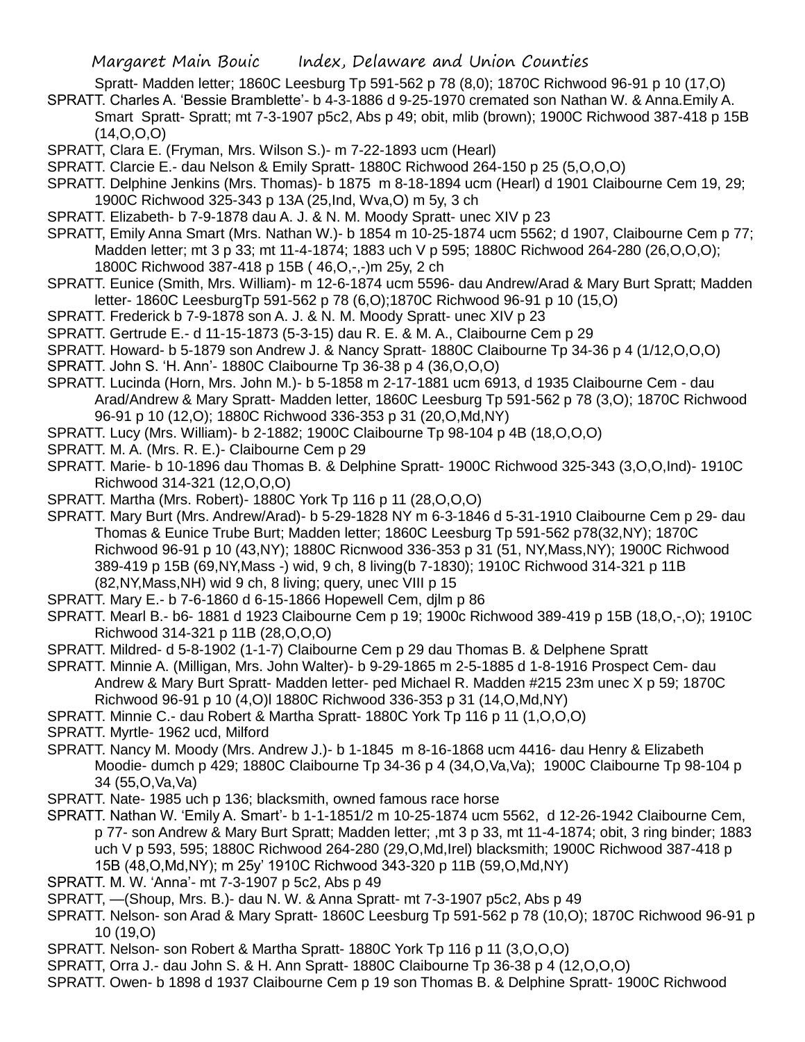Spratt- Madden letter; 1860C Leesburg Tp 591-562 p 78 (8,0); 1870C Richwood 96-91 p 10 (17,O)

SPRATT. Charles A. 'Bessie Bramblette'- b 4-3-1886 d 9-25-1970 cremated son Nathan W. & Anna.Emily A. Smart Spratt- Spratt; mt 7-3-1907 p5c2, Abs p 49; obit, mlib (brown); 1900C Richwood 387-418 p 15B (14,O,O,O)

SPRATT, Clara E. (Fryman, Mrs. Wilson S.)- m 7-22-1893 ucm (Hearl)

SPRATT. Clarcie E.- dau Nelson & Emily Spratt- 1880C Richwood 264-150 p 25 (5,O,O,O)

SPRATT. Delphine Jenkins (Mrs. Thomas)- b 1875 m 8-18-1894 ucm (Hearl) d 1901 Claibourne Cem 19, 29; 1900C Richwood 325-343 p 13A (25,Ind, Wva,O) m 5y, 3 ch

SPRATT. Elizabeth- b 7-9-1878 dau A. J. & N. M. Moody Spratt- unec XIV p 23

SPRATT, Emily Anna Smart (Mrs. Nathan W.)- b 1854 m 10-25-1874 ucm 5562; d 1907, Claibourne Cem p 77; Madden letter; mt 3 p 33; mt 11-4-1874; 1883 uch V p 595; 1880C Richwood 264-280 (26,O,O,O); 1800C Richwood 387-418 p 15B ( 46,O,-,-)m 25y, 2 ch

SPRATT. Eunice (Smith, Mrs. William)- m 12-6-1874 ucm 5596- dau Andrew/Arad & Mary Burt Spratt; Madden letter- 1860C LeesburgTp 591-562 p 78 (6,O);1870C Richwood 96-91 p 10 (15,O)

SPRATT. Frederick b 7-9-1878 son A. J. & N. M. Moody Spratt- unec XIV p 23

SPRATT. Gertrude E.- d 11-15-1873 (5-3-15) dau R. E. & M. A., Claibourne Cem p 29

SPRATT. Howard- b 5-1879 son Andrew J. & Nancy Spratt- 1880C Claibourne Tp 34-36 p 4 (1/12,O,O,O)

SPRATT. John S. 'H. Ann'- 1880C Claibourne Tp 36-38 p 4 (36,O,O,O)

SPRATT. Lucinda (Horn, Mrs. John M.)- b 5-1858 m 2-17-1881 ucm 6913, d 1935 Claibourne Cem - dau Arad/Andrew & Mary Spratt- Madden letter, 1860C Leesburg Tp 591-562 p 78 (3,O); 1870C Richwood 96-91 p 10 (12,O); 1880C Richwood 336-353 p 31 (20,O,Md,NY)

SPRATT. Lucy (Mrs. William)- b 2-1882; 1900C Claibourne Tp 98-104 p 4B (18,O,O,O)

SPRATT. M. A. (Mrs. R. E.)- Claibourne Cem p 29

SPRATT. Marie- b 10-1896 dau Thomas B. & Delphine Spratt- 1900C Richwood 325-343 (3,O,O,Ind)- 1910C Richwood 314-321 (12,O,O,O)

SPRATT. Martha (Mrs. Robert)- 1880C York Tp 116 p 11 (28,O,O,O)

SPRATT. Mary Burt (Mrs. Andrew/Arad)- b 5-29-1828 NY m 6-3-1846 d 5-31-1910 Claibourne Cem p 29- dau Thomas & Eunice Trube Burt; Madden letter; 1860C Leesburg Tp 591-562 p78(32,NY); 1870C Richwood 96-91 p 10 (43,NY); 1880C Ricnwood 336-353 p 31 (51, NY,Mass,NY); 1900C Richwood 389-419 p 15B (69,NY,Mass -) wid, 9 ch, 8 living(b 7-1830); 1910C Richwood 314-321 p 11B (82,NY,Mass,NH) wid 9 ch, 8 living; query, unec VIII p 15

SPRATT. Mary E.- b 7-6-1860 d 6-15-1866 Hopewell Cem, djlm p 86

SPRATT. Mearl B.- b6- 1881 d 1923 Claibourne Cem p 19; 1900c Richwood 389-419 p 15B (18,O,-,O); 1910C Richwood 314-321 p 11B (28,O,O,O)

SPRATT. Mildred- d 5-8-1902 (1-1-7) Claibourne Cem p 29 dau Thomas B. & Delphene Spratt

SPRATT. Minnie A. (Milligan, Mrs. John Walter)- b 9-29-1865 m 2-5-1885 d 1-8-1916 Prospect Cem- dau Andrew & Mary Burt Spratt- Madden letter- ped Michael R. Madden #215 23m unec X p 59; 1870C Richwood 96-91 p 10 (4,O)l 1880C Richwood 336-353 p 31 (14,O,Md,NY)

SPRATT. Minnie C.- dau Robert & Martha Spratt- 1880C York Tp 116 p 11 (1,O,O,O)

SPRATT. Myrtle- 1962 ucd, Milford

SPRATT. Nancy M. Moody (Mrs. Andrew J.)- b 1-1845 m 8-16-1868 ucm 4416- dau Henry & Elizabeth Moodie- dumch p 429; 1880C Claibourne Tp 34-36 p 4 (34,O,Va,Va); 1900C Claibourne Tp 98-104 p 34 (55,O,Va,Va)

SPRATT. Nate- 1985 uch p 136; blacksmith, owned famous race horse

SPRATT. Nathan W. 'Emily A. Smart'- b 1-1-1851/2 m 10-25-1874 ucm 5562, d 12-26-1942 Claibourne Cem, p 77- son Andrew & Mary Burt Spratt; Madden letter; ,mt 3 p 33, mt 11-4-1874; obit, 3 ring binder; 1883 uch V p 593, 595; 1880C Richwood 264-280 (29,O,Md,Irel) blacksmith; 1900C Richwood 387-418 p 15B (48,O,Md,NY); m 25y' 1910C Richwood 343-320 p 11B (59,O,Md,NY)

SPRATT. M. W. 'Anna'- mt 7-3-1907 p 5c2, Abs p 49

SPRATT, —(Shoup, Mrs. B.)- dau N. W. & Anna Spratt- mt 7-3-1907 p5c2, Abs p 49

SPRATT. Nelson- son Arad & Mary Spratt- 1860C Leesburg Tp 591-562 p 78 (10,O); 1870C Richwood 96-91 p 10 (19,O)

SPRATT. Nelson- son Robert & Martha Spratt- 1880C York Tp 116 p 11 (3,O,O,O)

SPRATT, Orra J.- dau John S. & H. Ann Spratt- 1880C Claibourne Tp 36-38 p 4 (12,O,O,O)

SPRATT. Owen- b 1898 d 1937 Claibourne Cem p 19 son Thomas B. & Delphine Spratt- 1900C Richwood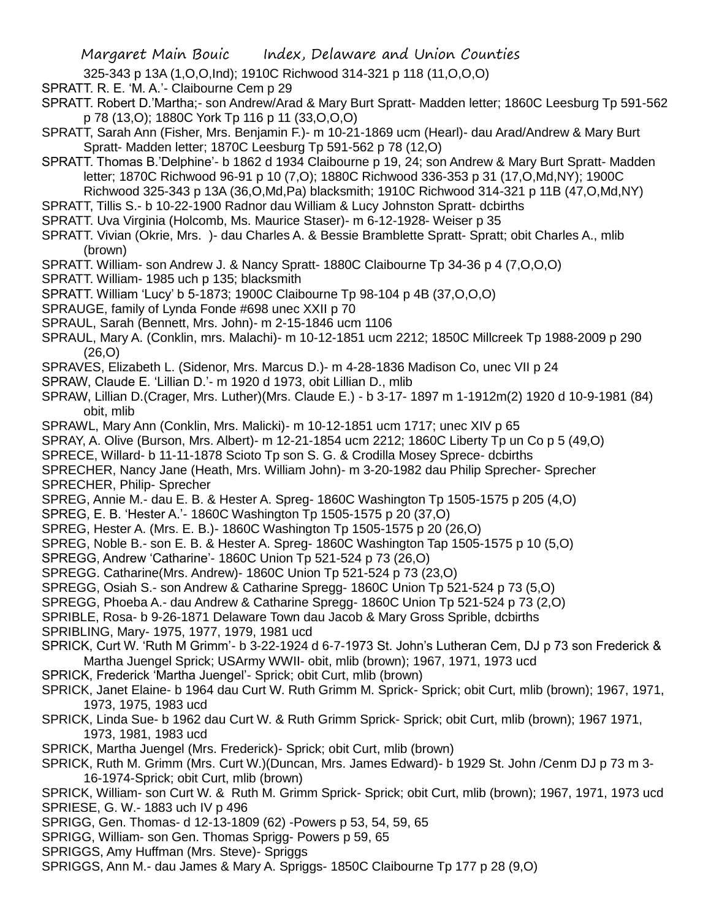325-343 p 13A (1,O,O,Ind); 1910C Richwood 314-321 p 118 (11,O,O,O)

SPRATT. R. E. 'M. A.'- Claibourne Cem p 29

SPRATT. Robert D.'Martha;- son Andrew/Arad & Mary Burt Spratt- Madden letter; 1860C Leesburg Tp 591-562 p 78 (13,O); 1880C York Tp 116 p 11 (33,O,O,O)

SPRATT, Sarah Ann (Fisher, Mrs. Benjamin F.)- m 10-21-1869 ucm (Hearl)- dau Arad/Andrew & Mary Burt Spratt- Madden letter; 1870C Leesburg Tp 591-562 p 78 (12,O)

SPRATT. Thomas B.'Delphine'- b 1862 d 1934 Claibourne p 19, 24; son Andrew & Mary Burt Spratt- Madden letter; 1870C Richwood 96-91 p 10 (7,O); 1880C Richwood 336-353 p 31 (17,O,Md,NY); 1900C Richwood 325-343 p 13A (36,O,Md,Pa) blacksmith; 1910C Richwood 314-321 p 11B (47,O,Md,NY)

SPRATT, Tillis S.- b 10-22-1900 Radnor dau William & Lucy Johnston Spratt- dcbirths

SPRATT. Uva Virginia (Holcomb, Ms. Maurice Staser)- m 6-12-1928- Weiser p 35

SPRATT. Vivian (Okrie, Mrs. )- dau Charles A. & Bessie Bramblette Spratt- Spratt; obit Charles A., mlib (brown)

SPRATT. William- son Andrew J. & Nancy Spratt- 1880C Claibourne Tp 34-36 p 4 (7,O,O,O)

SPRATT. William- 1985 uch p 135; blacksmith

SPRATT. William 'Lucy' b 5-1873; 1900C Claibourne Tp 98-104 p 4B (37,O,O,O)

SPRAUGE, family of Lynda Fonde #698 unec XXII p 70

SPRAUL, Sarah (Bennett, Mrs. John)- m 2-15-1846 ucm 1106

SPRAUL, Mary A. (Conklin, mrs. Malachi)- m 10-12-1851 ucm 2212; 1850C Millcreek Tp 1988-2009 p 290 (26,O)

SPRAVES, Elizabeth L. (Sidenor, Mrs. Marcus D.)- m 4-28-1836 Madison Co, unec VII p 24

SPRAW, Claude E. 'Lillian D.'- m 1920 d 1973, obit Lillian D., mlib

SPRAW, Lillian D.(Crager, Mrs. Luther)(Mrs. Claude E.) - b 3-17- 1897 m 1-1912m(2) 1920 d 10-9-1981 (84) obit, mlib

SPRAWL, Mary Ann (Conklin, Mrs. Malicki)- m 10-12-1851 ucm 1717; unec XIV p 65

SPRAY, A. Olive (Burson, Mrs. Albert)- m 12-21-1854 ucm 2212; 1860C Liberty Tp un Co p 5 (49,O)

SPRECE, Willard- b 11-11-1878 Scioto Tp son S. G. & Crodilla Mosey Sprece- dcbirths

SPRECHER, Nancy Jane (Heath, Mrs. William John)- m 3-20-1982 dau Philip Sprecher- Sprecher

SPRECHER, Philip- Sprecher

SPREG, Annie M.- dau E. B. & Hester A. Spreg- 1860C Washington Tp 1505-1575 p 205 (4,O)

SPREG, E. B. 'Hester A.'- 1860C Washington Tp 1505-1575 p 20 (37,O)

SPREG, Hester A. (Mrs. E. B.)- 1860C Washington Tp 1505-1575 p 20 (26,O)

SPREG, Noble B.- son E. B. & Hester A. Spreg- 1860C Washington Tap 1505-1575 p 10 (5,O)

SPREGG, Andrew 'Catharine'- 1860C Union Tp 521-524 p 73 (26,O)

SPREGG. Catharine(Mrs. Andrew)- 1860C Union Tp 521-524 p 73 (23,O)

SPREGG, Osiah S.- son Andrew & Catharine Spregg- 1860C Union Tp 521-524 p 73 (5,O)

SPREGG, Phoeba A.- dau Andrew & Catharine Spregg- 1860C Union Tp 521-524 p 73 (2,O)

SPRIBLE, Rosa- b 9-26-1871 Delaware Town dau Jacob & Mary Gross Sprible, dcbirths

SPRIBLING, Mary- 1975, 1977, 1979, 1981 ucd

SPRICK, Curt W. 'Ruth M Grimm'- b 3-22-1924 d 6-7-1973 St. John's Lutheran Cem, DJ p 73 son Frederick & Martha Juengel Sprick; USArmy WWII- obit, mlib (brown); 1967, 1971, 1973 ucd

SPRICK, Frederick 'Martha Juengel'- Sprick; obit Curt, mlib (brown)

SPRICK, Janet Elaine- b 1964 dau Curt W. Ruth Grimm M. Sprick- Sprick; obit Curt, mlib (brown); 1967, 1971, 1973, 1975, 1983 ucd

SPRICK, Linda Sue- b 1962 dau Curt W. & Ruth Grimm Sprick- Sprick; obit Curt, mlib (brown); 1967 1971, 1973, 1981, 1983 ucd

SPRICK, Martha Juengel (Mrs. Frederick)- Sprick; obit Curt, mlib (brown)

SPRICK, Ruth M. Grimm (Mrs. Curt W.)(Duncan, Mrs. James Edward)- b 1929 St. John /Cenm DJ p 73 m 3-16-1974-Sprick; obit Curt, mlib (brown)

SPRICK, William- son Curt W. & Ruth M. Grimm Sprick- Sprick; obit Curt, mlib (brown); 1967, 1971, 1973 ucd

SPRIESE, G. W.- 1883 uch IV p 496

SPRIGG, Gen. Thomas- d 12-13-1809 (62) -Powers p 53, 54, 59, 65

SPRIGG, William- son Gen. Thomas Sprigg- Powers p 59, 65

SPRIGGS, Amy Huffman (Mrs. Steve)- Spriggs

SPRIGGS, Ann M.- dau James & Mary A. Spriggs- 1850C Claibourne Tp 177 p 28 (9,O)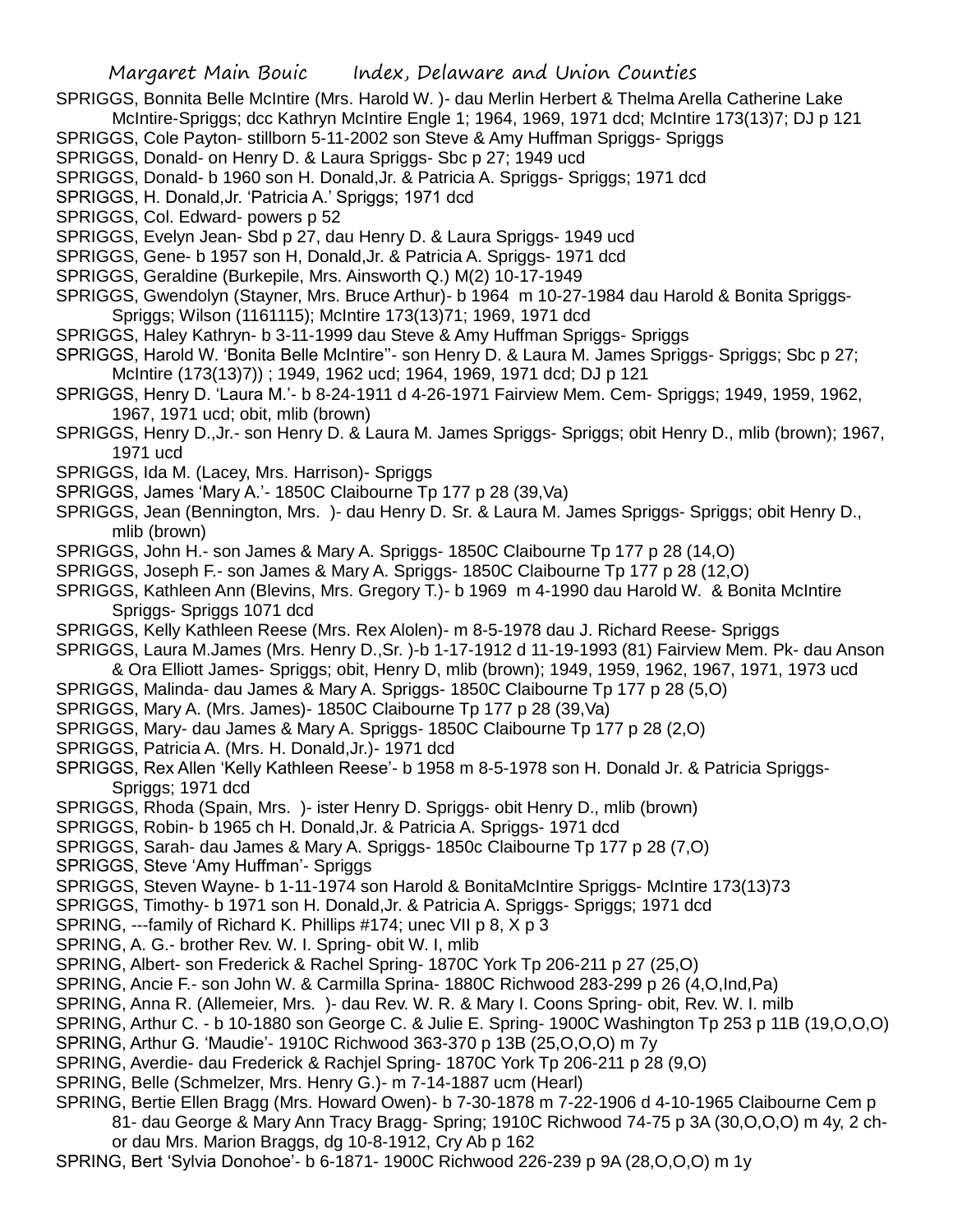SPRIGGS, Bonnita Belle McIntire (Mrs. Harold W. )- dau Merlin Herbert & Thelma Arella Catherine Lake McIntire-Spriggs; dcc Kathryn McIntire Engle 1; 1964, 1969, 1971 dcd; McIntire 173(13)7; DJ p 121

SPRIGGS, Cole Payton- stillborn 5-11-2002 son Steve & Amy Huffman Spriggs- Spriggs

SPRIGGS, Donald- on Henry D. & Laura Spriggs- Sbc p 27; 1949 ucd

SPRIGGS, Donald- b 1960 son H. Donald,Jr. & Patricia A. Spriggs- Spriggs; 1971 dcd

SPRIGGS, H. Donald,Jr. 'Patricia A.' Spriggs; 1971 dcd

SPRIGGS, Col. Edward- powers p 52

SPRIGGS, Evelyn Jean- Sbd p 27, dau Henry D. & Laura Spriggs- 1949 ucd

SPRIGGS, Gene- b 1957 son H, Donald,Jr. & Patricia A. Spriggs- 1971 dcd

SPRIGGS, Geraldine (Burkepile, Mrs. Ainsworth Q.) M(2) 10-17-1949

SPRIGGS, Gwendolyn (Stayner, Mrs. Bruce Arthur)- b 1964 m 10-27-1984 dau Harold & Bonita Spriggs- Spriggs; Wilson (1161115); McIntire 173(13)71; 1969, 1971 dcd

SPRIGGS, Haley Kathryn- b 3-11-1999 dau Steve & Amy Huffman Spriggs- Spriggs

SPRIGGS, Harold W. 'Bonita Belle McIntire''- son Henry D. & Laura M. James Spriggs- Spriggs; Sbc p 27; McIntire (173(13)7)) ; 1949, 1962 ucd; 1964, 1969, 1971 dcd; DJ p 121

SPRIGGS, Henry D. 'Laura M.'- b 8-24-1911 d 4-26-1971 Fairview Mem. Cem- Spriggs; 1949, 1959, 1962, 1967, 1971 ucd; obit, mlib (brown)

SPRIGGS, Henry D.,Jr.- son Henry D. & Laura M. James Spriggs- Spriggs; obit Henry D., mlib (brown); 1967, 1971 ucd

SPRIGGS, Ida M. (Lacey, Mrs. Harrison)- Spriggs

SPRIGGS, James 'Mary A.'- 1850C Claibourne Tp 177 p 28 (39,Va)

SPRIGGS, Jean (Bennington, Mrs. )- dau Henry D. Sr. & Laura M. James Spriggs- Spriggs; obit Henry D., mlib (brown)

SPRIGGS, John H.- son James & Mary A. Spriggs- 1850C Claibourne Tp 177 p 28 (14,O)

SPRIGGS, Joseph F.- son James & Mary A. Spriggs- 1850C Claibourne Tp 177 p 28 (12,O)

SPRIGGS, Kathleen Ann (Blevins, Mrs. Gregory T.)- b 1969 m 4-1990 dau Harold W. & Bonita McIntire Spriggs- Spriggs 1071 dcd

SPRIGGS, Kelly Kathleen Reese (Mrs. Rex Alolen)- m 8-5-1978 dau J. Richard Reese- Spriggs

SPRIGGS, Laura M.James (Mrs. Henry D.,Sr. )-b 1-17-1912 d 11-19-1993 (81) Fairview Mem. Pk- dau Anson & Ora Elliott James- Spriggs; obit, Henry D, mlib (brown); 1949, 1959, 1962, 1967, 1971, 1973 ucd

SPRIGGS, Malinda- dau James & Mary A. Spriggs- 1850C Claibourne Tp 177 p 28 (5,O)

SPRIGGS, Mary A. (Mrs. James)- 1850C Claibourne Tp 177 p 28 (39,Va)

SPRIGGS, Mary- dau James & Mary A. Spriggs- 1850C Claibourne Tp 177 p 28 (2,O)

SPRIGGS, Patricia A. (Mrs. H. Donald,Jr.)- 1971 dcd

SPRIGGS, Rex Allen 'Kelly Kathleen Reese'- b 1958 m 8-5-1978 son H. Donald Jr. & Patricia Spriggs- Spriggs; 1971 dcd

SPRIGGS, Rhoda (Spain, Mrs. )- ister Henry D. Spriggs- obit Henry D., mlib (brown)

SPRIGGS, Robin- b 1965 ch H. Donald,Jr. & Patricia A. Spriggs- 1971 dcd

SPRIGGS, Sarah- dau James & Mary A. Spriggs- 1850c Claibourne Tp 177 p 28 (7,O)

SPRIGGS, Steve 'Amy Huffman'- Spriggs

SPRIGGS, Steven Wayne- b 1-11-1974 son Harold & BonitaMcIntire Spriggs- McIntire 173(13)73

SPRIGGS, Timothy- b 1971 son H. Donald,Jr. & Patricia A. Spriggs- Spriggs; 1971 dcd

SPRING, ---family of Richard K. Phillips #174; unec VII p 8, X p 3

SPRING, A. G.- brother Rev. W. I. Spring- obit W. I, mlib

SPRING, Albert- son Frederick & Rachel Spring- 1870C York Tp 206-211 p 27 (25,O)

SPRING, Ancie F.- son John W. & Carmilla Sprina- 1880C Richwood 283-299 p 26 (4,O,Ind,Pa)

SPRING, Anna R. (Allemeier, Mrs. )- dau Rev. W. R. & Mary I. Coons Spring- obit, Rev. W. I. milb

SPRING, Arthur C. - b 10-1880 son George C. & Julie E. Spring- 1900C Washington Tp 253 p 11B (19,O,O,O)

SPRING, Arthur G. 'Maudie'- 1910C Richwood 363-370 p 13B (25,O,O,O) m 7y

SPRING, Averdie- dau Frederick & Rachjel Spring- 1870C York Tp 206-211 p 28 (9,O)

SPRING, Belle (Schmelzer, Mrs. Henry G.)- m 7-14-1887 ucm (Hearl)

SPRING, Bertie Ellen Bragg (Mrs. Howard Owen)- b 7-30-1878 m 7-22-1906 d 4-10-1965 Claibourne Cem p 81- dau George & Mary Ann Tracy Bragg- Spring; 1910C Richwood 74-75 p 3A (30,O,O,O) m 4y, 2 ch- or dau Mrs. Marion Braggs, dg 10-8-1912, Cry Ab p 162

SPRING, Bert 'Sylvia Donohoe'- b 6-1871- 1900C Richwood 226-239 p 9A (28,O,O,O) m 1y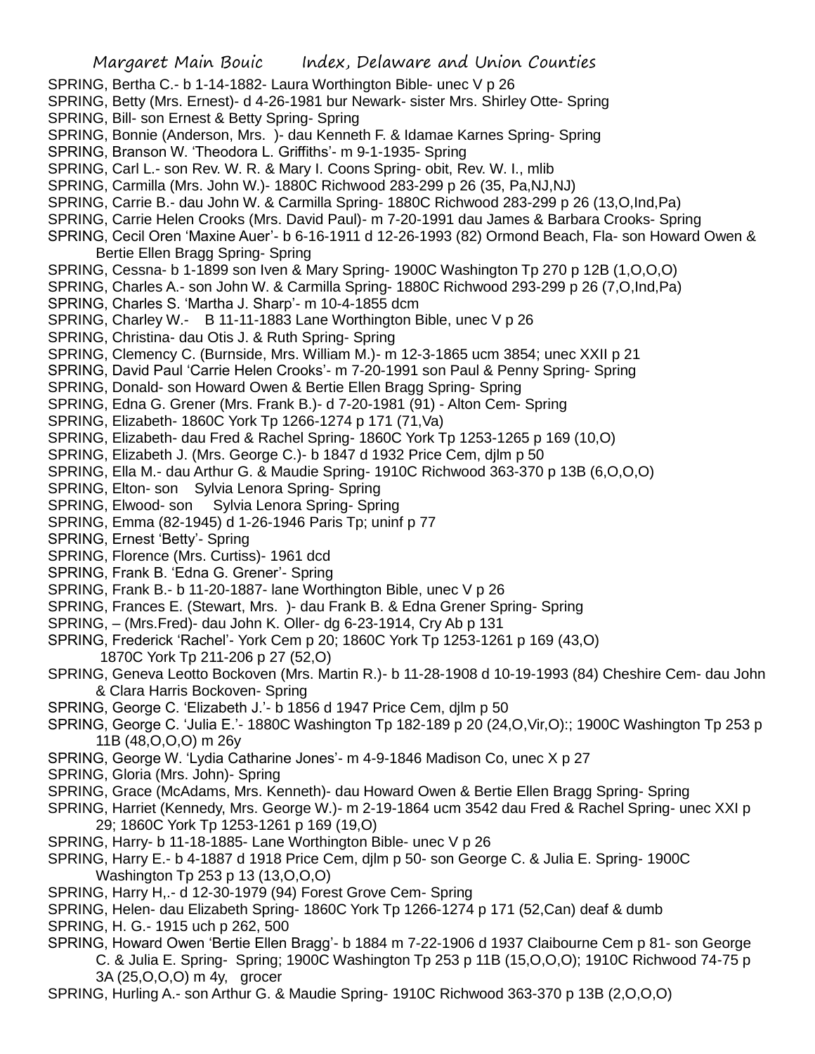SPRING, Bertha C.- b 1-14-1882- Laura Worthington Bible- unec V p 26

SPRING, Betty (Mrs. Ernest)- d 4-26-1981 bur Newark- sister Mrs. Shirley Otte- Spring

SPRING, Bill- son Ernest & Betty Spring- Spring

SPRING, Bonnie (Anderson, Mrs. )- dau Kenneth F. & Idamae Karnes Spring- Spring

SPRING, Branson W. 'Theodora L. Griffiths'- m 9-1-1935- Spring

SPRING, Carl L.- son Rev. W. R. & Mary I. Coons Spring- obit, Rev. W. I., mlib

SPRING, Carmilla (Mrs. John W.)- 1880C Richwood 283-299 p 26 (35, Pa,NJ,NJ)

SPRING, Carrie B.- dau John W. & Carmilla Spring- 1880C Richwood 283-299 p 26 (13,O,Ind,Pa)

SPRING, Carrie Helen Crooks (Mrs. David Paul)- m 7-20-1991 dau James & Barbara Crooks- Spring

SPRING, Cecil Oren 'Maxine Auer'- b 6-16-1911 d 12-26-1993 (82) Ormond Beach, Fla- son Howard Owen & Bertie Ellen Bragg Spring- Spring

SPRING, Cessna- b 1-1899 son Iven & Mary Spring- 1900C Washington Tp 270 p 12B (1,O,O,O)

SPRING, Charles A.- son John W. & Carmilla Spring- 1880C Richwood 293-299 p 26 (7,O,Ind,Pa)

SPRING, Charles S. 'Martha J. Sharp'- m 10-4-1855 dcm

SPRING, Charley W.- B 11-11-1883 Lane Worthington Bible, unec V p 26

SPRING, Christina- dau Otis J. & Ruth Spring- Spring

SPRING, Clemency C. (Burnside, Mrs. William M.)- m 12-3-1865 ucm 3854; unec XXII p 21

SPRING, David Paul 'Carrie Helen Crooks'- m 7-20-1991 son Paul & Penny Spring- Spring

SPRING, Donald- son Howard Owen & Bertie Ellen Bragg Spring- Spring

SPRING, Edna G. Grener (Mrs. Frank B.)- d 7-20-1981 (91) - Alton Cem- Spring

SPRING, Elizabeth- 1860C York Tp 1266-1274 p 171 (71,Va)

SPRING, Elizabeth- dau Fred & Rachel Spring- 1860C York Tp 1253-1265 p 169 (10,O)

SPRING, Elizabeth J. (Mrs. George C.)- b 1847 d 1932 Price Cem, djlm p 50

SPRING, Ella M.- dau Arthur G. & Maudie Spring- 1910C Richwood 363-370 p 13B (6,O,O,O)

SPRING, Elton- son Sylvia Lenora Spring- Spring

SPRING, Elwood- son Sylvia Lenora Spring- Spring

SPRING, Emma (82-1945) d 1-26-1946 Paris Tp; uninf p 77

SPRING, Ernest 'Betty'- Spring

SPRING, Florence (Mrs. Curtiss)- 1961 dcd

SPRING, Frank B. 'Edna G. Grener'- Spring

SPRING, Frank B.- b 11-20-1887- lane Worthington Bible, unec V p 26

SPRING, Frances E. (Stewart, Mrs. )- dau Frank B. & Edna Grener Spring- Spring

SPRING, – (Mrs.Fred)- dau John K. Oller- dg 6-23-1914, Cry Ab p 131

SPRING, Frederick 'Rachel'- York Cem p 20; 1860C York Tp 1253-1261 p 169 (43,O) 1870C York Tp 211-206 p 27 (52,O)

SPRING, Geneva Leotto Bockoven (Mrs. Martin R.)- b 11-28-1908 d 10-19-1993 (84) Cheshire Cem- dau John & Clara Harris Bockoven- Spring

SPRING, George C. 'Elizabeth J.'- b 1856 d 1947 Price Cem, djlm p 50

SPRING, George C. 'Julia E.'- 1880C Washington Tp 182-189 p 20 (24,O,Vir,O):; 1900C Washington Tp 253 p 11B (48,O,O,O) m 26y

SPRING, George W. 'Lydia Catharine Jones'- m 4-9-1846 Madison Co, unec X p 27

SPRING, Gloria (Mrs. John)- Spring

SPRING, Grace (McAdams, Mrs. Kenneth)- dau Howard Owen & Bertie Ellen Bragg Spring- Spring

SPRING, Harriet (Kennedy, Mrs. George W.)- m 2-19-1864 ucm 3542 dau Fred & Rachel Spring- unec XXI p 29; 1860C York Tp 1253-1261 p 169 (19,O)

SPRING, Harry- b 11-18-1885- Lane Worthington Bible- unec V p 26

SPRING, Harry E.- b 4-1887 d 1918 Price Cem, djlm p 50- son George C. & Julia E. Spring- 1900C Washington Tp 253 p 13 (13,O,O,O)

SPRING, Harry H,.- d 12-30-1979 (94) Forest Grove Cem- Spring

SPRING, Helen- dau Elizabeth Spring- 1860C York Tp 1266-1274 p 171 (52,Can) deaf & dumb

SPRING, H. G.- 1915 uch p 262, 500

SPRING, Howard Owen 'Bertie Ellen Bragg'- b 1884 m 7-22-1906 d 1937 Claibourne Cem p 81- son George C. & Julia E. Spring- Spring; 1900C Washington Tp 253 p 11B (15,O,O,O); 1910C Richwood 74-75 p 3A (25,O,O,O) m 4y, grocer

SPRING, Hurling A.- son Arthur G. & Maudie Spring- 1910C Richwood 363-370 p 13B (2,O,O,O)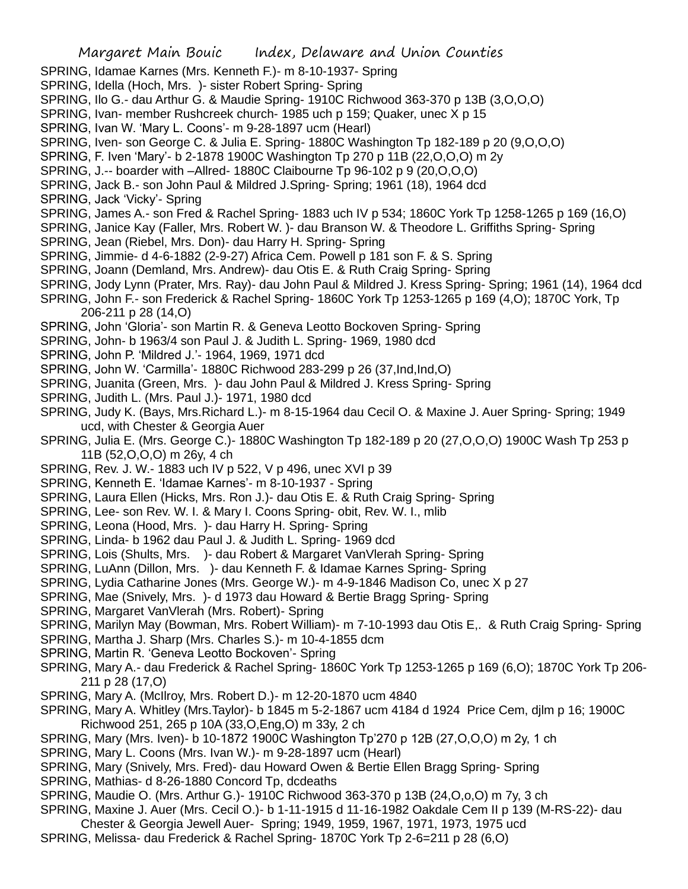SPRING, Idamae Karnes (Mrs. Kenneth F.)- m 8-10-1937- Spring
SPRING, Idella (Hoch, Mrs. )- sister Robert Spring- Spring
SPRING, Ilo G.- dau Arthur G. & Maudie Spring- 1910C Richwood 363-370 p 13B (3,O,O,O)
SPRING, Ivan- member Rushcreek church- 1985 uch p 159; Quaker, unec X p 15
SPRING, Ivan W. 'Mary L. Coons'- m 9-28-1897 ucm (Hearl)
SPRING, Iven- son George C. & Julia E. Spring- 1880C Washington Tp 182-189 p 20 (9,O,O,O)
SPRING, F. Iven 'Mary'- b 2-1878 1900C Washington Tp 270 p 11B (22,O,O,O) m 2y
SPRING, J.-- boarder with –Allred- 1880C Claibourne Tp 96-102 p 9 (20,O,O,O)
SPRING, Jack B.- son John Paul & Mildred J.Spring- Spring; 1961 (18), 1964 dcd
SPRING, Jack 'Vicky'- Spring
SPRING, James A.- son Fred & Rachel Spring- 1883 uch IV p 534; 1860C York Tp 1258-1265 p 169 (16,O)
SPRING, Janice Kay (Faller, Mrs. Robert W. )- dau Branson W. & Theodore L. Griffiths Spring- Spring
SPRING, Jean (Riebel, Mrs. Don)- dau Harry H. Spring- Spring
SPRING, Jimmie- d 4-6-1882 (2-9-27) Africa Cem. Powell p 181 son F. & S. Spring
SPRING, Joann (Demland, Mrs. Andrew)- dau Otis E. & Ruth Craig Spring- Spring
SPRING, Jody Lynn (Prater, Mrs. Ray)- dau John Paul & Mildred J. Kress Spring- Spring; 1961 (14), 1964 dcd
SPRING, John F.- son Frederick & Rachel Spring- 1860C York Tp 1253-1265 p 169 (4,O); 1870C York, Tp 206-211 p 28 (14,O)
SPRING, John 'Gloria'- son Martin R. & Geneva Leotto Bockoven Spring- Spring
SPRING, John- b 1963/4 son Paul J. & Judith L. Spring- 1969, 1980 dcd
SPRING, John P. 'Mildred J.'- 1964, 1969, 1971 dcd
SPRING, John W. 'Carmilla'- 1880C Richwood 283-299 p 26 (37,Ind,Ind,O)
SPRING, Juanita (Green, Mrs. )- dau John Paul & Mildred J. Kress Spring- Spring
SPRING, Judith L. (Mrs. Paul J.)- 1971, 1980 dcd
SPRING, Judy K. (Bays, Mrs.Richard L.)- m 8-15-1964 dau Cecil O. & Maxine J. Auer Spring- Spring; 1949 ucd, with Chester & Georgia Auer
SPRING, Julia E. (Mrs. George C.)- 1880C Washington Tp 182-189 p 20 (27,O,O,O) 1900C Wash Tp 253 p 11B (52,O,O,O) m 26y, 4 ch
SPRING, Rev. J. W.- 1883 uch IV p 522, V p 496, unec XVI p 39
SPRING, Kenneth E. 'Idamae Karnes'- m 8-10-1937 - Spring
SPRING, Laura Ellen (Hicks, Mrs. Ron J.)- dau Otis E. & Ruth Craig Spring- Spring
SPRING, Lee- son Rev. W. I. & Mary I. Coons Spring- obit, Rev. W. I., mlib
SPRING, Leona (Hood, Mrs. )- dau Harry H. Spring- Spring
SPRING, Linda- b 1962 dau Paul J. & Judith L. Spring- 1969 dcd
SPRING, Lois (Shults, Mrs. )- dau Robert & Margaret VanVlerah Spring- Spring
SPRING, LuAnn (Dillon, Mrs. )- dau Kenneth F. & Idamae Karnes Spring- Spring
SPRING, Lydia Catharine Jones (Mrs. George W.)- m 4-9-1846 Madison Co, unec X p 27
SPRING, Mae (Snively, Mrs. )- d 1973 dau Howard & Bertie Bragg Spring- Spring
SPRING, Margaret VanVlerah (Mrs. Robert)- Spring
SPRING, Marilyn May (Bowman, Mrs. Robert William)- m 7-10-1993 dau Otis E,. & Ruth Craig Spring- Spring
SPRING, Martha J. Sharp (Mrs. Charles S.)- m 10-4-1855 dcm
SPRING, Martin R. 'Geneva Leotto Bockoven'- Spring
SPRING, Mary A.- dau Frederick & Rachel Spring- 1860C York Tp 1253-1265 p 169 (6,O); 1870C York Tp 206-211 p 28 (17,O)
SPRING, Mary A. (McIlroy, Mrs. Robert D.)- m 12-20-1870 ucm 4840
SPRING, Mary A. Whitley (Mrs.Taylor)- b 1845 m 5-2-1867 ucm 4184 d 1924 Price Cem, djlm p 16; 1900C Richwood 251, 265 p 10A (33,O,Eng,O) m 33y, 2 ch
SPRING, Mary (Mrs. Iven)- b 10-1872 1900C Washington Tp'270 p 12B (27,O,O,O) m 2y, 1 ch
SPRING, Mary L. Coons (Mrs. Ivan W.)- m 9-28-1897 ucm (Hearl)
SPRING, Mary (Snively, Mrs. Fred)- dau Howard Owen & Bertie Ellen Bragg Spring- Spring
SPRING, Mathias- d 8-26-1880 Concord Tp, dcdeaths
SPRING, Maudie O. (Mrs. Arthur G.)- 1910C Richwood 363-370 p 13B (24,O,o,O) m 7y, 3 ch
SPRING, Maxine J. Auer (Mrs. Cecil O.)- b 1-11-1915 d 11-16-1982 Oakdale Cem II p 139 (M-RS-22)- dau Chester & Georgia Jewell Auer- Spring; 1949, 1959, 1967, 1971, 1973, 1975 ucd
SPRING, Melissa- dau Frederick & Rachel Spring- 1870C York Tp 2-6=211 p 28 (6,O)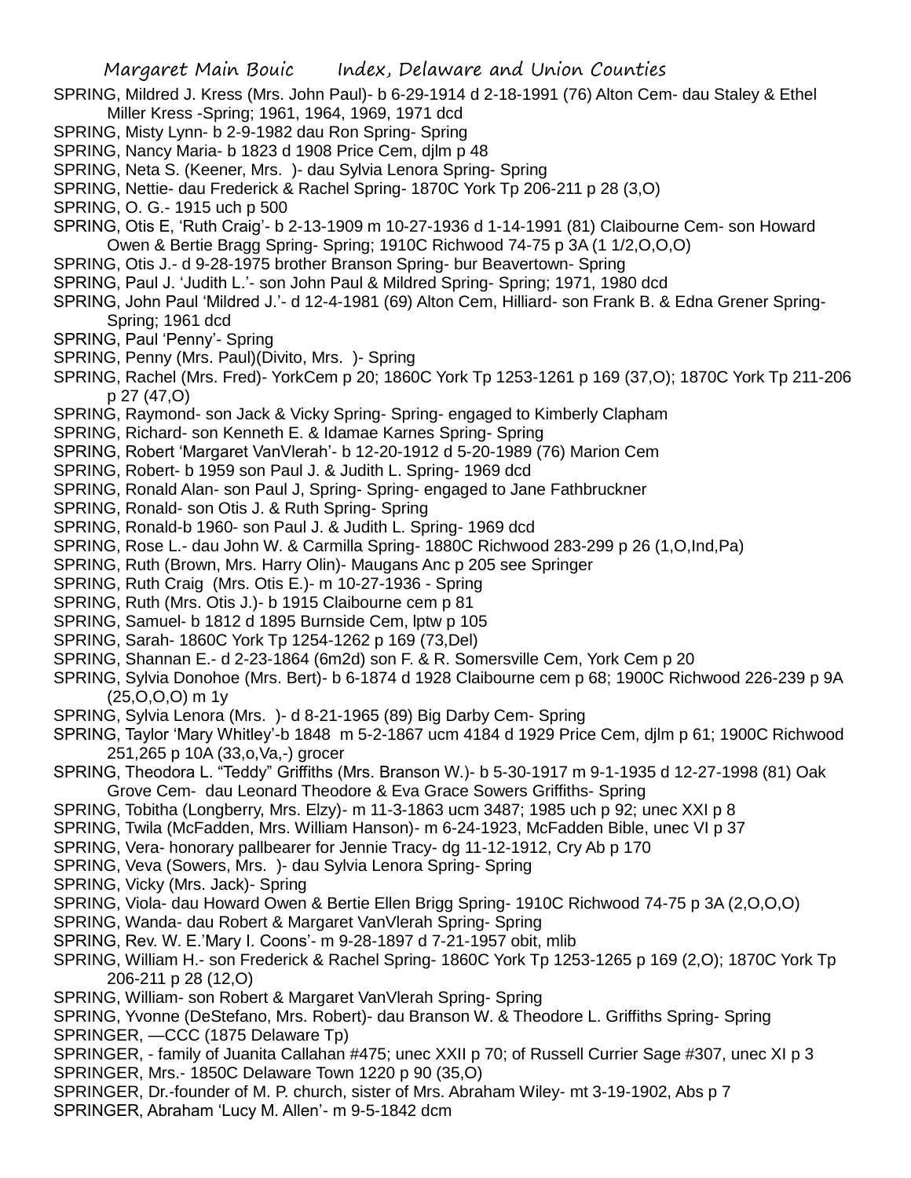SPRING, Mildred J. Kress (Mrs. John Paul)- b 6-29-1914 d 2-18-1991 (76) Alton Cem- dau Staley & Ethel Miller Kress -Spring; 1961, 1964, 1969, 1971 dcd

SPRING, Misty Lynn- b 2-9-1982 dau Ron Spring- Spring

SPRING, Nancy Maria- b 1823 d 1908 Price Cem, djlm p 48

SPRING, Neta S. (Keener, Mrs. )- dau Sylvia Lenora Spring- Spring

SPRING, Nettie- dau Frederick & Rachel Spring- 1870C York Tp 206-211 p 28 (3,O)

SPRING, O. G.- 1915 uch p 500

SPRING, Otis E, 'Ruth Craig'- b 2-13-1909 m 10-27-1936 d 1-14-1991 (81) Claibourne Cem- son Howard Owen & Bertie Bragg Spring- Spring; 1910C Richwood 74-75 p 3A (1 1/2,O,O,O)

SPRING, Otis J.- d 9-28-1975 brother Branson Spring- bur Beavertown- Spring

SPRING, Paul J. 'Judith L.'- son John Paul & Mildred Spring- Spring; 1971, 1980 dcd

SPRING, John Paul 'Mildred J.'- d 12-4-1981 (69) Alton Cem, Hilliard- son Frank B. & Edna Grener Spring- Spring; 1961 dcd

SPRING, Paul 'Penny'- Spring

SPRING, Penny (Mrs. Paul)(Divito, Mrs. )- Spring

SPRING, Rachel (Mrs. Fred)- YorkCem p 20; 1860C York Tp 1253-1261 p 169 (37,O); 1870C York Tp 211-206 p 27 (47,O)

SPRING, Raymond- son Jack & Vicky Spring- Spring- engaged to Kimberly Clapham

SPRING, Richard- son Kenneth E. & Idamae Karnes Spring- Spring

SPRING, Robert 'Margaret VanVlerah'- b 12-20-1912 d 5-20-1989 (76) Marion Cem

SPRING, Robert- b 1959 son Paul J. & Judith L. Spring- 1969 dcd

SPRING, Ronald Alan- son Paul J, Spring- Spring- engaged to Jane Fathbruckner

SPRING, Ronald- son Otis J. & Ruth Spring- Spring

SPRING, Ronald-b 1960- son Paul J. & Judith L. Spring- 1969 dcd

SPRING, Rose L.- dau John W. & Carmilla Spring- 1880C Richwood 283-299 p 26 (1,O,Ind,Pa)

SPRING, Ruth (Brown, Mrs. Harry Olin)- Maugans Anc p 205 see Springer

SPRING, Ruth Craig (Mrs. Otis E.)- m 10-27-1936 - Spring

SPRING, Ruth (Mrs. Otis J.)- b 1915 Claibourne cem p 81

SPRING, Samuel- b 1812 d 1895 Burnside Cem, lptw p 105

SPRING, Sarah- 1860C York Tp 1254-1262 p 169 (73,Del)

SPRING, Shannan E.- d 2-23-1864 (6m2d) son F. & R. Somersville Cem, York Cem p 20

SPRING, Sylvia Donohoe (Mrs. Bert)- b 6-1874 d 1928 Claibourne cem p 68; 1900C Richwood 226-239 p 9A (25,O,O,O) m 1y

SPRING, Sylvia Lenora (Mrs. )- d 8-21-1965 (89) Big Darby Cem- Spring

SPRING, Taylor 'Mary Whitley'-b 1848 m 5-2-1867 ucm 4184 d 1929 Price Cem, djlm p 61; 1900C Richwood 251,265 p 10A (33,o,Va,-) grocer

SPRING, Theodora L. "Teddy" Griffiths (Mrs. Branson W.)- b 5-30-1917 m 9-1-1935 d 12-27-1998 (81) Oak Grove Cem- dau Leonard Theodore & Eva Grace Sowers Griffiths- Spring

SPRING, Tobitha (Longberry, Mrs. Elzy)- m 11-3-1863 ucm 3487; 1985 uch p 92; unec XXI p 8

SPRING, Twila (McFadden, Mrs. William Hanson)- m 6-24-1923, McFadden Bible, unec VI p 37

SPRING, Vera- honorary pallbearer for Jennie Tracy- dg 11-12-1912, Cry Ab p 170

SPRING, Veva (Sowers, Mrs. )- dau Sylvia Lenora Spring- Spring

SPRING, Vicky (Mrs. Jack)- Spring

SPRING, Viola- dau Howard Owen & Bertie Ellen Brigg Spring- 1910C Richwood 74-75 p 3A (2,O,O,O)

SPRING, Wanda- dau Robert & Margaret VanVlerah Spring- Spring

SPRING, Rev. W. E.'Mary I. Coons'- m 9-28-1897 d 7-21-1957 obit, mlib

SPRING, William H.- son Frederick & Rachel Spring- 1860C York Tp 1253-1265 p 169 (2,O); 1870C York Tp 206-211 p 28 (12,O)

SPRING, William- son Robert & Margaret VanVlerah Spring- Spring

SPRING, Yvonne (DeStefano, Mrs. Robert)- dau Branson W. & Theodore L. Griffiths Spring- Spring

SPRINGER, —CCC (1875 Delaware Tp)

SPRINGER, - family of Juanita Callahan #475; unec XXII p 70; of Russell Currier Sage #307, unec XI p 3

SPRINGER, Mrs.- 1850C Delaware Town 1220 p 90 (35,O)

SPRINGER, Dr.-founder of M. P. church, sister of Mrs. Abraham Wiley- mt 3-19-1902, Abs p 7

SPRINGER, Abraham 'Lucy M. Allen'- m 9-5-1842 dcm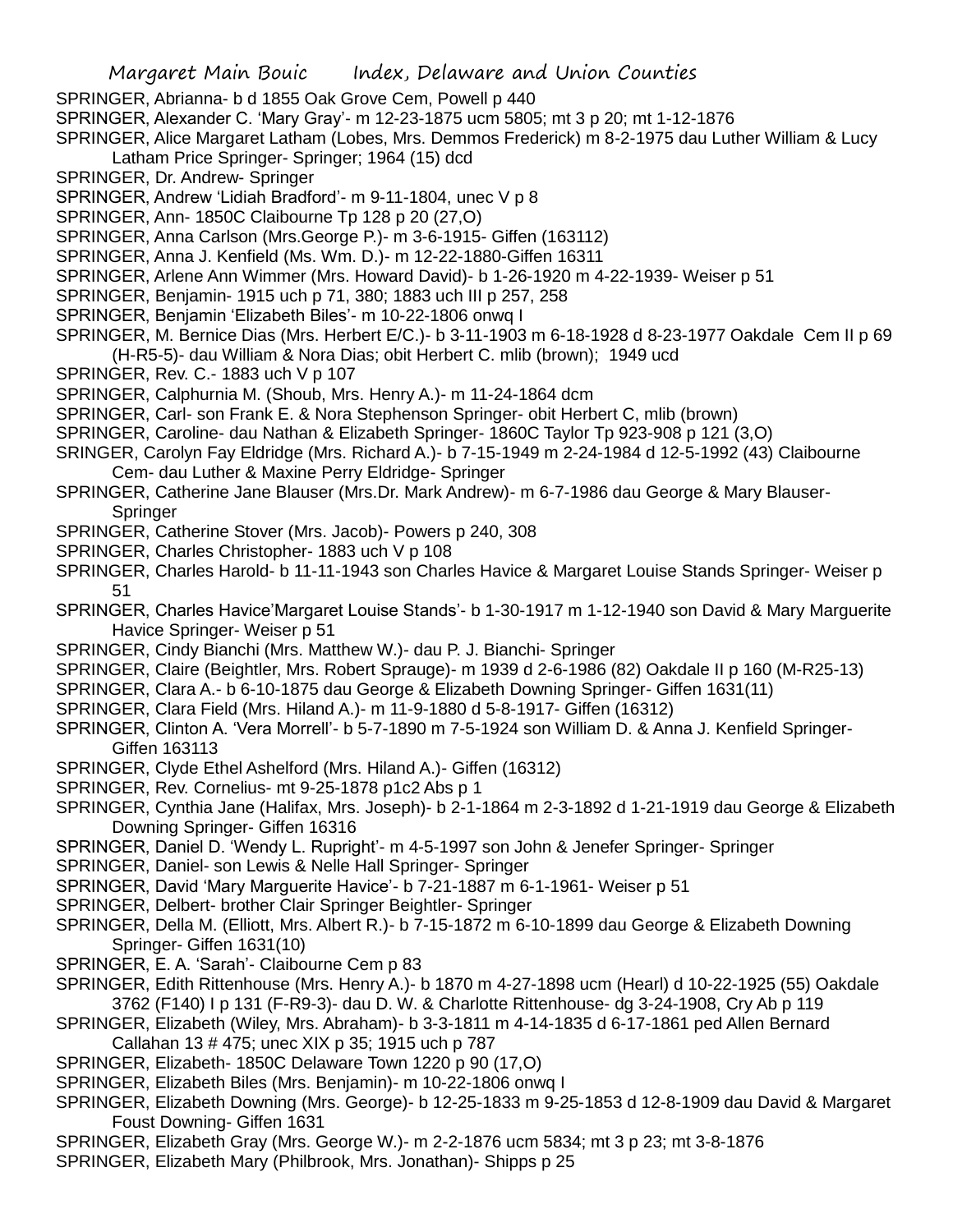SPRINGER, Abrianna- b d 1855 Oak Grove Cem, Powell p 440

SPRINGER, Alexander C. 'Mary Gray'- m 12-23-1875 ucm 5805; mt 3 p 20; mt 1-12-1876

SPRINGER, Alice Margaret Latham (Lobes, Mrs. Demmos Frederick) m 8-2-1975 dau Luther William & Lucy Latham Price Springer- Springer; 1964 (15) dcd

SPRINGER, Dr. Andrew- Springer

SPRINGER, Andrew 'Lidiah Bradford'- m 9-11-1804, unec V p 8

SPRINGER, Ann- 1850C Claibourne Tp 128 p 20 (27,O)

SPRINGER, Anna Carlson (Mrs.George P.)- m 3-6-1915- Giffen (163112)

SPRINGER, Anna J. Kenfield (Ms. Wm. D.)- m 12-22-1880-Giffen 16311

SPRINGER, Arlene Ann Wimmer (Mrs. Howard David)- b 1-26-1920 m 4-22-1939- Weiser p 51

SPRINGER, Benjamin- 1915 uch p 71, 380; 1883 uch III p 257, 258

SPRINGER, Benjamin 'Elizabeth Biles'- m 10-22-1806 onwq I

SPRINGER, M. Bernice Dias (Mrs. Herbert E/C.)- b 3-11-1903 m 6-18-1928 d 8-23-1977 Oakdale Cem II p 69 (H-R5-5)- dau William & Nora Dias; obit Herbert C. mlib (brown); 1949 ucd

SPRINGER, Rev. C.- 1883 uch V p 107

SPRINGER, Calphurnia M. (Shoub, Mrs. Henry A.)- m 11-24-1864 dcm

SPRINGER, Carl- son Frank E. & Nora Stephenson Springer- obit Herbert C, mlib (brown)

SPRINGER, Caroline- dau Nathan & Elizabeth Springer- 1860C Taylor Tp 923-908 p 121 (3,O)

SRINGER, Carolyn Fay Eldridge (Mrs. Richard A.)- b 7-15-1949 m 2-24-1984 d 12-5-1992 (43) Claibourne Cem- dau Luther & Maxine Perry Eldridge- Springer

SPRINGER, Catherine Jane Blauser (Mrs.Dr. Mark Andrew)- m 6-7-1986 dau George & Mary Blauser- Springer

SPRINGER, Catherine Stover (Mrs. Jacob)- Powers p 240, 308

SPRINGER, Charles Christopher- 1883 uch V p 108

SPRINGER, Charles Harold- b 11-11-1943 son Charles Havice & Margaret Louise Stands Springer- Weiser p 51

SPRINGER, Charles Havice'Margaret Louise Stands'- b 1-30-1917 m 1-12-1940 son David & Mary Marguerite Havice Springer- Weiser p 51

SPRINGER, Cindy Bianchi (Mrs. Matthew W.)- dau P. J. Bianchi- Springer

SPRINGER, Claire (Beightler, Mrs. Robert Sprauge)- m 1939 d 2-6-1986 (82) Oakdale II p 160 (M-R25-13)

SPRINGER, Clara A.- b 6-10-1875 dau George & Elizabeth Downing Springer- Giffen 1631(11)

SPRINGER, Clara Field (Mrs. Hiland A.)- m 11-9-1880 d 5-8-1917- Giffen (16312)

SPRINGER, Clinton A. 'Vera Morrell'- b 5-7-1890 m 7-5-1924 son William D. & Anna J. Kenfield Springer- Giffen 163113

SPRINGER, Clyde Ethel Ashelford (Mrs. Hiland A.)- Giffen (16312)

SPRINGER, Rev. Cornelius- mt 9-25-1878 p1c2 Abs p 1

SPRINGER, Cynthia Jane (Halifax, Mrs. Joseph)- b 2-1-1864 m 2-3-1892 d 1-21-1919 dau George & Elizabeth Downing Springer- Giffen 16316

SPRINGER, Daniel D. 'Wendy L. Rupright'- m 4-5-1997 son John & Jenefer Springer- Springer

SPRINGER, Daniel- son Lewis & Nelle Hall Springer- Springer

SPRINGER, David 'Mary Marguerite Havice'- b 7-21-1887 m 6-1-1961- Weiser p 51

SPRINGER, Delbert- brother Clair Springer Beightler- Springer

SPRINGER, Della M. (Elliott, Mrs. Albert R.)- b 7-15-1872 m 6-10-1899 dau George & Elizabeth Downing Springer- Giffen 1631(10)

SPRINGER, E. A. 'Sarah'- Claibourne Cem p 83

SPRINGER, Edith Rittenhouse (Mrs. Henry A.)- b 1870 m 4-27-1898 ucm (Hearl) d 10-22-1925 (55) Oakdale 3762 (F140) I p 131 (F-R9-3)- dau D. W. & Charlotte Rittenhouse- dg 3-24-1908, Cry Ab p 119

SPRINGER, Elizabeth (Wiley, Mrs. Abraham)- b 3-3-1811 m 4-14-1835 d 6-17-1861 ped Allen Bernard Callahan 13 # 475; unec XIX p 35; 1915 uch p 787

SPRINGER, Elizabeth- 1850C Delaware Town 1220 p 90 (17,O)

SPRINGER, Elizabeth Biles (Mrs. Benjamin)- m 10-22-1806 onwq I

SPRINGER, Elizabeth Downing (Mrs. George)- b 12-25-1833 m 9-25-1853 d 12-8-1909 dau David & Margaret Foust Downing- Giffen 1631

SPRINGER, Elizabeth Gray (Mrs. George W.)- m 2-2-1876 ucm 5834; mt 3 p 23; mt 3-8-1876

SPRINGER, Elizabeth Mary (Philbrook, Mrs. Jonathan)- Shipps p 25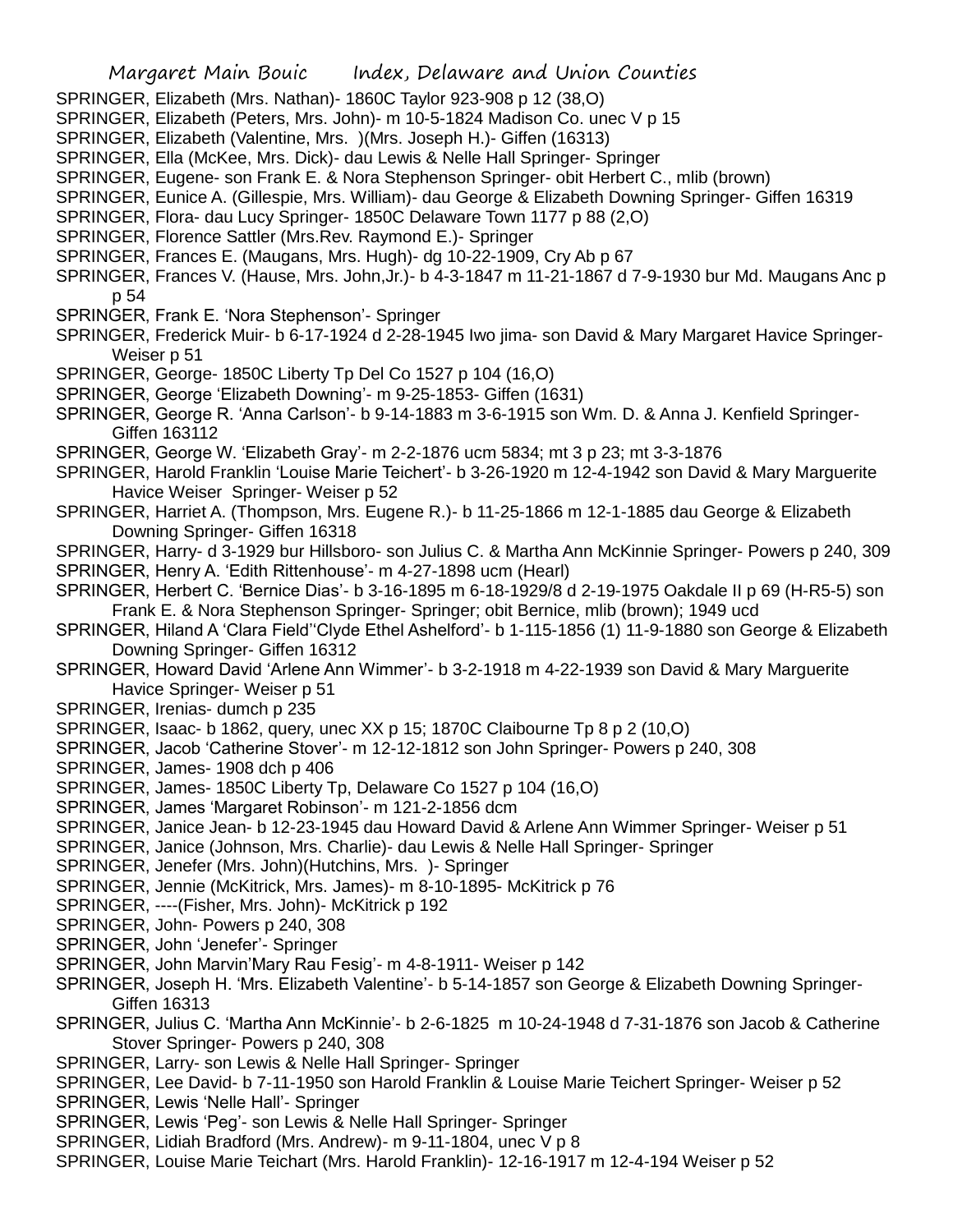SPRINGER, Elizabeth (Mrs. Nathan)- 1860C Taylor 923-908 p 12 (38,O)

SPRINGER, Elizabeth (Peters, Mrs. John)- m 10-5-1824 Madison Co. unec V p 15

SPRINGER, Elizabeth (Valentine, Mrs. )(Mrs. Joseph H.)- Giffen (16313)

SPRINGER, Ella (McKee, Mrs. Dick)- dau Lewis & Nelle Hall Springer- Springer

SPRINGER, Eugene- son Frank E. & Nora Stephenson Springer- obit Herbert C., mlib (brown)

SPRINGER, Eunice A. (Gillespie, Mrs. William)- dau George & Elizabeth Downing Springer- Giffen 16319

SPRINGER, Flora- dau Lucy Springer- 1850C Delaware Town 1177 p 88 (2,O)

SPRINGER, Florence Sattler (Mrs.Rev. Raymond E.)- Springer

SPRINGER, Frances E. (Maugans, Mrs. Hugh)- dg 10-22-1909, Cry Ab p 67

SPRINGER, Frances V. (Hause, Mrs. John,Jr.)- b 4-3-1847 m 11-21-1867 d 7-9-1930 bur Md. Maugans Anc p p 54

SPRINGER, Frank E. 'Nora Stephenson'- Springer

SPRINGER, Frederick Muir- b 6-17-1924 d 2-28-1945 Iwo jima- son David & Mary Margaret Havice Springer- Weiser p 51

SPRINGER, George- 1850C Liberty Tp Del Co 1527 p 104 (16,O)

SPRINGER, George 'Elizabeth Downing'- m 9-25-1853- Giffen (1631)

SPRINGER, George R. 'Anna Carlson'- b 9-14-1883 m 3-6-1915 son Wm. D. & Anna J. Kenfield Springer- Giffen 163112

SPRINGER, George W. 'Elizabeth Gray'- m 2-2-1876 ucm 5834; mt 3 p 23; mt 3-3-1876

SPRINGER, Harold Franklin 'Louise Marie Teichert'- b 3-26-1920 m 12-4-1942 son David & Mary Marguerite Havice Weiser Springer- Weiser p 52

SPRINGER, Harriet A. (Thompson, Mrs. Eugene R.)- b 11-25-1866 m 12-1-1885 dau George & Elizabeth Downing Springer- Giffen 16318

SPRINGER, Harry- d 3-1929 bur Hillsboro- son Julius C. & Martha Ann McKinnie Springer- Powers p 240, 309

SPRINGER, Henry A. 'Edith Rittenhouse'- m 4-27-1898 ucm (Hearl)

SPRINGER, Herbert C. 'Bernice Dias'- b 3-16-1895 m 6-18-1929/8 d 2-19-1975 Oakdale II p 69 (H-R5-5) son Frank E. & Nora Stephenson Springer- Springer; obit Bernice, mlib (brown); 1949 ucd

SPRINGER, Hiland A 'Clara Field''Clyde Ethel Ashelford'- b 1-115-1856 (1) 11-9-1880 son George & Elizabeth Downing Springer- Giffen 16312

SPRINGER, Howard David 'Arlene Ann Wimmer'- b 3-2-1918 m 4-22-1939 son David & Mary Marguerite Havice Springer- Weiser p 51

SPRINGER, Irenias- dumch p 235

SPRINGER, Isaac- b 1862, query, unec XX p 15; 1870C Claibourne Tp 8 p 2 (10,O)

SPRINGER, Jacob 'Catherine Stover'- m 12-12-1812 son John Springer- Powers p 240, 308

SPRINGER, James- 1908 dch p 406

SPRINGER, James- 1850C Liberty Tp, Delaware Co 1527 p 104 (16,O)

SPRINGER, James 'Margaret Robinson'- m 121-2-1856 dcm

SPRINGER, Janice Jean- b 12-23-1945 dau Howard David & Arlene Ann Wimmer Springer- Weiser p 51

SPRINGER, Janice (Johnson, Mrs. Charlie)- dau Lewis & Nelle Hall Springer- Springer

SPRINGER, Jenefer (Mrs. John)(Hutchins, Mrs. )- Springer

SPRINGER, Jennie (McKitrick, Mrs. James)- m 8-10-1895- McKitrick p 76

SPRINGER, ----(Fisher, Mrs. John)- McKitrick p 192

SPRINGER, John- Powers p 240, 308

SPRINGER, John 'Jenefer'- Springer

SPRINGER, John Marvin'Mary Rau Fesig'- m 4-8-1911- Weiser p 142

SPRINGER, Joseph H. 'Mrs. Elizabeth Valentine'- b 5-14-1857 son George & Elizabeth Downing Springer- Giffen 16313

SPRINGER, Julius C. 'Martha Ann McKinnie'- b 2-6-1825 m 10-24-1948 d 7-31-1876 son Jacob & Catherine Stover Springer- Powers p 240, 308

SPRINGER, Larry- son Lewis & Nelle Hall Springer- Springer

SPRINGER, Lee David- b 7-11-1950 son Harold Franklin & Louise Marie Teichert Springer- Weiser p 52

SPRINGER, Lewis 'Nelle Hall'- Springer

SPRINGER, Lewis 'Peg'- son Lewis & Nelle Hall Springer- Springer

SPRINGER, Lidiah Bradford (Mrs. Andrew)- m 9-11-1804, unec V p 8

SPRINGER, Louise Marie Teichart (Mrs. Harold Franklin)- 12-16-1917 m 12-4-194 Weiser p 52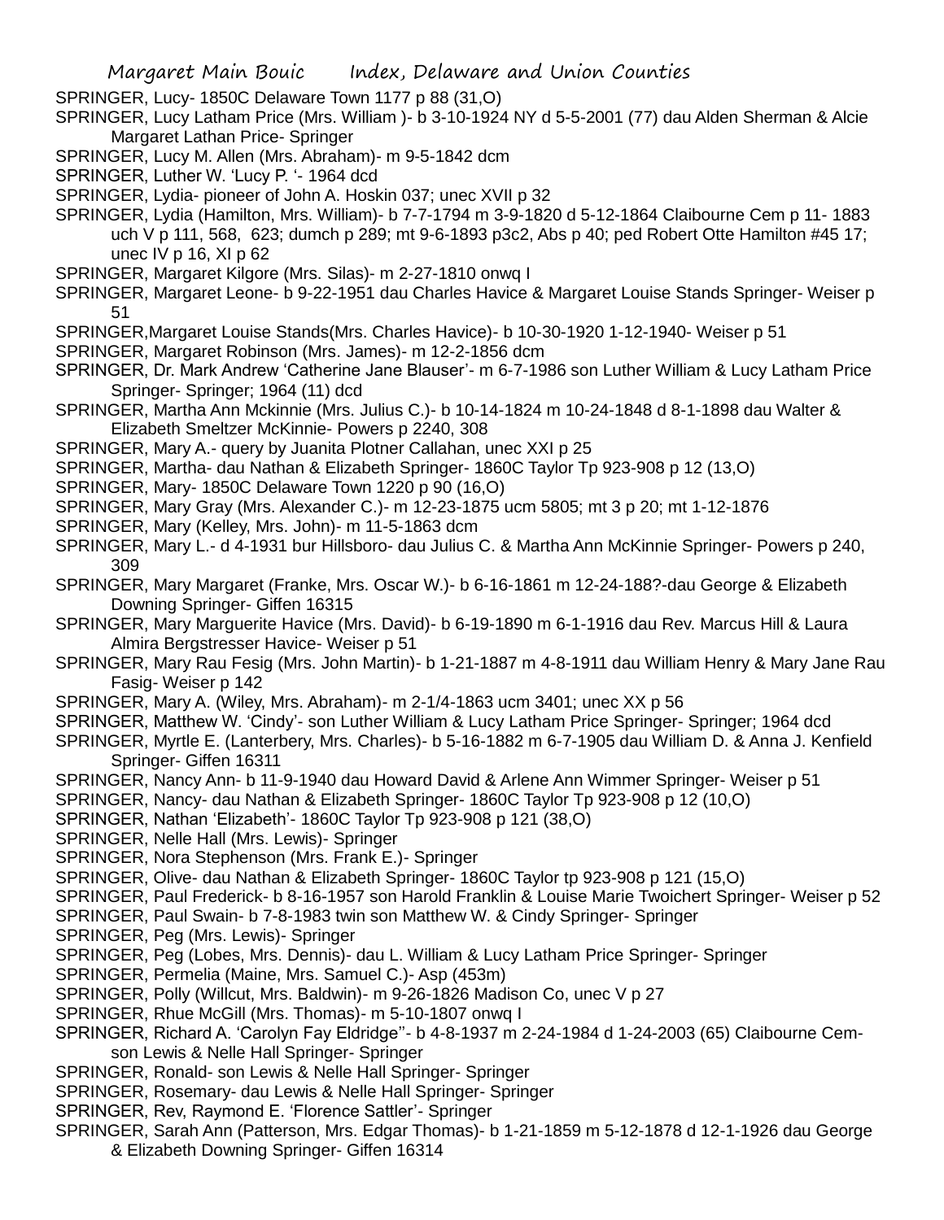SPRINGER, Lucy- 1850C Delaware Town 1177 p 88 (31,O)

SPRINGER, Lucy Latham Price (Mrs. William )- b 3-10-1924 NY d 5-5-2001 (77) dau Alden Sherman & Alcie Margaret Lathan Price- Springer

SPRINGER, Lucy M. Allen (Mrs. Abraham)- m 9-5-1842 dcm

SPRINGER, Luther W. 'Lucy P. '- 1964 dcd

SPRINGER, Lydia- pioneer of John A. Hoskin 037; unec XVII p 32

SPRINGER, Lydia (Hamilton, Mrs. William)- b 7-7-1794 m 3-9-1820 d 5-12-1864 Claibourne Cem p 11- 1883 uch V p 111, 568, 623; dumch p 289; mt 9-6-1893 p3c2, Abs p 40; ped Robert Otte Hamilton #45 17; unec IV p 16, XI p 62

SPRINGER, Margaret Kilgore (Mrs. Silas)- m 2-27-1810 onwq I

SPRINGER, Margaret Leone- b 9-22-1951 dau Charles Havice & Margaret Louise Stands Springer- Weiser p 51

SPRINGER,Margaret Louise Stands(Mrs. Charles Havice)- b 10-30-1920 1-12-1940- Weiser p 51

SPRINGER, Margaret Robinson (Mrs. James)- m 12-2-1856 dcm

SPRINGER, Dr. Mark Andrew 'Catherine Jane Blauser'- m 6-7-1986 son Luther William & Lucy Latham Price Springer- Springer; 1964 (11) dcd

SPRINGER, Martha Ann Mckinnie (Mrs. Julius C.)- b 10-14-1824 m 10-24-1848 d 8-1-1898 dau Walter & Elizabeth Smeltzer McKinnie- Powers p 2240, 308

SPRINGER, Mary A.- query by Juanita Plotner Callahan, unec XXI p 25

SPRINGER, Martha- dau Nathan & Elizabeth Springer- 1860C Taylor Tp 923-908 p 12 (13,O)

SPRINGER, Mary- 1850C Delaware Town 1220 p 90 (16,O)

SPRINGER, Mary Gray (Mrs. Alexander C.)- m 12-23-1875 ucm 5805; mt 3 p 20; mt 1-12-1876

SPRINGER, Mary (Kelley, Mrs. John)- m 11-5-1863 dcm

SPRINGER, Mary L.- d 4-1931 bur Hillsboro- dau Julius C. & Martha Ann McKinnie Springer- Powers p 240, 309

SPRINGER, Mary Margaret (Franke, Mrs. Oscar W.)- b 6-16-1861 m 12-24-188?-dau George & Elizabeth Downing Springer- Giffen 16315

SPRINGER, Mary Marguerite Havice (Mrs. David)- b 6-19-1890 m 6-1-1916 dau Rev. Marcus Hill & Laura Almira Bergstresser Havice- Weiser p 51

SPRINGER, Mary Rau Fesig (Mrs. John Martin)- b 1-21-1887 m 4-8-1911 dau William Henry & Mary Jane Rau Fasig- Weiser p 142

SPRINGER, Mary A. (Wiley, Mrs. Abraham)- m 2-1/4-1863 ucm 3401; unec XX p 56

SPRINGER, Matthew W. 'Cindy'- son Luther William & Lucy Latham Price Springer- Springer; 1964 dcd

SPRINGER, Myrtle E. (Lanterbery, Mrs. Charles)- b 5-16-1882 m 6-7-1905 dau William D. & Anna J. Kenfield Springer- Giffen 16311

SPRINGER, Nancy Ann- b 11-9-1940 dau Howard David & Arlene Ann Wimmer Springer- Weiser p 51

SPRINGER, Nancy- dau Nathan & Elizabeth Springer- 1860C Taylor Tp 923-908 p 12 (10,O)

SPRINGER, Nathan 'Elizabeth'- 1860C Taylor Tp 923-908 p 121 (38,O)

SPRINGER, Nelle Hall (Mrs. Lewis)- Springer

SPRINGER, Nora Stephenson (Mrs. Frank E.)- Springer

SPRINGER, Olive- dau Nathan & Elizabeth Springer- 1860C Taylor tp 923-908 p 121 (15,O)

SPRINGER, Paul Frederick- b 8-16-1957 son Harold Franklin & Louise Marie Twoichert Springer- Weiser p 52

SPRINGER, Paul Swain- b 7-8-1983 twin son Matthew W. & Cindy Springer- Springer

SPRINGER, Peg (Mrs. Lewis)- Springer

SPRINGER, Peg (Lobes, Mrs. Dennis)- dau L. William & Lucy Latham Price Springer- Springer

SPRINGER, Permelia (Maine, Mrs. Samuel C.)- Asp (453m)

SPRINGER, Polly (Willcut, Mrs. Baldwin)- m 9-26-1826 Madison Co, unec V p 27

SPRINGER, Rhue McGill (Mrs. Thomas)- m 5-10-1807 onwq I

SPRINGER, Richard A. 'Carolyn Fay Eldridge''- b 4-8-1937 m 2-24-1984 d 1-24-2003 (65) Claibourne Cem- son Lewis & Nelle Hall Springer- Springer

SPRINGER, Ronald- son Lewis & Nelle Hall Springer- Springer

SPRINGER, Rosemary- dau Lewis & Nelle Hall Springer- Springer

SPRINGER, Rev, Raymond E. 'Florence Sattler'- Springer

SPRINGER, Sarah Ann (Patterson, Mrs. Edgar Thomas)- b 1-21-1859 m 5-12-1878 d 12-1-1926 dau George & Elizabeth Downing Springer- Giffen 16314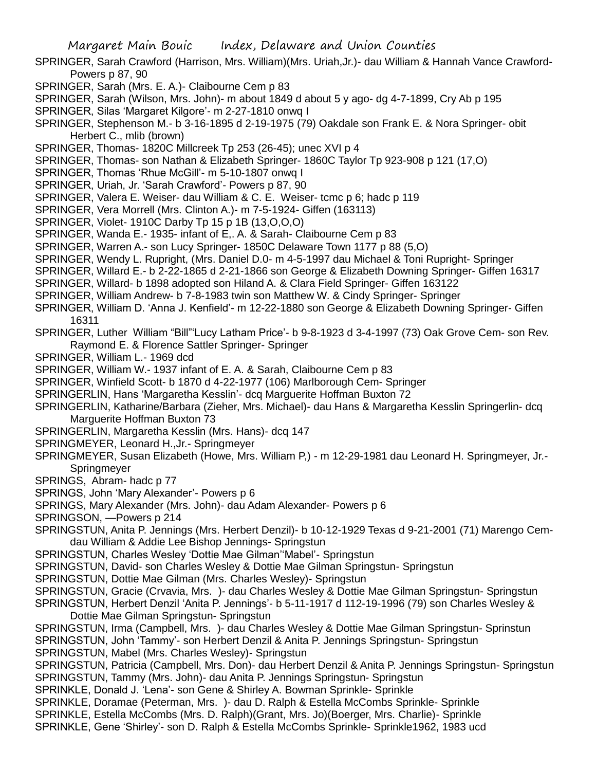SPRINGER, Sarah Crawford (Harrison, Mrs. William)(Mrs. Uriah,Jr.)- dau William & Hannah Vance Crawford- Powers p 87, 90

SPRINGER, Sarah (Mrs. E. A.)- Claibourne Cem p 83

SPRINGER, Sarah (Wilson, Mrs. John)- m about 1849 d about 5 y ago- dg 4-7-1899, Cry Ab p 195

SPRINGER, Silas 'Margaret Kilgore'- m 2-27-1810 onwq I

SPRINGER, Stephenson M.- b 3-16-1895 d 2-19-1975 (79) Oakdale son Frank E. & Nora Springer- obit Herbert C., mlib (brown)

SPRINGER, Thomas- 1820C Millcreek Tp 253 (26-45); unec XVI p 4

SPRINGER, Thomas- son Nathan & Elizabeth Springer- 1860C Taylor Tp 923-908 p 121 (17,O)

SPRINGER, Thomas 'Rhue McGill'- m 5-10-1807 onwq I

SPRINGER, Uriah, Jr. 'Sarah Crawford'- Powers p 87, 90

SPRINGER, Valera E. Weiser- dau William & C. E. Weiser- tcmc p 6; hadc p 119

SPRINGER, Vera Morrell (Mrs. Clinton A.)- m 7-5-1924- Giffen (163113)

SPRINGER, Violet- 1910C Darby Tp 15 p 1B (13,O,O,O)

SPRINGER, Wanda E.- 1935- infant of E,. A. & Sarah- Claibourne Cem p 83

SPRINGER, Warren A.- son Lucy Springer- 1850C Delaware Town 1177 p 88 (5,O)

SPRINGER, Wendy L. Rupright, (Mrs. Daniel D.0- m 4-5-1997 dau Michael & Toni Rupright- Springer

SPRINGER, Willard E.- b 2-22-1865 d 2-21-1866 son George & Elizabeth Downing Springer- Giffen 16317

SPRINGER, Willard- b 1898 adopted son Hiland A. & Clara Field Springer- Giffen 163122

SPRINGER, William Andrew- b 7-8-1983 twin son Matthew W. & Cindy Springer- Springer

SPRINGER, William D. 'Anna J. Kenfield'- m 12-22-1880 son George & Elizabeth Downing Springer- Giffen 16311

SPRINGER, Luther William "Bill"'Lucy Latham Price'- b 9-8-1923 d 3-4-1997 (73) Oak Grove Cem- son Rev. Raymond E. & Florence Sattler Springer- Springer

SPRINGER, William L.- 1969 dcd

SPRINGER, William W.- 1937 infant of E. A. & Sarah, Claibourne Cem p 83

SPRINGER, Winfield Scott- b 1870 d 4-22-1977 (106) Marlborough Cem- Springer

SPRINGERLIN, Hans 'Margaretha Kesslin'- dcq Marguerite Hoffman Buxton 72

SPRINGERLIN, Katharine/Barbara (Zieher, Mrs. Michael)- dau Hans & Margaretha Kesslin Springerlin- dcq Marguerite Hoffman Buxton 73

SPRINGERLIN, Margaretha Kesslin (Mrs. Hans)- dcq 147

SPRINGMEYER, Leonard H.,Jr.- Springmeyer

SPRINGMEYER, Susan Elizabeth (Howe, Mrs. William P,) - m 12-29-1981 dau Leonard H. Springmeyer, Jr.- Springmeyer

SPRINGS, Abram- hadc p 77

SPRINGS, John 'Mary Alexander'- Powers p 6

SPRINGS, Mary Alexander (Mrs. John)- dau Adam Alexander- Powers p 6

SPRINGSON, —Powers p 214

SPRINGSTUN, Anita P. Jennings (Mrs. Herbert Denzil)- b 10-12-1929 Texas d 9-21-2001 (71) Marengo Cem- dau William & Addie Lee Bishop Jennings- Springstun

SPRINGSTUN, Charles Wesley 'Dottie Mae Gilman''Mabel'- Springstun

SPRINGSTUN, David- son Charles Wesley & Dottie Mae Gilman Springstun- Springstun

SPRINGSTUN, Dottie Mae Gilman (Mrs. Charles Wesley)- Springstun

SPRINGSTUN, Gracie (Crvavia, Mrs. )- dau Charles Wesley & Dottie Mae Gilman Springstun- Springstun

SPRINGSTUN, Herbert Denzil 'Anita P. Jennings'- b 5-11-1917 d 112-19-1996 (79) son Charles Wesley & Dottie Mae Gilman Springstun- Springstun

SPRINGSTUN, Irma (Campbell, Mrs. )- dau Charles Wesley & Dottie Mae Gilman Springstun- Sprinstun

SPRINGSTUN, John 'Tammy'- son Herbert Denzil & Anita P. Jennings Springstun- Springstun

SPRINGSTUN, Mabel (Mrs. Charles Wesley)- Springstun

SPRINGSTUN, Patricia (Campbell, Mrs. Don)- dau Herbert Denzil & Anita P. Jennings Springstun- Springstun

SPRINGSTUN, Tammy (Mrs. John)- dau Anita P. Jennings Springstun- Springstun

SPRINKLE, Donald J. 'Lena'- son Gene & Shirley A. Bowman Sprinkle- Sprinkle

SPRINKLE, Doramae (Peterman, Mrs. )- dau D. Ralph & Estella McCombs Sprinkle- Sprinkle

SPRINKLE, Estella McCombs (Mrs. D. Ralph)(Grant, Mrs. Jo)(Boerger, Mrs. Charlie)- Sprinkle

SPRINKLE, Gene 'Shirley'- son D. Ralph & Estella McCombs Sprinkle- Sprinkle1962, 1983 ucd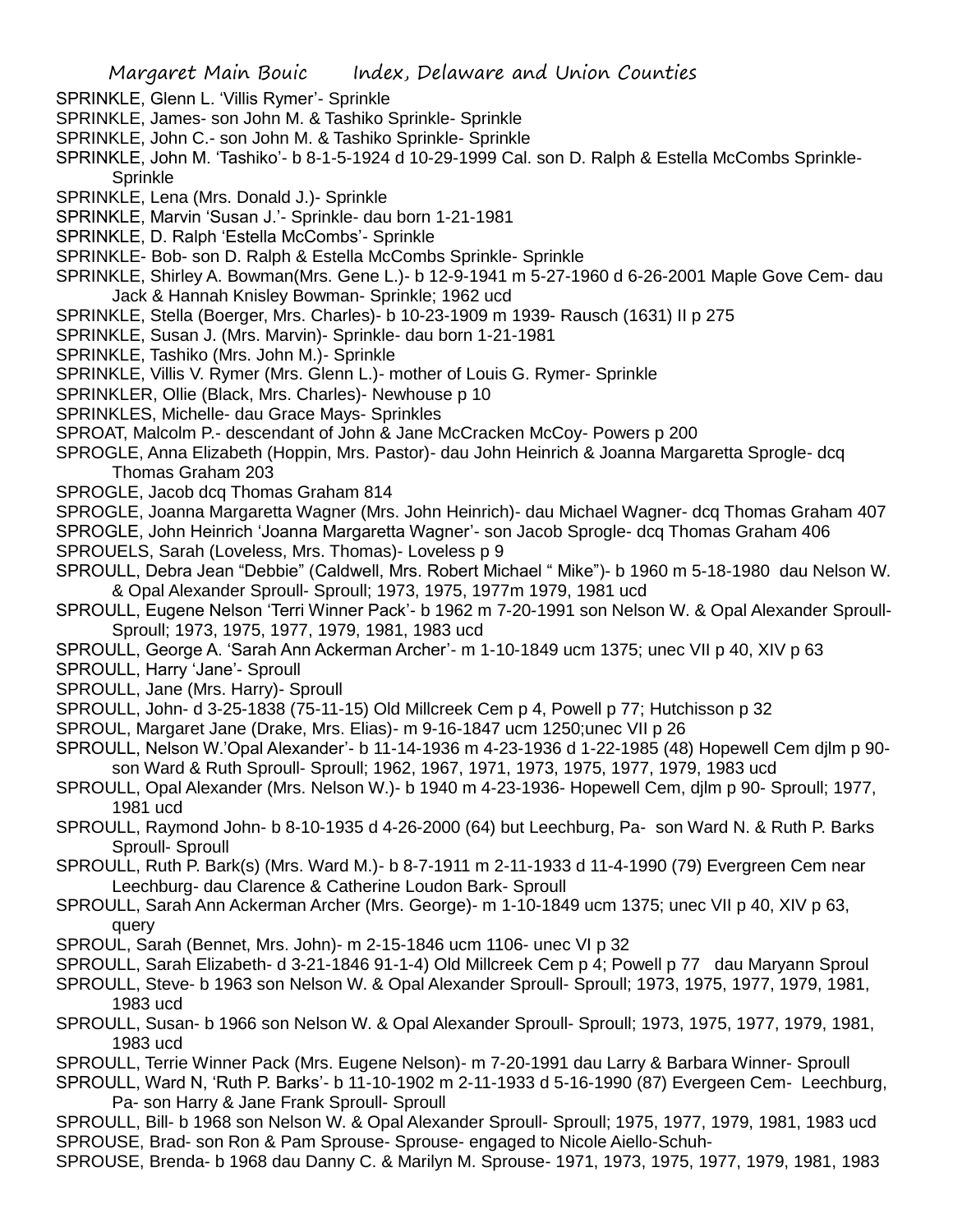SPRINKLE, Glenn L. 'Villis Rymer'- Sprinkle
SPRINKLE, James- son John M. & Tashiko Sprinkle- Sprinkle
SPRINKLE, John C.- son John M. & Tashiko Sprinkle- Sprinkle
SPRINKLE, John M. 'Tashiko'- b 8-1-5-1924 d 10-29-1999 Cal. son D. Ralph & Estella McCombs Sprinkle- Sprinkle
SPRINKLE, Lena (Mrs. Donald J.)- Sprinkle
SPRINKLE, Marvin 'Susan J.'- Sprinkle- dau born 1-21-1981
SPRINKLE, D. Ralph 'Estella McCombs'- Sprinkle
SPRINKLE- Bob- son D. Ralph & Estella McCombs Sprinkle- Sprinkle
SPRINKLE, Shirley A. Bowman(Mrs. Gene L.)- b 12-9-1941 m 5-27-1960 d 6-26-2001 Maple Gove Cem- dau Jack & Hannah Knisley Bowman- Sprinkle; 1962 ucd
SPRINKLE, Stella (Boerger, Mrs. Charles)- b 10-23-1909 m 1939- Rausch (1631) II p 275
SPRINKLE, Susan J. (Mrs. Marvin)- Sprinkle- dau born 1-21-1981
SPRINKLE, Tashiko (Mrs. John M.)- Sprinkle
SPRINKLE, Villis V. Rymer (Mrs. Glenn L.)- mother of Louis G. Rymer- Sprinkle
SPRINKLER, Ollie (Black, Mrs. Charles)- Newhouse p 10
SPRINKLES, Michelle- dau Grace Mays- Sprinkles
SPROAT, Malcolm P.- descendant of John & Jane McCracken McCoy- Powers p 200
SPROGLE, Anna Elizabeth (Hoppin, Mrs. Pastor)- dau John Heinrich & Joanna Margaretta Sprogle- dcq Thomas Graham 203
SPROGLE, Jacob dcq Thomas Graham 814
SPROGLE, Joanna Margaretta Wagner (Mrs. John Heinrich)- dau Michael Wagner- dcq Thomas Graham 407
SPROGLE, John Heinrich 'Joanna Margaretta Wagner'- son Jacob Sprogle- dcq Thomas Graham 406
SPROUELS, Sarah (Loveless, Mrs. Thomas)- Loveless p 9
SPROULL, Debra Jean "Debbie" (Caldwell, Mrs. Robert Michael " Mike")- b 1960 m 5-18-1980 dau Nelson W. & Opal Alexander Sproull- Sproull; 1973, 1975, 1977m 1979, 1981 ucd
SPROULL, Eugene Nelson 'Terri Winner Pack'- b 1962 m 7-20-1991 son Nelson W. & Opal Alexander Sproull- Sproull; 1973, 1975, 1977, 1979, 1981, 1983 ucd
SPROULL, George A. 'Sarah Ann Ackerman Archer'- m 1-10-1849 ucm 1375; unec VII p 40, XIV p 63
SPROULL, Harry 'Jane'- Sproull
SPROULL, Jane (Mrs. Harry)- Sproull
SPROULL, John- d 3-25-1838 (75-11-15) Old Millcreek Cem p 4, Powell p 77; Hutchisson p 32
SPROUL, Margaret Jane (Drake, Mrs. Elias)- m 9-16-1847 ucm 1250;unec VII p 26
SPROULL, Nelson W.'Opal Alexander'- b 11-14-1936 m 4-23-1936 d 1-22-1985 (48) Hopewell Cem djlm p 90- son Ward & Ruth Sproull- Sproull; 1962, 1967, 1971, 1973, 1975, 1977, 1979, 1983 ucd
SPROULL, Opal Alexander (Mrs. Nelson W.)- b 1940 m 4-23-1936- Hopewell Cem, djlm p 90- Sproull; 1977, 1981 ucd
SPROULL, Raymond John- b 8-10-1935 d 4-26-2000 (64) but Leechburg, Pa- son Ward N. & Ruth P. Barks Sproull- Sproull
SPROULL, Ruth P. Bark(s) (Mrs. Ward M.)- b 8-7-1911 m 2-11-1933 d 11-4-1990 (79) Evergreen Cem near Leechburg- dau Clarence & Catherine Loudon Bark- Sproull
SPROULL, Sarah Ann Ackerman Archer (Mrs. George)- m 1-10-1849 ucm 1375; unec VII p 40, XIV p 63, query
SPROUL, Sarah (Bennet, Mrs. John)- m 2-15-1846 ucm 1106- unec VI p 32
SPROULL, Sarah Elizabeth- d 3-21-1846 91-1-4) Old Millcreek Cem p 4; Powell p 77 dau Maryann Sproul
SPROULL, Steve- b 1963 son Nelson W. & Opal Alexander Sproull- Sproull; 1973, 1975, 1977, 1979, 1981, 1983 ucd
SPROULL, Susan- b 1966 son Nelson W. & Opal Alexander Sproull- Sproull; 1973, 1975, 1977, 1979, 1981, 1983 ucd
SPROULL, Terrie Winner Pack (Mrs. Eugene Nelson)- m 7-20-1991 dau Larry & Barbara Winner- Sproull
SPROULL, Ward N, 'Ruth P. Barks'- b 11-10-1902 m 2-11-1933 d 5-16-1990 (87) Evergeen Cem- Leechburg, Pa- son Harry & Jane Frank Sproull- Sproull
SPROULL, Bill- b 1968 son Nelson W. & Opal Alexander Sproull- Sproull; 1975, 1977, 1979, 1981, 1983 ucd
SPROUSE, Brad- son Ron & Pam Sprouse- Sprouse- engaged to Nicole Aiello-Schuh-
SPROUSE, Brenda- b 1968 dau Danny C. & Marilyn M. Sprouse- 1971, 1973, 1975, 1977, 1979, 1981, 1983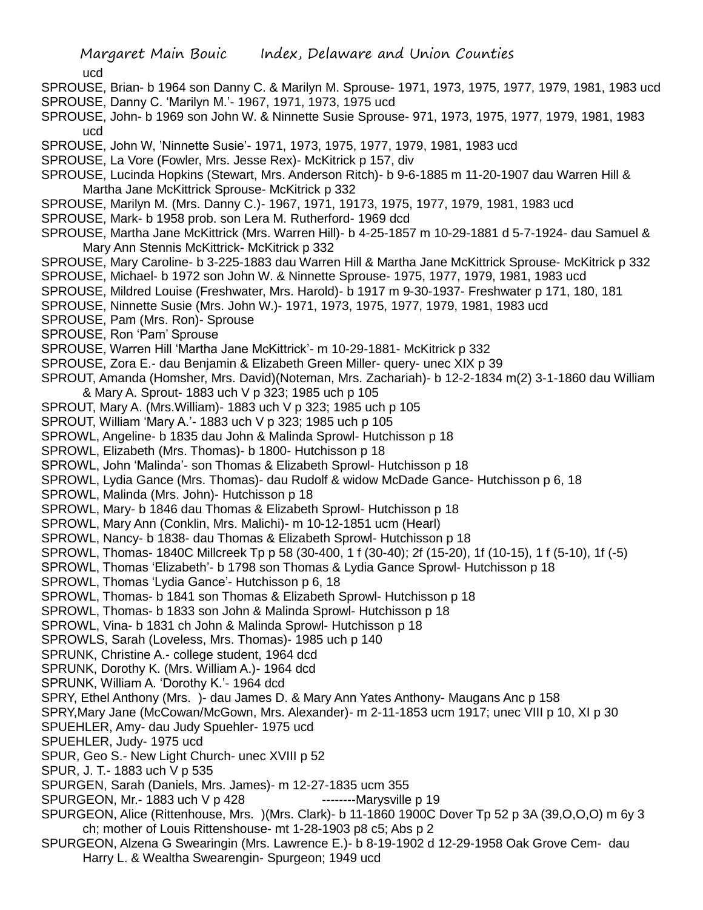ucd

SPROUSE, Brian- b 1964 son Danny C. & Marilyn M. Sprouse- 1971, 1973, 1975, 1977, 1979, 1981, 1983 ucd

SPROUSE, Danny C. 'Marilyn M.'- 1967, 1971, 1973, 1975 ucd

SPROUSE, John- b 1969 son John W. & Ninnette Susie Sprouse- 971, 1973, 1975, 1977, 1979, 1981, 1983 ucd

SPROUSE, John W, 'Ninnette Susie'- 1971, 1973, 1975, 1977, 1979, 1981, 1983 ucd

SPROUSE, La Vore (Fowler, Mrs. Jesse Rex)- McKitrick p 157, div

SPROUSE, Lucinda Hopkins (Stewart, Mrs. Anderson Ritch)- b 9-6-1885 m 11-20-1907 dau Warren Hill & Martha Jane McKittrick Sprouse- McKitrick p 332

SPROUSE, Marilyn M. (Mrs. Danny C.)- 1967, 1971, 19173, 1975, 1977, 1979, 1981, 1983 ucd

SPROUSE, Mark- b 1958 prob. son Lera M. Rutherford- 1969 dcd

SPROUSE, Martha Jane McKittrick (Mrs. Warren Hill)- b 4-25-1857 m 10-29-1881 d 5-7-1924- dau Samuel & Mary Ann Stennis McKittrick- McKitrick p 332

SPROUSE, Mary Caroline- b 3-225-1883 dau Warren Hill & Martha Jane McKittrick Sprouse- McKitrick p 332

SPROUSE, Michael- b 1972 son John W. & Ninnette Sprouse- 1975, 1977, 1979, 1981, 1983 ucd

SPROUSE, Mildred Louise (Freshwater, Mrs. Harold)- b 1917 m 9-30-1937- Freshwater p 171, 180, 181

SPROUSE, Ninnette Susie (Mrs. John W.)- 1971, 1973, 1975, 1977, 1979, 1981, 1983 ucd

SPROUSE, Pam (Mrs. Ron)- Sprouse

SPROUSE, Ron 'Pam' Sprouse

SPROUSE, Warren Hill 'Martha Jane McKittrick'- m 10-29-1881- McKitrick p 332

SPROUSE, Zora E.- dau Benjamin & Elizabeth Green Miller- query- unec XIX p 39

SPROUT, Amanda (Homsher, Mrs. David)(Noteman, Mrs. Zachariah)- b 12-2-1834 m(2) 3-1-1860 dau William & Mary A. Sprout- 1883 uch V p 323; 1985 uch p 105

SPROUT, Mary A. (Mrs.William)- 1883 uch V p 323; 1985 uch p 105

SPROUT, William 'Mary A.'- 1883 uch V p 323; 1985 uch p 105

SPROWL, Angeline- b 1835 dau John & Malinda Sprowl- Hutchisson p 18

SPROWL, Elizabeth (Mrs. Thomas)- b 1800- Hutchisson p 18

SPROWL, John 'Malinda'- son Thomas & Elizabeth Sprowl- Hutchisson p 18

SPROWL, Lydia Gance (Mrs. Thomas)- dau Rudolf & widow McDade Gance- Hutchisson p 6, 18

SPROWL, Malinda (Mrs. John)- Hutchisson p 18

SPROWL, Mary- b 1846 dau Thomas & Elizabeth Sprowl- Hutchisson p 18

SPROWL, Mary Ann (Conklin, Mrs. Malichi)- m 10-12-1851 ucm (Hearl)

SPROWL, Nancy- b 1838- dau Thomas & Elizabeth Sprowl- Hutchisson p 18

SPROWL, Thomas- 1840C Millcreek Tp p 58 (30-400, 1 f (30-40); 2f (15-20), 1f (10-15), 1 f (5-10), 1f (-5)

SPROWL, Thomas 'Elizabeth'- b 1798 son Thomas & Lydia Gance Sprowl- Hutchisson p 18

SPROWL, Thomas 'Lydia Gance'- Hutchisson p 6, 18

SPROWL, Thomas- b 1841 son Thomas & Elizabeth Sprowl- Hutchisson p 18

SPROWL, Thomas- b 1833 son John & Malinda Sprowl- Hutchisson p 18

SPROWL, Vina- b 1831 ch John & Malinda Sprowl- Hutchisson p 18

SPROWLS, Sarah (Loveless, Mrs. Thomas)- 1985 uch p 140

SPRUNK, Christine A.- college student, 1964 dcd

SPRUNK, Dorothy K. (Mrs. William A.)- 1964 dcd

SPRUNK, William A. 'Dorothy K.'- 1964 dcd

SPRY, Ethel Anthony (Mrs. )- dau James D. & Mary Ann Yates Anthony- Maugans Anc p 158

SPRY,Mary Jane (McCowan/McGown, Mrs. Alexander)- m 2-11-1853 ucm 1917; unec VIII p 10, XI p 30

SPUEHLER, Amy- dau Judy Spuehler- 1975 ucd

SPUEHLER, Judy- 1975 ucd

SPUR, Geo S.- New Light Church- unec XVIII p 52

SPUR, J. T.- 1883 uch V p 535

SPURGEN, Sarah (Daniels, Mrs. James)- m 12-27-1835 ucm 355

SPURGEON, Mr.- 1883 uch V p 428 --------Marysville p 19

SPURGEON, Alice (Rittenhouse, Mrs. )(Mrs. Clark)- b 11-1860 1900C Dover Tp 52 p 3A (39,O,O,O) m 6y 3 ch; mother of Louis Rittenshouse- mt 1-28-1903 p8 c5; Abs p 2

SPURGEON, Alzena G Swearingin (Mrs. Lawrence E.)- b 8-19-1902 d 12-29-1958 Oak Grove Cem- dau Harry L. & Wealtha Swearengin- Spurgeon; 1949 ucd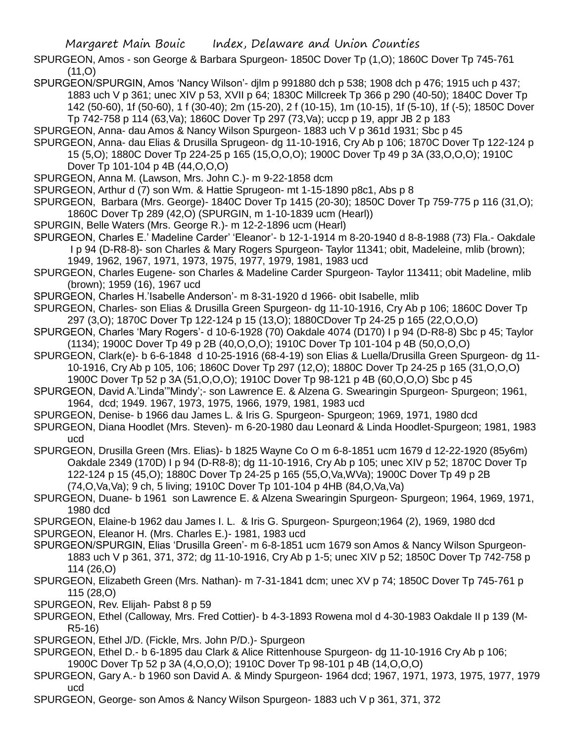SPURGEON, Amos - son George & Barbara Spurgeon- 1850C Dover Tp (1,O); 1860C Dover Tp 745-761 (11,O)

SPURGEON/SPURGIN, Amos 'Nancy Wilson'- djlm p 991880 dch p 538; 1908 dch p 476; 1915 uch p 437; 1883 uch V p 361; unec XIV p 53, XVII p 64; 1830C Millcreek Tp 366 p 290 (40-50); 1840C Dover Tp 142 (50-60), 1f (50-60), 1 f (30-40); 2m (15-20), 2 f (10-15), 1m (10-15), 1f (5-10), 1f (-5); 1850C Dover Tp 742-758 p 114 (63,Va); 1860C Dover Tp 297 (73,Va); uccp p 19, appr JB 2 p 183

SPURGEON, Anna- dau Amos & Nancy Wilson Spurgeon- 1883 uch V p 361d 1931; Sbc p 45

SPURGEON, Anna- dau Elias & Drusilla Sprugeon- dg 11-10-1916, Cry Ab p 106; 1870C Dover Tp 122-124 p 15 (5,O); 1880C Dover Tp 224-25 p 165 (15,O,O,O); 1900C Dover Tp 49 p 3A (33,O,O,O); 1910C Dover Tp 101-104 p 4B (44,O,O,O)

SPURGEON, Anna M. (Lawson, Mrs. John C.)- m 9-22-1858 dcm

SPURGEON, Arthur d (7) son Wm. & Hattie Sprugeon- mt 1-15-1890 p8c1, Abs p 8

SPURGEON, Barbara (Mrs. George)- 1840C Dover Tp 1415 (20-30); 1850C Dover Tp 759-775 p 116 (31,O); 1860C Dover Tp 289 (42,O) (SPURGIN, m 1-10-1839 ucm (Hearl))

SPURGIN, Belle Waters (Mrs. George R.)- m 12-2-1896 ucm (Hearl)

SPURGEON, Charles E.' Madeline Carder' 'Eleanor'- b 12-1-1914 m 8-20-1940 d 8-8-1988 (73) Fla.- Oakdale I p 94 (D-R8-8)- son Charles & Mary Rogers Spurgeon- Taylor 11341; obit, Madeleine, mlib (brown); 1949, 1962, 1967, 1971, 1973, 1975, 1977, 1979, 1981, 1983 ucd

SPURGEON, Charles Eugene- son Charles & Madeline Carder Spurgeon- Taylor 113411; obit Madeline, mlib (brown); 1959 (16), 1967 ucd

SPURGEON, Charles H.'Isabelle Anderson'- m 8-31-1920 d 1966- obit Isabelle, mlib

SPURGEON, Charles- son Elias & Drusilla Green Spurgeon- dg 11-10-1916, Cry Ab p 106; 1860C Dover Tp 297 (3,O); 1870C Dover Tp 122-124 p 15 (13,O); 1880CDover Tp 24-25 p 165 (22,O,O,O)

SPURGEON, Charles 'Mary Rogers'- d 10-6-1928 (70) Oakdale 4074 (D170) I p 94 (D-R8-8) Sbc p 45; Taylor (1134); 1900C Dover Tp 49 p 2B (40,O,O,O); 1910C Dover Tp 101-104 p 4B (50,O,O,O)

SPURGEON, Clark(e)- b 6-6-1848 d 10-25-1916 (68-4-19) son Elias & Luella/Drusilla Green Spurgeon- dg 11-10-1916, Cry Ab p 105, 106; 1860C Dover Tp 297 (12,O); 1880C Dover Tp 24-25 p 165 (31,O,O,O) 1900C Dover Tp 52 p 3A (51,O,O,O); 1910C Dover Tp 98-121 p 4B (60,O,O,O) Sbc p 45

SPURGEON, David A.'Linda'"Mindy';- son Lawrence E. & Alzena G. Swearingin Spurgeon- Spurgeon; 1961, 1964, dcd; 1949. 1967, 1973, 1975, 1966, 1979, 1981, 1983 ucd

SPURGEON, Denise- b 1966 dau James L. & Iris G. Spurgeon- Spurgeon; 1969, 1971, 1980 dcd

SPURGEON, Diana Hoodlet (Mrs. Steven)- m 6-20-1980 dau Leonard & Linda Hoodlet-Spurgeon; 1981, 1983 ucd

SPURGEON, Drusilla Green (Mrs. Elias)- b 1825 Wayne Co O m 6-8-1851 ucm 1679 d 12-22-1920 (85y6m) Oakdale 2349 (170D) I p 94 (D-R8-8); dg 11-10-1916, Cry Ab p 105; unec XIV p 52; 1870C Dover Tp 122-124 p 15 (45,O); 1880C Dover Tp 24-25 p 165 (55,O,Va,WVa); 1900C Dover Tp 49 p 2B (74,O,Va,Va); 9 ch, 5 living; 1910C Dover Tp 101-104 p 4HB (84,O,Va,Va)

SPURGEON, Duane- b 1961 son Lawrence E. & Alzena Swearingin Spurgeon- Spurgeon; 1964, 1969, 1971, 1980 dcd

SPURGEON, Elaine-b 1962 dau James I. L. & Iris G. Spurgeon- Spurgeon;1964 (2), 1969, 1980 dcd

SPURGEON, Eleanor H. (Mrs. Charles E.)- 1981, 1983 ucd

SPURGEON/SPURGIN, Elias 'Drusilla Green'- m 6-8-1851 ucm 1679 son Amos & Nancy Wilson Spurgeon- 1883 uch V p 361, 371, 372; dg 11-10-1916, Cry Ab p 1-5; unec XIV p 52; 1850C Dover Tp 742-758 p 114 (26,O)

SPURGEON, Elizabeth Green (Mrs. Nathan)- m 7-31-1841 dcm; unec XV p 74; 1850C Dover Tp 745-761 p 115 (28,O)

SPURGEON, Rev. Elijah- Pabst 8 p 59

SPURGEON, Ethel (Calloway, Mrs. Fred Cottier)- b 4-3-1893 Rowena mol d 4-30-1983 Oakdale II p 139 (M-R5-16)

SPURGEON, Ethel J/D. (Fickle, Mrs. John P/D.)- Spurgeon

SPURGEON, Ethel D.- b 6-1895 dau Clark & Alice Rittenhouse Spurgeon- dg 11-10-1916 Cry Ab p 106; 1900C Dover Tp 52 p 3A (4,O,O,O); 1910C Dover Tp 98-101 p 4B (14,O,O,O)

SPURGEON, Gary A.- b 1960 son David A. & Mindy Spurgeon- 1964 dcd; 1967, 1971, 1973, 1975, 1977, 1979 ucd

SPURGEON, George- son Amos & Nancy Wilson Spurgeon- 1883 uch V p 361, 371, 372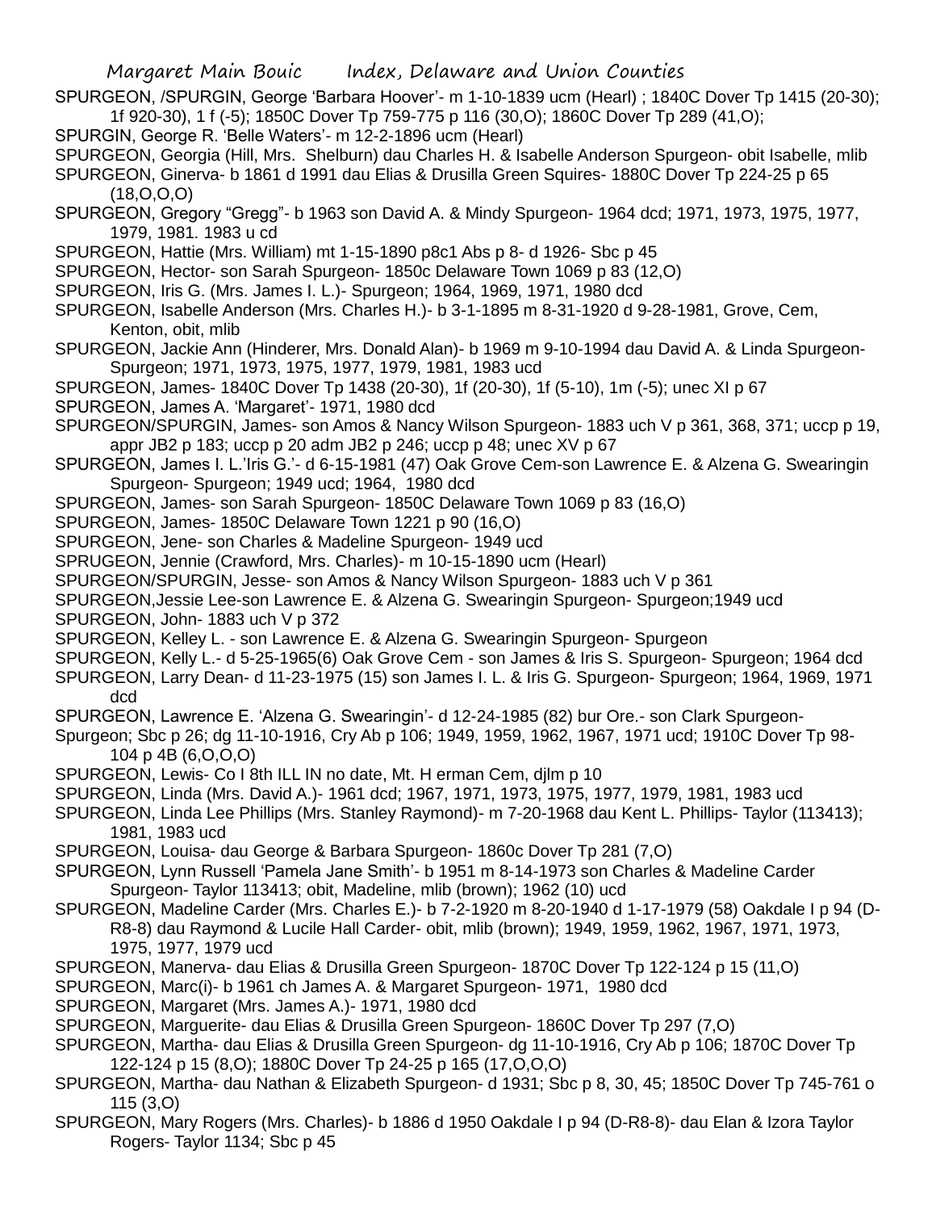SPURGEON, /SPURGIN, George 'Barbara Hoover'- m 1-10-1839 ucm (Hearl) ; 1840C Dover Tp 1415 (20-30); 1f 920-30), 1 f (-5); 1850C Dover Tp 759-775 p 116 (30,O); 1860C Dover Tp 289 (41,O);

SPURGIN, George R. 'Belle Waters'- m 12-2-1896 ucm (Hearl)

SPURGEON, Georgia (Hill, Mrs. Shelburn) dau Charles H. & Isabelle Anderson Spurgeon- obit Isabelle, mlib

SPURGEON, Ginerva- b 1861 d 1991 dau Elias & Drusilla Green Squires- 1880C Dover Tp 224-25 p 65 (18,O,O,O)

SPURGEON, Gregory "Gregg"- b 1963 son David A. & Mindy Spurgeon- 1964 dcd; 1971, 1973, 1975, 1977, 1979, 1981. 1983 u cd

SPURGEON, Hattie (Mrs. William) mt 1-15-1890 p8c1 Abs p 8- d 1926- Sbc p 45

SPURGEON, Hector- son Sarah Spurgeon- 1850c Delaware Town 1069 p 83 (12,O)

SPURGEON, Iris G. (Mrs. James I. L.)- Spurgeon; 1964, 1969, 1971, 1980 dcd

SPURGEON, Isabelle Anderson (Mrs. Charles H.)- b 3-1-1895 m 8-31-1920 d 9-28-1981, Grove, Cem, Kenton, obit, mlib

SPURGEON, Jackie Ann (Hinderer, Mrs. Donald Alan)- b 1969 m 9-10-1994 dau David A. & Linda Spurgeon- Spurgeon; 1971, 1973, 1975, 1977, 1979, 1981, 1983 ucd

SPURGEON, James- 1840C Dover Tp 1438 (20-30), 1f (20-30), 1f (5-10), 1m (-5); unec XI p 67

SPURGEON, James A. 'Margaret'- 1971, 1980 dcd

SPURGEON/SPURGIN, James- son Amos & Nancy Wilson Spurgeon- 1883 uch V p 361, 368, 371; uccp p 19, appr JB2 p 183; uccp p 20 adm JB2 p 246; uccp p 48; unec XV p 67

SPURGEON, James I. L.'Iris G.'- d 6-15-1981 (47) Oak Grove Cem-son Lawrence E. & Alzena G. Swearingin Spurgeon- Spurgeon; 1949 ucd; 1964, 1980 dcd

SPURGEON, James- son Sarah Spurgeon- 1850C Delaware Town 1069 p 83 (16,O)

SPURGEON, James- 1850C Delaware Town 1221 p 90 (16,O)

SPURGEON, Jene- son Charles & Madeline Spurgeon- 1949 ucd

SPRUGEON, Jennie (Crawford, Mrs. Charles)- m 10-15-1890 ucm (Hearl)

SPURGEON/SPURGIN, Jesse- son Amos & Nancy Wilson Spurgeon- 1883 uch V p 361

SPURGEON,Jessie Lee-son Lawrence E. & Alzena G. Swearingin Spurgeon- Spurgeon;1949 ucd

SPURGEON, John- 1883 uch V p 372

SPURGEON, Kelley L. - son Lawrence E. & Alzena G. Swearingin Spurgeon- Spurgeon

SPURGEON, Kelly L.- d 5-25-1965(6) Oak Grove Cem - son James & Iris S. Spurgeon- Spurgeon; 1964 dcd

SPURGEON, Larry Dean- d 11-23-1975 (15) son James I. L. & Iris G. Spurgeon- Spurgeon; 1964, 1969, 1971 dcd

SPURGEON, Lawrence E. 'Alzena G. Swearingin'- d 12-24-1985 (82) bur Ore.- son Clark Spurgeon- Spurgeon; Sbc p 26; dg 11-10-1916, Cry Ab p 106; 1949, 1959, 1962, 1967, 1971 ucd; 1910C Dover Tp 98-104 p 4B (6,O,O,O)

SPURGEON, Lewis- Co I 8th ILL IN no date, Mt. H erman Cem, djlm p 10

SPURGEON, Linda (Mrs. David A.)- 1961 dcd; 1967, 1971, 1973, 1975, 1977, 1979, 1981, 1983 ucd

SPURGEON, Linda Lee Phillips (Mrs. Stanley Raymond)- m 7-20-1968 dau Kent L. Phillips- Taylor (113413); 1981, 1983 ucd

SPURGEON, Louisa- dau George & Barbara Spurgeon- 1860c Dover Tp 281 (7,O)

SPURGEON, Lynn Russell 'Pamela Jane Smith'- b 1951 m 8-14-1973 son Charles & Madeline Carder Spurgeon- Taylor 113413; obit, Madeline, mlib (brown); 1962 (10) ucd

SPURGEON, Madeline Carder (Mrs. Charles E.)- b 7-2-1920 m 8-20-1940 d 1-17-1979 (58) Oakdale I p 94 (D-R8-8) dau Raymond & Lucile Hall Carder- obit, mlib (brown); 1949, 1959, 1962, 1967, 1971, 1973, 1975, 1977, 1979 ucd

SPURGEON, Manerva- dau Elias & Drusilla Green Spurgeon- 1870C Dover Tp 122-124 p 15 (11,O)

SPURGEON, Marc(i)- b 1961 ch James A. & Margaret Spurgeon- 1971, 1980 dcd

SPURGEON, Margaret (Mrs. James A.)- 1971, 1980 dcd

SPURGEON, Marguerite- dau Elias & Drusilla Green Spurgeon- 1860C Dover Tp 297 (7,O)

SPURGEON, Martha- dau Elias & Drusilla Green Spurgeon- dg 11-10-1916, Cry Ab p 106; 1870C Dover Tp 122-124 p 15 (8,O); 1880C Dover Tp 24-25 p 165 (17,O,O,O)

SPURGEON, Martha- dau Nathan & Elizabeth Spurgeon- d 1931; Sbc p 8, 30, 45; 1850C Dover Tp 745-761 o 115 (3,O)

SPURGEON, Mary Rogers (Mrs. Charles)- b 1886 d 1950 Oakdale I p 94 (D-R8-8)- dau Elan & Izora Taylor Rogers- Taylor 1134; Sbc p 45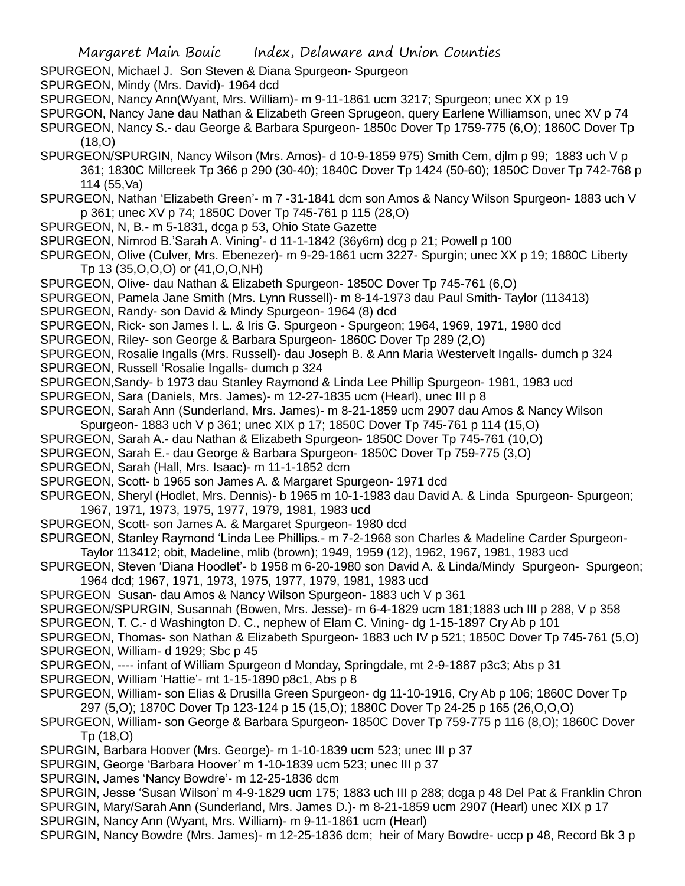SPURGEON, Michael J. Son Steven & Diana Spurgeon- Spurgeon
SPURGEON, Mindy (Mrs. David)- 1964 dcd
SPURGEON, Nancy Ann(Wyant, Mrs. William)- m 9-11-1861 ucm 3217; Spurgeon; unec XX p 19
SPURGON, Nancy Jane dau Nathan & Elizabeth Green Sprugeon, query Earlene Williamson, unec XV p 74
SPURGEON, Nancy S.- dau George & Barbara Spurgeon- 1850c Dover Tp 1759-775 (6,O); 1860C Dover Tp (18,O)
SPURGEON/SPURGIN, Nancy Wilson (Mrs. Amos)- d 10-9-1859 975) Smith Cem, djlm p 99; 1883 uch V p 361; 1830C Millcreek Tp 366 p 290 (30-40); 1840C Dover Tp 1424 (50-60); 1850C Dover Tp 742-768 p 114 (55,Va)
SPURGEON, Nathan 'Elizabeth Green'- m 7 -31-1841 dcm son Amos & Nancy Wilson Spurgeon- 1883 uch V p 361; unec XV p 74; 1850C Dover Tp 745-761 p 115 (28,O)
SPURGEON, N, B.- m 5-1831, dcga p 53, Ohio State Gazette
SPURGEON, Nimrod B.'Sarah A. Vining'- d 11-1-1842 (36y6m) dcg p 21; Powell p 100
SPURGEON, Olive (Culver, Mrs. Ebenezer)- m 9-29-1861 ucm 3227- Spurgin; unec XX p 19; 1880C Liberty Tp 13 (35,O,O,O) or (41,O,O,NH)
SPURGEON, Olive- dau Nathan & Elizabeth Spurgeon- 1850C Dover Tp 745-761 (6,O)
SPURGEON, Pamela Jane Smith (Mrs. Lynn Russell)- m 8-14-1973 dau Paul Smith- Taylor (113413)
SPURGEON, Randy- son David & Mindy Spurgeon- 1964 (8) dcd
SPURGEON, Rick- son James I. L. & Iris G. Spurgeon - Spurgeon; 1964, 1969, 1971, 1980 dcd
SPURGEON, Riley- son George & Barbara Spurgeon- 1860C Dover Tp 289 (2,O)
SPURGEON, Rosalie Ingalls (Mrs. Russell)- dau Joseph B. & Ann Maria Westervelt Ingalls- dumch p 324
SPURGEON, Russell 'Rosalie Ingalls- dumch p 324
SPURGEON,Sandy- b 1973 dau Stanley Raymond & Linda Lee Phillip Spurgeon- 1981, 1983 ucd
SPURGEON, Sara (Daniels, Mrs. James)- m 12-27-1835 ucm (Hearl), unec III p 8
SPURGEON, Sarah Ann (Sunderland, Mrs. James)- m 8-21-1859 ucm 2907 dau Amos & Nancy Wilson Spurgeon- 1883 uch V p 361; unec XIX p 17; 1850C Dover Tp 745-761 p 114 (15,O)
SPURGEON, Sarah A.- dau Nathan & Elizabeth Spurgeon- 1850C Dover Tp 745-761 (10,O)
SPURGEON, Sarah E.- dau George & Barbara Spurgeon- 1850C Dover Tp 759-775 (3,O)
SPURGEON, Sarah (Hall, Mrs. Isaac)- m 11-1-1852 dcm
SPURGEON, Scott- b 1965 son James A. & Margaret Spurgeon- 1971 dcd
SPURGEON, Sheryl (Hodlet, Mrs. Dennis)- b 1965 m 10-1-1983 dau David A. & Linda Spurgeon- Spurgeon; 1967, 1971, 1973, 1975, 1977, 1979, 1981, 1983 ucd
SPURGEON, Scott- son James A. & Margaret Spurgeon- 1980 dcd
SPURGEON, Stanley Raymond 'Linda Lee Phillips.- m 7-2-1968 son Charles & Madeline Carder Spurgeon- Taylor 113412; obit, Madeline, mlib (brown); 1949, 1959 (12), 1962, 1967, 1981, 1983 ucd
SPURGEON, Steven 'Diana Hoodlet'- b 1958 m 6-20-1980 son David A. & Linda/Mindy Spurgeon- Spurgeon; 1964 dcd; 1967, 1971, 1973, 1975, 1977, 1979, 1981, 1983 ucd
SPURGEON Susan- dau Amos & Nancy Wilson Spurgeon- 1883 uch V p 361
SPURGEON/SPURGIN, Susannah (Bowen, Mrs. Jesse)- m 6-4-1829 ucm 181;1883 uch III p 288, V p 358
SPURGEON, T. C.- d Washington D. C., nephew of Elam C. Vining- dg 1-15-1897 Cry Ab p 101
SPURGEON, Thomas- son Nathan & Elizabeth Spurgeon- 1883 uch IV p 521; 1850C Dover Tp 745-761 (5,O)
SPURGEON, William- d 1929; Sbc p 45
SPURGEON, ---- infant of William Spurgeon d Monday, Springdale, mt 2-9-1887 p3c3; Abs p 31
SPURGEON, William 'Hattie'- mt 1-15-1890 p8c1, Abs p 8
SPURGEON, William- son Elias & Drusilla Green Spurgeon- dg 11-10-1916, Cry Ab p 106; 1860C Dover Tp 297 (5,O); 1870C Dover Tp 123-124 p 15 (15,O); 1880C Dover Tp 24-25 p 165 (26,O,O,O)
SPURGEON, William- son George & Barbara Spurgeon- 1850C Dover Tp 759-775 p 116 (8,O); 1860C Dover Tp (18,O)
SPURGIN, Barbara Hoover (Mrs. George)- m 1-10-1839 ucm 523; unec III p 37
SPURGIN, George 'Barbara Hoover' m 1-10-1839 ucm 523; unec III p 37
SPURGIN, James 'Nancy Bowdre'- m 12-25-1836 dcm
SPURGIN, Jesse 'Susan Wilson' m 4-9-1829 ucm 175; 1883 uch III p 288; dcga p 48 Del Pat & Franklin Chron
SPURGIN, Mary/Sarah Ann (Sunderland, Mrs. James D.)- m 8-21-1859 ucm 2907 (Hearl) unec XIX p 17
SPURGIN, Nancy Ann (Wyant, Mrs. William)- m 9-11-1861 ucm (Hearl)
SPURGIN, Nancy Bowdre (Mrs. James)- m 12-25-1836 dcm; heir of Mary Bowdre- uccp p 48, Record Bk 3 p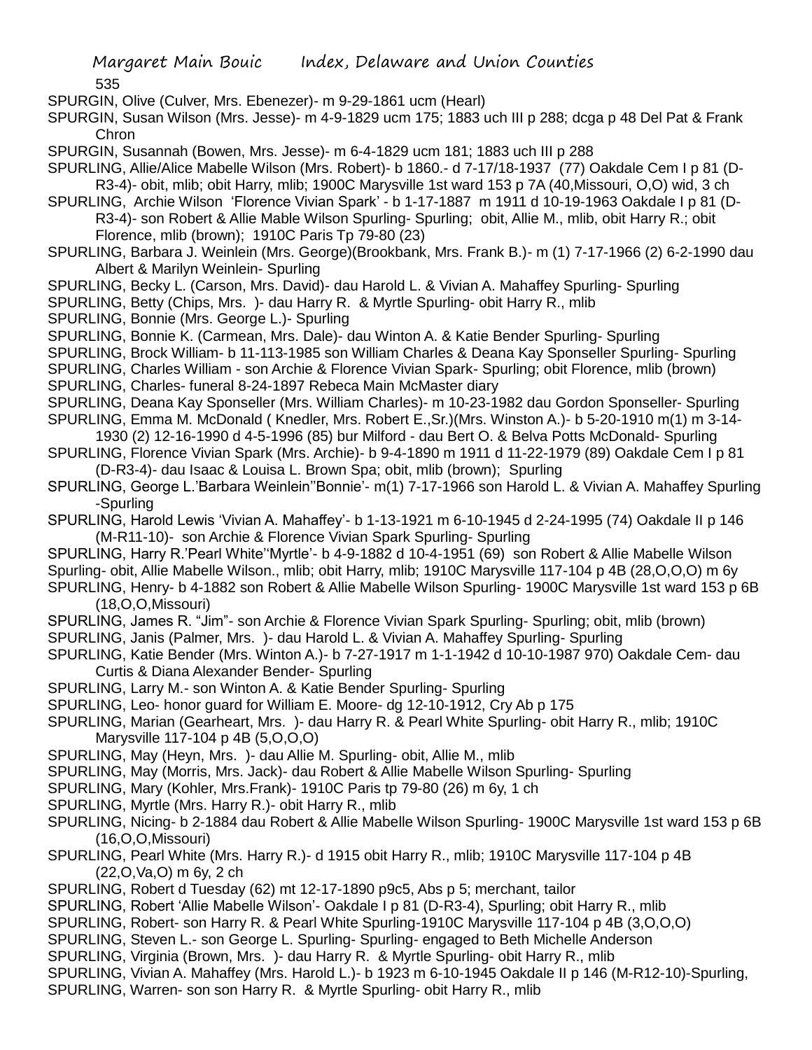SPURGIN, Olive (Culver, Mrs. Ebenezer)- m 9-29-1861 ucm (Hearl)

SPURGIN, Susan Wilson (Mrs. Jesse)- m 4-9-1829 ucm 175; 1883 uch III p 288; dcga p 48 Del Pat & Frank Chron

SPURGIN, Susannah (Bowen, Mrs. Jesse)- m 6-4-1829 ucm 181; 1883 uch III p 288

SPURLING, Allie/Alice Mabelle Wilson (Mrs. Robert)- b 1860.- d 7-17/18-1937 (77) Oakdale Cem I p 81 (D-R3-4)- obit, mlib; obit Harry, mlib; 1900C Marysville 1st ward 153 p 7A (40,Missouri, O,O) wid, 3 ch

SPURLING, Archie Wilson 'Florence Vivian Spark' - b 1-17-1887 m 1911 d 10-19-1963 Oakdale I p 81 (D-R3-4)- son Robert & Allie Mable Wilson Spurling- Spurling; obit, Allie M., mlib, obit Harry R.; obit Florence, mlib (brown); 1910C Paris Tp 79-80 (23)

SPURLING, Barbara J. Weinlein (Mrs. George)(Brookbank, Mrs. Frank B.)- m (1) 7-17-1966 (2) 6-2-1990 dau Albert & Marilyn Weinlein- Spurling

SPURLING, Becky L. (Carson, Mrs. David)- dau Harold L. & Vivian A. Mahaffey Spurling- Spurling

SPURLING, Betty (Chips, Mrs. )- dau Harry R. & Myrtle Spurling- obit Harry R., mlib

SPURLING, Bonnie (Mrs. George L.)- Spurling

SPURLING, Bonnie K. (Carmean, Mrs. Dale)- dau Winton A. & Katie Bender Spurling- Spurling

SPURLING, Brock William- b 11-113-1985 son William Charles & Deana Kay Sponseller Spurling- Spurling

SPURLING, Charles William - son Archie & Florence Vivian Spark- Spurling; obit Florence, mlib (brown)

SPURLING, Charles- funeral 8-24-1897 Rebeca Main McMaster diary

SPURLING, Deana Kay Sponseller (Mrs. William Charles)- m 10-23-1982 dau Gordon Sponseller- Spurling

SPURLING, Emma M. McDonald ( Knedler, Mrs. Robert E.,Sr.)(Mrs. Winston A.)- b 5-20-1910 m(1) m 3-14-1930 (2) 12-16-1990 d 4-5-1996 (85) bur Milford - dau Bert O. & Belva Potts McDonald- Spurling

SPURLING, Florence Vivian Spark (Mrs. Archie)- b 9-4-1890 m 1911 d 11-22-1979 (89) Oakdale Cem I p 81 (D-R3-4)- dau Isaac & Louisa L. Brown Spa; obit, mlib (brown); Spurling

SPURLING, George L.'Barbara Weinlein''Bonnie'- m(1) 7-17-1966 son Harold L. & Vivian A. Mahaffey Spurling -Spurling

SPURLING, Harold Lewis 'Vivian A. Mahaffey'- b 1-13-1921 m 6-10-1945 d 2-24-1995 (74) Oakdale II p 146 (M-R11-10)- son Archie & Florence Vivian Spark Spurling- Spurling

SPURLING, Harry R.'Pearl White''Myrtle'- b 4-9-1882 d 10-4-1951 (69) son Robert & Allie Mabelle Wilson Spurling- obit, Allie Mabelle Wilson., mlib; obit Harry, mlib; 1910C Marysville 117-104 p 4B (28,O,O,O) m 6y

SPURLING, Henry- b 4-1882 son Robert & Allie Mabelle Wilson Spurling- 1900C Marysville 1st ward 153 p 6B (18,O,O,Missouri)

SPURLING, James R. "Jim"- son Archie & Florence Vivian Spark Spurling- Spurling; obit, mlib (brown)

SPURLING, Janis (Palmer, Mrs. )- dau Harold L. & Vivian A. Mahaffey Spurling- Spurling

SPURLING, Katie Bender (Mrs. Winton A.)- b 7-27-1917 m 1-1-1942 d 10-10-1987 970) Oakdale Cem- dau Curtis & Diana Alexander Bender- Spurling

SPURLING, Larry M.- son Winton A. & Katie Bender Spurling- Spurling

SPURLING, Leo- honor guard for William E. Moore- dg 12-10-1912, Cry Ab p 175

SPURLING, Marian (Gearheart, Mrs. )- dau Harry R. & Pearl White Spurling- obit Harry R., mlib; 1910C Marysville 117-104 p 4B (5,O,O,O)

SPURLING, May (Heyn, Mrs. )- dau Allie M. Spurling- obit, Allie M., mlib

SPURLING, May (Morris, Mrs. Jack)- dau Robert & Allie Mabelle Wilson Spurling- Spurling

SPURLING, Mary (Kohler, Mrs.Frank)- 1910C Paris tp 79-80 (26) m 6y, 1 ch

SPURLING, Myrtle (Mrs. Harry R.)- obit Harry R., mlib

SPURLING, Nicing- b 2-1884 dau Robert & Allie Mabelle Wilson Spurling- 1900C Marysville 1st ward 153 p 6B (16,O,O,Missouri)

SPURLING, Pearl White (Mrs. Harry R.)- d 1915 obit Harry R., mlib; 1910C Marysville 117-104 p 4B (22,O,Va,O) m 6y, 2 ch

SPURLING, Robert d Tuesday (62) mt 12-17-1890 p9c5, Abs p 5; merchant, tailor

SPURLING, Robert 'Allie Mabelle Wilson'- Oakdale I p 81 (D-R3-4), Spurling; obit Harry R., mlib

SPURLING, Robert- son Harry R. & Pearl White Spurling-1910C Marysville 117-104 p 4B (3,O,O,O)

SPURLING, Steven L.- son George L. Spurling- Spurling- engaged to Beth Michelle Anderson

SPURLING, Virginia (Brown, Mrs. )- dau Harry R. & Myrtle Spurling- obit Harry R., mlib

SPURLING, Vivian A. Mahaffey (Mrs. Harold L.)- b 1923 m 6-10-1945 Oakdale II p 146 (M-R12-10)-Spurling,

SPURLING, Warren- son son Harry R. & Myrtle Spurling- obit Harry R., mlib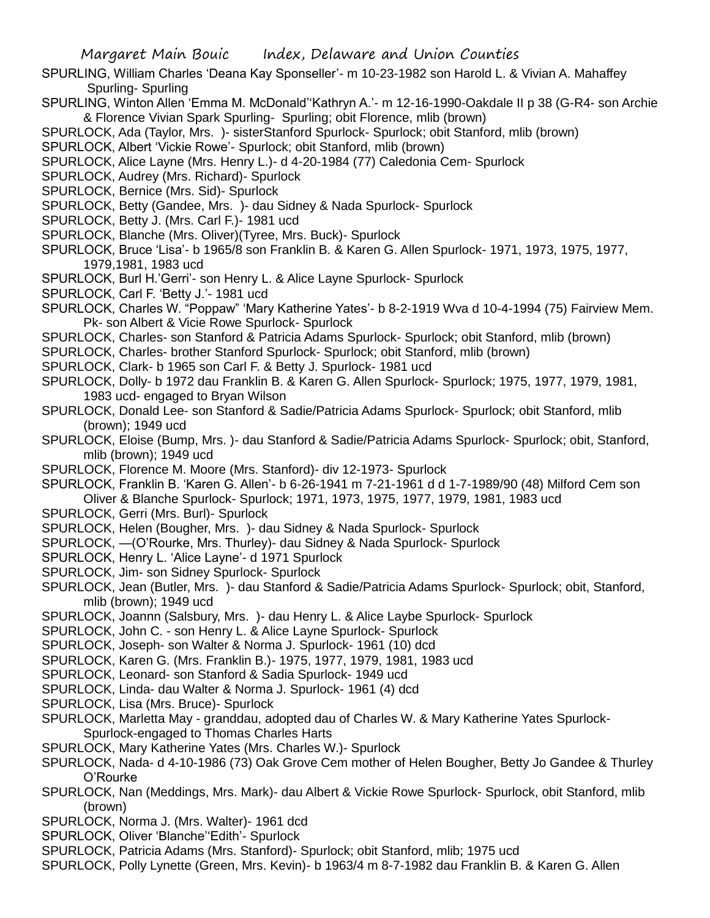SPURLING, William Charles 'Deana Kay Sponseller'- m 10-23-1982 son Harold L. & Vivian A. Mahaffey Spurling- Spurling

SPURLING, Winton Allen 'Emma M. McDonald''Kathryn A.'- m 12-16-1990-Oakdale II p 38 (G-R4- son Archie & Florence Vivian Spark Spurling- Spurling; obit Florence, mlib (brown)

SPURLOCK, Ada (Taylor, Mrs. )- sisterStanford Spurlock- Spurlock; obit Stanford, mlib (brown)

SPURLOCK, Albert 'Vickie Rowe'- Spurlock; obit Stanford, mlib (brown)

SPURLOCK, Alice Layne (Mrs. Henry L.)- d 4-20-1984 (77) Caledonia Cem- Spurlock

SPURLOCK, Audrey (Mrs. Richard)- Spurlock

SPURLOCK, Bernice (Mrs. Sid)- Spurlock

SPURLOCK, Betty (Gandee, Mrs. )- dau Sidney & Nada Spurlock- Spurlock

SPURLOCK, Betty J. (Mrs. Carl F.)- 1981 ucd

SPURLOCK, Blanche (Mrs. Oliver)(Tyree, Mrs. Buck)- Spurlock

SPURLOCK, Bruce 'Lisa'- b 1965/8 son Franklin B. & Karen G. Allen Spurlock- 1971, 1973, 1975, 1977, 1979,1981, 1983 ucd

SPURLOCK, Burl H.'Gerri'- son Henry L. & Alice Layne Spurlock- Spurlock

SPURLOCK, Carl F. 'Betty J.'- 1981 ucd

SPURLOCK, Charles W. "Poppaw" 'Mary Katherine Yates'- b 8-2-1919 Wva d 10-4-1994 (75) Fairview Mem. Pk- son Albert & Vicie Rowe Spurlock- Spurlock

SPURLOCK, Charles- son Stanford & Patricia Adams Spurlock- Spurlock; obit Stanford, mlib (brown)

SPURLOCK, Charles- brother Stanford Spurlock- Spurlock; obit Stanford, mlib (brown)

SPURLOCK, Clark- b 1965 son Carl F. & Betty J. Spurlock- 1981 ucd

SPURLOCK, Dolly- b 1972 dau Franklin B. & Karen G. Allen Spurlock- Spurlock; 1975, 1977, 1979, 1981, 1983 ucd- engaged to Bryan Wilson

SPURLOCK, Donald Lee- son Stanford & Sadie/Patricia Adams Spurlock- Spurlock; obit Stanford, mlib (brown); 1949 ucd

SPURLOCK, Eloise (Bump, Mrs. )- dau Stanford & Sadie/Patricia Adams Spurlock- Spurlock; obit, Stanford, mlib (brown); 1949 ucd

SPURLOCK, Florence M. Moore (Mrs. Stanford)- div 12-1973- Spurlock

SPURLOCK, Franklin B. 'Karen G. Allen'- b 6-26-1941 m 7-21-1961 d d 1-7-1989/90 (48) Milford Cem son Oliver & Blanche Spurlock- Spurlock; 1971, 1973, 1975, 1977, 1979, 1981, 1983 ucd

SPURLOCK, Gerri (Mrs. Burl)- Spurlock

SPURLOCK, Helen (Bougher, Mrs. )- dau Sidney & Nada Spurlock- Spurlock

SPURLOCK, —(O'Rourke, Mrs. Thurley)- dau Sidney & Nada Spurlock- Spurlock

SPURLOCK, Henry L. 'Alice Layne'- d 1971 Spurlock

SPURLOCK, Jim- son Sidney Spurlock- Spurlock

SPURLOCK, Jean (Butler, Mrs. )- dau Stanford & Sadie/Patricia Adams Spurlock- Spurlock; obit, Stanford, mlib (brown); 1949 ucd

SPURLOCK, Joannn (Salsbury, Mrs. )- dau Henry L. & Alice Laybe Spurlock- Spurlock

SPURLOCK, John C. - son Henry L. & Alice Layne Spurlock- Spurlock

SPURLOCK, Joseph- son Walter & Norma J. Spurlock- 1961 (10) dcd

SPURLOCK, Karen G. (Mrs. Franklin B.)- 1975, 1977, 1979, 1981, 1983 ucd

SPURLOCK, Leonard- son Stanford & Sadia Spurlock- 1949 ucd

SPURLOCK, Linda- dau Walter & Norma J. Spurlock- 1961 (4) dcd

SPURLOCK, Lisa (Mrs. Bruce)- Spurlock

SPURLOCK, Marletta May - granddau, adopted dau of Charles W. & Mary Katherine Yates Spurlock- Spurlock-engaged to Thomas Charles Harts

SPURLOCK, Mary Katherine Yates (Mrs. Charles W.)- Spurlock

SPURLOCK, Nada- d 4-10-1986 (73) Oak Grove Cem mother of Helen Bougher, Betty Jo Gandee & Thurley O'Rourke

SPURLOCK, Nan (Meddings, Mrs. Mark)- dau Albert & Vickie Rowe Spurlock- Spurlock, obit Stanford, mlib (brown)

SPURLOCK, Norma J. (Mrs. Walter)- 1961 dcd

SPURLOCK, Oliver 'Blanche''Edith'- Spurlock

SPURLOCK, Patricia Adams (Mrs. Stanford)- Spurlock; obit Stanford, mlib; 1975 ucd

SPURLOCK, Polly Lynette (Green, Mrs. Kevin)- b 1963/4 m 8-7-1982 dau Franklin B. & Karen G. Allen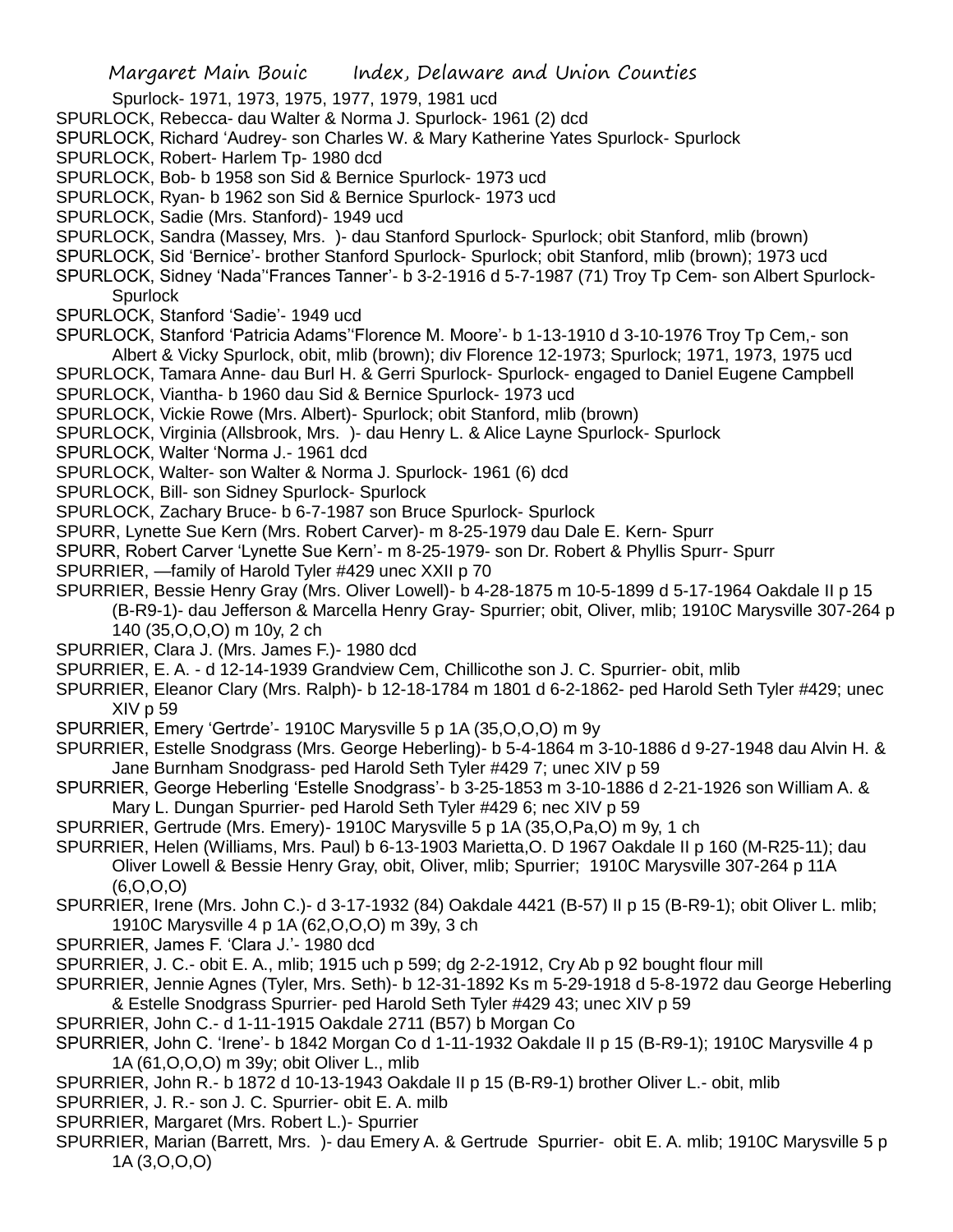Spurlock- 1971, 1973, 1975, 1977, 1979, 1981 ucd

SPURLOCK, Rebecca- dau Walter & Norma J. Spurlock- 1961 (2) dcd

SPURLOCK, Richard 'Audrey- son Charles W. & Mary Katherine Yates Spurlock- Spurlock

SPURLOCK, Robert- Harlem Tp- 1980 dcd

SPURLOCK, Bob- b 1958 son Sid & Bernice Spurlock- 1973 ucd

SPURLOCK, Ryan- b 1962 son Sid & Bernice Spurlock- 1973 ucd

SPURLOCK, Sadie (Mrs. Stanford)- 1949 ucd

SPURLOCK, Sandra (Massey, Mrs. )- dau Stanford Spurlock- Spurlock; obit Stanford, mlib (brown)

SPURLOCK, Sid 'Bernice'- brother Stanford Spurlock- Spurlock; obit Stanford, mlib (brown); 1973 ucd

SPURLOCK, Sidney 'Nada''Frances Tanner'- b 3-2-1916 d 5-7-1987 (71) Troy Tp Cem- son Albert Spurlock- Spurlock

SPURLOCK, Stanford 'Sadie'- 1949 ucd

SPURLOCK, Stanford 'Patricia Adams''Florence M. Moore'- b 1-13-1910 d 3-10-1976 Troy Tp Cem,- son Albert & Vicky Spurlock, obit, mlib (brown); div Florence 12-1973; Spurlock; 1971, 1973, 1975 ucd

SPURLOCK, Tamara Anne- dau Burl H. & Gerri Spurlock- Spurlock- engaged to Daniel Eugene Campbell

SPURLOCK, Viantha- b 1960 dau Sid & Bernice Spurlock- 1973 ucd

SPURLOCK, Vickie Rowe (Mrs. Albert)- Spurlock; obit Stanford, mlib (brown)

SPURLOCK, Virginia (Allsbrook, Mrs. )- dau Henry L. & Alice Layne Spurlock- Spurlock

SPURLOCK, Walter 'Norma J.- 1961 dcd

SPURLOCK, Walter- son Walter & Norma J. Spurlock- 1961 (6) dcd

SPURLOCK, Bill- son Sidney Spurlock- Spurlock

SPURLOCK, Zachary Bruce- b 6-7-1987 son Bruce Spurlock- Spurlock

SPURR, Lynette Sue Kern (Mrs. Robert Carver)- m 8-25-1979 dau Dale E. Kern- Spurr

SPURR, Robert Carver 'Lynette Sue Kern'- m 8-25-1979- son Dr. Robert & Phyllis Spurr- Spurr

SPURRIER, —family of Harold Tyler #429 unec XXII p 70

SPURRIER, Bessie Henry Gray (Mrs. Oliver Lowell)- b 4-28-1875 m 10-5-1899 d 5-17-1964 Oakdale II p 15 (B-R9-1)- dau Jefferson & Marcella Henry Gray- Spurrier; obit, Oliver, mlib; 1910C Marysville 307-264 p 140 (35,O,O,O) m 10y, 2 ch

SPURRIER, Clara J. (Mrs. James F.)- 1980 dcd

SPURRIER, E. A. - d 12-14-1939 Grandview Cem, Chillicothe son J. C. Spurrier- obit, mlib

SPURRIER, Eleanor Clary (Mrs. Ralph)- b 12-18-1784 m 1801 d 6-2-1862- ped Harold Seth Tyler #429; unec XIV p 59

SPURRIER, Emery 'Gertrde'- 1910C Marysville 5 p 1A (35,O,O,O) m 9y

SPURRIER, Estelle Snodgrass (Mrs. George Heberling)- b 5-4-1864 m 3-10-1886 d 9-27-1948 dau Alvin H. & Jane Burnham Snodgrass- ped Harold Seth Tyler #429 7; unec XIV p 59

SPURRIER, George Heberling 'Estelle Snodgrass'- b 3-25-1853 m 3-10-1886 d 2-21-1926 son William A. & Mary L. Dungan Spurrier- ped Harold Seth Tyler #429 6; nec XIV p 59

SPURRIER, Gertrude (Mrs. Emery)- 1910C Marysville 5 p 1A (35,O,Pa,O) m 9y, 1 ch

SPURRIER, Helen (Williams, Mrs. Paul) b 6-13-1903 Marietta,O. D 1967 Oakdale II p 160 (M-R25-11); dau Oliver Lowell & Bessie Henry Gray, obit, Oliver, mlib; Spurrier; 1910C Marysville 307-264 p 11A (6,O,O,O)

SPURRIER, Irene (Mrs. John C.)- d 3-17-1932 (84) Oakdale 4421 (B-57) II p 15 (B-R9-1); obit Oliver L. mlib; 1910C Marysville 4 p 1A (62,O,O,O) m 39y, 3 ch

SPURRIER, James F. 'Clara J.'- 1980 dcd

SPURRIER, J. C.- obit E. A., mlib; 1915 uch p 599; dg 2-2-1912, Cry Ab p 92 bought flour mill

SPURRIER, Jennie Agnes (Tyler, Mrs. Seth)- b 12-31-1892 Ks m 5-29-1918 d 5-8-1972 dau George Heberling & Estelle Snodgrass Spurrier- ped Harold Seth Tyler #429 43; unec XIV p 59

SPURRIER, John C.- d 1-11-1915 Oakdale 2711 (B57) b Morgan Co

SPURRIER, John C. 'Irene'- b 1842 Morgan Co d 1-11-1932 Oakdale II p 15 (B-R9-1); 1910C Marysville 4 p 1A (61,O,O,O) m 39y; obit Oliver L., mlib

SPURRIER, John R.- b 1872 d 10-13-1943 Oakdale II p 15 (B-R9-1) brother Oliver L.- obit, mlib

SPURRIER, J. R.- son J. C. Spurrier- obit E. A. milb

SPURRIER, Margaret (Mrs. Robert L.)- Spurrier

SPURRIER, Marian (Barrett, Mrs. )- dau Emery A. & Gertrude Spurrier- obit E. A. mlib; 1910C Marysville 5 p 1A (3,O,O,O)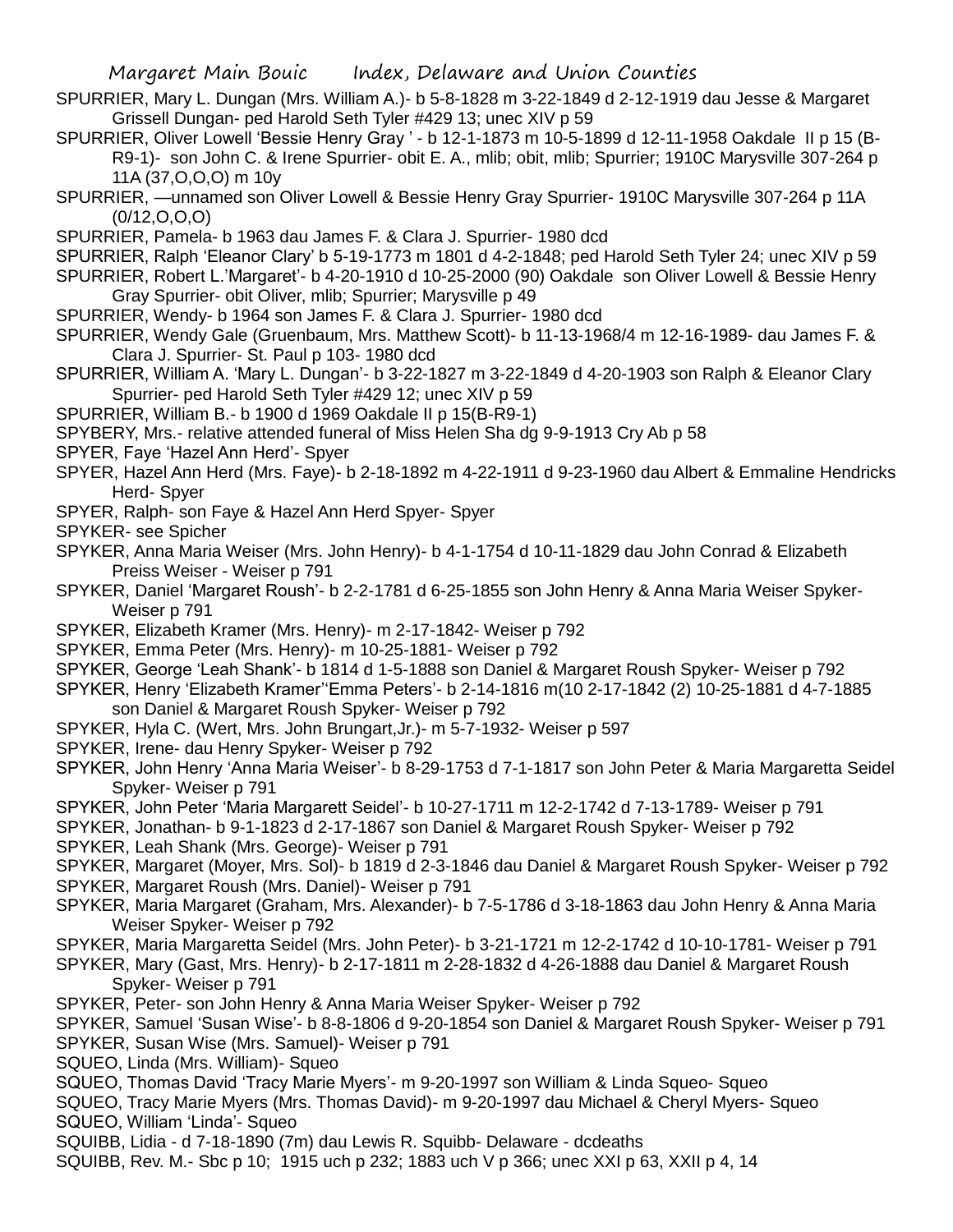SPURRIER, Mary L. Dungan (Mrs. William A.)- b 5-8-1828 m 3-22-1849 d 2-12-1919 dau Jesse & Margaret Grissell Dungan- ped Harold Seth Tyler #429 13; unec XIV p 59

SPURRIER, Oliver Lowell 'Bessie Henry Gray ' - b 12-1-1873 m 10-5-1899 d 12-11-1958 Oakdale II p 15 (B-R9-1)- son John C. & Irene Spurrier- obit E. A., mlib; obit, mlib; Spurrier; 1910C Marysville 307-264 p 11A (37,O,O,O) m 10y

SPURRIER, —unnamed son Oliver Lowell & Bessie Henry Gray Spurrier- 1910C Marysville 307-264 p 11A (0/12,O,O,O)

SPURRIER, Pamela- b 1963 dau James F. & Clara J. Spurrier- 1980 dcd

SPURRIER, Ralph 'Eleanor Clary' b 5-19-1773 m 1801 d 4-2-1848; ped Harold Seth Tyler 24; unec XIV p 59

SPURRIER, Robert L.'Margaret'- b 4-20-1910 d 10-25-2000 (90) Oakdale son Oliver Lowell & Bessie Henry Gray Spurrier- obit Oliver, mlib; Spurrier; Marysville p 49

SPURRIER, Wendy- b 1964 son James F. & Clara J. Spurrier- 1980 dcd

SPURRIER, Wendy Gale (Gruenbaum, Mrs. Matthew Scott)- b 11-13-1968/4 m 12-16-1989- dau James F. & Clara J. Spurrier- St. Paul p 103- 1980 dcd

SPURRIER, William A. 'Mary L. Dungan'- b 3-22-1827 m 3-22-1849 d 4-20-1903 son Ralph & Eleanor Clary Spurrier- ped Harold Seth Tyler #429 12; unec XIV p 59

SPURRIER, William B.- b 1900 d 1969 Oakdale II p 15(B-R9-1)

SPYBERY, Mrs.- relative attended funeral of Miss Helen Sha dg 9-9-1913 Cry Ab p 58

SPYER, Faye 'Hazel Ann Herd'- Spyer

SPYER, Hazel Ann Herd (Mrs. Faye)- b 2-18-1892 m 4-22-1911 d 9-23-1960 dau Albert & Emmaline Hendricks Herd- Spyer

SPYER, Ralph- son Faye & Hazel Ann Herd Spyer- Spyer

SPYKER- see Spicher

SPYKER, Anna Maria Weiser (Mrs. John Henry)- b 4-1-1754 d 10-11-1829 dau John Conrad & Elizabeth Preiss Weiser - Weiser p 791

SPYKER, Daniel 'Margaret Roush'- b 2-2-1781 d 6-25-1855 son John Henry & Anna Maria Weiser Spyker- Weiser p 791

SPYKER, Elizabeth Kramer (Mrs. Henry)- m 2-17-1842- Weiser p 792

SPYKER, Emma Peter (Mrs. Henry)- m 10-25-1881- Weiser p 792

SPYKER, George 'Leah Shank'- b 1814 d 1-5-1888 son Daniel & Margaret Roush Spyker- Weiser p 792

SPYKER, Henry 'Elizabeth Kramer''Emma Peters'- b 2-14-1816 m(10 2-17-1842 (2) 10-25-1881 d 4-7-1885 son Daniel & Margaret Roush Spyker- Weiser p 792

SPYKER, Hyla C. (Wert, Mrs. John Brungart,Jr.)- m 5-7-1932- Weiser p 597

SPYKER, Irene- dau Henry Spyker- Weiser p 792

SPYKER, John Henry 'Anna Maria Weiser'- b 8-29-1753 d 7-1-1817 son John Peter & Maria Margaretta Seidel Spyker- Weiser p 791

SPYKER, John Peter 'Maria Margarett Seidel'- b 10-27-1711 m 12-2-1742 d 7-13-1789- Weiser p 791

SPYKER, Jonathan- b 9-1-1823 d 2-17-1867 son Daniel & Margaret Roush Spyker- Weiser p 792

SPYKER, Leah Shank (Mrs. George)- Weiser p 791

SPYKER, Margaret (Moyer, Mrs. Sol)- b 1819 d 2-3-1846 dau Daniel & Margaret Roush Spyker- Weiser p 792

SPYKER, Margaret Roush (Mrs. Daniel)- Weiser p 791

SPYKER, Maria Margaret (Graham, Mrs. Alexander)- b 7-5-1786 d 3-18-1863 dau John Henry & Anna Maria Weiser Spyker- Weiser p 792

SPYKER, Maria Margaretta Seidel (Mrs. John Peter)- b 3-21-1721 m 12-2-1742 d 10-10-1781- Weiser p 791

SPYKER, Mary (Gast, Mrs. Henry)- b 2-17-1811 m 2-28-1832 d 4-26-1888 dau Daniel & Margaret Roush Spyker- Weiser p 791

SPYKER, Peter- son John Henry & Anna Maria Weiser Spyker- Weiser p 792

SPYKER, Samuel 'Susan Wise'- b 8-8-1806 d 9-20-1854 son Daniel & Margaret Roush Spyker- Weiser p 791

SPYKER, Susan Wise (Mrs. Samuel)- Weiser p 791

SQUEO, Linda (Mrs. William)- Squeo

SQUEO, Thomas David 'Tracy Marie Myers'- m 9-20-1997 son William & Linda Squeo- Squeo

SQUEO, Tracy Marie Myers (Mrs. Thomas David)- m 9-20-1997 dau Michael & Cheryl Myers- Squeo

SQUEO, William 'Linda'- Squeo

SQUIBB, Lidia - d 7-18-1890 (7m) dau Lewis R. Squibb- Delaware - dcdeaths

SQUIBB, Rev. M.- Sbc p 10; 1915 uch p 232; 1883 uch V p 366; unec XXI p 63, XXII p 4, 14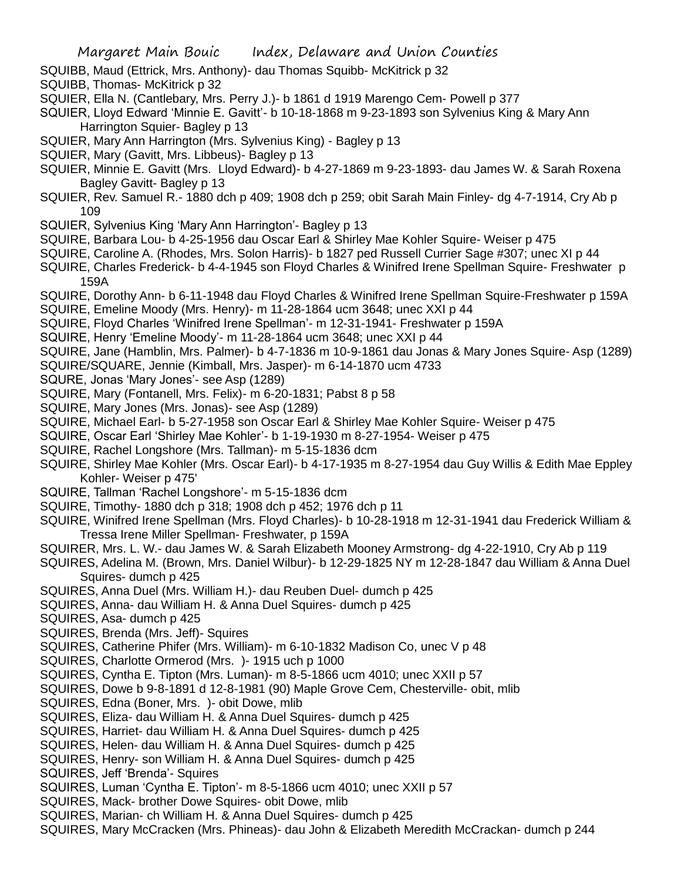SQUIBB, Maud (Ettrick, Mrs. Anthony)- dau Thomas Squibb- McKitrick p 32

SQUIBB, Thomas- McKitrick p 32

SQUIER, Ella N. (Cantlebary, Mrs. Perry J.)- b 1861 d 1919 Marengo Cem- Powell p 377

SQUIER, Lloyd Edward 'Minnie E. Gavitt'- b 10-18-1868 m 9-23-1893 son Sylvenius King & Mary Ann Harrington Squier- Bagley p 13

SQUIER, Mary Ann Harrington (Mrs. Sylvenius King) - Bagley p 13

SQUIER, Mary (Gavitt, Mrs. Libbeus)- Bagley p 13

SQUIER, Minnie E. Gavitt (Mrs. Lloyd Edward)- b 4-27-1869 m 9-23-1893- dau James W. & Sarah Roxena Bagley Gavitt- Bagley p 13

SQUIER, Rev. Samuel R.- 1880 dch p 409; 1908 dch p 259; obit Sarah Main Finley- dg 4-7-1914, Cry Ab p 109

SQUIER, Sylvenius King 'Mary Ann Harrington'- Bagley p 13

SQUIRE, Barbara Lou- b 4-25-1956 dau Oscar Earl & Shirley Mae Kohler Squire- Weiser p 475

SQUIRE, Caroline A. (Rhodes, Mrs. Solon Harris)- b 1827 ped Russell Currier Sage #307; unec XI p 44

SQUIRE, Charles Frederick- b 4-4-1945 son Floyd Charles & Winifred Irene Spellman Squire- Freshwater p 159A

SQUIRE, Dorothy Ann- b 6-11-1948 dau Floyd Charles & Winifred Irene Spellman Squire-Freshwater p 159A

SQUIRE, Emeline Moody (Mrs. Henry)- m 11-28-1864 ucm 3648; unec XXI p 44

SQUIRE, Floyd Charles 'Winifred Irene Spellman'- m 12-31-1941- Freshwater p 159A

SQUIRE, Henry 'Emeline Moody'- m 11-28-1864 ucm 3648; unec XXI p 44

SQUIRE, Jane (Hamblin, Mrs. Palmer)- b 4-7-1836 m 10-9-1861 dau Jonas & Mary Jones Squire- Asp (1289)

SQUIRE/SQUARE, Jennie (Kimball, Mrs. Jasper)- m 6-14-1870 ucm 4733

SQURE, Jonas 'Mary Jones'- see Asp (1289)

SQUIRE, Mary (Fontanell, Mrs. Felix)- m 6-20-1831; Pabst 8 p 58

SQUIRE, Mary Jones (Mrs. Jonas)- see Asp (1289)

SQUIRE, Michael Earl- b 5-27-1958 son Oscar Earl & Shirley Mae Kohler Squire- Weiser p 475

SQUIRE, Oscar Earl 'Shirley Mae Kohler'- b 1-19-1930 m 8-27-1954- Weiser p 475

SQUIRE, Rachel Longshore (Mrs. Tallman)- m 5-15-1836 dcm

SQUIRE, Shirley Mae Kohler (Mrs. Oscar Earl)- b 4-17-1935 m 8-27-1954 dau Guy Willis & Edith Mae Eppley Kohler- Weiser p 475'

SQUIRE, Tallman 'Rachel Longshore'- m 5-15-1836 dcm

SQUIRE, Timothy- 1880 dch p 318; 1908 dch p 452; 1976 dch p 11

SQUIRE, Winifred Irene Spellman (Mrs. Floyd Charles)- b 10-28-1918 m 12-31-1941 dau Frederick William & Tressa Irene Miller Spellman- Freshwater, p 159A

SQUIRER, Mrs. L. W.- dau James W. & Sarah Elizabeth Mooney Armstrong- dg 4-22-1910, Cry Ab p 119

SQUIRES, Adelina M. (Brown, Mrs. Daniel Wilbur)- b 12-29-1825 NY m 12-28-1847 dau William & Anna Duel Squires- dumch p 425

SQUIRES, Anna Duel (Mrs. William H.)- dau Reuben Duel- dumch p 425

SQUIRES, Anna- dau William H. & Anna Duel Squires- dumch p 425

SQUIRES, Asa- dumch p 425

SQUIRES, Brenda (Mrs. Jeff)- Squires

SQUIRES, Catherine Phifer (Mrs. William)- m 6-10-1832 Madison Co, unec V p 48

SQUIRES, Charlotte Ormerod (Mrs. )- 1915 uch p 1000

SQUIRES, Cyntha E. Tipton (Mrs. Luman)- m 8-5-1866 ucm 4010; unec XXII p 57

SQUIRES, Dowe b 9-8-1891 d 12-8-1981 (90) Maple Grove Cem, Chesterville- obit, mlib

SQUIRES, Edna (Boner, Mrs. )- obit Dowe, mlib

SQUIRES, Eliza- dau William H. & Anna Duel Squires- dumch p 425

SQUIRES, Harriet- dau William H. & Anna Duel Squires- dumch p 425

SQUIRES, Helen- dau William H. & Anna Duel Squires- dumch p 425

SQUIRES, Henry- son William H. & Anna Duel Squires- dumch p 425

SQUIRES, Jeff 'Brenda'- Squires

SQUIRES, Luman 'Cyntha E. Tipton'- m 8-5-1866 ucm 4010; unec XXII p 57

SQUIRES, Mack- brother Dowe Squires- obit Dowe, mlib

SQUIRES, Marian- ch William H. & Anna Duel Squires- dumch p 425

SQUIRES, Mary McCracken (Mrs. Phineas)- dau John & Elizabeth Meredith McCrackan- dumch p 244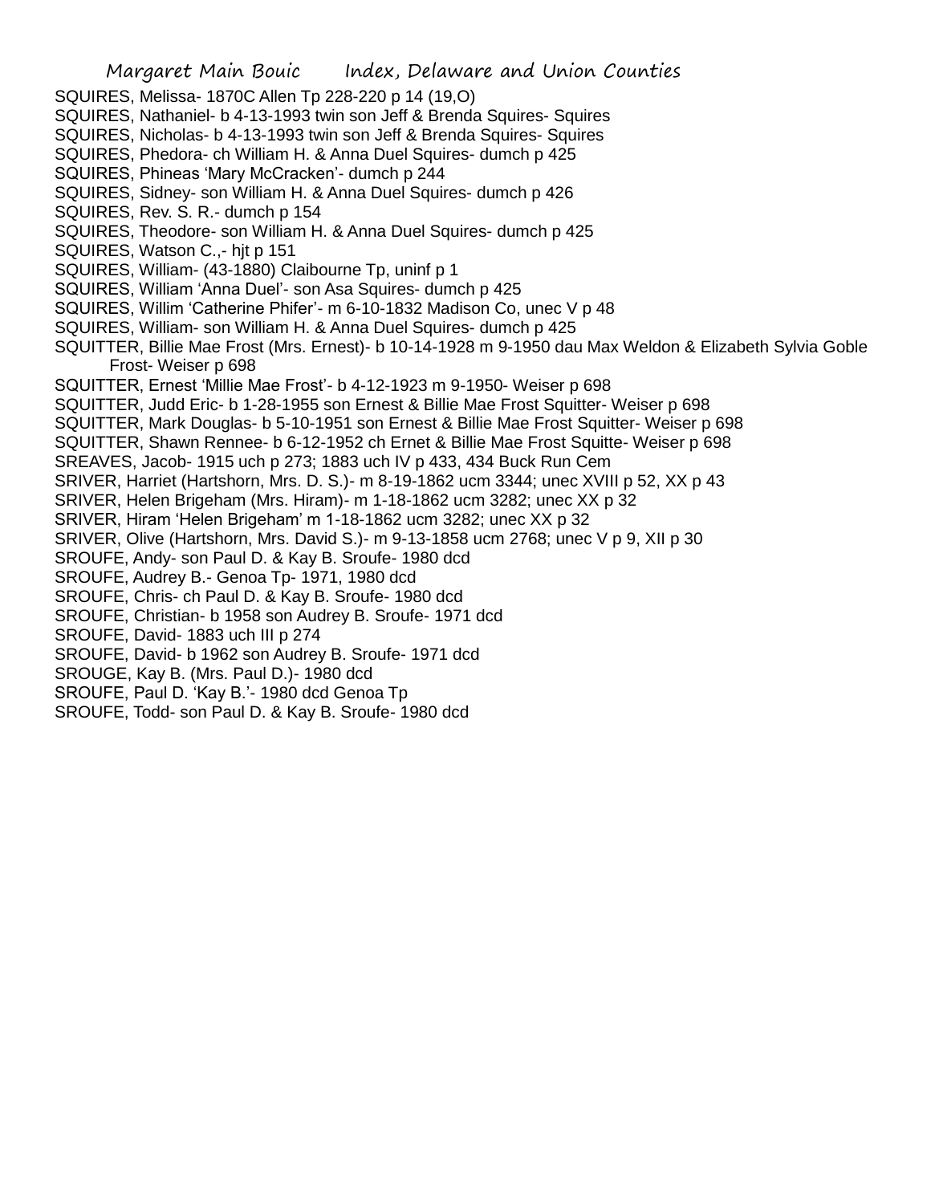SQUIRES, Melissa- 1870C Allen Tp 228-220 p 14 (19,O)
SQUIRES, Nathaniel- b 4-13-1993 twin son Jeff & Brenda Squires- Squires
SQUIRES, Nicholas- b 4-13-1993 twin son Jeff & Brenda Squires- Squires
SQUIRES, Phedora- ch William H. & Anna Duel Squires- dumch p 425
SQUIRES, Phineas 'Mary McCracken'- dumch p 244
SQUIRES, Sidney- son William H. & Anna Duel Squires- dumch p 426
SQUIRES, Rev. S. R.- dumch p 154
SQUIRES, Theodore- son William H. & Anna Duel Squires- dumch p 425
SQUIRES, Watson C.,- hjt p 151
SQUIRES, William- (43-1880) Claibourne Tp, uninf p 1
SQUIRES, William 'Anna Duel'- son Asa Squires- dumch p 425
SQUIRES, Willim 'Catherine Phifer'- m 6-10-1832 Madison Co, unec V p 48
SQUIRES, William- son William H. & Anna Duel Squires- dumch p 425
SQUITTER, Billie Mae Frost (Mrs. Ernest)- b 10-14-1928 m 9-1950 dau Max Weldon & Elizabeth Sylvia Goble Frost- Weiser p 698
SQUITTER, Ernest 'Millie Mae Frost'- b 4-12-1923 m 9-1950- Weiser p 698
SQUITTER, Judd Eric- b 1-28-1955 son Ernest & Billie Mae Frost Squitter- Weiser p 698
SQUITTER, Mark Douglas- b 5-10-1951 son Ernest & Billie Mae Frost Squitter- Weiser p 698
SQUITTER, Shawn Rennee- b 6-12-1952 ch Ernet & Billie Mae Frost Squitte- Weiser p 698
SREAVES, Jacob- 1915 uch p 273; 1883 uch IV p 433, 434 Buck Run Cem
SRIVER, Harriet (Hartshorn, Mrs. D. S.)- m 8-19-1862 ucm 3344; unec XVIII p 52, XX p 43
SRIVER, Helen Brigeham (Mrs. Hiram)- m 1-18-1862 ucm 3282; unec XX p 32
SRIVER, Hiram 'Helen Brigeham' m 1-18-1862 ucm 3282; unec XX p 32
SRIVER, Olive (Hartshorn, Mrs. David S.)- m 9-13-1858 ucm 2768; unec V p 9, XII p 30
SROUFE, Andy- son Paul D. & Kay B. Sroufe- 1980 dcd
SROUFE, Audrey B.- Genoa Tp- 1971, 1980 dcd
SROUFE, Chris- ch Paul D. & Kay B. Sroufe- 1980 dcd
SROUFE, Christian- b 1958 son Audrey B. Sroufe- 1971 dcd
SROUFE, David- 1883 uch III p 274
SROUFE, David- b 1962 son Audrey B. Sroufe- 1971 dcd
SROUGE, Kay B. (Mrs. Paul D.)- 1980 dcd
SROUFE, Paul D. 'Kay B.'- 1980 dcd Genoa Tp
SROUFE, Todd- son Paul D. & Kay B. Sroufe- 1980 dcd